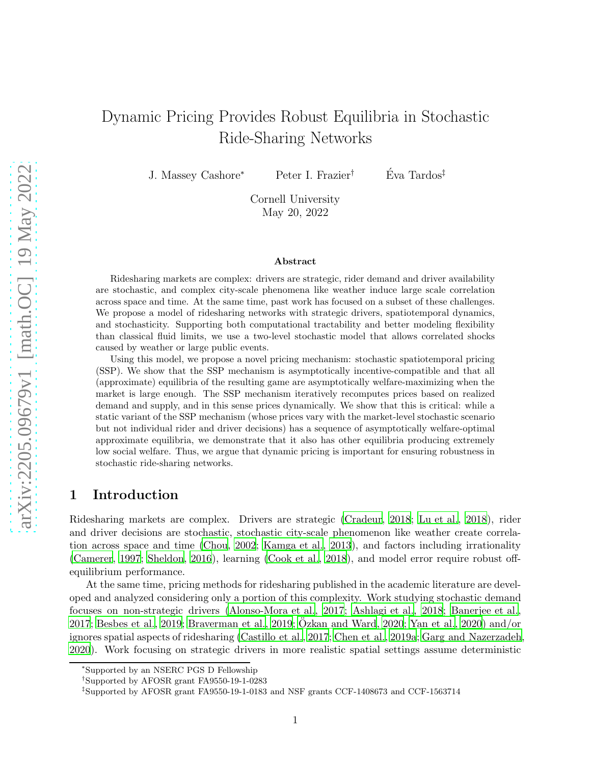# Dynamic Pricing Provides Robust Equilibria in Stochastic Ride-Sharing Networks

J. Massey Cashore* Peter I. Frazier† Éva Tardos‡

Cornell University
May 20, 2022

### Abstract

Ridesharing markets are complex: drivers are strategic, rider demand and driver availability are stochastic, and complex city-scale phenomena like weather induce large scale correlation across space and time. At the same time, past work has focused on a subset of these challenges. We propose a model of ridesharing networks with strategic drivers, spatiotemporal dynamics, and stochasticity. Supporting both computational tractability and better modeling flexibility than classical fluid limits, we use a two-level stochastic model that allows correlated shocks caused by weather or large public events.

Using this model, we propose a novel pricing mechanism: stochastic spatiotemporal pricing (SSP). We show that the SSP mechanism is asymptotically incentive-compatible and that all (approximate) equilibria of the resulting game are asymptotically welfare-maximizing when the market is large enough. The SSP mechanism iteratively recomputes prices based on realized demand and supply, and in this sense prices dynamically. We show that this is critical: while a static variant of the SSP mechanism (whose prices vary with the market-level stochastic scenario but not individual rider and driver decisions) has a sequence of asymptotically welfare-optimal approximate equilibria, we demonstrate that it also has other equilibria producing extremely low social welfare. Thus, we argue that dynamic pricing is important for ensuring robustness in stochastic ride-sharing networks.

## 1 Introduction

Ridesharing markets are complex. Drivers are strategic (Cradeur, 2018; Lu et al., 2018), rider and driver decisions are stochastic, stochastic city-scale phenomenon like weather create correlation across space and time (Chou, 2002; Kamga et al., 2013), and factors including irrationality (Camerer, 1997; Sheldon, 2016), learning (Cook et al., 2018), and model error require robust off-equilibrium performance.

At the same time, pricing methods for ridesharing published in the academic literature are developed and analyzed considering only a portion of this complexity. Work studying stochastic demand focuses on non-strategic drivers (Alonso-Mora et al., 2017; Ashlagi et al., 2018; Banerjee et al., 2017; Besbes et al., 2019; Braverman et al., 2019; Özkan and Ward, 2020; Yan et al., 2020) and/or ignores spatial aspects of ridesharing (Castillo et al., 2017; Chen et al., 2019a; Garg and Nazerzadeh, 2020). Work focusing on strategic drivers in more realistic spatial settings assume deterministic

*Supported by an NSERC PGS D Fellowship

†Supported by AFOSR grant FA9550-19-1-0283

‡Supported by AFOSR grant FA9550-19-1-0183 and NSF grants CCF-1408673 and CCF-1563714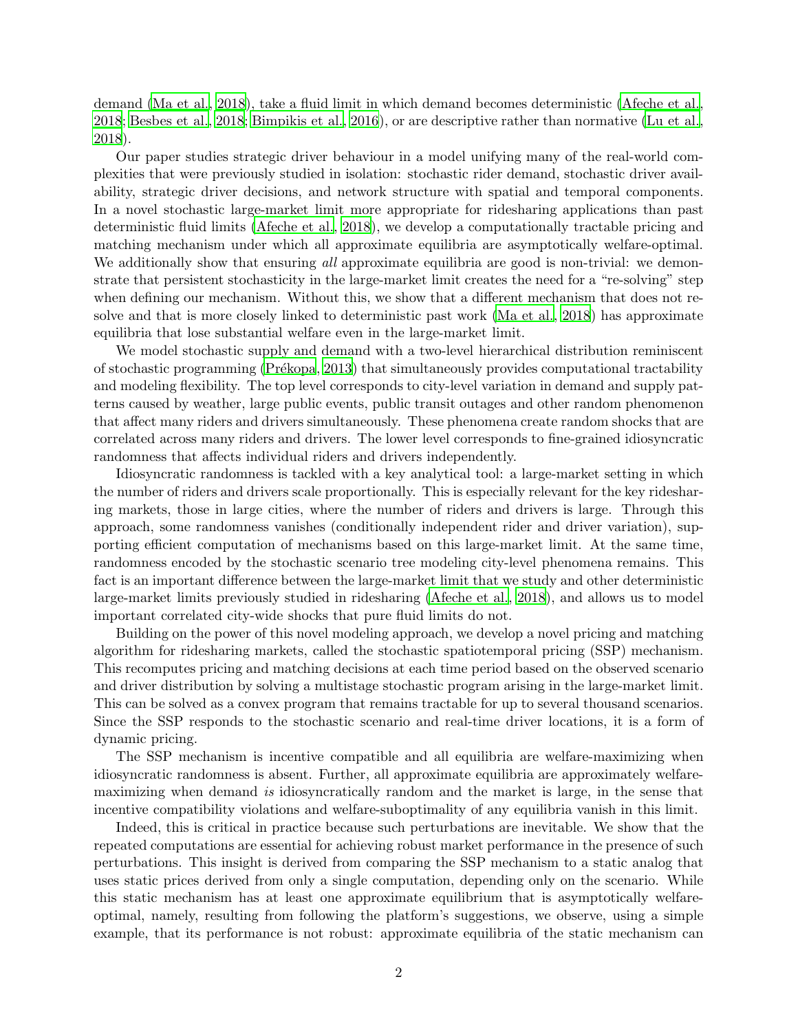demand (Ma et al., 2018), take a fluid limit in which demand becomes deterministic (Afeche et al., 2018; Besbes et al., 2018; Bimpikis et al., 2016), or are descriptive rather than normative (Lu et al., 2018).

Our paper studies strategic driver behaviour in a model unifying many of the real-world complexities that were previously studied in isolation: stochastic rider demand, stochastic driver availability, strategic driver decisions, and network structure with spatial and temporal components. In a novel stochastic large-market limit more appropriate for ridesharing applications than past deterministic fluid limits (Afeche et al., 2018), we develop a computationally tractable pricing and matching mechanism under which all approximate equilibria are asymptotically welfare-optimal. We additionally show that ensuring *all* approximate equilibria are good is non-trivial: we demonstrate that persistent stochasticity in the large-market limit creates the need for a "re-solving" step when defining our mechanism. Without this, we show that a different mechanism that does not re-solve and that is more closely linked to deterministic past work (Ma et al., 2018) has approximate equilibria that lose substantial welfare even in the large-market limit.

We model stochastic supply and demand with a two-level hierarchical distribution reminiscent of stochastic programming (Prékopa, 2013) that simultaneously provides computational tractability and modeling flexibility. The top level corresponds to city-level variation in demand and supply patterns caused by weather, large public events, public transit outages and other random phenomenon that affect many riders and drivers simultaneously. These phenomena create random shocks that are correlated across many riders and drivers. The lower level corresponds to fine-grained idiosyncratic randomness that affects individual riders and drivers independently.

Idiosyncratic randomness is tackled with a key analytical tool: a large-market setting in which the number of riders and drivers scale proportionally. This is especially relevant for the key ridesharing markets, those in large cities, where the number of riders and drivers is large. Through this approach, some randomness vanishes (conditionally independent rider and driver variation), supporting efficient computation of mechanisms based on this large-market limit. At the same time, randomness encoded by the stochastic scenario tree modeling city-level phenomena remains. This fact is an important difference between the large-market limit that we study and other deterministic large-market limits previously studied in ridesharing (Afeche et al., 2018), and allows us to model important correlated city-wide shocks that pure fluid limits do not.

Building on the power of this novel modeling approach, we develop a novel pricing and matching algorithm for ridesharing markets, called the stochastic spatiotemporal pricing (SSP) mechanism. This recomputes pricing and matching decisions at each time period based on the observed scenario and driver distribution by solving a multistage stochastic program arising in the large-market limit. This can be solved as a convex program that remains tractable for up to several thousand scenarios. Since the SSP responds to the stochastic scenario and real-time driver locations, it is a form of dynamic pricing.

The SSP mechanism is incentive compatible and all equilibria are welfare-maximizing when idiosyncratic randomness is absent. Further, all approximate equilibria are approximately welfare-maximizing when demand *is* idiosyncratically random and the market is large, in the sense that incentive compatibility violations and welfare-suboptimality of any equilibria vanish in this limit.

Indeed, this is critical in practice because such perturbations are inevitable. We show that the repeated computations are essential for achieving robust market performance in the presence of such perturbations. This insight is derived from comparing the SSP mechanism to a static analog that uses static prices derived from only a single computation, depending only on the scenario. While this static mechanism has at least one approximate equilibrium that is asymptotically welfare-optimal, namely, resulting from following the platform's suggestions, we observe, using a simple example, that its performance is not robust: approximate equilibria of the static mechanism can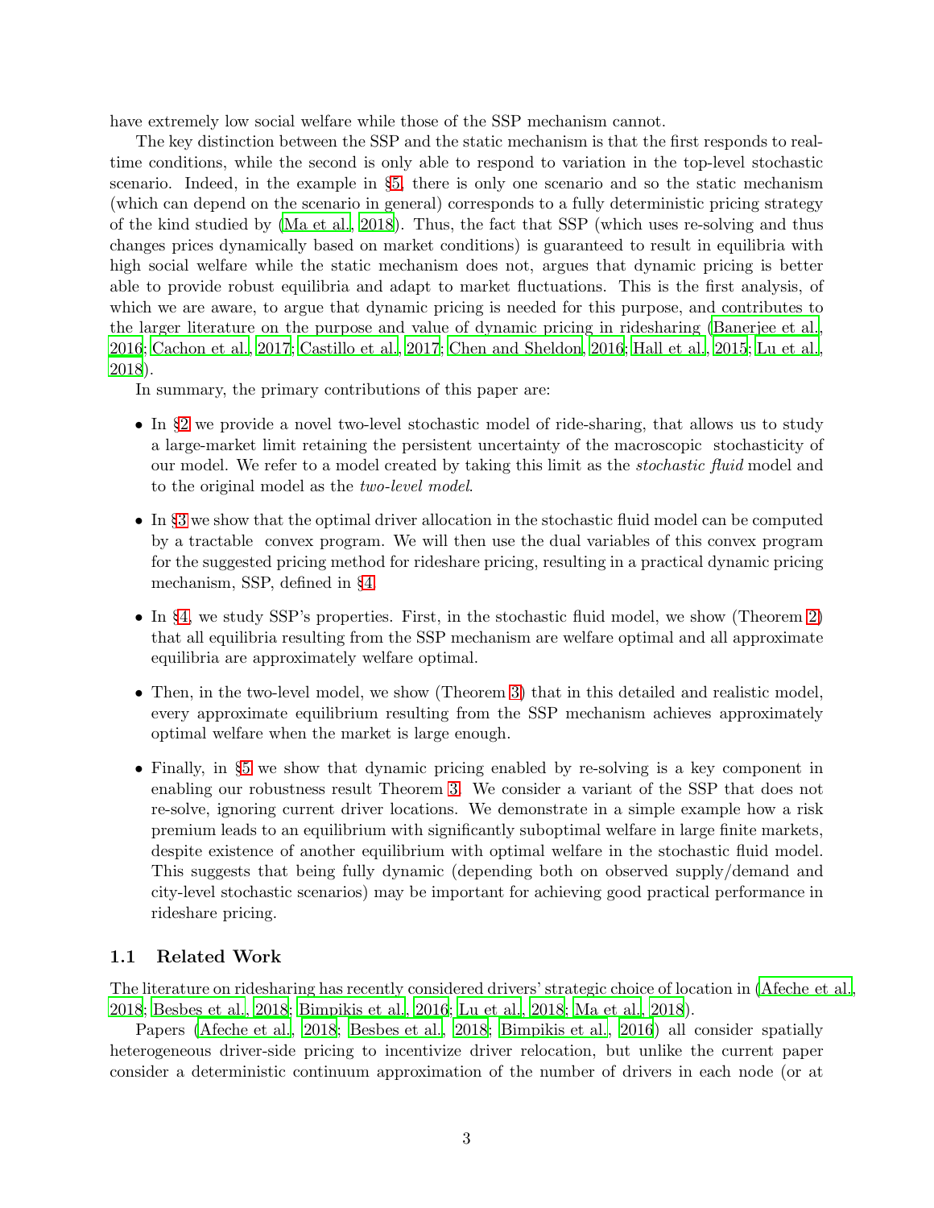have extremely low social welfare while those of the SSP mechanism cannot.

The key distinction between the SSP and the static mechanism is that the first responds to real-time conditions, while the second is only able to respond to variation in the top-level stochastic scenario. Indeed, in the example in §5, there is only one scenario and so the static mechanism (which can depend on the scenario in general) corresponds to a fully deterministic pricing strategy of the kind studied by (Ma et al., 2018). Thus, the fact that SSP (which uses re-solving and thus changes prices dynamically based on market conditions) is guaranteed to result in equilibria with high social welfare while the static mechanism does not, argues that dynamic pricing is better able to provide robust equilibria and adapt to market fluctuations. This is the first analysis, of which we are aware, to argue that dynamic pricing is needed for this purpose, and contributes to the larger literature on the purpose and value of dynamic pricing in ridesharing (Banerjee et al., 2016; Cachon et al., 2017; Castillo et al., 2017; Chen and Sheldon, 2016; Hall et al., 2015; Lu et al., 2018).

In summary, the primary contributions of this paper are:

- In §2 we provide a novel two-level stochastic model of ride-sharing, that allows us to study a large-market limit retaining the persistent uncertainty of the macroscopic stochasticity of our model. We refer to a model created by taking this limit as the *stochastic fluid* model and to the original model as the *two-level model*.
- In §3 we show that the optimal driver allocation in the stochastic fluid model can be computed by a tractable convex program. We will then use the dual variables of this convex program for the suggested pricing method for rideshare pricing, resulting in a practical dynamic pricing mechanism, SSP, defined in §4.
- In §4, we study SSP's properties. First, in the stochastic fluid model, we show (Theorem 2) that all equilibria resulting from the SSP mechanism are welfare optimal and all approximate equilibria are approximately welfare optimal.
- Then, in the two-level model, we show (Theorem 3) that in this detailed and realistic model, every approximate equilibrium resulting from the SSP mechanism achieves approximately optimal welfare when the market is large enough.
- Finally, in §5 we show that dynamic pricing enabled by re-solving is a key component in enabling our robustness result Theorem 3. We consider a variant of the SSP that does not re-solve, ignoring current driver locations. We demonstrate in a simple example how a risk premium leads to an equilibrium with significantly suboptimal welfare in large finite markets, despite existence of another equilibrium with optimal welfare in the stochastic fluid model. This suggests that being fully dynamic (depending both on observed supply/demand and city-level stochastic scenarios) may be important for achieving good practical performance in rideshare pricing.

### 1.1 Related Work

The literature on ridesharing has recently considered drivers' strategic choice of location in (Afeche et al., 2018; Besbes et al., 2018; Bimpikis et al., 2016; Lu et al., 2018; Ma et al., 2018).

Papers (Afeche et al., 2018; Besbes et al., 2018; Bimpikis et al., 2016) all consider spatially heterogeneous driver-side pricing to incentivize driver relocation, but unlike the current paper consider a deterministic continuum approximation of the number of drivers in each node (or at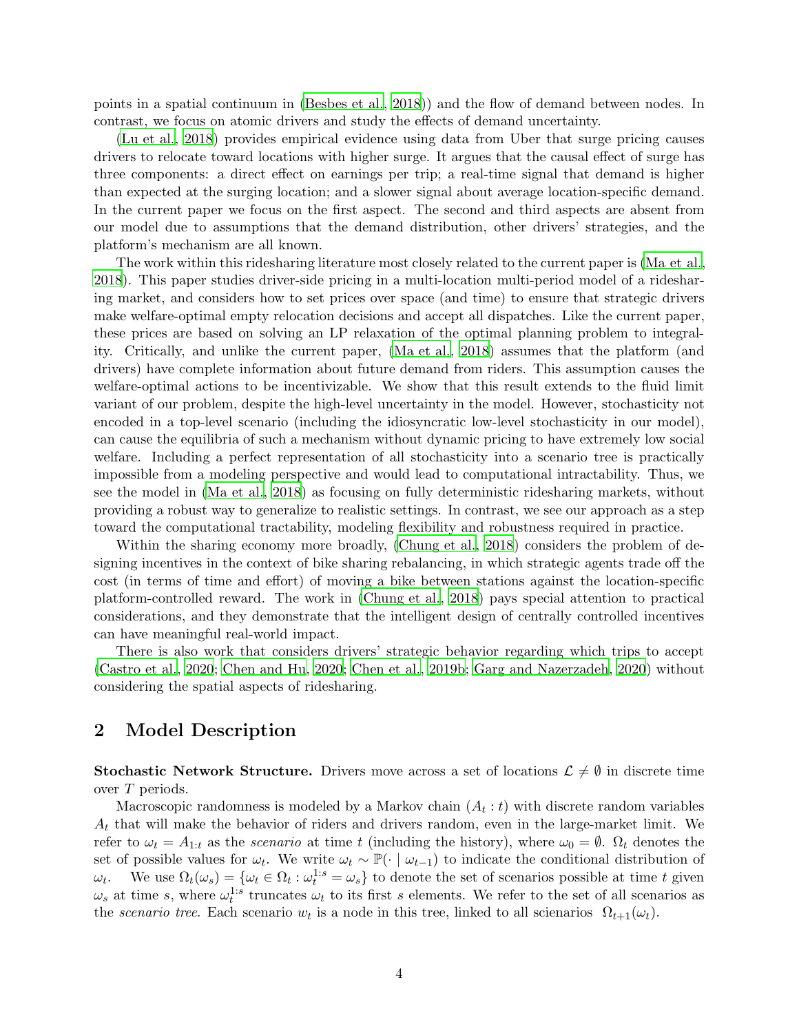points in a spatial continuum in (Besbes et al., 2018)) and the flow of demand between nodes. In contrast, we focus on atomic drivers and study the effects of demand uncertainty.

(Lu et al., 2018) provides empirical evidence using data from Uber that surge pricing causes drivers to relocate toward locations with higher surge. It argues that the causal effect of surge has three components: a direct effect on earnings per trip; a real-time signal that demand is higher than expected at the surging location; and a slower signal about average location-specific demand. In the current paper we focus on the first aspect. The second and third aspects are absent from our model due to assumptions that the demand distribution, other drivers' strategies, and the platform's mechanism are all known.

The work within this ridesharing literature most closely related to the current paper is (Ma et al., 2018). This paper studies driver-side pricing in a multi-location multi-period model of a ridesharing market, and considers how to set prices over space (and time) to ensure that strategic drivers make welfare-optimal empty relocation decisions and accept all dispatches. Like the current paper, these prices are based on solving an LP relaxation of the optimal planning problem to integrality. Critically, and unlike the current paper, (Ma et al., 2018) assumes that the platform (and drivers) have complete information about future demand from riders. This assumption causes the welfare-optimal actions to be incentivizable. We show that this result extends to the fluid limit variant of our problem, despite the high-level uncertainty in the model. However, stochasticity not encoded in a top-level scenario (including the idiosyncratic low-level stochasticity in our model), can cause the equilibria of such a mechanism without dynamic pricing to have extremely low social welfare. Including a perfect representation of all stochasticity into a scenario tree is practically impossible from a modeling perspective and would lead to computational intractability. Thus, we see the model in (Ma et al., 2018) as focusing on fully deterministic ridesharing markets, without providing a robust way to generalize to realistic settings. In contrast, we see our approach as a step toward the computational tractability, modeling flexibility and robustness required in practice.

Within the sharing economy more broadly, (Chung et al., 2018) considers the problem of designing incentives in the context of bike sharing rebalancing, in which strategic agents trade off the cost (in terms of time and effort) of moving a bike between stations against the location-specific platform-controlled reward. The work in (Chung et al., 2018) pays special attention to practical considerations, and they demonstrate that the intelligent design of centrally controlled incentives can have meaningful real-world impact.

There is also work that considers drivers' strategic behavior regarding which trips to accept (Castro et al., 2020; Chen and Hu, 2020; Chen et al., 2019b; Garg and Nazerzadeh, 2020) without considering the spatial aspects of ridesharing.

## 2 Model Description

**Stochastic Network Structure.** Drivers move across a set of locations $\mathcal{L} \neq \emptyset$ in discrete time over $T$ periods.

Macroscopic randomness is modeled by a Markov chain $(A_t : t)$ with discrete random variables $A_t$ that will make the behavior of riders and drivers random, even in the large-market limit. We refer to $\omega_t = A_{1:t}$ as the *scenario* at time $t$ (including the history), where $\omega_0 = \emptyset$. $\Omega_t$ denotes the set of possible values for $\omega_t$. We write $\omega_t \sim \mathbb{P}(\cdot \mid \omega_{t-1})$ to indicate the conditional distribution of $\omega_t$. We use $\Omega_t(\omega_s) = \{\omega_t \in \Omega_t : \omega_t^{1:s} = \omega_s\}$ to denote the set of scenarios possible at time $t$ given $\omega_s$ at time $s$, where $\omega_t^{1:s}$ truncates $\omega_t$ to its first $s$ elements. We refer to the set of all scenarios as the *scenario tree*. Each scenario $w_t$ is a node in this tree, linked to all scienarios $\Omega_{t+1}(\omega_t)$.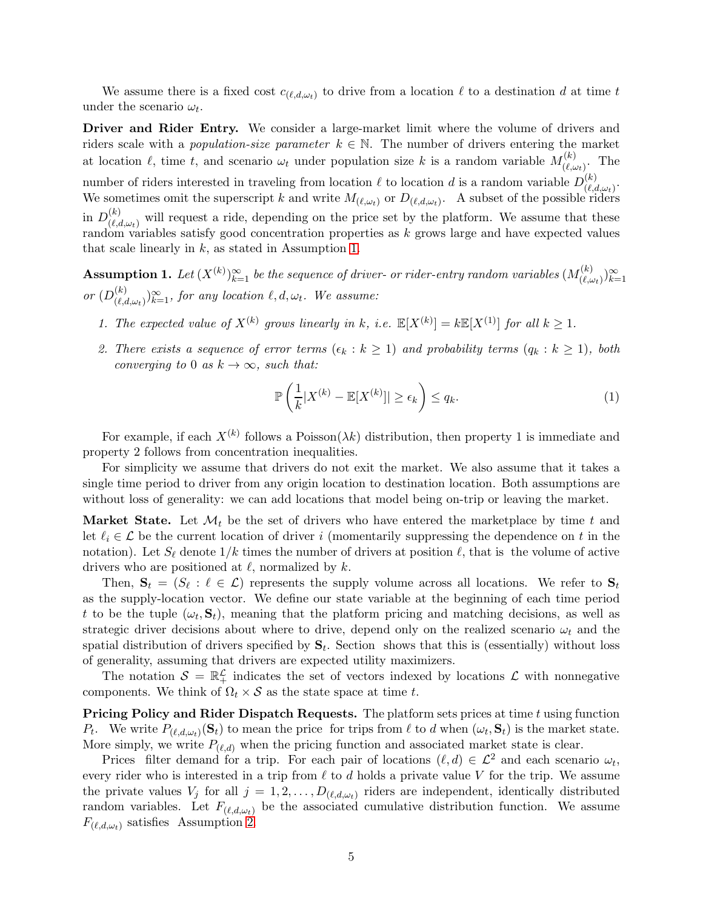We assume there is a fixed cost $c_{(\ell,d,\omega_t)}$ to drive from a location $\ell$ to a destination $d$ at time $t$ under the scenario $\omega_t$.

**Driver and Rider Entry.** We consider a large-market limit where the volume of drivers and riders scale with a *population-size parameter* $k \in \mathbb{N}$. The number of drivers entering the market at location $\ell$, time $t$, and scenario $\omega_t$ under population size $k$ is a random variable $M^{(k)}_{(\ell,\omega_t)}$. The number of riders interested in traveling from location $\ell$ to location $d$ is a random variable $D^{(k)}_{(\ell,d,\omega_t)}$. We sometimes omit the superscript $k$ and write $M_{(\ell,\omega_t)}$ or $D_{(\ell,d,\omega_t)}$. A subset of the possible riders in $D^{(k)}_{(\ell,d,\omega_t)}$ will request a ride, depending on the price set by the platform. We assume that these random variables satisfy good concentration properties as $k$ grows large and have expected values that scale linearly in $k$, as stated in Assumption 1.

**Assumption 1.** *Let $(X^{(k)})_{k=1}^{\infty}$ be the sequence of driver- or rider-entry random variables $(M^{(k)}_{(\ell,\omega_t)})_{k=1}^{\infty}$ or $(D^{(k)}_{(\ell,d,\omega_t)})_{k=1}^{\infty}$, for any location $\ell, d, \omega_t$. We assume:*

1. *The expected value of $X^{(k)}$ grows linearly in $k$, i.e. $\mathbb{E}[X^{(k)}] = k\mathbb{E}[X^{(1)}]$ for all $k \geq 1$.*
2. *There exists a sequence of error terms $(\epsilon_k : k \geq 1)$ and probability terms $(q_k : k \geq 1)$, both converging to 0 as $k \to \infty$, such that:*

$$\mathbb{P}\left(\frac{1}{k}|X^{(k)} - \mathbb{E}[X^{(k)}]| \geq \epsilon_k\right) \leq q_k. \tag{1}$$

For example, if each $X^{(k)}$ follows a Poisson$(\lambda k)$ distribution, then property 1 is immediate and property 2 follows from concentration inequalities.

For simplicity we assume that drivers do not exit the market. We also assume that it takes a single time period to driver from any origin location to destination location. Both assumptions are without loss of generality: we can add locations that model being on-trip or leaving the market.

**Market State.** Let $\mathcal{M}_t$ be the set of drivers who have entered the marketplace by time $t$ and let $\ell_i \in \mathcal{L}$ be the current location of driver $i$ (momentarily suppressing the dependence on $t$ in the notation). Let $S_\ell$ denote $1/k$ times the number of drivers at position $\ell$, that is the volume of active drivers who are positioned at $\ell$, normalized by $k$.

Then, $\mathbf{S}_t = (S_\ell : \ell \in \mathcal{L})$ represents the supply volume across all locations. We refer to $\mathbf{S}_t$ as the supply-location vector. We define our state variable at the beginning of each time period $t$ to be the tuple $(\omega_t, \mathbf{S}_t)$, meaning that the platform pricing and matching decisions, as well as strategic driver decisions about where to drive, depend only on the realized scenario $\omega_t$ and the spatial distribution of drivers specified by $\mathbf{S}_t$. Section shows that this is (essentially) without loss of generality, assuming that drivers are expected utility maximizers.

The notation $\mathcal{S} = \mathbb{R}^{\mathcal{L}}_+$ indicates the set of vectors indexed by locations $\mathcal{L}$ with nonnegative components. We think of $\Omega_t \times \mathcal{S}$ as the state space at time $t$.

**Pricing Policy and Rider Dispatch Requests.** The platform sets prices at time $t$ using function $P_t$. We write $P_{(\ell,d,\omega_t)}(\mathbf{S}_t)$ to mean the price for trips from $\ell$ to $d$ when $(\omega_t, \mathbf{S}_t)$ is the market state. More simply, we write $P_{(\ell,d)}$ when the pricing function and associated market state is clear.

Prices filter demand for a trip. For each pair of locations $(\ell, d) \in \mathcal{L}^2$ and each scenario $\omega_t$, every rider who is interested in a trip from $\ell$ to $d$ holds a private value $V$ for the trip. We assume the private values $V_j$ for all $j = 1, 2, \ldots, D_{(\ell,d,\omega_t)}$ riders are independent, identically distributed random variables. Let $F_{(\ell,d,\omega_t)}$ be the associated cumulative distribution function. We assume $F_{(\ell,d,\omega_t)}$ satisfies Assumption 2.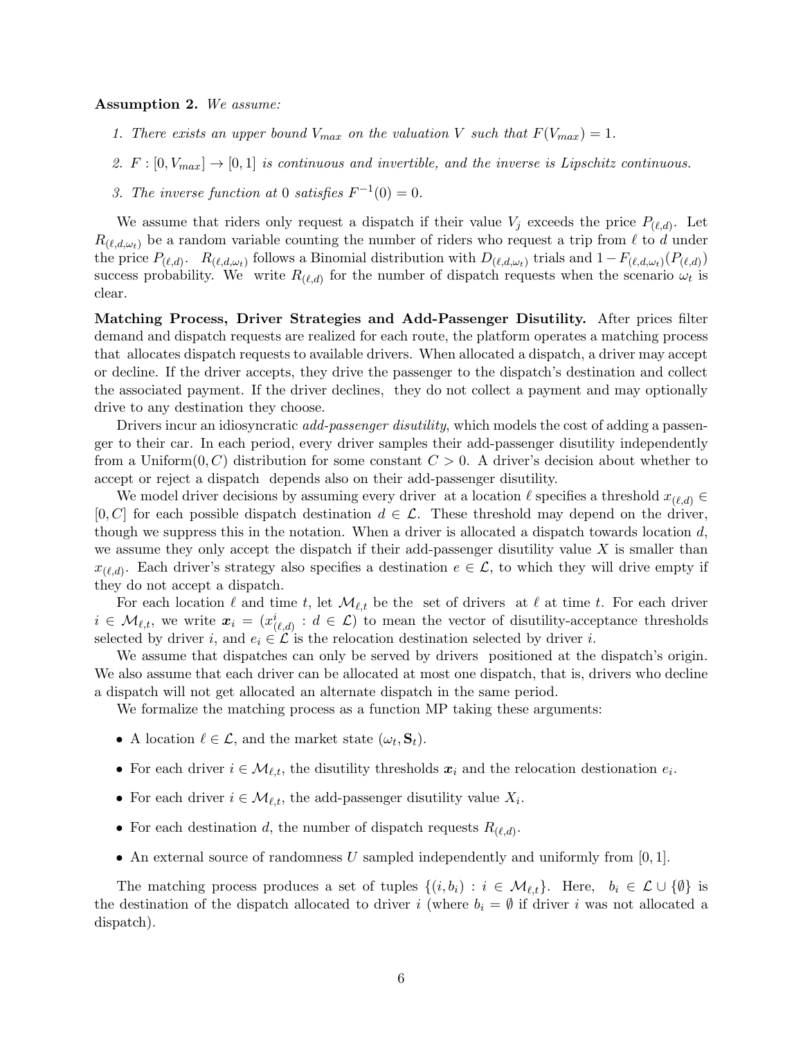**Assumption 2.** *We assume:*

1. *There exists an upper bound $V_{max}$ on the valuation $V$ such that $F(V_{max}) = 1$.*
2. *$F : [0, V_{max}] \to [0, 1]$ is continuous and invertible, and the inverse is Lipschitz continuous.*
3. *The inverse function at 0 satisfies $F^{-1}(0) = 0$.*

We assume that riders only request a dispatch if their value $V_j$ exceeds the price $P_{(\ell,d)}$. Let $R_{(\ell,d,\omega_t)}$ be a random variable counting the number of riders who request a trip from $\ell$ to $d$ under the price $P_{(\ell,d)}$. $R_{(\ell,d,\omega_t)}$ follows a Binomial distribution with $D_{(\ell,d,\omega_t)}$ trials and $1 - F_{(\ell,d,\omega_t)}(P_{(\ell,d)})$ success probability. We write $R_{(\ell,d)}$ for the number of dispatch requests when the scenario $\omega_t$ is clear.

**Matching Process, Driver Strategies and Add-Passenger Disutility.** After prices filter demand and dispatch requests are realized for each route, the platform operates a matching process that allocates dispatch requests to available drivers. When allocated a dispatch, a driver may accept or decline. If the driver accepts, they drive the passenger to the dispatch's destination and collect the associated payment. If the driver declines, they do not collect a payment and may optionally drive to any destination they choose.

Drivers incur an idiosyncratic *add-passenger disutility*, which models the cost of adding a passenger to their car. In each period, every driver samples their add-passenger disutility independently from a Uniform$(0, C)$ distribution for some constant $C > 0$. A driver's decision about whether to accept or reject a dispatch depends also on their add-passenger disutility.

We model driver decisions by assuming every driver at a location $\ell$ specifies a threshold $x_{(\ell,d)} \in [0, C]$ for each possible dispatch destination $d \in \mathcal{L}$. These threshold may depend on the driver, though we suppress this in the notation. When a driver is allocated a dispatch towards location $d$, we assume they only accept the dispatch if their add-passenger disutility value $X$ is smaller than $x_{(\ell,d)}$. Each driver's strategy also specifies a destination $e \in \mathcal{L}$, to which they will drive empty if they do not accept a dispatch.

For each location $\ell$ and time $t$, let $\mathcal{M}_{\ell,t}$ be the set of drivers at $\ell$ at time $t$. For each driver $i \in \mathcal{M}_{\ell,t}$, we write $\boldsymbol{x}_i = (x^i_{(\ell,d)} : d \in \mathcal{L})$ to mean the vector of disutility-acceptance thresholds selected by driver $i$, and $e_i \in \mathcal{L}$ is the relocation destination selected by driver $i$.

We assume that dispatches can only be served by drivers positioned at the dispatch's origin. We also assume that each driver can be allocated at most one dispatch, that is, drivers who decline a dispatch will not get allocated an alternate dispatch in the same period.

We formalize the matching process as a function MP taking these arguments:

- A location $\ell \in \mathcal{L}$, and the market state $(\omega_t, \mathbf{S}_t)$.
- For each driver $i \in \mathcal{M}_{\ell,t}$, the disutility thresholds $\boldsymbol{x}_i$ and the relocation destionation $e_i$.
- For each driver $i \in \mathcal{M}_{\ell,t}$, the add-passenger disutility value $X_i$.
- For each destination $d$, the number of dispatch requests $R_{(\ell,d)}$.
- An external source of randomness $U$ sampled independently and uniformly from $[0, 1]$.

The matching process produces a set of tuples $\{(i, b_i) : i \in \mathcal{M}_{\ell,t}\}$. Here, $b_i \in \mathcal{L} \cup \{\emptyset\}$ is the destination of the dispatch allocated to driver $i$ (where $b_i = \emptyset$ if driver $i$ was not allocated a dispatch).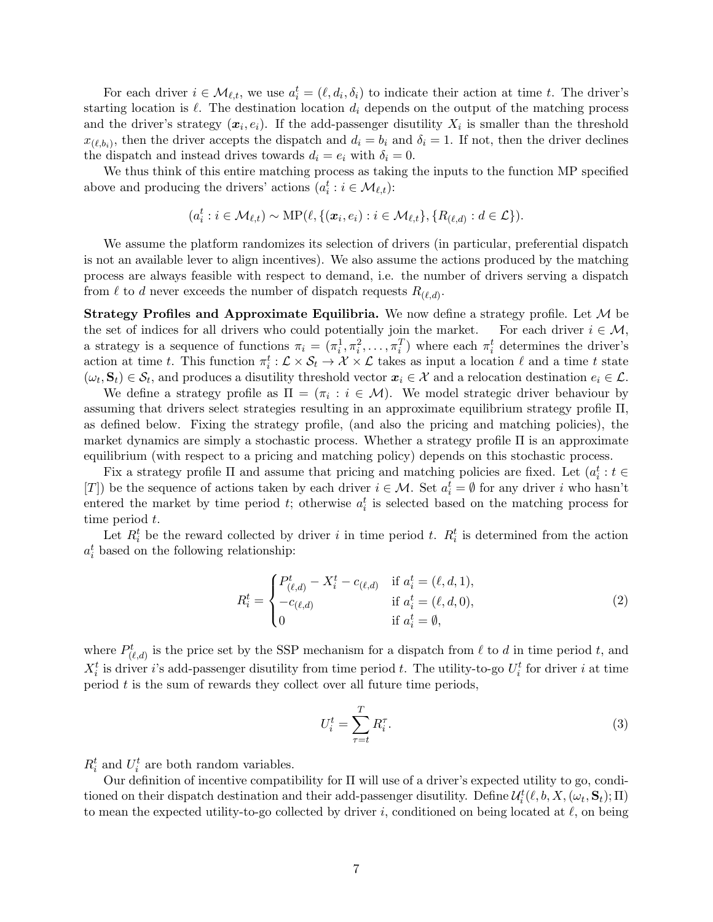For each driver $i \in \mathcal{M}_{\ell,t}$, we use $a_i^t = (\ell, d_i, \delta_i)$ to indicate their action at time $t$. The driver's starting location is $\ell$. The destination location $d_i$ depends on the output of the matching process and the driver's strategy $(\boldsymbol{x}_i, e_i)$. If the add-passenger disutility $X_i$ is smaller than the threshold $x_{(\ell,b_i)}$, then the driver accepts the dispatch and $d_i = b_i$ and $\delta_i = 1$. If not, then the driver declines the dispatch and instead drives towards $d_i = e_i$ with $\delta_i = 0$.

We thus think of this entire matching process as taking the inputs to the function MP specified above and producing the drivers' actions $(a_i^t : i \in \mathcal{M}_{\ell,t})$:

$$(a_i^t : i \in \mathcal{M}_{\ell,t}) \sim \mathrm{MP}(\ell, \{(\boldsymbol{x}_i, e_i) : i \in \mathcal{M}_{\ell,t}\}, \{R_{(\ell,d)} : d \in \mathcal{L}\}).$$

We assume the platform randomizes its selection of drivers (in particular, preferential dispatch is not an available lever to align incentives). We also assume the actions produced by the matching process are always feasible with respect to demand, i.e. the number of drivers serving a dispatch from $\ell$ to $d$ never exceeds the number of dispatch requests $R_{(\ell,d)}$.

**Strategy Profiles and Approximate Equilibria.** We now define a strategy profile. Let $\mathcal{M}$ be the set of indices for all drivers who could potentially join the market. For each driver $i \in \mathcal{M}$, a strategy is a sequence of functions $\pi_i = (\pi_i^1, \pi_i^2, \ldots, \pi_i^T)$ where each $\pi_i^t$ determines the driver's action at time $t$. This function $\pi_i^t : \mathcal{L} \times \mathcal{S}_t \to \mathcal{X} \times \mathcal{L}$ takes as input a location $\ell$ and a time $t$ state $(\omega_t, \mathbf{S}_t) \in \mathcal{S}_t$, and produces a disutility threshold vector $\boldsymbol{x}_i \in \mathcal{X}$ and a relocation destination $e_i \in \mathcal{L}$.

We define a strategy profile as $\Pi = (\pi_i : i \in \mathcal{M})$. We model strategic driver behaviour by assuming that drivers select strategies resulting in an approximate equilibrium strategy profile $\Pi$, as defined below. Fixing the strategy profile, (and also the pricing and matching policies), the market dynamics are simply a stochastic process. Whether a strategy profile $\Pi$ is an approximate equilibrium (with respect to a pricing and matching policy) depends on this stochastic process.

Fix a strategy profile $\Pi$ and assume that pricing and matching policies are fixed. Let $(a_i^t : t \in [T])$ be the sequence of actions taken by each driver $i \in \mathcal{M}$. Set $a_i^t = \emptyset$ for any driver $i$ who hasn't entered the market by time period $t$; otherwise $a_i^t$ is selected based on the matching process for time period $t$.

Let $R_i^t$ be the reward collected by driver $i$ in time period $t$. $R_i^t$ is determined from the action $a_i^t$ based on the following relationship:

$$R_i^t = \begin{cases} P_{(\ell,d)}^t - X_i^t - c_{(\ell,d)} & \text{if } a_i^t = (\ell, d, 1), \\ -c_{(\ell,d)} & \text{if } a_i^t = (\ell, d, 0), \\ 0 & \text{if } a_i^t = \emptyset, \end{cases} \tag{2}$$

where $P_{(\ell,d)}^t$ is the price set by the SSP mechanism for a dispatch from $\ell$ to $d$ in time period $t$, and $X_i^t$ is driver $i$'s add-passenger disutility from time period $t$. The utility-to-go $U_i^t$ for driver $i$ at time period $t$ is the sum of rewards they collect over all future time periods,

$$U_i^t = \sum_{\tau=t}^{T} R_i^\tau. \tag{3}$$

$R_i^t$ and $U_i^t$ are both random variables.

Our definition of incentive compatibility for $\Pi$ will use of a driver's expected utility to go, conditioned on their dispatch destination and their add-passenger disutility. Define $\mathcal{U}_i^t(\ell, b, X, (\omega_t, \mathbf{S}_t); \Pi)$ to mean the expected utility-to-go collected by driver $i$, conditioned on being located at $\ell$, on being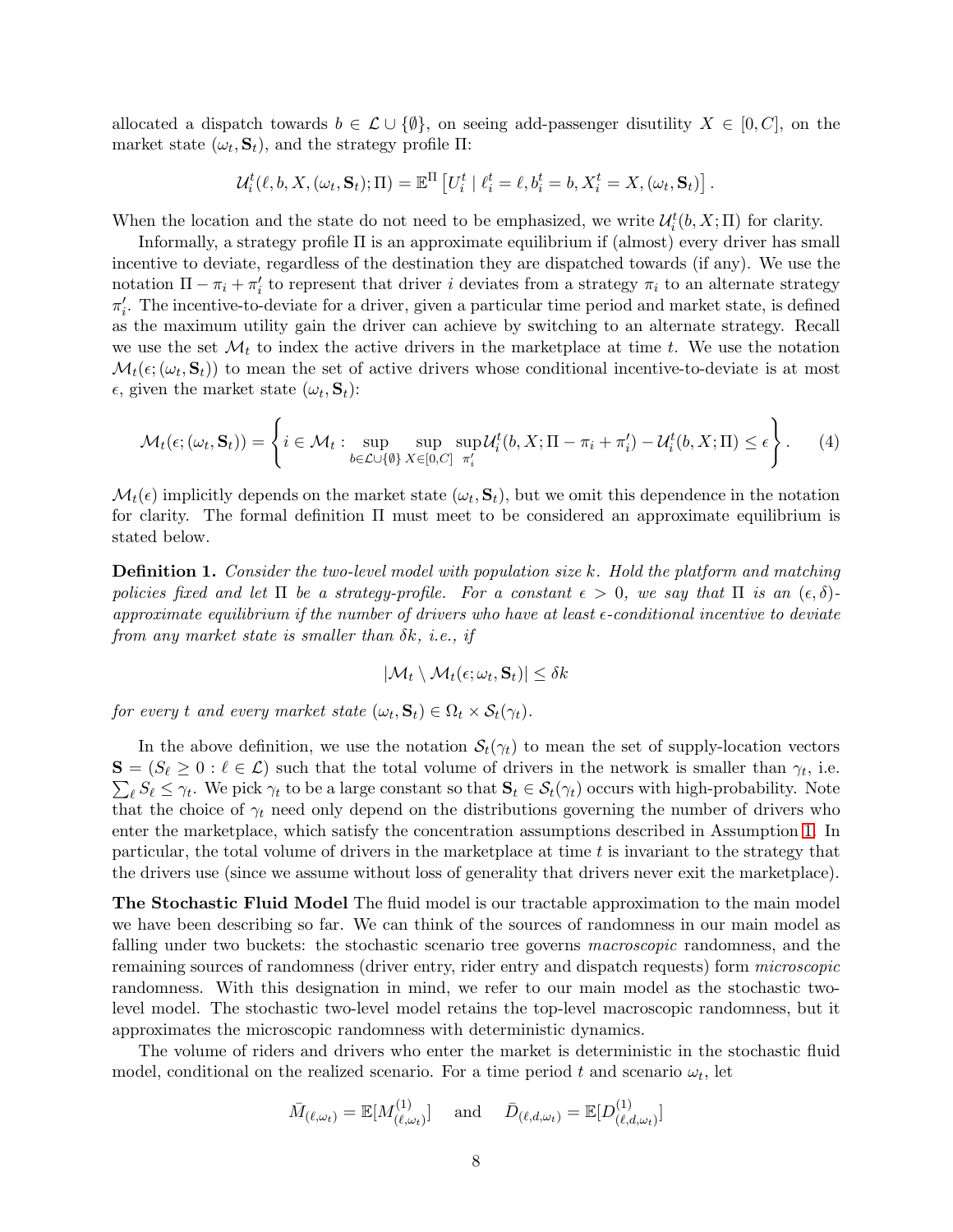allocated a dispatch towards $b \in \mathcal{L} \cup \{\emptyset\}$, on seeing add-passenger disutility $X \in [0, C]$, on the market state $(\omega_t, \mathbf{S}_t)$, and the strategy profile $\Pi$:

$$\mathcal{U}_i^t(\ell, b, X, (\omega_t, \mathbf{S}_t); \Pi) = \mathbb{E}^{\Pi}\left[U_i^t \mid \ell_i^t = \ell, b_i^t = b, X_i^t = X, (\omega_t, \mathbf{S}_t)\right].$$

When the location and the state do not need to be emphasized, we write $\mathcal{U}_i^t(b, X; \Pi)$ for clarity.

Informally, a strategy profile $\Pi$ is an approximate equilibrium if (almost) every driver has small incentive to deviate, regardless of the destination they are dispatched towards (if any). We use the notation $\Pi - \pi_i + \pi_i'$ to represent that driver $i$ deviates from a strategy $\pi_i$ to an alternate strategy $\pi_i'$. The incentive-to-deviate for a driver, given a particular time period and market state, is defined as the maximum utility gain the driver can achieve by switching to an alternate strategy. Recall we use the set $\mathcal{M}_t$ to index the active drivers in the marketplace at time $t$. We use the notation $\mathcal{M}_t(\epsilon; (\omega_t, \mathbf{S}_t))$ to mean the set of active drivers whose conditional incentive-to-deviate is at most $\epsilon$, given the market state $(\omega_t, \mathbf{S}_t)$:

$$\mathcal{M}_t(\epsilon; (\omega_t, \mathbf{S}_t)) = \left\{ i \in \mathcal{M}_t : \sup_{b \in \mathcal{L} \cup \{\emptyset\}} \sup_{X \in [0,C]} \sup_{\pi_i'} \mathcal{U}_i^t(b, X; \Pi - \pi_i + \pi_i') - \mathcal{U}_i^t(b, X; \Pi) \leq \epsilon \right\}. \quad (4)$$

$\mathcal{M}_t(\epsilon)$ implicitly depends on the market state $(\omega_t, \mathbf{S}_t)$, but we omit this dependence in the notation for clarity. The formal definition $\Pi$ must meet to be considered an approximate equilibrium is stated below.

**Definition 1.** *Consider the two-level model with population size $k$. Hold the platform and matching policies fixed and let $\Pi$ be a strategy-profile. For a constant $\epsilon > 0$, we say that $\Pi$ is an $(\epsilon, \delta)$-approximate equilibrium if the number of drivers who have at least $\epsilon$-conditional incentive to deviate from any market state is smaller than $\delta k$, i.e., if*

$$|\mathcal{M}_t \setminus \mathcal{M}_t(\epsilon; \omega_t, \mathbf{S}_t)| \leq \delta k$$

*for every $t$ and every market state $(\omega_t, \mathbf{S}_t) \in \Omega_t \times \mathcal{S}_t(\gamma_t)$.*

In the above definition, we use the notation $\mathcal{S}_t(\gamma_t)$ to mean the set of supply-location vectors $\mathbf{S} = (S_\ell \geq 0 : \ell \in \mathcal{L})$ such that the total volume of drivers in the network is smaller than $\gamma_t$, i.e. $\sum_\ell S_\ell \leq \gamma_t$. We pick $\gamma_t$ to be a large constant so that $\mathbf{S}_t \in \mathcal{S}_t(\gamma_t)$ occurs with high-probability. Note that the choice of $\gamma_t$ need only depend on the distributions governing the number of drivers who enter the marketplace, which satisfy the concentration assumptions described in Assumption 1. In particular, the total volume of drivers in the marketplace at time $t$ is invariant to the strategy that the drivers use (since we assume without loss of generality that drivers never exit the marketplace).

**The Stochastic Fluid Model** The fluid model is our tractable approximation to the main model we have been describing so far. We can think of the sources of randomness in our main model as falling under two buckets: the stochastic scenario tree governs *macroscopic* randomness, and the remaining sources of randomness (driver entry, rider entry and dispatch requests) form *microscopic* randomness. With this designation in mind, we refer to our main model as the stochastic two-level model. The stochastic two-level model retains the top-level macroscopic randomness, but it approximates the microscopic randomness with deterministic dynamics.

The volume of riders and drivers who enter the market is deterministic in the stochastic fluid model, conditional on the realized scenario. For a time period $t$ and scenario $\omega_t$, let

$$\bar{M}_{(\ell,\omega_t)} = \mathbb{E}[M^{(1)}_{(\ell,\omega_t)}] \quad \text{and} \quad \bar{D}_{(\ell,d,\omega_t)} = \mathbb{E}[D^{(1)}_{(\ell,d,\omega_t)}]$$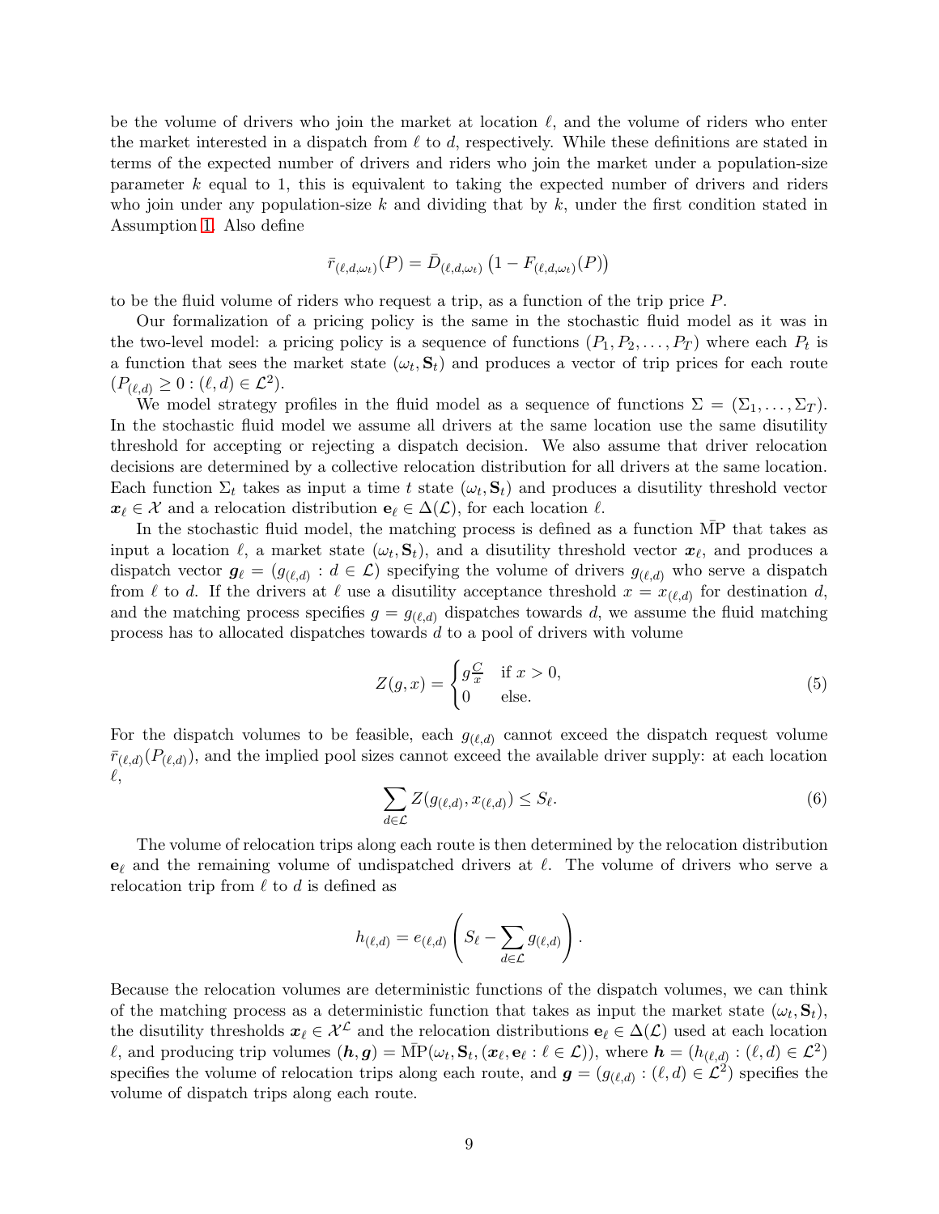be the volume of drivers who join the market at location $\ell$, and the volume of riders who enter the market interested in a dispatch from $\ell$ to $d$, respectively. While these definitions are stated in terms of the expected number of drivers and riders who join the market under a population-size parameter $k$ equal to 1, this is equivalent to taking the expected number of drivers and riders who join under any population-size $k$ and dividing that by $k$, under the first condition stated in Assumption 1. Also define

$$\bar{r}_{(\ell,d,\omega_t)}(P) = \bar{D}_{(\ell,d,\omega_t)} \left(1 - F_{(\ell,d,\omega_t)}(P)\right)$$

to be the fluid volume of riders who request a trip, as a function of the trip price $P$.

Our formalization of a pricing policy is the same in the stochastic fluid model as it was in the two-level model: a pricing policy is a sequence of functions $(P_1, P_2, \ldots, P_T)$ where each $P_t$ is a function that sees the market state $(\omega_t, \mathbf{S}_t)$ and produces a vector of trip prices for each route $(P_{(\ell,d)} \geq 0 : (\ell, d) \in \mathcal{L}^2)$.

We model strategy profiles in the fluid model as a sequence of functions $\Sigma = (\Sigma_1, \ldots, \Sigma_T)$. In the stochastic fluid model we assume all drivers at the same location use the same disutility threshold for accepting or rejecting a dispatch decision. We also assume that driver relocation decisions are determined by a collective relocation distribution for all drivers at the same location. Each function $\Sigma_t$ takes as input a time $t$ state $(\omega_t, \mathbf{S}_t)$ and produces a disutility threshold vector $\boldsymbol{x}_\ell \in \mathcal{X}$ and a relocation distribution $\mathbf{e}_\ell \in \Delta(\mathcal{L})$, for each location $\ell$.

In the stochastic fluid model, the matching process is defined as a function $\bar{\text{M}}\text{P}$ that takes as input a location $\ell$, a market state $(\omega_t, \mathbf{S}_t)$, and a disutility threshold vector $\boldsymbol{x}_\ell$, and produces a dispatch vector $\boldsymbol{g}_\ell = (g_{(\ell,d)} : d \in \mathcal{L})$ specifying the volume of drivers $g_{(\ell,d)}$ who serve a dispatch from $\ell$ to $d$. If the drivers at $\ell$ use a disutility acceptance threshold $x = x_{(\ell,d)}$ for destination $d$, and the matching process specifies $g = g_{(\ell,d)}$ dispatches towards $d$, we assume the fluid matching process has to allocated dispatches towards $d$ to a pool of drivers with volume

$$Z(g, x) = \begin{cases} g\frac{C}{x} & \text{if } x > 0, \\ 0 & \text{else.} \end{cases} \tag{5}$$

For the dispatch volumes to be feasible, each $g_{(\ell,d)}$ cannot exceed the dispatch request volume $\bar{r}_{(\ell,d)}(P_{(\ell,d)})$, and the implied pool sizes cannot exceed the available driver supply: at each location $\ell$,

$$\sum_{d \in \mathcal{L}} Z(g_{(\ell,d)}, x_{(\ell,d)}) \leq S_\ell. \tag{6}$$

The volume of relocation trips along each route is then determined by the relocation distribution $\mathbf{e}_\ell$ and the remaining volume of undispatched drivers at $\ell$. The volume of drivers who serve a relocation trip from $\ell$ to $d$ is defined as

$$h_{(\ell,d)} = e_{(\ell,d)} \left( S_\ell - \sum_{d \in \mathcal{L}} g_{(\ell,d)} \right).$$

Because the relocation volumes are deterministic functions of the dispatch volumes, we can think of the matching process as a deterministic function that takes as input the market state $(\omega_t, \mathbf{S}_t)$, the disutility thresholds $\boldsymbol{x}_\ell \in \mathcal{X}^{\mathcal{L}}$ and the relocation distributions $\mathbf{e}_\ell \in \Delta(\mathcal{L})$ used at each location $\ell$, and producing trip volumes $(\boldsymbol{h}, \boldsymbol{g}) = \bar{\text{M}}\text{P}(\omega_t, \mathbf{S}_t, (\boldsymbol{x}_\ell, \mathbf{e}_\ell : \ell \in \mathcal{L}))$, where $\boldsymbol{h} = (h_{(\ell,d)} : (\ell, d) \in \mathcal{L}^2)$ specifies the volume of relocation trips along each route, and $\boldsymbol{g} = (g_{(\ell,d)} : (\ell, d) \in \mathcal{L}^2)$ specifies the volume of dispatch trips along each route.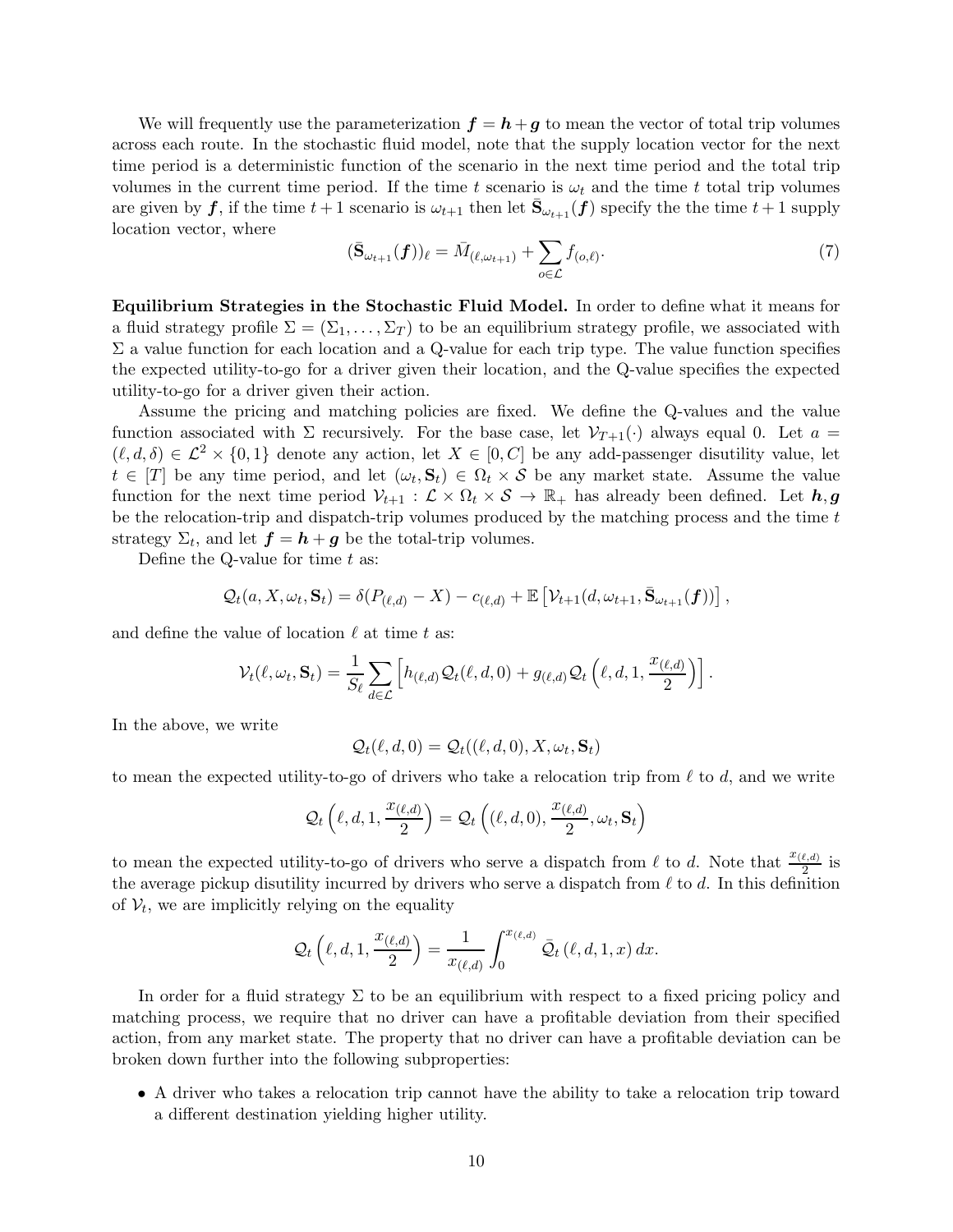We will frequently use the parameterization $\boldsymbol{f} = \boldsymbol{h} + \boldsymbol{g}$ to mean the vector of total trip volumes across each route. In the stochastic fluid model, note that the supply location vector for the next time period is a deterministic function of the scenario in the next time period and the total trip volumes in the current time period. If the time $t$ scenario is $\omega_t$ and the time $t$ total trip volumes are given by $\boldsymbol{f}$, if the time $t+1$ scenario is $\omega_{t+1}$ then let $\bar{\mathbf{S}}_{\omega_{t+1}}(\boldsymbol{f})$ specify the the time $t+1$ supply location vector, where

$$(\bar{\mathbf{S}}_{\omega_{t+1}}(\boldsymbol{f}))_\ell = \bar{M}_{(\ell,\omega_{t+1})} + \sum_{o \in \mathcal{L}} f_{(o,\ell)}. \tag{7}$$

**Equilibrium Strategies in the Stochastic Fluid Model.** In order to define what it means for a fluid strategy profile $\Sigma = (\Sigma_1, \dots, \Sigma_T)$ to be an equilibrium strategy profile, we associated with $\Sigma$ a value function for each location and a Q-value for each trip type. The value function specifies the expected utility-to-go for a driver given their location, and the Q-value specifies the expected utility-to-go for a driver given their action.

Assume the pricing and matching policies are fixed. We define the Q-values and the value function associated with $\Sigma$ recursively. For the base case, let $\mathcal{V}_{T+1}(\cdot)$ always equal 0. Let $a = (\ell, d, \delta) \in \mathcal{L}^2 \times \{0, 1\}$ denote any action, let $X \in [0, C]$ be any add-passenger disutility value, let $t \in [T]$ be any time period, and let $(\omega_t, \mathbf{S}_t) \in \Omega_t \times \mathcal{S}$ be any market state. Assume the value function for the next time period $\mathcal{V}_{t+1} : \mathcal{L} \times \Omega_t \times \mathcal{S} \to \mathbb{R}_+$ has already been defined. Let $\boldsymbol{h}, \boldsymbol{g}$ be the relocation-trip and dispatch-trip volumes produced by the matching process and the time $t$ strategy $\Sigma_t$, and let $\boldsymbol{f} = \boldsymbol{h} + \boldsymbol{g}$ be the total-trip volumes.

Define the Q-value for time $t$ as:

$$\mathcal{Q}_t(a, X, \omega_t, \mathbf{S}_t) = \delta(P_{(\ell,d)} - X) - c_{(\ell,d)} + \mathbb{E}\left[\mathcal{V}_{t+1}(d, \omega_{t+1}, \bar{\mathbf{S}}_{\omega_{t+1}}(\boldsymbol{f}))\right],$$

and define the value of location $\ell$ at time $t$ as:

$$\mathcal{V}_t(\ell, \omega_t, \mathbf{S}_t) = \frac{1}{S_\ell} \sum_{d \in \mathcal{L}} \left[ h_{(\ell,d)} \mathcal{Q}_t(\ell, d, 0) + g_{(\ell,d)} \mathcal{Q}_t\left(\ell, d, 1, \frac{x_{(\ell,d)}}{2}\right) \right].$$

In the above, we write

$$\mathcal{Q}_t(\ell, d, 0) = \mathcal{Q}_t((\ell, d, 0), X, \omega_t, \mathbf{S}_t)$$

to mean the expected utility-to-go of drivers who take a relocation trip from $\ell$ to $d$, and we write

$$\mathcal{Q}_t\left(\ell, d, 1, \frac{x_{(\ell,d)}}{2}\right) = \mathcal{Q}_t\left((\ell, d, 0), \frac{x_{(\ell,d)}}{2}, \omega_t, \mathbf{S}_t\right)$$

to mean the expected utility-to-go of drivers who serve a dispatch from $\ell$ to $d$. Note that $\frac{x_{(\ell,d)}}{2}$ is the average pickup disutility incurred by drivers who serve a dispatch from $\ell$ to $d$. In this definition of $\mathcal{V}_t$, we are implicitly relying on the equality

$$\mathcal{Q}_t\left(\ell, d, 1, \frac{x_{(\ell,d)}}{2}\right) = \frac{1}{x_{(\ell,d)}} \int_0^{x_{(\ell,d)}} \bar{\mathcal{Q}}_t(\ell, d, 1, x)\, dx.$$

In order for a fluid strategy $\Sigma$ to be an equilibrium with respect to a fixed pricing policy and matching process, we require that no driver can have a profitable deviation from their specified action, from any market state. The property that no driver can have a profitable deviation can be broken down further into the following subproperties:

- A driver who takes a relocation trip cannot have the ability to take a relocation trip toward a different destination yielding higher utility.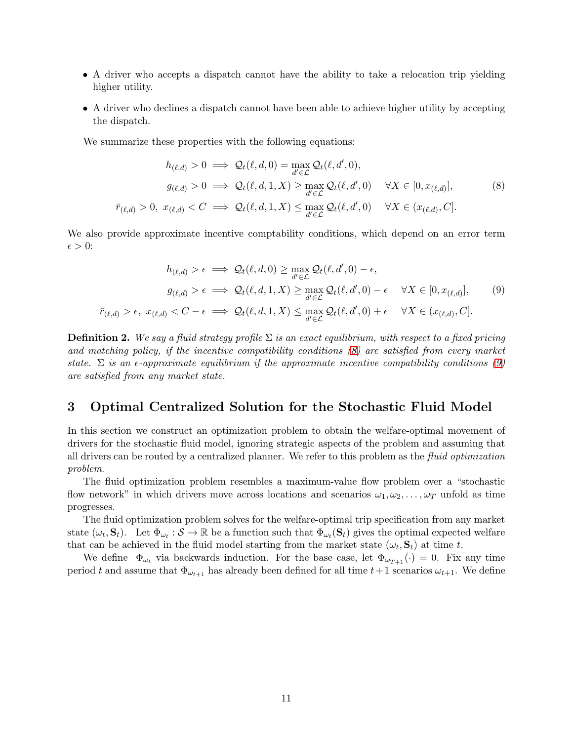- A driver who accepts a dispatch cannot have the ability to take a relocation trip yielding higher utility.
- A driver who declines a dispatch cannot have been able to achieve higher utility by accepting the dispatch.

We summarize these properties with the following equations:

$$
\begin{aligned}
h_{(\ell,d)} > 0 &\implies \mathcal{Q}_t(\ell, d, 0) = \max_{d' \in \mathcal{L}} \mathcal{Q}_t(\ell, d', 0), \\
g_{(\ell,d)} > 0 &\implies \mathcal{Q}_t(\ell, d, 1, X) \geq \max_{d' \in \mathcal{L}} \mathcal{Q}_t(\ell, d', 0) \quad \forall X \in [0, x_{(\ell,d)}], \\
\bar{r}_{(\ell,d)} > 0,\ x_{(\ell,d)} < C &\implies \mathcal{Q}_t(\ell, d, 1, X) \leq \max_{d' \in \mathcal{L}} \mathcal{Q}_t(\ell, d', 0) \quad \forall X \in (x_{(\ell,d)}, C].
\end{aligned}
\tag{8}
$$

We also provide approximate incentive comptability conditions, which depend on an error term $\epsilon > 0$:

$$
\begin{aligned}
h_{(\ell,d)} > \epsilon &\implies \mathcal{Q}_t(\ell, d, 0) \geq \max_{d' \in \mathcal{L}} \mathcal{Q}_t(\ell, d', 0) - \epsilon, \\
g_{(\ell,d)} > \epsilon &\implies \mathcal{Q}_t(\ell, d, 1, X) \geq \max_{d' \in \mathcal{L}} \mathcal{Q}_t(\ell, d', 0) - \epsilon \quad \forall X \in [0, x_{(\ell,d)}], \\
\bar{r}_{(\ell,d)} > \epsilon,\ x_{(\ell,d)} < C - \epsilon &\implies \mathcal{Q}_t(\ell, d, 1, X) \leq \max_{d' \in \mathcal{L}} \mathcal{Q}_t(\ell, d', 0) + \epsilon \quad \forall X \in (x_{(\ell,d)}, C].
\end{aligned}
\tag{9}
$$

**Definition 2.** *We say a fluid strategy profile $\Sigma$ is an exact equilibrium, with respect to a fixed pricing and matching policy, if the incentive compatibility conditions (8) are satisfied from every market state. $\Sigma$ is an $\epsilon$-approximate equilibrium if the approximate incentive compatibility conditions (9) are satisfied from any market state.*

# 3 Optimal Centralized Solution for the Stochastic Fluid Model

In this section we construct an optimization problem to obtain the welfare-optimal movement of drivers for the stochastic fluid model, ignoring strategic aspects of the problem and assuming that all drivers can be routed by a centralized planner. We refer to this problem as the *fluid optimization problem*.

The fluid optimization problem resembles a maximum-value flow problem over a "stochastic flow network" in which drivers move across locations and scenarios $\omega_1, \omega_2, \ldots, \omega_T$ unfold as time progresses.

The fluid optimization problem solves for the welfare-optimal trip specification from any market state $(\omega_t, \mathbf{S}_t)$. Let $\Phi_{\omega_t} : \mathcal{S} \to \mathbb{R}$ be a function such that $\Phi_{\omega_t}(\mathbf{S}_t)$ gives the optimal expected welfare that can be achieved in the fluid model starting from the market state $(\omega_t, \mathbf{S}_t)$ at time $t$.

We define $\Phi_{\omega_t}$ via backwards induction. For the base case, let $\Phi_{\omega_{T+1}}(\cdot) = 0$. Fix any time period $t$ and assume that $\Phi_{\omega_{t+1}}$ has already been defined for all time $t+1$ scenarios $\omega_{t+1}$. We define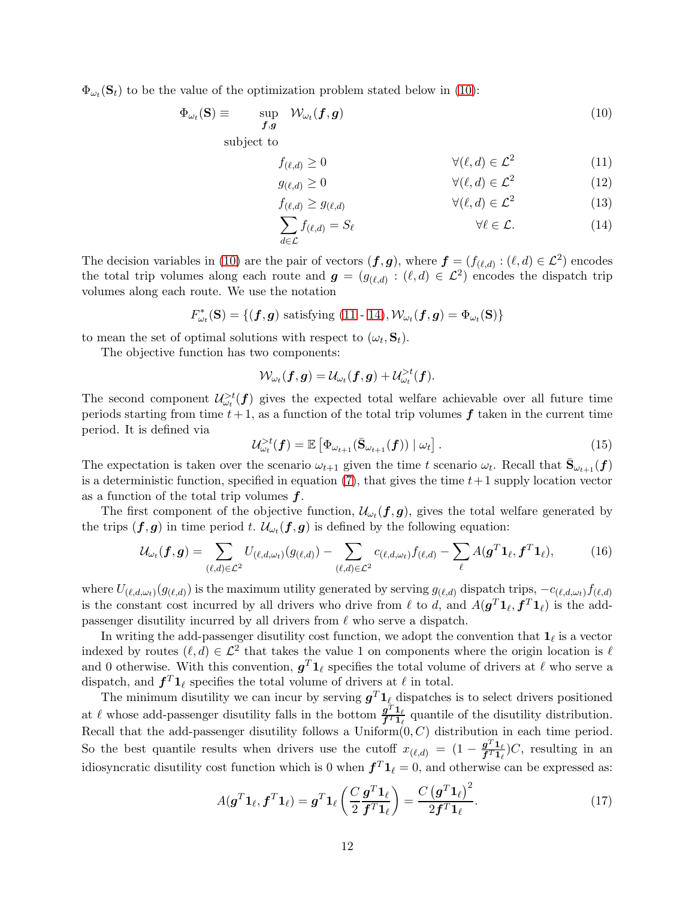$\Phi_{\omega_t}(\mathbf{S}_t)$ to be the value of the optimization problem stated below in (10):

$$\Phi_{\omega_t}(\mathbf{S}) \equiv \quad \sup_{\boldsymbol{f},\boldsymbol{g}} \quad \mathcal{W}_{\omega_t}(\boldsymbol{f},\boldsymbol{g}) \tag{10}$$

subject to

$$f_{(\ell,d)} \geq 0 \qquad \forall (\ell,d) \in \mathcal{L}^2 \tag{11}$$

$$g_{(\ell,d)} \geq 0 \qquad \forall (\ell,d) \in \mathcal{L}^2 \tag{12}$$

$$f_{(\ell,d)} \geq g_{(\ell,d)} \qquad \forall (\ell,d) \in \mathcal{L}^2 \tag{13}$$

$$\sum_{d\in\mathcal{L}} f_{(\ell,d)} = S_\ell \qquad \forall \ell \in \mathcal{L}. \tag{14}$$

The decision variables in (10) are the pair of vectors $(\boldsymbol{f},\boldsymbol{g})$, where $\boldsymbol{f} = (f_{(\ell,d)} : (\ell,d) \in \mathcal{L}^2)$ encodes the total trip volumes along each route and $\boldsymbol{g} = (g_{(\ell,d)} : (\ell,d) \in \mathcal{L}^2)$ encodes the dispatch trip volumes along each route. We use the notation

$$F^*_{\omega_t}(\mathbf{S}) = \{(\boldsymbol{f},\boldsymbol{g}) \text{ satisfying (11 - 14)}, \mathcal{W}_{\omega_t}(\boldsymbol{f},\boldsymbol{g}) = \Phi_{\omega_t}(\mathbf{S})\}$$

to mean the set of optimal solutions with respect to $(\omega_t, \mathbf{S}_t)$.

The objective function has two components:

$$\mathcal{W}_{\omega_t}(\boldsymbol{f},\boldsymbol{g}) = \mathcal{U}_{\omega_t}(\boldsymbol{f},\boldsymbol{g}) + \mathcal{U}^{>t}_{\omega_t}(\boldsymbol{f}).$$

The second component $\mathcal{U}^{>t}_{\omega_t}(\boldsymbol{f})$ gives the expected total welfare achievable over all future time periods starting from time $t+1$, as a function of the total trip volumes $\boldsymbol{f}$ taken in the current time period. It is defined via

$$\mathcal{U}^{>t}_{\omega_t}(\boldsymbol{f}) = \mathbb{E}\left[\Phi_{\omega_{t+1}}(\bar{\mathbf{S}}_{\omega_{t+1}}(\boldsymbol{f})) \mid \omega_t\right]. \tag{15}$$

The expectation is taken over the scenario $\omega_{t+1}$ given the time $t$ scenario $\omega_t$. Recall that $\bar{\mathbf{S}}_{\omega_{t+1}}(\boldsymbol{f})$ is a deterministic function, specified in equation (7), that gives the time $t+1$ supply location vector as a function of the total trip volumes $\boldsymbol{f}$.

The first component of the objective function, $\mathcal{U}_{\omega_t}(\boldsymbol{f},\boldsymbol{g})$, gives the total welfare generated by the trips $(\boldsymbol{f},\boldsymbol{g})$ in time period $t$. $\mathcal{U}_{\omega_t}(\boldsymbol{f},\boldsymbol{g})$ is defined by the following equation:

$$\mathcal{U}_{\omega_t}(\boldsymbol{f},\boldsymbol{g}) = \sum_{(\ell,d)\in\mathcal{L}^2} U_{(\ell,d,\omega_t)}(g_{(\ell,d)}) - \sum_{(\ell,d)\in\mathcal{L}^2} c_{(\ell,d,\omega_t)} f_{(\ell,d)} - \sum_{\ell} A(\boldsymbol{g}^T\mathbf{1}_\ell, \boldsymbol{f}^T\mathbf{1}_\ell), \tag{16}$$

where $U_{(\ell,d,\omega_t)}(g_{(\ell,d)})$ is the maximum utility generated by serving $g_{(\ell,d)}$ dispatch trips, $-c_{(\ell,d,\omega_t)} f_{(\ell,d)}$ is the constant cost incurred by all drivers who drive from $\ell$ to $d$, and $A(\boldsymbol{g}^T\mathbf{1}_\ell, \boldsymbol{f}^T\mathbf{1}_\ell)$ is the add-passenger disutility incurred by all drivers from $\ell$ who serve a dispatch.

In writing the add-passenger disutility cost function, we adopt the convention that $\mathbf{1}_\ell$ is a vector indexed by routes $(\ell,d) \in \mathcal{L}^2$ that takes the value 1 on components where the origin location is $\ell$ and 0 otherwise. With this convention, $\boldsymbol{g}^T\mathbf{1}_\ell$ specifies the total volume of drivers at $\ell$ who serve a dispatch, and $\boldsymbol{f}^T\mathbf{1}_\ell$ specifies the total volume of drivers at $\ell$ in total.

The minimum disutility we can incur by serving $\boldsymbol{g}^T\mathbf{1}_\ell$ dispatches is to select drivers positioned at $\ell$ whose add-passenger disutility falls in the bottom $\frac{\boldsymbol{g}^T\mathbf{1}_\ell}{\boldsymbol{f}^T\mathbf{1}_\ell}$ quantile of the disutility distribution. Recall that the add-passenger disutility follows a Uniform$(0, C)$ distribution in each time period. So the best quantile results when drivers use the cutoff $x_{(\ell,d)} = (1 - \frac{\boldsymbol{g}^T\mathbf{1}_\ell}{\boldsymbol{f}^T\mathbf{1}_\ell})C$, resulting in an idiosyncratic disutility cost function which is 0 when $\boldsymbol{f}^T\mathbf{1}_\ell = 0$, and otherwise can be expressed as:

$$A(\boldsymbol{g}^T\mathbf{1}_\ell, \boldsymbol{f}^T\mathbf{1}_\ell) = \boldsymbol{g}^T\mathbf{1}_\ell \left(\frac{C}{2}\frac{\boldsymbol{g}^T\mathbf{1}_\ell}{\boldsymbol{f}^T\mathbf{1}_\ell}\right) = \frac{C\left(\boldsymbol{g}^T\mathbf{1}_\ell\right)^2}{2\boldsymbol{f}^T\mathbf{1}_\ell}. \tag{17}$$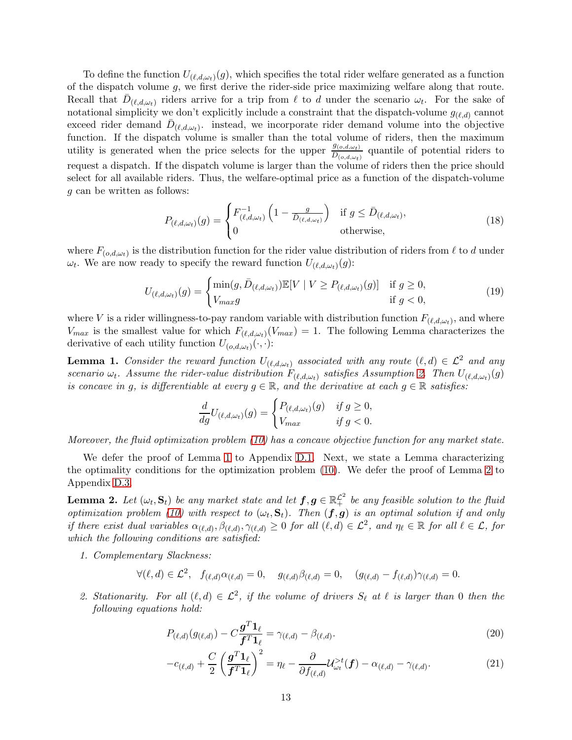To define the function $U_{(\ell,d,\omega_t)}(g)$, which specifies the total rider welfare generated as a function of the dispatch volume $g$, we first derive the rider-side price maximizing welfare along that route. Recall that $\bar{D}_{(\ell,d,\omega_t)}$ riders arrive for a trip from $\ell$ to $d$ under the scenario $\omega_t$. For the sake of notational simplicity we don't explicitly include a constraint that the dispatch-volume $g_{(\ell,d)}$ cannot exceed rider demand $\bar{D}_{(\ell,d,\omega_t)}$. instead, we incorporate rider demand volume into the objective function. If the dispatch volume is smaller than the total volume of riders, then the maximum utility is generated when the price selects for the upper $\frac{g_{(o,d,\omega_t)}}{\bar{D}_{(o,d,\omega_t)}}$ quantile of potential riders to request a dispatch. If the dispatch volume is larger than the volume of riders then the price should select for all available riders. Thus, the welfare-optimal price as a function of the dispatch-volume $g$ can be written as follows:

$$P_{(\ell,d,\omega_t)}(g) = \begin{cases} F^{-1}_{(\ell,d,\omega_t)}\left(1 - \frac{g}{\bar{D}_{(\ell,d,\omega_t)}}\right) & \text{if } g \leq \bar{D}_{(\ell,d,\omega_t)}, \\ 0 & \text{otherwise,} \end{cases} \tag{18}$$

where $F_{(o,d,\omega_t)}$ is the distribution function for the rider value distribution of riders from $\ell$ to $d$ under $\omega_t$. We are now ready to specify the reward function $U_{(\ell,d,\omega_t)}(g)$:

$$U_{(\ell,d,\omega_t)}(g) = \begin{cases} \min(g, \bar{D}_{(\ell,d,\omega_t)})\mathbb{E}[V \mid V \geq P_{(\ell,d,\omega_t)}(g)] & \text{if } g \geq 0, \\ V_{max} g & \text{if } g < 0, \end{cases} \tag{19}$$

where $V$ is a rider willingness-to-pay random variable with distribution function $F_{(\ell,d,\omega_t)}$, and where $V_{max}$ is the smallest value for which $F_{(\ell,d,\omega_t)}(V_{max}) = 1$. The following Lemma characterizes the derivative of each utility function $U_{(o,d,\omega_t)}(\cdot,\cdot)$:

**Lemma 1.** *Consider the reward function $U_{(\ell,d,\omega_t)}$ associated with any route $(\ell,d) \in \mathcal{L}^2$ and any scenario $\omega_t$. Assume the rider-value distribution $F_{(\ell,d,\omega_t)}$ satisfies Assumption 2. Then $U_{(\ell,d,\omega_t)}(g)$ is concave in $g$, is differentiable at every $g \in \mathbb{R}$, and the derivative at each $g \in \mathbb{R}$ satisfies:*

$$\frac{d}{dg}U_{(\ell,d,\omega_t)}(g) = \begin{cases} P_{(\ell,d,\omega_t)}(g) & \text{if } g \geq 0, \\ V_{max} & \text{if } g < 0. \end{cases}$$

*Moreover, the fluid optimization problem (10) has a concave objective function for any market state.*

We defer the proof of Lemma 1 to Appendix D.1. Next, we state a Lemma characterizing the optimality conditions for the optimization problem (10). We defer the proof of Lemma 2 to Appendix D.3.

**Lemma 2.** *Let $(\omega_t, \mathbf{S}_t)$ be any market state and let $\boldsymbol{f}, \boldsymbol{g} \in \mathbb{R}_+^{\mathcal{L}^2}$ be any feasible solution to the fluid optimization problem (10) with respect to $(\omega_t, \mathbf{S}_t)$. Then $(\boldsymbol{f}, \boldsymbol{g})$ is an optimal solution if and only if there exist dual variables $\alpha_{(\ell,d)}, \beta_{(\ell,d)}, \gamma_{(\ell,d)} \geq 0$ for all $(\ell,d) \in \mathcal{L}^2$, and $\eta_\ell \in \mathbb{R}$ for all $\ell \in \mathcal{L}$, for which the following conditions are satisfied:*

1. *Complementary Slackness:*

$$\forall (\ell,d) \in \mathcal{L}^2, \quad f_{(\ell,d)}\alpha_{(\ell,d)} = 0, \quad g_{(\ell,d)}\beta_{(\ell,d)} = 0, \quad (g_{(\ell,d)} - f_{(\ell,d)})\gamma_{(\ell,d)} = 0.$$

2. *Stationarity. For all $(\ell,d) \in \mathcal{L}^2$, if the volume of drivers $S_\ell$ at $\ell$ is larger than 0 then the following equations hold:*

$$P_{(\ell,d)}(g_{(\ell,d)}) - C\frac{\boldsymbol{g}^T\mathbf{1}_\ell}{\boldsymbol{f}^T\mathbf{1}_\ell} = \gamma_{(\ell,d)} - \beta_{(\ell,d)}. \tag{20}$$

$$-c_{(\ell,d)} + \frac{C}{2}\left(\frac{\boldsymbol{g}^T\mathbf{1}_\ell}{\boldsymbol{f}^T\mathbf{1}_\ell}\right)^2 = \eta_\ell - \frac{\partial}{\partial f_{(\ell,d)}}\mathcal{U}^{>t}_{\omega_t}(\boldsymbol{f}) - \alpha_{(\ell,d)} - \gamma_{(\ell,d)}. \tag{21}$$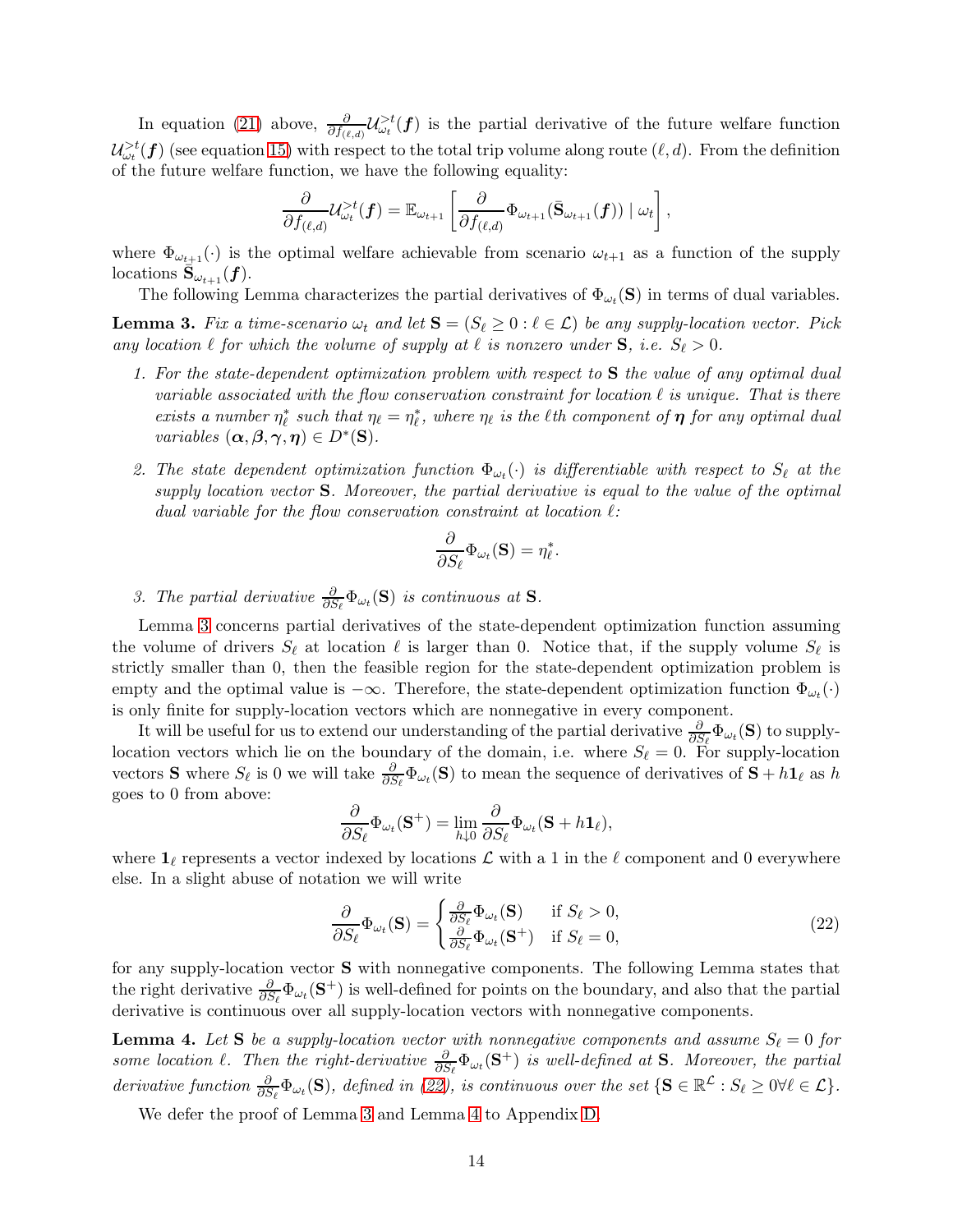In equation (21) above, $\frac{\partial}{\partial f_{(\ell,d)}}\mathcal{U}^{>t}_{\omega_t}(\boldsymbol{f})$ is the partial derivative of the future welfare function $\mathcal{U}^{>t}_{\omega_t}(\boldsymbol{f})$ (see equation 15) with respect to the total trip volume along route $(\ell, d)$. From the definition of the future welfare function, we have the following equality:

$$\frac{\partial}{\partial f_{(\ell,d)}}\mathcal{U}^{>t}_{\omega_t}(\boldsymbol{f}) = \mathbb{E}_{\omega_{t+1}}\left[\frac{\partial}{\partial f_{(\ell,d)}}\Phi_{\omega_{t+1}}(\bar{\mathbf{S}}_{\omega_{t+1}}(\boldsymbol{f})) \mid \omega_t\right],$$

where $\Phi_{\omega_{t+1}}(\cdot)$ is the optimal welfare achievable from scenario $\omega_{t+1}$ as a function of the supply locations $\bar{\mathbf{S}}_{\omega_{t+1}}(\boldsymbol{f})$.

The following Lemma characterizes the partial derivatives of $\Phi_{\omega_t}(\mathbf{S})$ in terms of dual variables.

**Lemma 3.** *Fix a time-scenario $\omega_t$ and let $\mathbf{S} = (S_\ell \geq 0 : \ell \in \mathcal{L})$ be any supply-location vector. Pick any location $\ell$ for which the volume of supply at $\ell$ is nonzero under $\mathbf{S}$, i.e. $S_\ell > 0$.*

1. *For the state-dependent optimization problem with respect to $\mathbf{S}$ the value of any optimal dual variable associated with the flow conservation constraint for location $\ell$ is unique. That is there exists a number $\eta^*_\ell$ such that $\eta_\ell = \eta^*_\ell$, where $\eta_\ell$ is the $\ell$th component of $\boldsymbol{\eta}$ for any optimal dual variables $(\boldsymbol{\alpha}, \boldsymbol{\beta}, \boldsymbol{\gamma}, \boldsymbol{\eta}) \in D^*(\mathbf{S})$.*

2. *The state dependent optimization function $\Phi_{\omega_t}(\cdot)$ is differentiable with respect to $S_\ell$ at the supply location vector $\mathbf{S}$. Moreover, the partial derivative is equal to the value of the optimal dual variable for the flow conservation constraint at location $\ell$:*

$$\frac{\partial}{\partial S_\ell}\Phi_{\omega_t}(\mathbf{S}) = \eta^*_\ell.$$

3. *The partial derivative $\frac{\partial}{\partial S_\ell}\Phi_{\omega_t}(\mathbf{S})$ is continuous at $\mathbf{S}$.*

Lemma 3 concerns partial derivatives of the state-dependent optimization function assuming the volume of drivers $S_\ell$ at location $\ell$ is larger than 0. Notice that, if the supply volume $S_\ell$ is strictly smaller than 0, then the feasible region for the state-dependent optimization problem is empty and the optimal value is $-\infty$. Therefore, the state-dependent optimization function $\Phi_{\omega_t}(\cdot)$ is only finite for supply-location vectors which are nonnegative in every component.

It will be useful for us to extend our understanding of the partial derivative $\frac{\partial}{\partial S_\ell}\Phi_{\omega_t}(\mathbf{S})$ to supply-location vectors which lie on the boundary of the domain, i.e. where $S_\ell = 0$. For supply-location vectors $\mathbf{S}$ where $S_\ell$ is 0 we will take $\frac{\partial}{\partial S_\ell}\Phi_{\omega_t}(\mathbf{S})$ to mean the sequence of derivatives of $\mathbf{S} + h\mathbf{1}_\ell$ as $h$ goes to 0 from above:

$$\frac{\partial}{\partial S_\ell}\Phi_{\omega_t}(\mathbf{S}^+) = \lim_{h \downarrow 0}\frac{\partial}{\partial S_\ell}\Phi_{\omega_t}(\mathbf{S} + h\mathbf{1}_\ell),$$

where $\mathbf{1}_\ell$ represents a vector indexed by locations $\mathcal{L}$ with a 1 in the $\ell$ component and 0 everywhere else. In a slight abuse of notation we will write

$$\frac{\partial}{\partial S_\ell}\Phi_{\omega_t}(\mathbf{S}) = \begin{cases} \frac{\partial}{\partial S_\ell}\Phi_{\omega_t}(\mathbf{S}) & \text{if } S_\ell > 0, \\ \frac{\partial}{\partial S_\ell}\Phi_{\omega_t}(\mathbf{S}^+) & \text{if } S_\ell = 0, \end{cases} \tag{22}$$

for any supply-location vector $\mathbf{S}$ with nonnegative components. The following Lemma states that the right derivative $\frac{\partial}{\partial S_\ell}\Phi_{\omega_t}(\mathbf{S}^+)$ is well-defined for points on the boundary, and also that the partial derivative is continuous over all supply-location vectors with nonnegative components.

**Lemma 4.** *Let $\mathbf{S}$ be a supply-location vector with nonnegative components and assume $S_\ell = 0$ for some location $\ell$. Then the right-derivative $\frac{\partial}{\partial S_\ell}\Phi_{\omega_t}(\mathbf{S}^+)$ is well-defined at $\mathbf{S}$. Moreover, the partial derivative function $\frac{\partial}{\partial S_\ell}\Phi_{\omega_t}(\mathbf{S})$, defined in (22), is continuous over the set $\{\mathbf{S} \in \mathbb{R}^{\mathcal{L}} : S_\ell \geq 0 \forall \ell \in \mathcal{L}\}$.*

We defer the proof of Lemma 3 and Lemma 4 to Appendix D.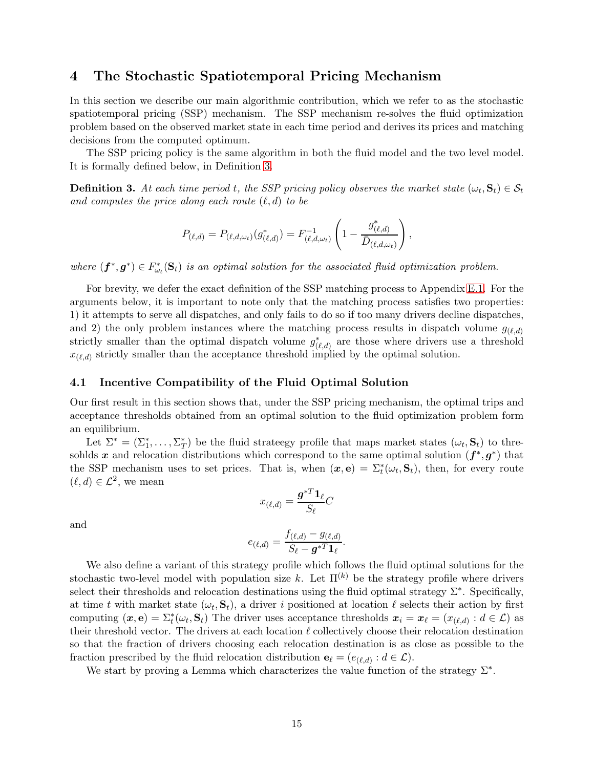# 4 The Stochastic Spatiotemporal Pricing Mechanism

In this section we describe our main algorithmic contribution, which we refer to as the stochastic spatiotemporal pricing (SSP) mechanism. The SSP mechanism re-solves the fluid optimization problem based on the observed market state in each time period and derives its prices and matching decisions from the computed optimum.

The SSP pricing policy is the same algorithm in both the fluid model and the two level model. It is formally defined below, in Definition 3.

**Definition 3.** *At each time period $t$, the SSP pricing policy observes the market state $(\omega_t, \mathbf{S}_t) \in \mathcal{S}_t$ and computes the price along each route $(\ell, d)$ to be*

$$P_{(\ell,d)} = P_{(\ell,d,\omega_t)}(g^*_{(\ell,d)}) = F^{-1}_{(\ell,d,\omega_t)}\left(1 - \frac{g^*_{(\ell,d)}}{D_{(\ell,d,\omega_t)}}\right),$$

*where $(\boldsymbol{f}^*, \boldsymbol{g}^*) \in F^*_{\omega_t}(\mathbf{S}_t)$ is an optimal solution for the associated fluid optimization problem.*

For brevity, we defer the exact definition of the SSP matching process to Appendix E.1. For the arguments below, it is important to note only that the matching process satisfies two properties: 1) it attempts to serve all dispatches, and only fails to do so if too many drivers decline dispatches, and 2) the only problem instances where the matching process results in dispatch volume $g_{(\ell,d)}$ strictly smaller than the optimal dispatch volume $g^*_{(\ell,d)}$ are those where drivers use a threshold $x_{(\ell,d)}$ strictly smaller than the acceptance threshold implied by the optimal solution.

## 4.1 Incentive Compatibility of the Fluid Optimal Solution

Our first result in this section shows that, under the SSP pricing mechanism, the optimal trips and acceptance thresholds obtained from an optimal solution to the fluid optimization problem form an equilibrium.

Let $\Sigma^* = (\Sigma^*_1, \ldots, \Sigma^*_T)$ be the fluid strateegy profile that maps market states $(\omega_t, \mathbf{S}_t)$ to thresohlds $\boldsymbol{x}$ and relocation distributions which correspond to the same optimal solution $(\boldsymbol{f}^*, \boldsymbol{g}^*)$ that the SSP mechanism uses to set prices. That is, when $(\boldsymbol{x}, \mathbf{e}) = \Sigma^*_t(\omega_t, \mathbf{S}_t)$, then, for every route $(\ell, d) \in \mathcal{L}^2$, we mean

$$x_{(\ell,d)} = \frac{\boldsymbol{g}^{*T}\mathbf{1}_\ell}{S_\ell}C$$

and

$$e_{(\ell,d)} = \frac{f_{(\ell,d)} - g_{(\ell,d)}}{S_\ell - \boldsymbol{g}^{*T}\mathbf{1}_\ell}.$$

We also define a variant of this strategy profile which follows the fluid optimal solutions for the stochastic two-level model with population size $k$. Let $\Pi^{(k)}$ be the strategy profile where drivers select their thresholds and relocation destinations using the fluid optimal strategy $\Sigma^*$. Specifically, at time $t$ with market state $(\omega_t, \mathbf{S}_t)$, a driver $i$ positioned at location $\ell$ selects their action by first computing $(\boldsymbol{x}, \mathbf{e}) = \Sigma^*_t(\omega_t, \mathbf{S}_t)$ The driver uses acceptance thresholds $\boldsymbol{x}_i = \boldsymbol{x}_\ell = (x_{(\ell,d)} : d \in \mathcal{L})$ as their threshold vector. The drivers at each location $\ell$ collectively choose their relocation destination so that the fraction of drivers choosing each relocation destination is as close as possible to the fraction prescribed by the fluid relocation distribution $\mathbf{e}_\ell = (e_{(\ell,d)} : d \in \mathcal{L})$.

We start by proving a Lemma which characterizes the value function of the strategy $\Sigma^*$.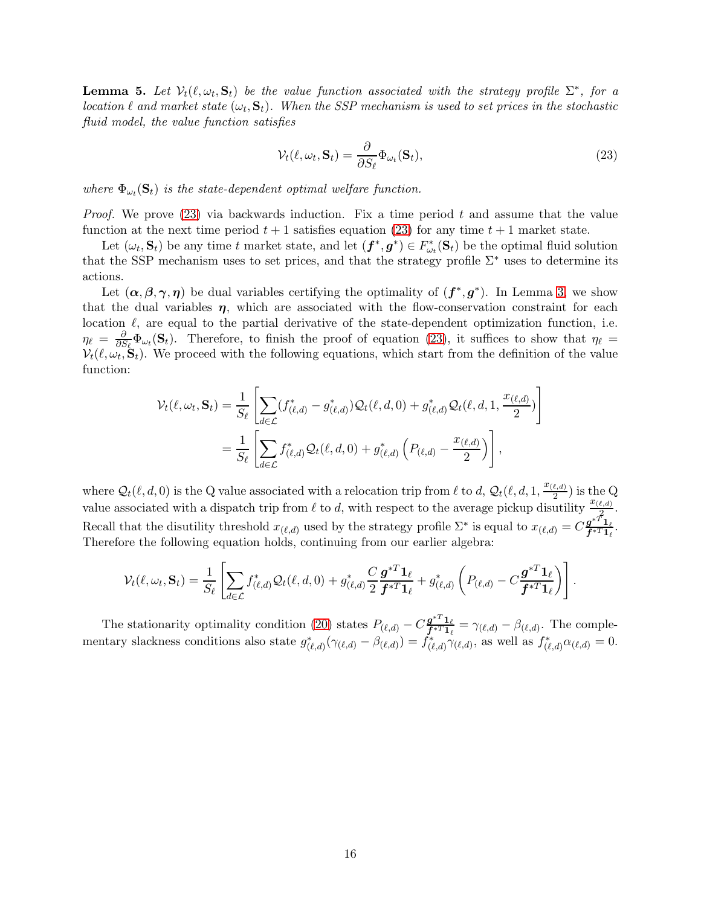**Lemma 5.** *Let $\mathcal{V}_t(\ell, \omega_t, \mathbf{S}_t)$ be the value function associated with the strategy profile $\Sigma^*$, for a location $\ell$ and market state $(\omega_t, \mathbf{S}_t)$. When the SSP mechanism is used to set prices in the stochastic fluid model, the value function satisfies*

$$\mathcal{V}_t(\ell, \omega_t, \mathbf{S}_t) = \frac{\partial}{\partial S_\ell} \Phi_{\omega_t}(\mathbf{S}_t), \tag{23}$$

*where $\Phi_{\omega_t}(\mathbf{S}_t)$ is the state-dependent optimal welfare function.*

*Proof.* We prove (23) via backwards induction. Fix a time period $t$ and assume that the value function at the next time period $t+1$ satisfies equation (23) for any time $t+1$ market state.

Let $(\omega_t, \mathbf{S}_t)$ be any time $t$ market state, and let $(\boldsymbol{f}^*, \boldsymbol{g}^*) \in F^*_{\omega_t}(\mathbf{S}_t)$ be the optimal fluid solution that the SSP mechanism uses to set prices, and that the strategy profile $\Sigma^*$ uses to determine its actions.

Let $(\boldsymbol{\alpha}, \boldsymbol{\beta}, \boldsymbol{\gamma}, \boldsymbol{\eta})$ be dual variables certifying the optimality of $(\boldsymbol{f}^*, \boldsymbol{g}^*)$. In Lemma 3, we show that the dual variables $\boldsymbol{\eta}$, which are associated with the flow-conservation constraint for each location $\ell$, are equal to the partial derivative of the state-dependent optimization function, i.e. $\eta_\ell = \frac{\partial}{\partial S_\ell} \Phi_{\omega_t}(\mathbf{S}_t)$. Therefore, to finish the proof of equation (23), it suffices to show that $\eta_\ell = \mathcal{V}_t(\ell, \omega_t, \mathbf{S}_t)$. We proceed with the following equations, which start from the definition of the value function:

$$\begin{aligned}
\mathcal{V}_t(\ell, \omega_t, \mathbf{S}_t) &= \frac{1}{S_\ell} \left[ \sum_{d \in \mathcal{L}} (f^*_{(\ell,d)} - g^*_{(\ell,d)}) \mathcal{Q}_t(\ell, d, 0) + g^*_{(\ell,d)} \mathcal{Q}_t(\ell, d, 1, \frac{x_{(\ell,d)}}{2}) \right] \\
&= \frac{1}{S_\ell} \left[ \sum_{d \in \mathcal{L}} f^*_{(\ell,d)} \mathcal{Q}_t(\ell, d, 0) + g^*_{(\ell,d)} \left( P_{(\ell,d)} - \frac{x_{(\ell,d)}}{2} \right) \right],
\end{aligned}$$

where $\mathcal{Q}_t(\ell, d, 0)$ is the Q value associated with a relocation trip from $\ell$ to $d$, $\mathcal{Q}_t(\ell, d, 1, \frac{x_{(\ell,d)}}{2})$ is the Q value associated with a dispatch trip from $\ell$ to $d$, with respect to the average pickup disutility $\frac{x_{(\ell,d)}}{2}$. Recall that the disutility threshold $x_{(\ell,d)}$ used by the strategy profile $\Sigma^*$ is equal to $x_{(\ell,d)} = C \frac{\boldsymbol{g}^{*T} \mathbf{1}_\ell}{\boldsymbol{f}^{*T} \mathbf{1}_\ell}$. Therefore the following equation holds, continuing from our earlier algebra:

$$\mathcal{V}_t(\ell, \omega_t, \mathbf{S}_t) = \frac{1}{S_\ell} \left[ \sum_{d \in \mathcal{L}} f^*_{(\ell,d)} \mathcal{Q}_t(\ell, d, 0) + g^*_{(\ell,d)} \frac{C}{2} \frac{\boldsymbol{g}^{*T} \mathbf{1}_\ell}{\boldsymbol{f}^{*T} \mathbf{1}_\ell} + g^*_{(\ell,d)} \left( P_{(\ell,d)} - C \frac{\boldsymbol{g}^{*T} \mathbf{1}_\ell}{\boldsymbol{f}^{*T} \mathbf{1}_\ell} \right) \right].$$

The stationarity optimality condition (20) states $P_{(\ell,d)} - C \frac{\boldsymbol{g}^{*T} \mathbf{1}_\ell}{\boldsymbol{f}^{*T} \mathbf{1}_\ell} = \gamma_{(\ell,d)} - \beta_{(\ell,d)}$. The complementary slackness conditions also state $g^*_{(\ell,d)}(\gamma_{(\ell,d)} - \beta_{(\ell,d)}) = f^*_{(\ell,d)} \gamma_{(\ell,d)}$, as well as $f^*_{(\ell,d)} \alpha_{(\ell,d)} = 0$.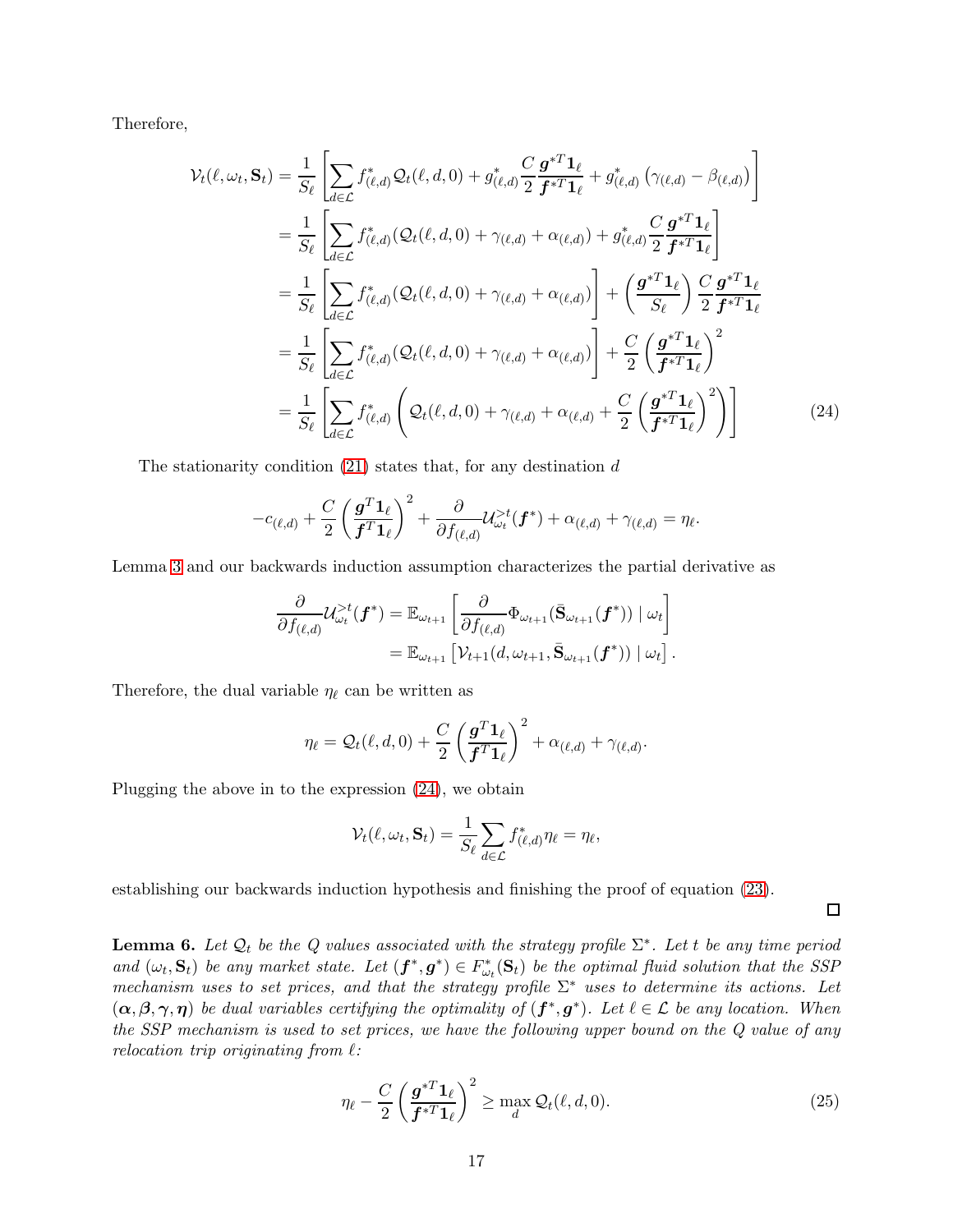Therefore,

$$
\begin{aligned}
\mathcal{V}_t(\ell, \omega_t, \mathbf{S}_t) &= \frac{1}{S_\ell}\left[\sum_{d \in \mathcal{L}} f^*_{(\ell,d)} \mathcal{Q}_t(\ell, d, 0) + g^*_{(\ell,d)} \frac{C}{2} \frac{\boldsymbol{g}^{*T} \mathbf{1}_\ell}{\boldsymbol{f}^{*T} \mathbf{1}_\ell} + g^*_{(\ell,d)} \left(\gamma_{(\ell,d)} - \beta_{(\ell,d)}\right)\right] \\
&= \frac{1}{S_\ell}\left[\sum_{d \in \mathcal{L}} f^*_{(\ell,d)} (\mathcal{Q}_t(\ell, d, 0) + \gamma_{(\ell,d)} + \alpha_{(\ell,d)}) + g^*_{(\ell,d)} \frac{C}{2} \frac{\boldsymbol{g}^{*T} \mathbf{1}_\ell}{\boldsymbol{f}^{*T} \mathbf{1}_\ell}\right] \\
&= \frac{1}{S_\ell}\left[\sum_{d \in \mathcal{L}} f^*_{(\ell,d)} (\mathcal{Q}_t(\ell, d, 0) + \gamma_{(\ell,d)} + \alpha_{(\ell,d)})\right] + \left(\frac{\boldsymbol{g}^{*T} \mathbf{1}_\ell}{S_\ell}\right) \frac{C}{2} \frac{\boldsymbol{g}^{*T} \mathbf{1}_\ell}{\boldsymbol{f}^{*T} \mathbf{1}_\ell} \\
&= \frac{1}{S_\ell}\left[\sum_{d \in \mathcal{L}} f^*_{(\ell,d)} (\mathcal{Q}_t(\ell, d, 0) + \gamma_{(\ell,d)} + \alpha_{(\ell,d)})\right] + \frac{C}{2} \left(\frac{\boldsymbol{g}^{*T} \mathbf{1}_\ell}{\boldsymbol{f}^{*T} \mathbf{1}_\ell}\right)^2 \\
&= \frac{1}{S_\ell}\left[\sum_{d \in \mathcal{L}} f^*_{(\ell,d)} \left(\mathcal{Q}_t(\ell, d, 0) + \gamma_{(\ell,d)} + \alpha_{(\ell,d)} + \frac{C}{2} \left(\frac{\boldsymbol{g}^{*T} \mathbf{1}_\ell}{\boldsymbol{f}^{*T} \mathbf{1}_\ell}\right)^2\right)\right] \qquad (24)
\end{aligned}
$$

The stationarity condition (21) states that, for any destination $d$

$$
-c_{(\ell,d)} + \frac{C}{2} \left(\frac{\boldsymbol{g}^{T} \mathbf{1}_\ell}{\boldsymbol{f}^{T} \mathbf{1}_\ell}\right)^2 + \frac{\partial}{\partial f_{(\ell,d)}} \mathcal{U}^{>t}_{\omega_t}(\boldsymbol{f}^*) + \alpha_{(\ell,d)} + \gamma_{(\ell,d)} = \eta_\ell.
$$

Lemma 3 and our backwards induction assumption characterizes the partial derivative as

$$
\begin{aligned}
\frac{\partial}{\partial f_{(\ell,d)}} \mathcal{U}^{>t}_{\omega_t}(\boldsymbol{f}^*) &= \mathbb{E}_{\omega_{t+1}}\left[\frac{\partial}{\partial f_{(\ell,d)}} \Phi_{\omega_{t+1}}(\bar{\mathbf{S}}_{\omega_{t+1}}(\boldsymbol{f}^*)) \mid \omega_t\right] \\
&= \mathbb{E}_{\omega_{t+1}}\left[\mathcal{V}_{t+1}(d, \omega_{t+1}, \bar{\mathbf{S}}_{\omega_{t+1}}(\boldsymbol{f}^*)) \mid \omega_t\right].
\end{aligned}
$$

Therefore, the dual variable $\eta_\ell$ can be written as

$$
\eta_\ell = \mathcal{Q}_t(\ell, d, 0) + \frac{C}{2} \left(\frac{\boldsymbol{g}^{T} \mathbf{1}_\ell}{\boldsymbol{f}^{T} \mathbf{1}_\ell}\right)^2 + \alpha_{(\ell,d)} + \gamma_{(\ell,d)}.
$$

Plugging the above in to the expression (24), we obtain

$$
\mathcal{V}_t(\ell, \omega_t, \mathbf{S}_t) = \frac{1}{S_\ell} \sum_{d \in \mathcal{L}} f^*_{(\ell,d)} \eta_\ell = \eta_\ell,
$$

establishing our backwards induction hypothesis and finishing the proof of equation (23).

□

**Lemma 6.** *Let $\mathcal{Q}_t$ be the Q values associated with the strategy profile $\Sigma^*$. Let $t$ be any time period and $(\omega_t, \mathbf{S}_t)$ be any market state. Let $(\boldsymbol{f}^*, \boldsymbol{g}^*) \in F^*_{\omega_t}(\mathbf{S}_t)$ be the optimal fluid solution that the SSP mechanism uses to set prices, and that the strategy profile $\Sigma^*$ uses to determine its actions. Let $(\boldsymbol{\alpha}, \boldsymbol{\beta}, \boldsymbol{\gamma}, \boldsymbol{\eta})$ be dual variables certifying the optimality of $(\boldsymbol{f}^*, \boldsymbol{g}^*)$. Let $\ell \in \mathcal{L}$ be any location. When the SSP mechanism is used to set prices, we have the following upper bound on the Q value of any relocation trip originating from $\ell$:*

$$
\eta_\ell - \frac{C}{2} \left(\frac{\boldsymbol{g}^{*T} \mathbf{1}_\ell}{\boldsymbol{f}^{*T} \mathbf{1}_\ell}\right)^2 \geq \max_d \mathcal{Q}_t(\ell, d, 0). \qquad (25)
$$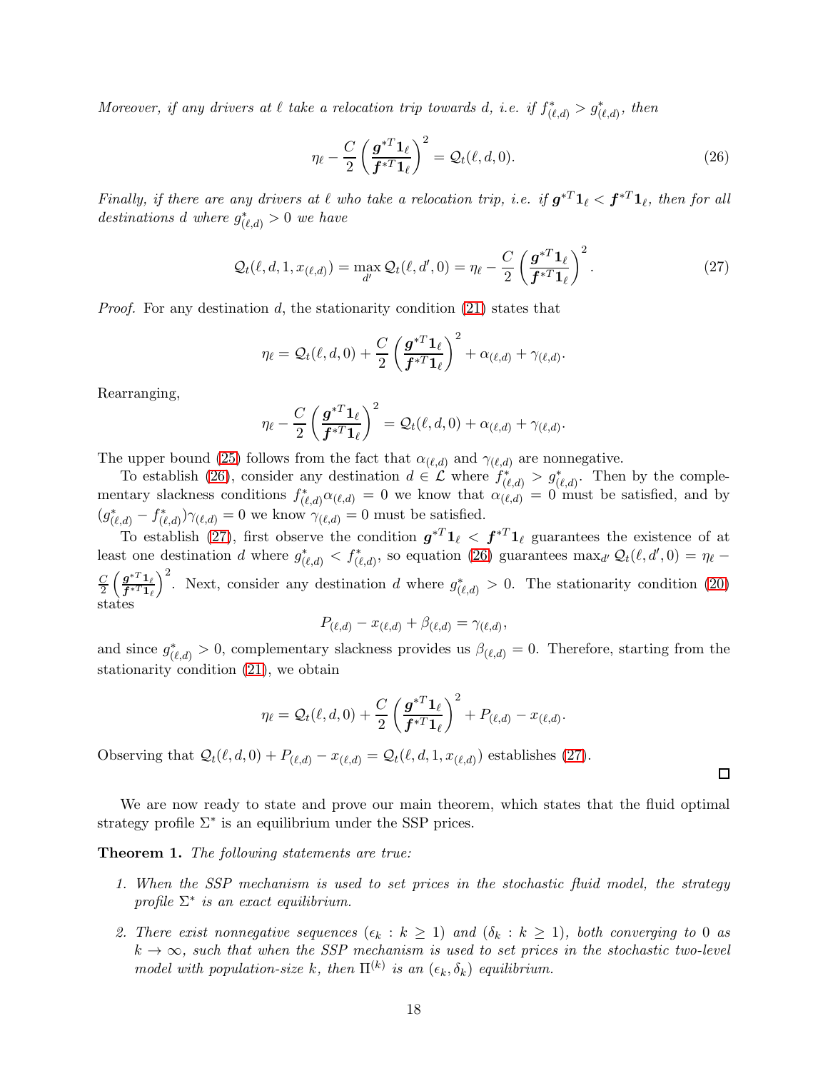*Moreover, if any drivers at $\ell$ take a relocation trip towards $d$, i.e. if $f^*_{(\ell,d)} > g^*_{(\ell,d)}$, then*

$$\eta_\ell - \frac{C}{2}\left(\frac{\boldsymbol{g}^{*T}\mathbf{1}_\ell}{\boldsymbol{f}^{*T}\mathbf{1}_\ell}\right)^2 = \mathcal{Q}_t(\ell, d, 0). \tag{26}$$

*Finally, if there are any drivers at $\ell$ who take a relocation trip, i.e. if $\boldsymbol{g}^{*T}\mathbf{1}_\ell < \boldsymbol{f}^{*T}\mathbf{1}_\ell$, then for all destinations $d$ where $g^*_{(\ell,d)} > 0$ we have*

$$\mathcal{Q}_t(\ell, d, 1, x_{(\ell,d)}) = \max_{d'} \mathcal{Q}_t(\ell, d', 0) = \eta_\ell - \frac{C}{2}\left(\frac{\boldsymbol{g}^{*T}\mathbf{1}_\ell}{\boldsymbol{f}^{*T}\mathbf{1}_\ell}\right)^2. \tag{27}$$

*Proof.* For any destination $d$, the stationarity condition (21) states that

$$\eta_\ell = \mathcal{Q}_t(\ell, d, 0) + \frac{C}{2}\left(\frac{\boldsymbol{g}^{*T}\mathbf{1}_\ell}{\boldsymbol{f}^{*T}\mathbf{1}_\ell}\right)^2 + \alpha_{(\ell,d)} + \gamma_{(\ell,d)}.$$

Rearranging,

$$\eta_\ell - \frac{C}{2}\left(\frac{\boldsymbol{g}^{*T}\mathbf{1}_\ell}{\boldsymbol{f}^{*T}\mathbf{1}_\ell}\right)^2 = \mathcal{Q}_t(\ell, d, 0) + \alpha_{(\ell,d)} + \gamma_{(\ell,d)}.$$

The upper bound (25) follows from the fact that $\alpha_{(\ell,d)}$ and $\gamma_{(\ell,d)}$ are nonnegative.

To establish (26), consider any destination $d \in \mathcal{L}$ where $f^*_{(\ell,d)} > g^*_{(\ell,d)}$. Then by the complementary slackness conditions $f^*_{(\ell,d)}\alpha_{(\ell,d)} = 0$ we know that $\alpha_{(\ell,d)} = 0$ must be satisfied, and by $(g^*_{(\ell,d)} - f^*_{(\ell,d)})\gamma_{(\ell,d)} = 0$ we know $\gamma_{(\ell,d)} = 0$ must be satisfied.

To establish (27), first observe the condition $\boldsymbol{g}^{*T}\mathbf{1}_\ell < \boldsymbol{f}^{*T}\mathbf{1}_\ell$ guarantees the existence of at least one destination $d$ where $g^*_{(\ell,d)} < f^*_{(\ell,d)}$, so equation (26) guarantees $\max_{d'} \mathcal{Q}_t(\ell, d', 0) = \eta_\ell - \frac{C}{2}\left(\frac{\boldsymbol{g}^{*T}\mathbf{1}_\ell}{\boldsymbol{f}^{*T}\mathbf{1}_\ell}\right)^2$. Next, consider any destination $d$ where $g^*_{(\ell,d)} > 0$. The stationarity condition (20) states

$$P_{(\ell,d)} - x_{(\ell,d)} + \beta_{(\ell,d)} = \gamma_{(\ell,d)},$$

and since $g^*_{(\ell,d)} > 0$, complementary slackness provides us $\beta_{(\ell,d)} = 0$. Therefore, starting from the stationarity condition (21), we obtain

$$\eta_\ell = \mathcal{Q}_t(\ell, d, 0) + \frac{C}{2}\left(\frac{\boldsymbol{g}^{*T}\mathbf{1}_\ell}{\boldsymbol{f}^{*T}\mathbf{1}_\ell}\right)^2 + P_{(\ell,d)} - x_{(\ell,d)}.$$

Observing that $\mathcal{Q}_t(\ell, d, 0) + P_{(\ell,d)} - x_{(\ell,d)} = \mathcal{Q}_t(\ell, d, 1, x_{(\ell,d)})$ establishes (27). $\square$

We are now ready to state and prove our main theorem, which states that the fluid optimal strategy profile $\Sigma^*$ is an equilibrium under the SSP prices.

**Theorem 1.** *The following statements are true:*

1. *When the SSP mechanism is used to set prices in the stochastic fluid model, the strategy profile $\Sigma^*$ is an exact equilibrium.*
2. *There exist nonnegative sequences $(\epsilon_k : k \geq 1)$ and $(\delta_k : k \geq 1)$, both converging to 0 as $k \to \infty$, such that when the SSP mechanism is used to set prices in the stochastic two-level model with population-size $k$, then $\Pi^{(k)}$ is an $(\epsilon_k, \delta_k)$ equilibrium.*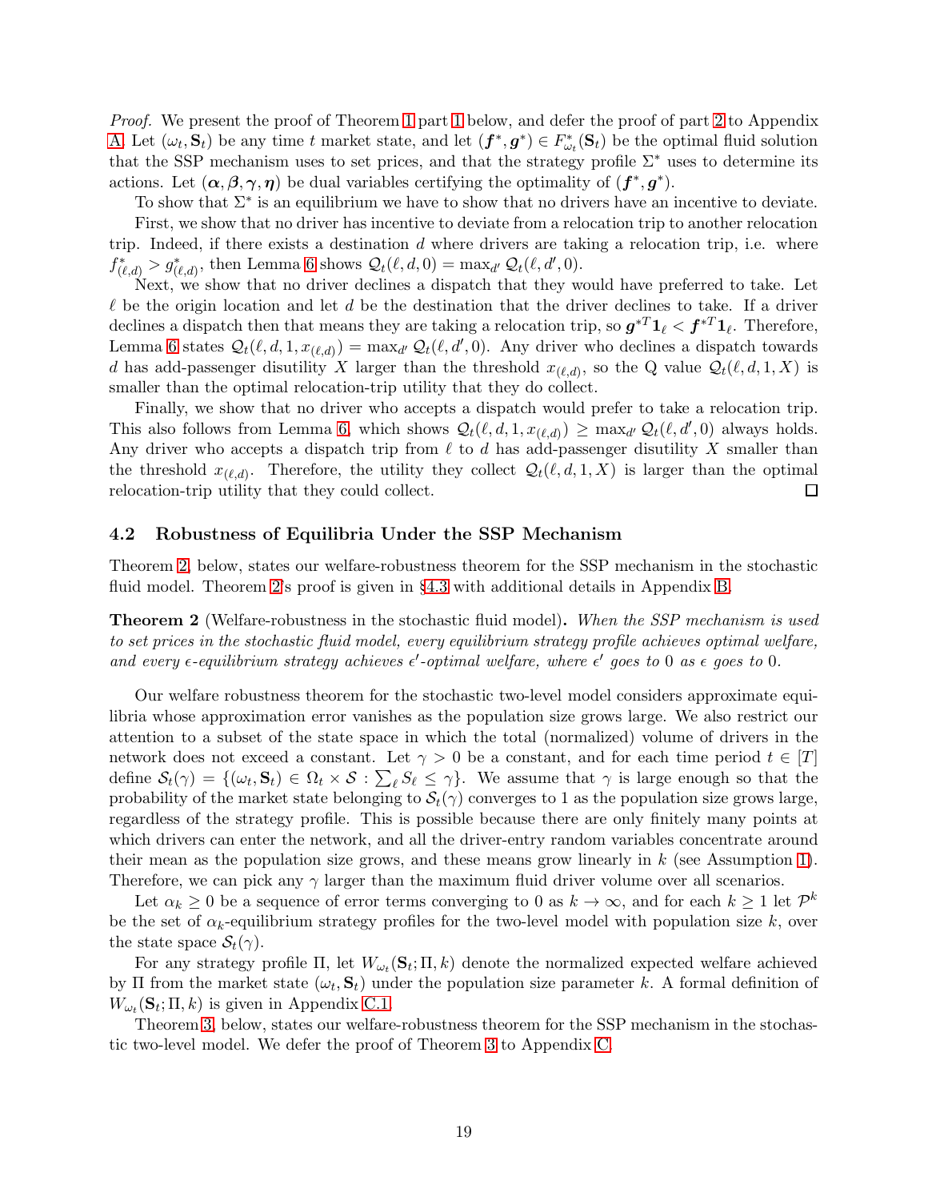*Proof.* We present the proof of Theorem 1 part 1 below, and defer the proof of part 2 to Appendix A. Let $(\omega_t, \mathbf{S}_t)$ be any time $t$ market state, and let $(\boldsymbol{f}^*, \boldsymbol{g}^*) \in F^*_{\omega_t}(\mathbf{S}_t)$ be the optimal fluid solution that the SSP mechanism uses to set prices, and that the strategy profile $\Sigma^*$ uses to determine its actions. Let $(\boldsymbol{\alpha}, \boldsymbol{\beta}, \boldsymbol{\gamma}, \boldsymbol{\eta})$ be dual variables certifying the optimality of $(\boldsymbol{f}^*, \boldsymbol{g}^*)$.

To show that $\Sigma^*$ is an equilibrium we have to show that no drivers have an incentive to deviate.

First, we show that no driver has incentive to deviate from a relocation trip to another relocation trip. Indeed, if there exists a destination $d$ where drivers are taking a relocation trip, i.e. where $f^*_{(\ell,d)} > g^*_{(\ell,d)}$, then Lemma 6 shows $\mathcal{Q}_t(\ell, d, 0) = \max_{d'} \mathcal{Q}_t(\ell, d', 0)$.

Next, we show that no driver declines a dispatch that they would have preferred to take. Let $\ell$ be the origin location and let $d$ be the destination that the driver declines to take. If a driver declines a dispatch then that means they are taking a relocation trip, so $\boldsymbol{g}^{*T}\mathbf{1}_\ell < \boldsymbol{f}^{*T}\mathbf{1}_\ell$. Therefore, Lemma 6 states $\mathcal{Q}_t(\ell, d, 1, x_{(\ell,d)}) = \max_{d'} \mathcal{Q}_t(\ell, d', 0)$. Any driver who declines a dispatch towards $d$ has add-passenger disutility $X$ larger than the threshold $x_{(\ell,d)}$, so the Q value $\mathcal{Q}_t(\ell, d, 1, X)$ is smaller than the optimal relocation-trip utility that they do collect.

Finally, we show that no driver who accepts a dispatch would prefer to take a relocation trip. This also follows from Lemma 6, which shows $\mathcal{Q}_t(\ell, d, 1, x_{(\ell,d)}) \geq \max_{d'} \mathcal{Q}_t(\ell, d', 0)$ always holds. Any driver who accepts a dispatch trip from $\ell$ to $d$ has add-passenger disutility $X$ smaller than the threshold $x_{(\ell,d)}$. Therefore, the utility they collect $\mathcal{Q}_t(\ell, d, 1, X)$ is larger than the optimal relocation-trip utility that they could collect. $\square$

### 4.2 Robustness of Equilibria Under the SSP Mechanism

Theorem 2, below, states our welfare-robustness theorem for the SSP mechanism in the stochastic fluid model. Theorem 2's proof is given in §4.3 with additional details in Appendix B.

**Theorem 2** (Welfare-robustness in the stochastic fluid model)**.** *When the SSP mechanism is used to set prices in the stochastic fluid model, every equilibrium strategy profile achieves optimal welfare, and every $\epsilon$-equilibrium strategy achieves $\epsilon'$-optimal welfare, where $\epsilon'$ goes to 0 as $\epsilon$ goes to 0.*

Our welfare robustness theorem for the stochastic two-level model considers approximate equilibria whose approximation error vanishes as the population size grows large. We also restrict our attention to a subset of the state space in which the total (normalized) volume of drivers in the network does not exceed a constant. Let $\gamma > 0$ be a constant, and for each time period $t \in [T]$ define $\mathcal{S}_t(\gamma) = \{(\omega_t, \mathbf{S}_t) \in \Omega_t \times \mathcal{S} : \sum_\ell S_\ell \leq \gamma\}$. We assume that $\gamma$ is large enough so that the probability of the market state belonging to $\mathcal{S}_t(\gamma)$ converges to 1 as the population size grows large, regardless of the strategy profile. This is possible because there are only finitely many points at which drivers can enter the network, and all the driver-entry random variables concentrate around their mean as the population size grows, and these means grow linearly in $k$ (see Assumption 1). Therefore, we can pick any $\gamma$ larger than the maximum fluid driver volume over all scenarios.

Let $\alpha_k \geq 0$ be a sequence of error terms converging to 0 as $k \to \infty$, and for each $k \geq 1$ let $\mathcal{P}^k$ be the set of $\alpha_k$-equilibrium strategy profiles for the two-level model with population size $k$, over the state space $\mathcal{S}_t(\gamma)$.

For any strategy profile $\Pi$, let $W_{\omega_t}(\mathbf{S}_t; \Pi, k)$ denote the normalized expected welfare achieved by $\Pi$ from the market state $(\omega_t, \mathbf{S}_t)$ under the population size parameter $k$. A formal definition of $W_{\omega_t}(\mathbf{S}_t; \Pi, k)$ is given in Appendix C.1.

Theorem 3, below, states our welfare-robustness theorem for the SSP mechanism in the stochastic two-level model. We defer the proof of Theorem 3 to Appendix C.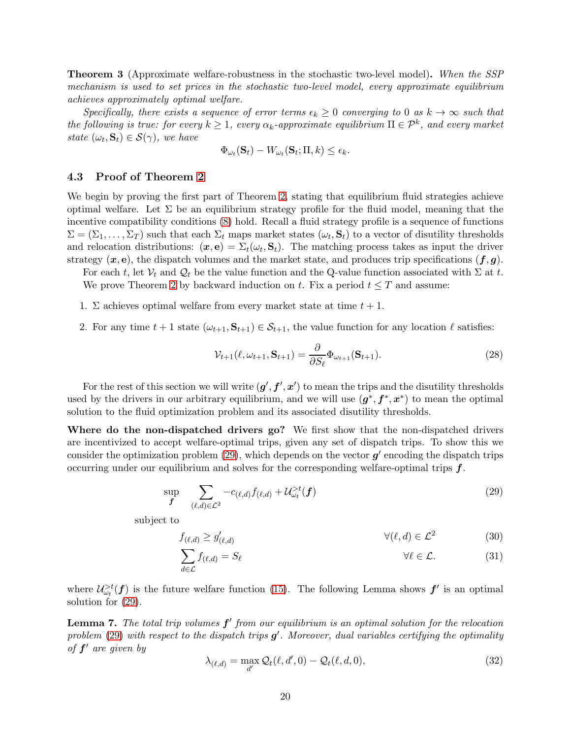**Theorem 3** (Approximate welfare-robustness in the stochastic two-level model)**.** *When the SSP mechanism is used to set prices in the stochastic two-level model, every approximate equilibrium achieves approximately optimal welfare.*

*Specifically, there exists a sequence of error terms $\epsilon_k \geq 0$ converging to 0 as $k \to \infty$ such that the following is true: for every $k \geq 1$, every $\alpha_k$-approximate equilibrium $\Pi \in \mathcal{P}^k$, and every market state $(\omega_t, \mathbf{S}_t) \in \mathcal{S}(\gamma)$, we have*

$$\Phi_{\omega_t}(\mathbf{S}_t) - W_{\omega_t}(\mathbf{S}_t; \Pi, k) \leq \epsilon_k.$$

### 4.3 Proof of Theorem 2

We begin by proving the first part of Theorem 2, stating that equilibrium fluid strategies achieve optimal welfare. Let $\Sigma$ be an equilibrium strategy profile for the fluid model, meaning that the incentive compatibility conditions (8) hold. Recall a fluid strategy profile is a sequence of functions $\Sigma = (\Sigma_1, \dots, \Sigma_T)$ such that each $\Sigma_t$ maps market states $(\omega_t, \mathbf{S}_t)$ to a vector of disutility thresholds and relocation distributions: $(\boldsymbol{x}, \mathbf{e}) = \Sigma_t(\omega_t, \mathbf{S}_t)$. The matching process takes as input the driver strategy $(\boldsymbol{x}, \mathbf{e})$, the dispatch volumes and the market state, and produces trip specifications $(\boldsymbol{f}, \boldsymbol{g})$.

For each $t$, let $\mathcal{V}_t$ and $\mathcal{Q}_t$ be the value function and the Q-value function associated with $\Sigma$ at $t$.

We prove Theorem 2 by backward induction on $t$. Fix a period $t \leq T$ and assume:

1. $\Sigma$ achieves optimal welfare from every market state at time $t+1$.
2. For any time $t+1$ state $(\omega_{t+1}, \mathbf{S}_{t+1}) \in \mathcal{S}_{t+1}$, the value function for any location $\ell$ satisfies:

$$\mathcal{V}_{t+1}(\ell, \omega_{t+1}, \mathbf{S}_{t+1}) = \frac{\partial}{\partial S_\ell} \Phi_{\omega_{t+1}}(\mathbf{S}_{t+1}). \tag{28}$$

For the rest of this section we will write $(\boldsymbol{g}', \boldsymbol{f}', \boldsymbol{x}')$ to mean the trips and the disutility thresholds used by the drivers in our arbitrary equilibrium, and we will use $(\boldsymbol{g}^*, \boldsymbol{f}^*, \boldsymbol{x}^*)$ to mean the optimal solution to the fluid optimization problem and its associated disutility thresholds.

**Where do the non-dispatched drivers go?** We first show that the non-dispatched drivers are incentivized to accept welfare-optimal trips, given any set of dispatch trips. To show this we consider the optimization problem (29), which depends on the vector $\boldsymbol{g}'$ encoding the dispatch trips occurring under our equilibrium and solves for the corresponding welfare-optimal trips $\boldsymbol{f}$.

$$\sup_{\boldsymbol{f}} \sum_{(\ell,d)\in\mathcal{L}^2} -c_{(\ell,d)} f_{(\ell,d)} + \mathcal{U}^{>t}_{\omega_t}(\boldsymbol{f}) \tag{29}$$

subject to

$$f_{(\ell,d)} \geq g'_{(\ell,d)} \qquad \forall (\ell,d) \in \mathcal{L}^2 \tag{30}$$

$$\sum_{d\in\mathcal{L}} f_{(\ell,d)} = S_\ell \qquad \forall \ell \in \mathcal{L}. \tag{31}$$

where $\mathcal{U}^{>t}_{\omega_t}(\boldsymbol{f})$ is the future welfare function (15). The following Lemma shows $\boldsymbol{f}'$ is an optimal solution for (29).

**Lemma 7.** *The total trip volumes $\boldsymbol{f}'$ from our equilibrium is an optimal solution for the relocation problem (29) with respect to the dispatch trips $\boldsymbol{g}'$. Moreover, dual variables certifying the optimality of $\boldsymbol{f}'$ are given by*

$$\lambda_{(\ell,d)} = \max_{d'} \mathcal{Q}_t(\ell, d', 0) - \mathcal{Q}_t(\ell, d, 0), \tag{32}$$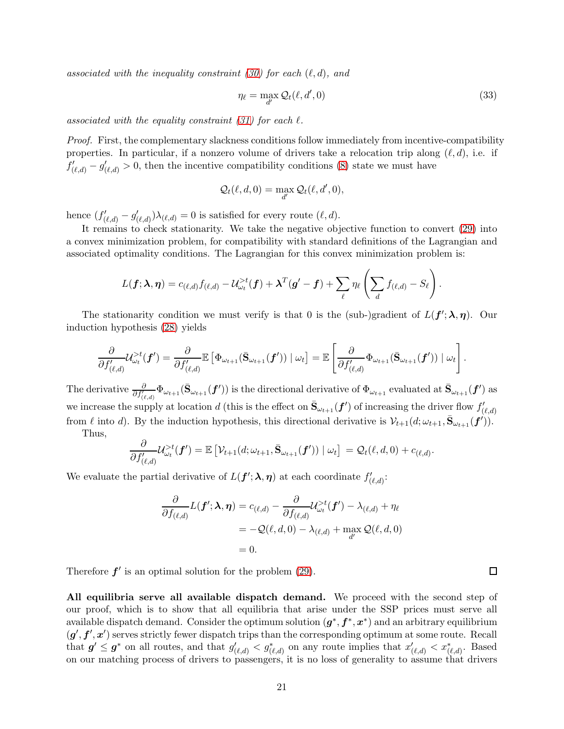*associated with the inequality constraint (30) for each $(\ell, d)$, and*

$$\eta_\ell = \max_{d'} \mathcal{Q}_t(\ell, d', 0) \tag{33}$$

*associated with the equality constraint (31) for each $\ell$.*

*Proof.* First, the complementary slackness conditions follow immediately from incentive-compatibility properties. In particular, if a nonzero volume of drivers take a relocation trip along $(\ell, d)$, i.e. if $f'_{(\ell,d)} - g'_{(\ell,d)} > 0$, then the incentive compatibility conditions (8) state we must have

$$\mathcal{Q}_t(\ell, d, 0) = \max_{d'} \mathcal{Q}_t(\ell, d', 0),$$

hence $(f'_{(\ell,d)} - g'_{(\ell,d)})\lambda_{(\ell,d)} = 0$ is satisfied for every route $(\ell, d)$.

It remains to check stationarity. We take the negative objective function to convert (29) into a convex minimization problem, for compatibility with standard definitions of the Lagrangian and associated optimality conditions. The Lagrangian for this convex minimization problem is:

$$L(\boldsymbol{f}; \boldsymbol{\lambda}, \boldsymbol{\eta}) = c_{(\ell,d)} f_{(\ell,d)} - \mathcal{U}^{>t}_{\omega_t}(\boldsymbol{f}) + \boldsymbol{\lambda}^T(\boldsymbol{g}' - \boldsymbol{f}) + \sum_\ell \eta_\ell \left( \sum_d f_{(\ell,d)} - S_\ell \right).$$

The stationarity condition we must verify is that 0 is the (sub-)gradient of $L(\boldsymbol{f}'; \boldsymbol{\lambda}, \boldsymbol{\eta})$. Our induction hypothesis (28) yields

$$\frac{\partial}{\partial f'_{(\ell,d)}} \mathcal{U}^{>t}_{\omega_t}(\boldsymbol{f}') = \frac{\partial}{\partial f'_{(\ell,d)}} \mathbb{E}\left[ \Phi_{\omega_{t+1}}(\bar{\mathbf{S}}_{\omega_{t+1}}(\boldsymbol{f}')) \mid \omega_t \right] = \mathbb{E}\left[ \frac{\partial}{\partial f'_{(\ell,d)}} \Phi_{\omega_{t+1}}(\bar{\mathbf{S}}_{\omega_{t+1}}(\boldsymbol{f}')) \mid \omega_t \right].$$

The derivative $\frac{\partial}{\partial f'_{(\ell,d)}} \Phi_{\omega_{t+1}}(\bar{\mathbf{S}}_{\omega_{t+1}}(\boldsymbol{f}'))$ is the directional derivative of $\Phi_{\omega_{t+1}}$ evaluated at $\bar{\mathbf{S}}_{\omega_{t+1}}(\boldsymbol{f}')$ as we increase the supply at location $d$ (this is the effect on $\bar{\mathbf{S}}_{\omega_{t+1}}(\boldsymbol{f}')$ of increasing the driver flow $f'_{(\ell,d)}$ from $\ell$ into $d$). By the induction hypothesis, this directional derivative is $\mathcal{V}_{t+1}(d; \omega_{t+1}, \bar{\mathbf{S}}_{\omega_{t+1}}(\boldsymbol{f}'))$.

Thus,

$$\frac{\partial}{\partial f'_{(\ell,d)}} \mathcal{U}^{>t}_{\omega_t}(\boldsymbol{f}') = \mathbb{E}\left[ \mathcal{V}_{t+1}(d; \omega_{t+1}, \bar{\mathbf{S}}_{\omega_{t+1}}(\boldsymbol{f}')) \mid \omega_t \right] = \mathcal{Q}_t(\ell, d, 0) + c_{(\ell,d)}.$$

We evaluate the partial derivative of $L(\boldsymbol{f}'; \boldsymbol{\lambda}, \boldsymbol{\eta})$ at each coordinate $f'_{(\ell,d)}$:

$$\begin{aligned}
\frac{\partial}{\partial f_{(\ell,d)}} L(\boldsymbol{f}'; \boldsymbol{\lambda}, \boldsymbol{\eta}) &= c_{(\ell,d)} - \frac{\partial}{\partial f_{(\ell,d)}} \mathcal{U}^{>t}_{\omega_t}(\boldsymbol{f}') - \lambda_{(\ell,d)} + \eta_\ell \\
&= -\mathcal{Q}(\ell, d, 0) - \lambda_{(\ell,d)} + \max_{d'} \mathcal{Q}(\ell, d, 0) \\
&= 0.
\end{aligned}$$

Therefore $\boldsymbol{f}'$ is an optimal solution for the problem (29). $\square$

**All equilibria serve all available dispatch demand.** We proceed with the second step of our proof, which is to show that all equilibria that arise under the SSP prices must serve all available dispatch demand. Consider the optimum solution $(\boldsymbol{g}^*, \boldsymbol{f}^*, \boldsymbol{x}^*)$ and an arbitrary equilibrium $(\boldsymbol{g}', \boldsymbol{f}', \boldsymbol{x}')$ serves strictly fewer dispatch trips than the corresponding optimum at some route. Recall that $\boldsymbol{g}' \leq \boldsymbol{g}^*$ on all routes, and that $g'_{(\ell,d)} < g^*_{(\ell,d)}$ on any route implies that $x'_{(\ell,d)} < x^*_{(\ell,d)}$. Based on our matching process of drivers to passengers, it is no loss of generality to assume that drivers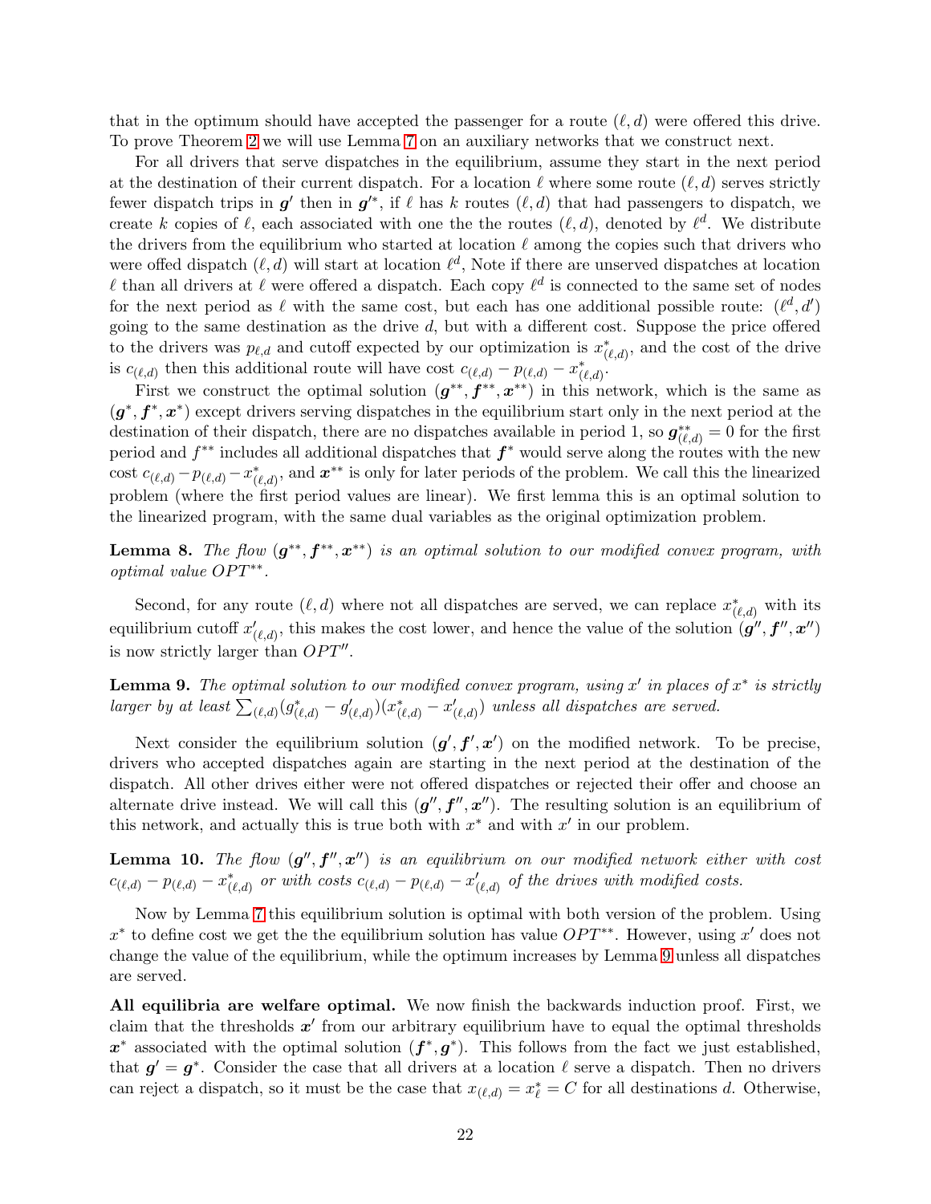that in the optimum should have accepted the passenger for a route $(\ell, d)$ were offered this drive. To prove Theorem 2 we will use Lemma 7 on an auxiliary networks that we construct next.

For all drivers that serve dispatches in the equilibrium, assume they start in the next period at the destination of their current dispatch. For a location $\ell$ where some route $(\ell, d)$ serves strictly fewer dispatch trips in $\boldsymbol{g}'$ then in $\boldsymbol{g}'^*$, if $\ell$ has $k$ routes $(\ell, d)$ that had passengers to dispatch, we create $k$ copies of $\ell$, each associated with one the the routes $(\ell, d)$, denoted by $\ell^d$. We distribute the drivers from the equilibrium who started at location $\ell$ among the copies such that drivers who were offed dispatch $(\ell, d)$ will start at location $\ell^d$, Note if there are unserved dispatches at location $\ell$ than all drivers at $\ell$ were offered a dispatch. Each copy $\ell^d$ is connected to the same set of nodes for the next period as $\ell$ with the same cost, but each has one additional possible route: $(\ell^d, d')$ going to the same destination as the drive $d$, but with a different cost. Suppose the price offered to the drivers was $p_{\ell,d}$ and cutoff expected by our optimization is $x^*_{(\ell,d)}$, and the cost of the drive is $c_{(\ell,d)}$ then this additional route will have cost $c_{(\ell,d)} - p_{(\ell,d)} - x^*_{(\ell,d)}$.

First we construct the optimal solution $(\boldsymbol{g}^{**}, \boldsymbol{f}^{**}, \boldsymbol{x}^{**})$ in this network, which is the same as $(\boldsymbol{g}^{*}, \boldsymbol{f}^{*}, \boldsymbol{x}^{*})$ except drivers serving dispatches in the equilibrium start only in the next period at the destination of their dispatch, there are no dispatches available in period 1, so $\boldsymbol{g}^{**}_{(\ell,d)} = 0$ for the first period and $f^{**}$ includes all additional dispatches that $\boldsymbol{f}^*$ would serve along the routes with the new cost $c_{(\ell,d)} - p_{(\ell,d)} - x^*_{(\ell,d)}$, and $\boldsymbol{x}^{**}$ is only for later periods of the problem. We call this the linearized problem (where the first period values are linear). We first lemma this is an optimal solution to the linearized program, with the same dual variables as the original optimization problem.

**Lemma 8.** *The flow $(\boldsymbol{g}^{**}, \boldsymbol{f}^{**}, \boldsymbol{x}^{**})$ is an optimal solution to our modified convex program, with optimal value $OPT^{**}$.*

Second, for any route $(\ell, d)$ where not all dispatches are served, we can replace $x^*_{(\ell,d)}$ with its equilibrium cutoff $x'_{(\ell,d)}$, this makes the cost lower, and hence the value of the solution $(\boldsymbol{g}'', \boldsymbol{f}'', \boldsymbol{x}'')$ is now strictly larger than $OPT''$.

**Lemma 9.** *The optimal solution to our modified convex program, using $x'$ in places of $x^*$ is strictly larger by at least $\sum_{(\ell,d)}(g^*_{(\ell,d)} - g'_{(\ell,d)})(x^*_{(\ell,d)} - x'_{(\ell,d)})$ unless all dispatches are served.*

Next consider the equilibrium solution $(\boldsymbol{g}', \boldsymbol{f}', \boldsymbol{x}')$ on the modified network. To be precise, drivers who accepted dispatches again are starting in the next period at the destination of the dispatch. All other drives either were not offered dispatches or rejected their offer and choose an alternate drive instead. We will call this $(\boldsymbol{g}'', \boldsymbol{f}'', \boldsymbol{x}'')$. The resulting solution is an equilibrium of this network, and actually this is true both with $x^*$ and with $x'$ in our problem.

**Lemma 10.** *The flow $(\boldsymbol{g}'', \boldsymbol{f}'', \boldsymbol{x}'')$ is an equilibrium on our modified network either with cost $c_{(\ell,d)} - p_{(\ell,d)} - x^*_{(\ell,d)}$ or with costs $c_{(\ell,d)} - p_{(\ell,d)} - x'_{(\ell,d)}$ of the drives with modified costs.*

Now by Lemma 7 this equilibrium solution is optimal with both version of the problem. Using $x^*$ to define cost we get the the equilibrium solution has value $OPT^{**}$. However, using $x'$ does not change the value of the equilibrium, while the optimum increases by Lemma 9 unless all dispatches are served.

**All equilibria are welfare optimal.** We now finish the backwards induction proof. First, we claim that the thresholds $\boldsymbol{x}'$ from our arbitrary equilibrium have to equal the optimal thresholds $\boldsymbol{x}^*$ associated with the optimal solution $(\boldsymbol{f}^*, \boldsymbol{g}^*)$. This follows from the fact we just established, that $\boldsymbol{g}' = \boldsymbol{g}^*$. Consider the case that all drivers at a location $\ell$ serve a dispatch. Then no drivers can reject a dispatch, so it must be the case that $x_{(\ell,d)} = x^*_\ell = C$ for all destinations $d$. Otherwise,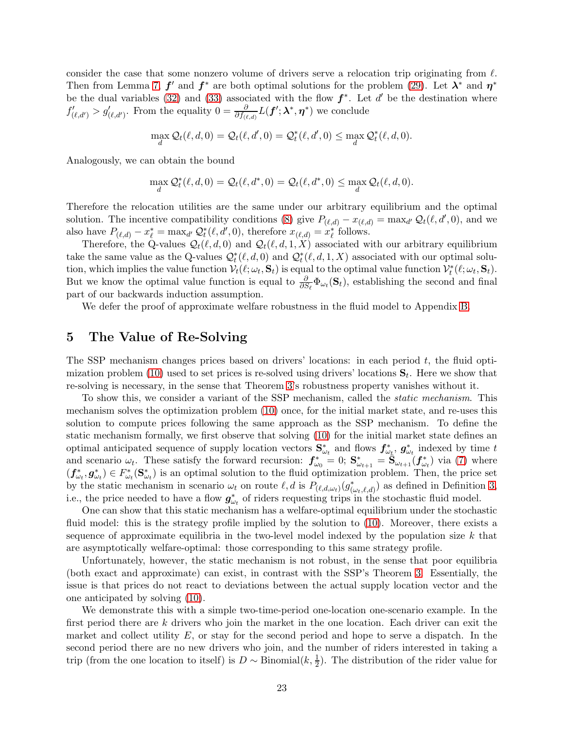consider the case that some nonzero volume of drivers serve a relocation trip originating from $\ell$. Then from Lemma 7, $\boldsymbol{f}'$ and $\boldsymbol{f}^*$ are both optimal solutions for the problem (29). Let $\boldsymbol{\lambda}^*$ and $\boldsymbol{\eta}^*$ be the dual variables (32) and (33) associated with the flow $\boldsymbol{f}^*$. Let $d'$ be the destination where $f'_{(\ell,d')} > g'_{(\ell,d')}$. From the equality $0 = \frac{\partial}{\partial f_{(\ell,d)}} L(\boldsymbol{f}'; \boldsymbol{\lambda}^*, \boldsymbol{\eta}^*)$ we conclude

$$\max_d \mathcal{Q}_t(\ell, d, 0) = \mathcal{Q}_t(\ell, d', 0) = \mathcal{Q}_t^*(\ell, d', 0) \leq \max_d \mathcal{Q}_t^*(\ell, d, 0).$$

Analogously, we can obtain the bound

$$\max_d \mathcal{Q}_t^*(\ell, d, 0) = \mathcal{Q}_t(\ell, d^*, 0) = \mathcal{Q}_t(\ell, d^*, 0) \leq \max_d \mathcal{Q}_t(\ell, d, 0).$$

Therefore the relocation utilities are the same under our arbitrary equilibrium and the optimal solution. The incentive compatibility conditions (8) give $P_{(\ell,d)} - x_{(\ell,d)} = \max_{d'} \mathcal{Q}_t(\ell, d', 0)$, and we also have $P_{(\ell,d)} - x^*_\ell = \max_{d'} \mathcal{Q}^*_t(\ell, d', 0)$, therefore $x_{(\ell,d)} = x^*_\ell$ follows.

Therefore, the Q-values $\mathcal{Q}_t(\ell, d, 0)$ and $\mathcal{Q}_t(\ell, d, 1, X)$ associated with our arbitrary equilibrium take the same value as the Q-values $\mathcal{Q}^*_t(\ell, d, 0)$ and $\mathcal{Q}^*_t(\ell, d, 1, X)$ associated with our optimal solution, which implies the value function $\mathcal{V}_t(\ell; \omega_t, \mathbf{S}_t)$ is equal to the optimal value function $\mathcal{V}^*_t(\ell; \omega_t, \mathbf{S}_t)$. But we know the optimal value function is equal to $\frac{\partial}{\partial S_\ell} \Phi_{\omega_t}(\mathbf{S}_t)$, establishing the second and final part of our backwards induction assumption.

We defer the proof of approximate welfare robustness in the fluid model to Appendix B.

## 5 The Value of Re-Solving

The SSP mechanism changes prices based on drivers' locations: in each period $t$, the fluid optimization problem (10) used to set prices is re-solved using drivers' locations $\mathbf{S}_t$. Here we show that re-solving is necessary, in the sense that Theorem 3's robustness property vanishes without it.

To show this, we consider a variant of the SSP mechanism, called the *static mechanism*. This mechanism solves the optimization problem (10) once, for the initial market state, and re-uses this solution to compute prices following the same approach as the SSP mechanism. To define the static mechanism formally, we first observe that solving (10) for the initial market state defines an optimal anticipated sequence of supply location vectors $\mathbf{S}^*_{\omega_t}$ and flows $\boldsymbol{f}^*_{\omega_t}$, $\boldsymbol{g}^*_{\omega_t}$ indexed by time $t$ and scenario $\omega_t$. These satisfy the forward recursion: $\boldsymbol{f}^*_{\omega_0} = 0$; $\mathbf{S}^*_{\omega_{t+1}} = \mathbf{S}_{\omega_{t+1}}(\boldsymbol{f}^*_{\omega_t})$ via (7) where $(\boldsymbol{f}^*_{\omega_t}, \boldsymbol{g}^*_{\omega_t}) \in F^*_{\omega_t}(\mathbf{S}^*_{\omega_t})$ is an optimal solution to the fluid optimization problem. Then, the price set by the static mechanism in scenario $\omega_t$ on route $\ell, d$ is $P_{(\ell,d,\omega_t)}(g^*_{(\omega_t,\ell,d)})$ as defined in Definition 3, i.e., the price needed to have a flow $\boldsymbol{g}^*_{\omega_t}$ of riders requesting trips in the stochastic fluid model.

One can show that this static mechanism has a welfare-optimal equilibrium under the stochastic fluid model: this is the strategy profile implied by the solution to (10). Moreover, there exists a sequence of approximate equilibria in the two-level model indexed by the population size $k$ that are asymptotically welfare-optimal: those corresponding to this same strategy profile.

Unfortunately, however, the static mechanism is not robust, in the sense that poor equilibria (both exact and approximate) can exist, in contrast with the SSP's Theorem 3. Essentially, the issue is that prices do not react to deviations between the actual supply location vector and the one anticipated by solving (10).

We demonstrate this with a simple two-time-period one-location one-scenario example. In the first period there are $k$ drivers who join the market in the one location. Each driver can exit the market and collect utility $E$, or stay for the second period and hope to serve a dispatch. In the second period there are no new drivers who join, and the number of riders interested in taking a trip (from the one location to itself) is $D \sim \text{Binomial}(k, \frac{1}{2})$. The distribution of the rider value for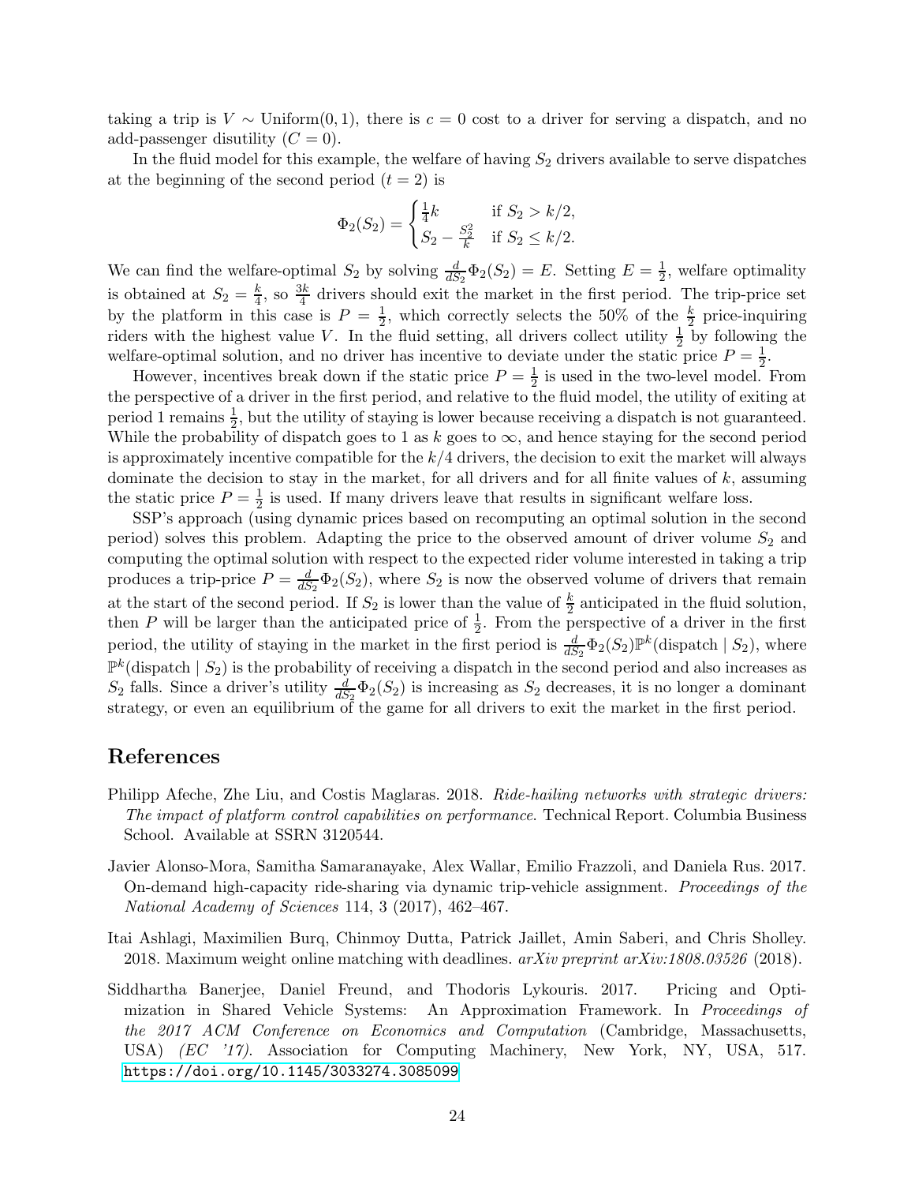taking a trip is $V \sim \text{Uniform}(0, 1)$, there is $c = 0$ cost to a driver for serving a dispatch, and no add-passenger disutility ($C = 0$).

In the fluid model for this example, the welfare of having $S_2$ drivers available to serve dispatches at the beginning of the second period ($t = 2$) is

$$\Phi_2(S_2) = \begin{cases} \frac{1}{4}k & \text{if } S_2 > k/2, \\ S_2 - \frac{S_2^2}{k} & \text{if } S_2 \leq k/2. \end{cases}$$

We can find the welfare-optimal $S_2$ by solving $\frac{d}{dS_2}\Phi_2(S_2) = E$. Setting $E = \frac{1}{2}$, welfare optimality is obtained at $S_2 = \frac{k}{4}$, so $\frac{3k}{4}$ drivers should exit the market in the first period. The trip-price set by the platform in this case is $P = \frac{1}{2}$, which correctly selects the 50% of the $\frac{k}{2}$ price-inquiring riders with the highest value $V$. In the fluid setting, all drivers collect utility $\frac{1}{2}$ by following the welfare-optimal solution, and no driver has incentive to deviate under the static price $P = \frac{1}{2}$.

However, incentives break down if the static price $P = \frac{1}{2}$ is used in the two-level model. From the perspective of a driver in the first period, and relative to the fluid model, the utility of exiting at period 1 remains $\frac{1}{2}$, but the utility of staying is lower because receiving a dispatch is not guaranteed. While the probability of dispatch goes to 1 as $k$ goes to $\infty$, and hence staying for the second period is approximately incentive compatible for the $k/4$ drivers, the decision to exit the market will always dominate the decision to stay in the market, for all drivers and for all finite values of $k$, assuming the static price $P = \frac{1}{2}$ is used. If many drivers leave that results in significant welfare loss.

SSP's approach (using dynamic prices based on recomputing an optimal solution in the second period) solves this problem. Adapting the price to the observed amount of driver volume $S_2$ and computing the optimal solution with respect to the expected rider volume interested in taking a trip produces a trip-price $P = \frac{d}{dS_2}\Phi_2(S_2)$, where $S_2$ is now the observed volume of drivers that remain at the start of the second period. If $S_2$ is lower than the value of $\frac{k}{2}$ anticipated in the fluid solution, then $P$ will be larger than the anticipated price of $\frac{1}{2}$. From the perspective of a driver in the first period, the utility of staying in the market in the first period is $\frac{d}{dS_2}\Phi_2(S_2)\mathbb{P}^k(\text{dispatch} \mid S_2)$, where $\mathbb{P}^k(\text{dispatch} \mid S_2)$ is the probability of receiving a dispatch in the second period and also increases as $S_2$ falls. Since a driver's utility $\frac{d}{dS_2}\Phi_2(S_2)$ is increasing as $S_2$ decreases, it is no longer a dominant strategy, or even an equilibrium of the game for all drivers to exit the market in the first period.

# References

Philipp Afeche, Zhe Liu, and Costis Maglaras. 2018. *Ride-hailing networks with strategic drivers: The impact of platform control capabilities on performance*. Technical Report. Columbia Business School. Available at SSRN 3120544.

Javier Alonso-Mora, Samitha Samaranayake, Alex Wallar, Emilio Frazzoli, and Daniela Rus. 2017. On-demand high-capacity ride-sharing via dynamic trip-vehicle assignment. *Proceedings of the National Academy of Sciences* 114, 3 (2017), 462–467.

Itai Ashlagi, Maximilien Burq, Chinmoy Dutta, Patrick Jaillet, Amin Saberi, and Chris Sholley. 2018. Maximum weight online matching with deadlines. *arXiv preprint arXiv:1808.03526* (2018).

Siddhartha Banerjee, Daniel Freund, and Thodoris Lykouris. 2017. Pricing and Optimization in Shared Vehicle Systems: An Approximation Framework. In *Proceedings of the 2017 ACM Conference on Economics and Computation* (Cambridge, Massachusetts, USA) *(EC '17)*. Association for Computing Machinery, New York, NY, USA, 517. https://doi.org/10.1145/3033274.3085099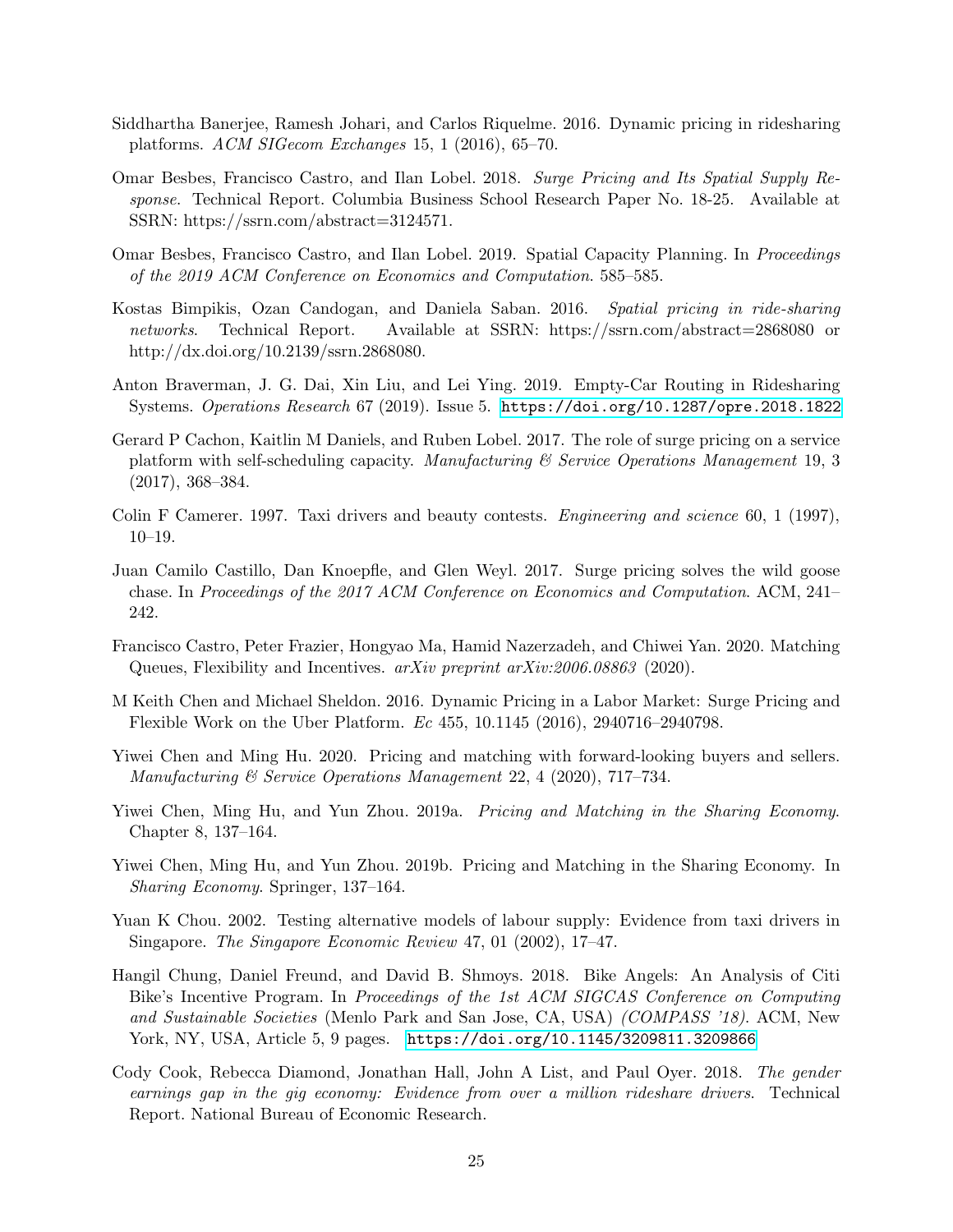Siddhartha Banerjee, Ramesh Johari, and Carlos Riquelme. 2016. Dynamic pricing in ridesharing platforms. *ACM SIGecom Exchanges* 15, 1 (2016), 65–70.

Omar Besbes, Francisco Castro, and Ilan Lobel. 2018. *Surge Pricing and Its Spatial Supply Response*. Technical Report. Columbia Business School Research Paper No. 18-25. Available at SSRN: https://ssrn.com/abstract=3124571.

Omar Besbes, Francisco Castro, and Ilan Lobel. 2019. Spatial Capacity Planning. In *Proceedings of the 2019 ACM Conference on Economics and Computation*. 585–585.

Kostas Bimpikis, Ozan Candogan, and Daniela Saban. 2016. *Spatial pricing in ride-sharing networks*. Technical Report. Available at SSRN: https://ssrn.com/abstract=2868080 or http://dx.doi.org/10.2139/ssrn.2868080.

Anton Braverman, J. G. Dai, Xin Liu, and Lei Ying. 2019. Empty-Car Routing in Ridesharing Systems. *Operations Research* 67 (2019). Issue 5. https://doi.org/10.1287/opre.2018.1822

Gerard P Cachon, Kaitlin M Daniels, and Ruben Lobel. 2017. The role of surge pricing on a service platform with self-scheduling capacity. *Manufacturing & Service Operations Management* 19, 3 (2017), 368–384.

Colin F Camerer. 1997. Taxi drivers and beauty contests. *Engineering and science* 60, 1 (1997), 10–19.

Juan Camilo Castillo, Dan Knoepfle, and Glen Weyl. 2017. Surge pricing solves the wild goose chase. In *Proceedings of the 2017 ACM Conference on Economics and Computation*. ACM, 241–242.

Francisco Castro, Peter Frazier, Hongyao Ma, Hamid Nazerzadeh, and Chiwei Yan. 2020. Matching Queues, Flexibility and Incentives. *arXiv preprint arXiv:2006.08863* (2020).

M Keith Chen and Michael Sheldon. 2016. Dynamic Pricing in a Labor Market: Surge Pricing and Flexible Work on the Uber Platform. *Ec* 455, 10.1145 (2016), 2940716–2940798.

Yiwei Chen and Ming Hu. 2020. Pricing and matching with forward-looking buyers and sellers. *Manufacturing & Service Operations Management* 22, 4 (2020), 717–734.

Yiwei Chen, Ming Hu, and Yun Zhou. 2019a. *Pricing and Matching in the Sharing Economy*. Chapter 8, 137–164.

Yiwei Chen, Ming Hu, and Yun Zhou. 2019b. Pricing and Matching in the Sharing Economy. In *Sharing Economy*. Springer, 137–164.

Yuan K Chou. 2002. Testing alternative models of labour supply: Evidence from taxi drivers in Singapore. *The Singapore Economic Review* 47, 01 (2002), 17–47.

Hangil Chung, Daniel Freund, and David B. Shmoys. 2018. Bike Angels: An Analysis of Citi Bike's Incentive Program. In *Proceedings of the 1st ACM SIGCAS Conference on Computing and Sustainable Societies* (Menlo Park and San Jose, CA, USA) *(COMPASS '18)*. ACM, New York, NY, USA, Article 5, 9 pages. https://doi.org/10.1145/3209811.3209866

Cody Cook, Rebecca Diamond, Jonathan Hall, John A List, and Paul Oyer. 2018. *The gender earnings gap in the gig economy: Evidence from over a million rideshare drivers*. Technical Report. National Bureau of Economic Research.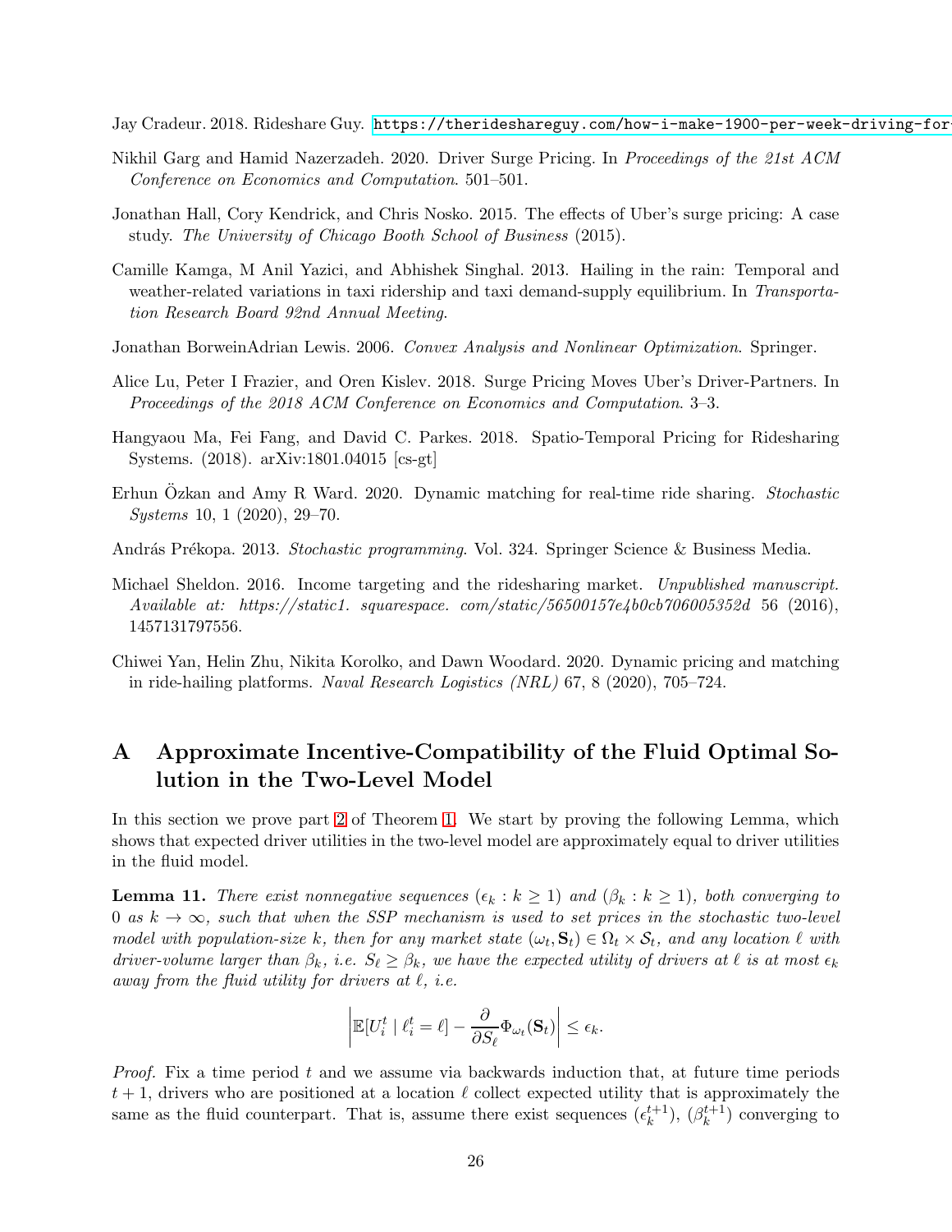Jay Cradeur. 2018. Rideshare Guy. https://therideshareguy.com/how-i-make-1900-per-week-driving-for-

Nikhil Garg and Hamid Nazerzadeh. 2020. Driver Surge Pricing. In *Proceedings of the 21st ACM Conference on Economics and Computation*. 501–501.

Jonathan Hall, Cory Kendrick, and Chris Nosko. 2015. The effects of Uber's surge pricing: A case study. *The University of Chicago Booth School of Business* (2015).

Camille Kamga, M Anil Yazici, and Abhishek Singhal. 2013. Hailing in the rain: Temporal and weather-related variations in taxi ridership and taxi demand-supply equilibrium. In *Transportation Research Board 92nd Annual Meeting*.

Jonathan BorweinAdrian Lewis. 2006. *Convex Analysis and Nonlinear Optimization*. Springer.

Alice Lu, Peter I Frazier, and Oren Kislev. 2018. Surge Pricing Moves Uber's Driver-Partners. In *Proceedings of the 2018 ACM Conference on Economics and Computation*. 3–3.

Hangyaou Ma, Fei Fang, and David C. Parkes. 2018. Spatio-Temporal Pricing for Ridesharing Systems. (2018). arXiv:1801.04015 [cs-gt]

Erhun Özkan and Amy R Ward. 2020. Dynamic matching for real-time ride sharing. *Stochastic Systems* 10, 1 (2020), 29–70.

András Prékopa. 2013. *Stochastic programming*. Vol. 324. Springer Science & Business Media.

Michael Sheldon. 2016. Income targeting and the ridesharing market. *Unpublished manuscript. Available at: https://static1. squarespace. com/static/56500157e4b0cb706005352d* 56 (2016), 1457131797556.

Chiwei Yan, Helin Zhu, Nikita Korolko, and Dawn Woodard. 2020. Dynamic pricing and matching in ride-hailing platforms. *Naval Research Logistics (NRL)* 67, 8 (2020), 705–724.

# A Approximate Incentive-Compatibility of the Fluid Optimal Solution in the Two-Level Model

In this section we prove part 2 of Theorem 1. We start by proving the following Lemma, which shows that expected driver utilities in the two-level model are approximately equal to driver utilities in the fluid model.

**Lemma 11.** *There exist nonnegative sequences $(\epsilon_k : k \geq 1)$ and $(\beta_k : k \geq 1)$, both converging to 0 as $k \to \infty$, such that when the SSP mechanism is used to set prices in the stochastic two-level model with population-size $k$, then for any market state $(\omega_t, \mathbf{S}_t) \in \Omega_t \times \mathcal{S}_t$, and any location $\ell$ with driver-volume larger than $\beta_k$, i.e. $S_\ell \geq \beta_k$, we have the expected utility of drivers at $\ell$ is at most $\epsilon_k$ away from the fluid utility for drivers at $\ell$, i.e.*

$$\left| \mathbb{E}[U_i^t \mid \ell_i^t = \ell] - \frac{\partial}{\partial S_\ell} \Phi_{\omega_t}(\mathbf{S}_t) \right| \leq \epsilon_k.$$

*Proof.* Fix a time period $t$ and we assume via backwards induction that, at future time periods $t+1$, drivers who are positioned at a location $\ell$ collect expected utility that is approximately the same as the fluid counterpart. That is, assume there exist sequences $(\epsilon_k^{t+1})$, $(\beta_k^{t+1})$ converging to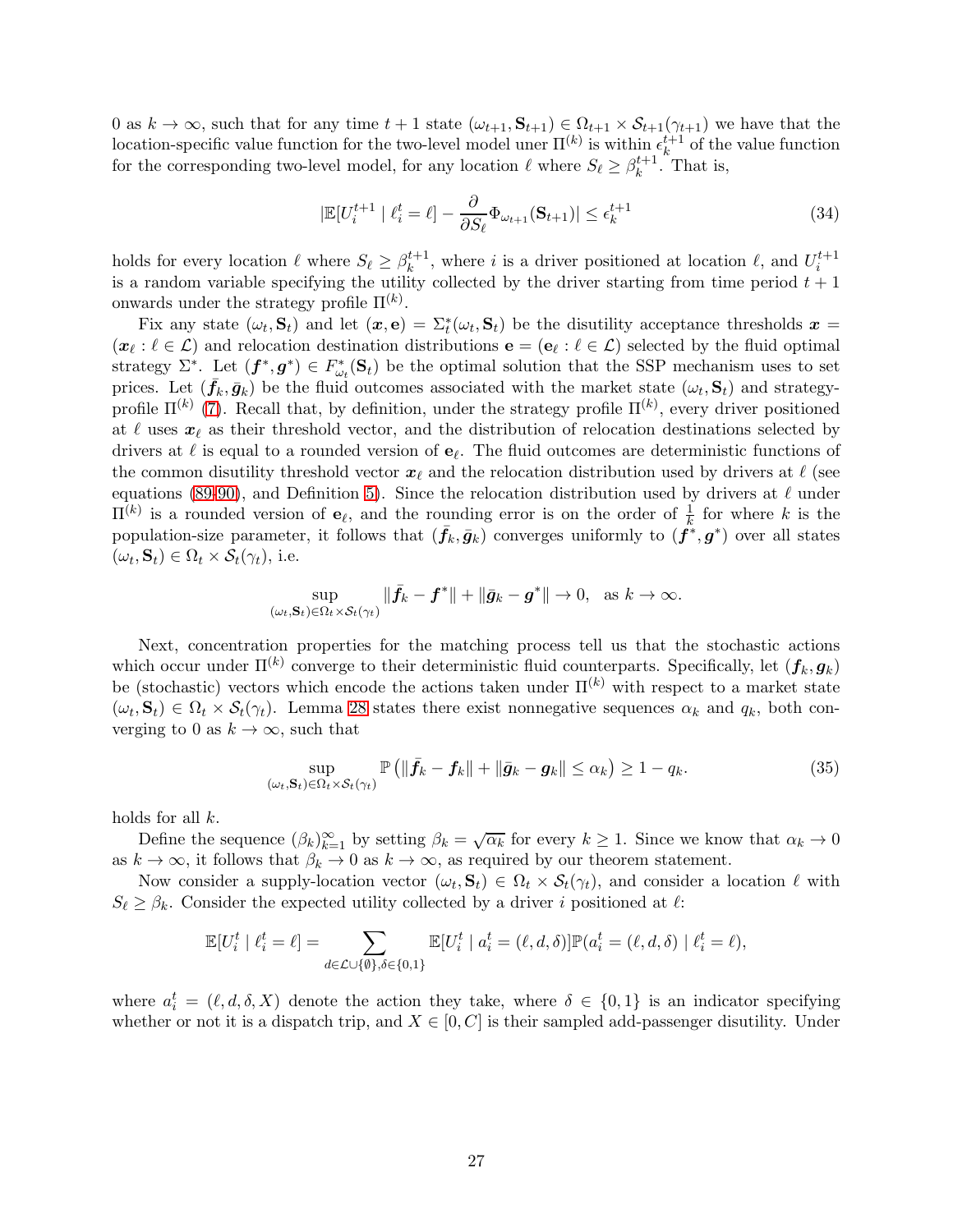0 as $k \to \infty$, such that for any time $t+1$ state $(\omega_{t+1}, \mathbf{S}_{t+1}) \in \Omega_{t+1} \times \mathcal{S}_{t+1}(\gamma_{t+1})$ we have that the location-specific value function for the two-level model uner $\Pi^{(k)}$ is within $\epsilon_k^{t+1}$ of the value function for the corresponding two-level model, for any location $\ell$ where $S_\ell \geq \beta_k^{t+1}$. That is,

$$
|\mathbb{E}[U_i^{t+1} \mid \ell_i^t = \ell] - \frac{\partial}{\partial S_\ell} \Phi_{\omega_{t+1}}(\mathbf{S}_{t+1})| \leq \epsilon_k^{t+1} \tag{34}
$$

holds for every location $\ell$ where $S_\ell \geq \beta_k^{t+1}$, where $i$ is a driver positioned at location $\ell$, and $U_i^{t+1}$ is a random variable specifying the utility collected by the driver starting from time period $t+1$ onwards under the strategy profile $\Pi^{(k)}$.

Fix any state $(\omega_t, \mathbf{S}_t)$ and let $(\boldsymbol{x}, \mathbf{e}) = \Sigma_t^*(\omega_t, \mathbf{S}_t)$ be the disutility acceptance thresholds $\boldsymbol{x} = (\boldsymbol{x}_\ell : \ell \in \mathcal{L})$ and relocation destination distributions $\mathbf{e} = (\mathbf{e}_\ell : \ell \in \mathcal{L})$ selected by the fluid optimal strategy $\Sigma^*$. Let $(\boldsymbol{f}^*, \boldsymbol{g}^*) \in F_{\omega_t}^*(\mathbf{S}_t)$ be the optimal solution that the SSP mechanism uses to set prices. Let $(\bar{\boldsymbol{f}}_k, \bar{\boldsymbol{g}}_k)$ be the fluid outcomes associated with the market state $(\omega_t, \mathbf{S}_t)$ and strategy-profile $\Pi^{(k)}$ (7). Recall that, by definition, under the strategy profile $\Pi^{(k)}$, every driver positioned at $\ell$ uses $\boldsymbol{x}_\ell$ as their threshold vector, and the distribution of relocation destinations selected by drivers at $\ell$ is equal to a rounded version of $\mathbf{e}_\ell$. The fluid outcomes are deterministic functions of the common disutility threshold vector $\boldsymbol{x}_\ell$ and the relocation distribution used by drivers at $\ell$ (see equations (89-90), and Definition 5). Since the relocation distribution used by drivers at $\ell$ under $\Pi^{(k)}$ is a rounded version of $\mathbf{e}_\ell$, and the rounding error is on the order of $\frac{1}{k}$ for where $k$ is the population-size parameter, it follows that $(\bar{\boldsymbol{f}}_k, \bar{\boldsymbol{g}}_k)$ converges uniformly to $(\boldsymbol{f}^*, \boldsymbol{g}^*)$ over all states $(\omega_t, \mathbf{S}_t) \in \Omega_t \times \mathcal{S}_t(\gamma_t)$, i.e.

$$
\sup_{(\omega_t, \mathbf{S}_t) \in \Omega_t \times \mathcal{S}_t(\gamma_t)} \|\bar{\boldsymbol{f}}_k - \boldsymbol{f}^*\| + \|\bar{\boldsymbol{g}}_k - \boldsymbol{g}^*\| \to 0, \ \text{ as } k \to \infty.
$$

Next, concentration properties for the matching process tell us that the stochastic actions which occur under $\Pi^{(k)}$ converge to their deterministic fluid counterparts. Specifically, let $(\boldsymbol{f}_k, \boldsymbol{g}_k)$ be (stochastic) vectors which encode the actions taken under $\Pi^{(k)}$ with respect to a market state $(\omega_t, \mathbf{S}_t) \in \Omega_t \times \mathcal{S}_t(\gamma_t)$. Lemma 28 states there exist nonnegative sequences $\alpha_k$ and $q_k$, both converging to 0 as $k \to \infty$, such that

$$
\sup_{(\omega_t, \mathbf{S}_t) \in \Omega_t \times \mathcal{S}_t(\gamma_t)} \mathbb{P}\left(\|\bar{\boldsymbol{f}}_k - \boldsymbol{f}_k\| + \|\bar{\boldsymbol{g}}_k - \boldsymbol{g}_k\| \leq \alpha_k\right) \geq 1 - q_k. \tag{35}
$$

holds for all $k$.

Define the sequence $(\beta_k)_{k=1}^\infty$ by setting $\beta_k = \sqrt{\alpha_k}$ for every $k \geq 1$. Since we know that $\alpha_k \to 0$ as $k \to \infty$, it follows that $\beta_k \to 0$ as $k \to \infty$, as required by our theorem statement.

Now consider a supply-location vector $(\omega_t, \mathbf{S}_t) \in \Omega_t \times \mathcal{S}_t(\gamma_t)$, and consider a location $\ell$ with $S_\ell \geq \beta_k$. Consider the expected utility collected by a driver $i$ positioned at $\ell$:

$$
\mathbb{E}[U_i^t \mid \ell_i^t = \ell] = \sum_{d \in \mathcal{L} \cup \{\emptyset\}, \delta \in \{0,1\}} \mathbb{E}[U_i^t \mid a_i^t = (\ell, d, \delta)] \mathbb{P}(a_i^t = (\ell, d, \delta) \mid \ell_i^t = \ell),
$$

where $a_i^t = (\ell, d, \delta, X)$ denote the action they take, where $\delta \in \{0,1\}$ is an indicator specifying whether or not it is a dispatch trip, and $X \in [0, C]$ is their sampled add-passenger disutility. Under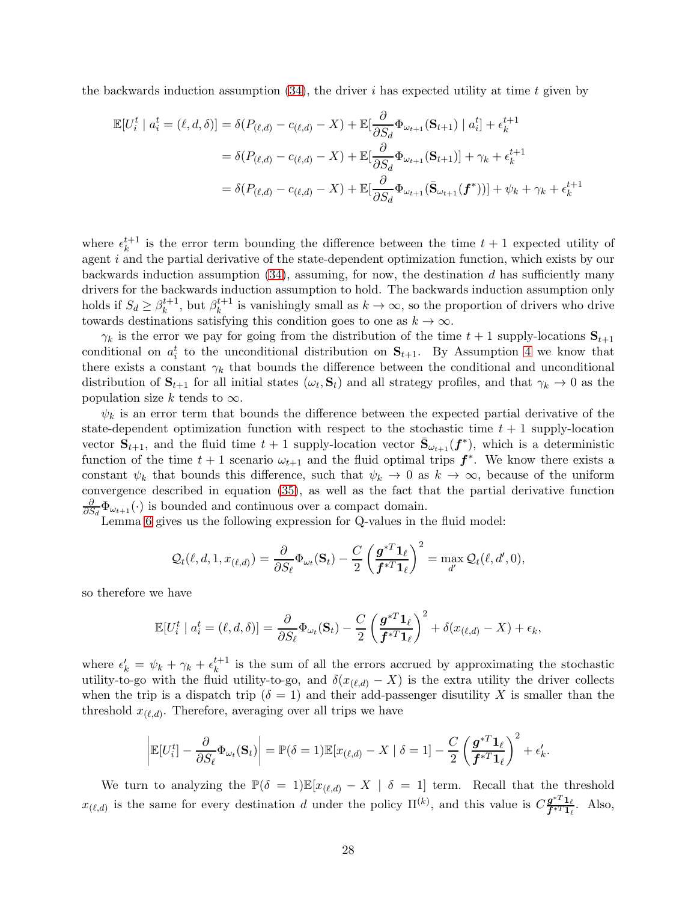the backwards induction assumption (34), the driver $i$ has expected utility at time $t$ given by

$$
\begin{aligned}
\mathbb{E}[U_i^t \mid a_i^t = (\ell, d, \delta)] &= \delta(P_{(\ell,d)} - c_{(\ell,d)} - X) + \mathbb{E}[\frac{\partial}{\partial S_d}\Phi_{\omega_{t+1}}(\mathbf{S}_{t+1}) \mid a_i^t] + \epsilon_k^{t+1} \\
&= \delta(P_{(\ell,d)} - c_{(\ell,d)} - X) + \mathbb{E}[\frac{\partial}{\partial S_d}\Phi_{\omega_{t+1}}(\mathbf{S}_{t+1})] + \gamma_k + \epsilon_k^{t+1} \\
&= \delta(P_{(\ell,d)} - c_{(\ell,d)} - X) + \mathbb{E}[\frac{\partial}{\partial S_d}\Phi_{\omega_{t+1}}(\bar{\mathbf{S}}_{\omega_{t+1}}(\boldsymbol{f}^*))] + \psi_k + \gamma_k + \epsilon_k^{t+1}
\end{aligned}
$$

where $\epsilon_k^{t+1}$ is the error term bounding the difference between the time $t+1$ expected utility of agent $i$ and the partial derivative of the state-dependent optimization function, which exists by our backwards induction assumption (34), assuming, for now, the destination $d$ has sufficiently many drivers for the backwards induction assumption to hold. The backwards induction assumption only holds if $S_d \geq \beta_k^{t+1}$, but $\beta_k^{t+1}$ is vanishingly small as $k \to \infty$, so the proportion of drivers who drive towards destinations satisfying this condition goes to one as $k \to \infty$.

$\gamma_k$ is the error we pay for going from the distribution of the time $t+1$ supply-locations $\mathbf{S}_{t+1}$ conditional on $a_i^t$ to the unconditional distribution on $\mathbf{S}_{t+1}$. By Assumption 4 we know that there exists a constant $\gamma_k$ that bounds the difference between the conditional and unconditional distribution of $\mathbf{S}_{t+1}$ for all initial states $(\omega_t, \mathbf{S}_t)$ and all strategy profiles, and that $\gamma_k \to 0$ as the population size $k$ tends to $\infty$.

$\psi_k$ is an error term that bounds the difference between the expected partial derivative of the state-dependent optimization function with respect to the stochastic time $t+1$ supply-location vector $\mathbf{S}_{t+1}$, and the fluid time $t+1$ supply-location vector $\bar{\mathbf{S}}_{\omega_{t+1}}(\boldsymbol{f}^*)$, which is a deterministic function of the time $t+1$ scenario $\omega_{t+1}$ and the fluid optimal trips $\boldsymbol{f}^*$. We know there exists a constant $\psi_k$ that bounds this difference, such that $\psi_k \to 0$ as $k \to \infty$, because of the uniform convergence described in equation (35), as well as the fact that the partial derivative function $\frac{\partial}{\partial S_d}\Phi_{\omega_{t+1}}(\cdot)$ is bounded and continuous over a compact domain.

Lemma 6 gives us the following expression for Q-values in the fluid model:

$$
\mathcal{Q}_t(\ell, d, 1, x_{(\ell,d)}) = \frac{\partial}{\partial S_\ell}\Phi_{\omega_t}(\mathbf{S}_t) - \frac{C}{2}\left(\frac{\boldsymbol{g}^{*T}\mathbf{1}_\ell}{\boldsymbol{f}^{*T}\mathbf{1}_\ell}\right)^2 = \max_{d'} \mathcal{Q}_t(\ell, d', 0),
$$

so therefore we have

$$
\mathbb{E}[U_i^t \mid a_i^t = (\ell, d, \delta)] = \frac{\partial}{\partial S_\ell}\Phi_{\omega_t}(\mathbf{S}_t) - \frac{C}{2}\left(\frac{\boldsymbol{g}^{*T}\mathbf{1}_\ell}{\boldsymbol{f}^{*T}\mathbf{1}_\ell}\right)^2 + \delta(x_{(\ell,d)} - X) + \epsilon_k,
$$

where $\epsilon_k' = \psi_k + \gamma_k + \epsilon_k^{t+1}$ is the sum of all the errors accrued by approximating the stochastic utility-to-go with the fluid utility-to-go, and $\delta(x_{(\ell,d)} - X)$ is the extra utility the driver collects when the trip is a dispatch trip ($\delta = 1$) and their add-passenger disutility $X$ is smaller than the threshold $x_{(\ell,d)}$. Therefore, averaging over all trips we have

$$
\left|\mathbb{E}[U_i^t] - \frac{\partial}{\partial S_\ell}\Phi_{\omega_t}(\mathbf{S}_t)\right| = \mathbb{P}(\delta = 1)\mathbb{E}[x_{(\ell,d)} - X \mid \delta = 1] - \frac{C}{2}\left(\frac{\boldsymbol{g}^{*T}\mathbf{1}_\ell}{\boldsymbol{f}^{*T}\mathbf{1}_\ell}\right)^2 + \epsilon_k'.
$$

We turn to analyzing the $\mathbb{P}(\delta = 1)\mathbb{E}[x_{(\ell,d)} - X \mid \delta = 1]$ term. Recall that the threshold $x_{(\ell,d)}$ is the same for every destination $d$ under the policy $\Pi^{(k)}$, and this value is $C\frac{\boldsymbol{g}^{*T}\mathbf{1}_\ell}{\boldsymbol{f}^{*T}\mathbf{1}_\ell}$. Also,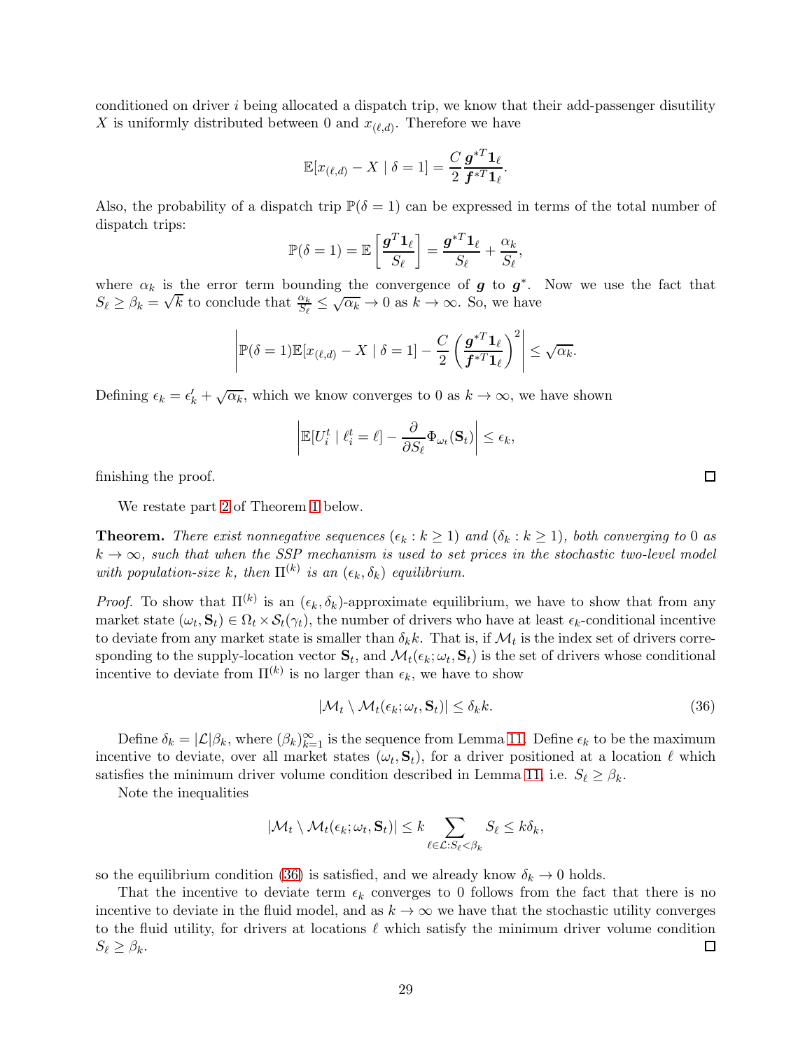conditioned on driver $i$ being allocated a dispatch trip, we know that their add-passenger disutility $X$ is uniformly distributed between 0 and $x_{(\ell,d)}$. Therefore we have

$$\mathbb{E}[x_{(\ell,d)} - X \mid \delta = 1] = \frac{C}{2} \frac{\boldsymbol{g}^{*T} \mathbf{1}_\ell}{\boldsymbol{f}^{*T} \mathbf{1}_\ell}.$$

Also, the probability of a dispatch trip $\mathbb{P}(\delta = 1)$ can be expressed in terms of the total number of dispatch trips:

$$\mathbb{P}(\delta = 1) = \mathbb{E}\left[\frac{\boldsymbol{g}^T \mathbf{1}_\ell}{S_\ell}\right] = \frac{\boldsymbol{g}^{*T} \mathbf{1}_\ell}{S_\ell} + \frac{\alpha_k}{S_\ell},$$

where $\alpha_k$ is the error term bounding the convergence of $\boldsymbol{g}$ to $\boldsymbol{g}^*$. Now we use the fact that $S_\ell \geq \beta_k = \sqrt{k}$ to conclude that $\frac{\alpha_k}{S_\ell} \leq \sqrt{\alpha_k} \to 0$ as $k \to \infty$. So, we have

$$\left| \mathbb{P}(\delta = 1) \mathbb{E}[x_{(\ell,d)} - X \mid \delta = 1] - \frac{C}{2} \left( \frac{\boldsymbol{g}^{*T} \mathbf{1}_\ell}{\boldsymbol{f}^{*T} \mathbf{1}_\ell} \right)^2 \right| \leq \sqrt{\alpha_k}.$$

Defining $\epsilon_k = \epsilon'_k + \sqrt{\alpha_k}$, which we know converges to 0 as $k \to \infty$, we have shown

$$\left| \mathbb{E}[U_i^t \mid \ell_i^t = \ell] - \frac{\partial}{\partial S_\ell} \Phi_{\omega_t}(\mathbf{S}_t) \right| \leq \epsilon_k,$$

finishing the proof. $\square$

We restate part 2 of Theorem 1 below.

**Theorem.** *There exist nonnegative sequences $(\epsilon_k : k \geq 1)$ and $(\delta_k : k \geq 1)$, both converging to 0 as $k \to \infty$, such that when the SSP mechanism is used to set prices in the stochastic two-level model with population-size $k$, then $\Pi^{(k)}$ is an $(\epsilon_k, \delta_k)$ equilibrium.*

*Proof.* To show that $\Pi^{(k)}$ is an $(\epsilon_k, \delta_k)$-approximate equilibrium, we have to show that from any market state $(\omega_t, \mathbf{S}_t) \in \Omega_t \times \mathcal{S}_t(\gamma_t)$, the number of drivers who have at least $\epsilon_k$-conditional incentive to deviate from any market state is smaller than $\delta_k k$. That is, if $\mathcal{M}_t$ is the index set of drivers corresponding to the supply-location vector $\mathbf{S}_t$, and $\mathcal{M}_t(\epsilon_k; \omega_t, \mathbf{S}_t)$ is the set of drivers whose conditional incentive to deviate from $\Pi^{(k)}$ is no larger than $\epsilon_k$, we have to show

$$|\mathcal{M}_t \setminus \mathcal{M}_t(\epsilon_k; \omega_t, \mathbf{S}_t)| \leq \delta_k k. \tag{36}$$

Define $\delta_k = |\mathcal{L}| \beta_k$, where $(\beta_k)_{k=1}^\infty$ is the sequence from Lemma 11. Define $\epsilon_k$ to be the maximum incentive to deviate, over all market states $(\omega_t, \mathbf{S}_t)$, for a driver positioned at a location $\ell$ which satisfies the minimum driver volume condition described in Lemma 11, i.e. $S_\ell \geq \beta_k$.

Note the inequalities

$$|\mathcal{M}_t \setminus \mathcal{M}_t(\epsilon_k; \omega_t, \mathbf{S}_t)| \leq k \sum_{\ell \in \mathcal{L} : S_\ell < \beta_k} S_\ell \leq k \delta_k,$$

so the equilibrium condition (36) is satisfied, and we already know $\delta_k \to 0$ holds.

That the incentive to deviate term $\epsilon_k$ converges to 0 follows from the fact that there is no incentive to deviate in the fluid model, and as $k \to \infty$ we have that the stochastic utility converges to the fluid utility, for drivers at locations $\ell$ which satisfy the minimum driver volume condition $S_\ell \geq \beta_k$. $\square$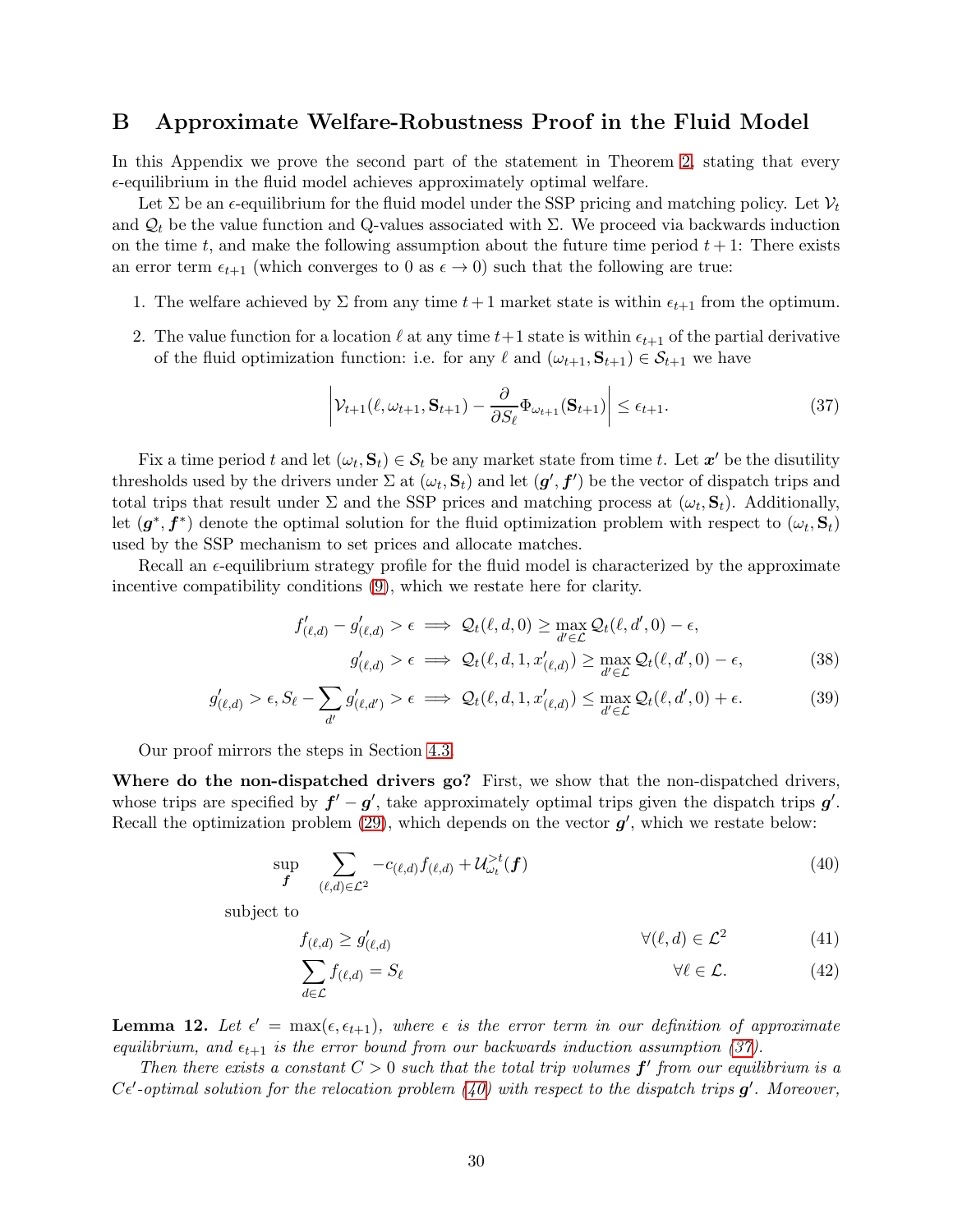## B Approximate Welfare-Robustness Proof in the Fluid Model

In this Appendix we prove the second part of the statement in Theorem 2, stating that every $\epsilon$-equilibrium in the fluid model achieves approximately optimal welfare.

Let $\Sigma$ be an $\epsilon$-equilibrium for the fluid model under the SSP pricing and matching policy. Let $\mathcal{V}_t$ and $\mathcal{Q}_t$ be the value function and Q-values associated with $\Sigma$. We proceed via backwards induction on the time $t$, and make the following assumption about the future time period $t+1$: There exists an error term $\epsilon_{t+1}$ (which converges to 0 as $\epsilon \to 0$) such that the following are true:

1. The welfare achieved by $\Sigma$ from any time $t+1$ market state is within $\epsilon_{t+1}$ from the optimum.
2. The value function for a location $\ell$ at any time $t+1$ state is within $\epsilon_{t+1}$ of the partial derivative of the fluid optimization function: i.e. for any $\ell$ and $(\omega_{t+1}, \mathbf{S}_{t+1}) \in \mathcal{S}_{t+1}$ we have

$$\left| \mathcal{V}_{t+1}(\ell, \omega_{t+1}, \mathbf{S}_{t+1}) - \frac{\partial}{\partial S_\ell} \Phi_{\omega_{t+1}}(\mathbf{S}_{t+1}) \right| \le \epsilon_{t+1}. \tag{37}$$

Fix a time period $t$ and let $(\omega_t, \mathbf{S}_t) \in \mathcal{S}_t$ be any market state from time $t$. Let $\boldsymbol{x}'$ be the disutility thresholds used by the drivers under $\Sigma$ at $(\omega_t, \mathbf{S}_t)$ and let $(\boldsymbol{g}', \boldsymbol{f}')$ be the vector of dispatch trips and total trips that result under $\Sigma$ and the SSP prices and matching process at $(\omega_t, \mathbf{S}_t)$. Additionally, let $(\boldsymbol{g}^*, \boldsymbol{f}^*)$ denote the optimal solution for the fluid optimization problem with respect to $(\omega_t, \mathbf{S}_t)$ used by the SSP mechanism to set prices and allocate matches.

Recall an $\epsilon$-equilibrium strategy profile for the fluid model is characterized by the approximate incentive compatibility conditions (9), which we restate here for clarity.

$$\begin{aligned} f'_{(\ell,d)} - g'_{(\ell,d)} > \epsilon &\implies \mathcal{Q}_t(\ell, d, 0) \ge \max_{d' \in \mathcal{L}} \mathcal{Q}_t(\ell, d', 0) - \epsilon, \\ g'_{(\ell,d)} > \epsilon &\implies \mathcal{Q}_t(\ell, d, 1, x'_{(\ell,d)}) \ge \max_{d' \in \mathcal{L}} \mathcal{Q}_t(\ell, d', 0) - \epsilon, \end{aligned} \tag{38}$$

$$g'_{(\ell,d)} > \epsilon, S_\ell - \sum_{d'} g'_{(\ell,d')} > \epsilon \implies \mathcal{Q}_t(\ell, d, 1, x'_{(\ell,d)}) \le \max_{d' \in \mathcal{L}} \mathcal{Q}_t(\ell, d', 0) + \epsilon. \tag{39}$$

Our proof mirrors the steps in Section 4.3.

**Where do the non-dispatched drivers go?** First, we show that the non-dispatched drivers, whose trips are specified by $\boldsymbol{f}' - \boldsymbol{g}'$, take approximately optimal trips given the dispatch trips $\boldsymbol{g}'$. Recall the optimization problem (29), which depends on the vector $\boldsymbol{g}'$, which we restate below:

$$\sup_{\boldsymbol{f}} \sum_{(\ell,d) \in \mathcal{L}^2} -c_{(\ell,d)} f_{(\ell,d)} + \mathcal{U}^{>t}_{\omega_t}(\boldsymbol{f}) \tag{40}$$

subject to

$$f_{(\ell,d)} \ge g'_{(\ell,d)} \qquad \forall (\ell,d) \in \mathcal{L}^2 \tag{41}$$

$$\sum_{d \in \mathcal{L}} f_{(\ell,d)} = S_\ell \qquad \forall \ell \in \mathcal{L}. \tag{42}$$

**Lemma 12.** *Let $\epsilon' = \max(\epsilon, \epsilon_{t+1})$, where $\epsilon$ is the error term in our definition of approximate equilibrium, and $\epsilon_{t+1}$ is the error bound from our backwards induction assumption (37).*

*Then there exists a constant $C > 0$ such that the total trip volumes $\boldsymbol{f}'$ from our equilibrium is a $C\epsilon'$-optimal solution for the relocation problem (40) with respect to the dispatch trips $\boldsymbol{g}'$. Moreover,*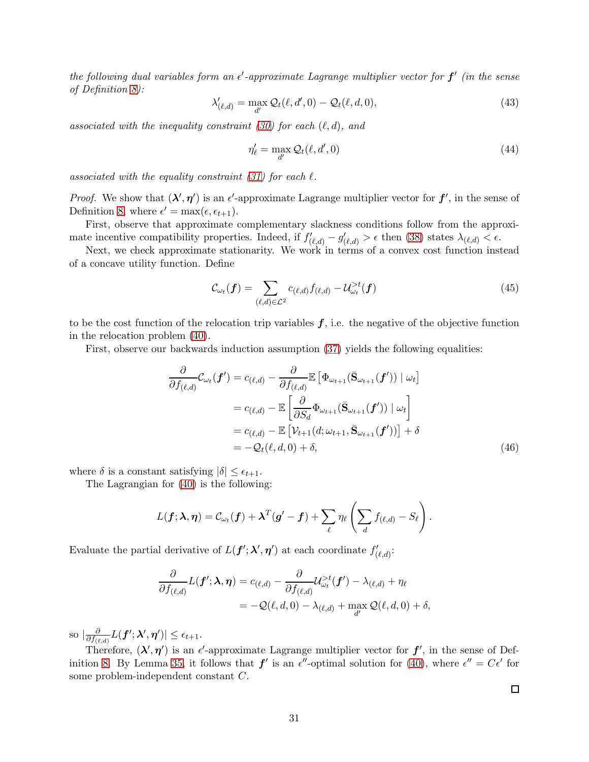*the following dual variables form an $\epsilon'$-approximate Lagrange multiplier vector for $\boldsymbol{f}'$ (in the sense of Definition 8):*

$$\lambda'_{(\ell,d)} = \max_{d'} \mathcal{Q}_t(\ell, d', 0) - \mathcal{Q}_t(\ell, d, 0), \tag{43}$$

*associated with the inequality constraint (30) for each $(\ell, d)$, and*

$$\eta'_\ell = \max_{d'} \mathcal{Q}_t(\ell, d', 0) \tag{44}$$

*associated with the equality constraint (31) for each $\ell$.*

*Proof.* We show that $(\boldsymbol{\lambda}', \boldsymbol{\eta}')$ is an $\epsilon'$-approximate Lagrange multiplier vector for $\boldsymbol{f}'$, in the sense of Definition 8, where $\epsilon' = \max(\epsilon, \epsilon_{t+1})$.

First, observe that approximate complementary slackness conditions follow from the approximate incentive compatibility properties. Indeed, if $f'_{(\ell,d)} - g'_{(\ell,d)} > \epsilon$ then (38) states $\lambda_{(\ell,d)} < \epsilon$.

Next, we check approximate stationarity. We work in terms of a convex cost function instead of a concave utility function. Define

$$\mathcal{C}_{\omega_t}(\boldsymbol{f}) = \sum_{(\ell,d)\in\mathcal{L}^2} c_{(\ell,d)} f_{(\ell,d)} - \mathcal{U}^{>t}_{\omega_t}(\boldsymbol{f}) \tag{45}$$

to be the cost function of the relocation trip variables $\boldsymbol{f}$, i.e. the negative of the objective function in the relocation problem (40).

First, observe our backwards induction assumption (37) yields the following equalities:

$$\begin{aligned}
\frac{\partial}{\partial f_{(\ell,d)}} \mathcal{C}_{\omega_t}(\boldsymbol{f}') &= c_{(\ell,d)} - \frac{\partial}{\partial f_{(\ell,d)}} \mathbb{E}\left[\Phi_{\omega_{t+1}}(\bar{\mathbf{S}}_{\omega_{t+1}}(\boldsymbol{f}')) \mid \omega_t\right] \\
&= c_{(\ell,d)} - \mathbb{E}\left[\frac{\partial}{\partial S_d} \Phi_{\omega_{t+1}}(\bar{\mathbf{S}}_{\omega_{t+1}}(\boldsymbol{f}')) \mid \omega_t\right] \\
&= c_{(\ell,d)} - \mathbb{E}\left[\mathcal{V}_{t+1}(d; \omega_{t+1}, \bar{\mathbf{S}}_{\omega_{t+1}}(\boldsymbol{f}'))\right] + \delta \\
&= -\mathcal{Q}_t(\ell, d, 0) + \delta,
\end{aligned} \tag{46}$$

where $\delta$ is a constant satisfying $|\delta| \leq \epsilon_{t+1}$.

The Lagrangian for (40) is the following:

$$L(\boldsymbol{f}; \boldsymbol{\lambda}, \boldsymbol{\eta}) = \mathcal{C}_{\omega_t}(\boldsymbol{f}) + \boldsymbol{\lambda}^T(\boldsymbol{g}' - \boldsymbol{f}) + \sum_\ell \eta_\ell \left(\sum_d f_{(\ell,d)} - S_\ell\right).$$

Evaluate the partial derivative of $L(\boldsymbol{f}'; \boldsymbol{\lambda}', \boldsymbol{\eta}')$ at each coordinate $f'_{(\ell,d)}$:

$$\begin{aligned}
\frac{\partial}{\partial f_{(\ell,d)}} L(\boldsymbol{f}'; \boldsymbol{\lambda}, \boldsymbol{\eta}) &= c_{(\ell,d)} - \frac{\partial}{\partial f_{(\ell,d)}} \mathcal{U}^{>t}_{\omega_t}(\boldsymbol{f}') - \lambda_{(\ell,d)} + \eta_\ell \\
&= -\mathcal{Q}(\ell, d, 0) - \lambda_{(\ell,d)} + \max_{d'} \mathcal{Q}(\ell, d, 0) + \delta,
\end{aligned}$$

so $|\frac{\partial}{\partial f_{(\ell,d)}} L(\boldsymbol{f}'; \boldsymbol{\lambda}', \boldsymbol{\eta}')| \leq \epsilon_{t+1}$.

Therefore, $(\boldsymbol{\lambda}', \boldsymbol{\eta}')$ is an $\epsilon'$-approximate Lagrange multiplier vector for $\boldsymbol{f}'$, in the sense of Definition 8. By Lemma 35, it follows that $\boldsymbol{f}'$ is an $\epsilon''$-optimal solution for (40), where $\epsilon'' = C\epsilon'$ for some problem-independent constant $C$.

□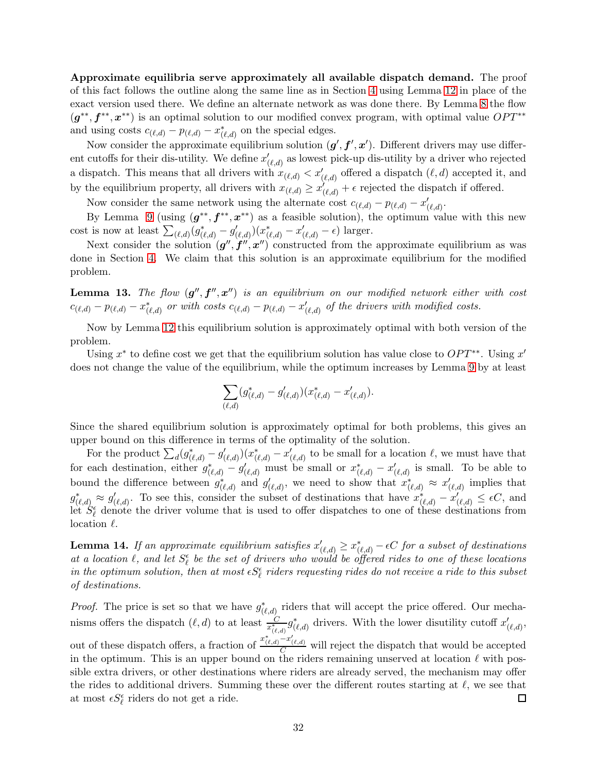**Approximate equilibria serve approximately all available dispatch demand.** The proof of this fact follows the outline along the same line as in Section 4 using Lemma 12 in place of the exact version used there. We define an alternate network as was done there. By Lemma 8 the flow $(\boldsymbol{g}^{**}, \boldsymbol{f}^{**}, \boldsymbol{x}^{**})$ is an optimal solution to our modified convex program, with optimal value $OPT^{**}$ and using costs $c_{(\ell,d)} - p_{(\ell,d)} - x^*_{(\ell,d)}$ on the special edges.

Now consider the approximate equilibrium solution $(\boldsymbol{g}', \boldsymbol{f}', \boldsymbol{x}')$. Different drivers may use different cutoffs for their dis-utility. We define $x'_{(\ell,d)}$ as lowest pick-up dis-utility by a driver who rejected a dispatch. This means that all drivers with $x_{(\ell,d)} < x'_{(\ell,d)}$ offered a dispatch $(\ell, d)$ accepted it, and by the equilibrium property, all drivers with $x_{(\ell,d)} \geq x'_{(\ell,d)} + \epsilon$ rejected the dispatch if offered.

Now consider the same network using the alternate cost $c_{(\ell,d)} - p_{(\ell,d)} - x'_{(\ell,d)}$.

By Lemma 9 (using $(\boldsymbol{g}^{**}, \boldsymbol{f}^{**}, \boldsymbol{x}^{**})$ as a feasible solution), the optimum value with this new cost is now at least $\sum_{(\ell,d)} (g^*_{(\ell,d)} - g'_{(\ell,d)})(x^*_{(\ell,d)} - x'_{(\ell,d)} - \epsilon)$ larger.

Next consider the solution $(\boldsymbol{g}'', \boldsymbol{f}'', \boldsymbol{x}'')$ constructed from the approximate equilibrium as was done in Section 4. We claim that this solution is an approximate equilibrium for the modified problem.

**Lemma 13.** *The flow $(\boldsymbol{g}'', \boldsymbol{f}'', \boldsymbol{x}'')$ is an equilibrium on our modified network either with cost $c_{(\ell,d)} - p_{(\ell,d)} - x^*_{(\ell,d)}$ or with costs $c_{(\ell,d)} - p_{(\ell,d)} - x'_{(\ell,d)}$ of the drivers with modified costs.*

Now by Lemma 12 this equilibrium solution is approximately optimal with both version of the problem.

Using $x^*$ to define cost we get that the equilibrium solution has value close to $OPT^{**}$. Using $x'$ does not change the value of the equilibrium, while the optimum increases by Lemma 9 by at least

$$\sum_{(\ell,d)} (g^*_{(\ell,d)} - g'_{(\ell,d)})(x^*_{(\ell,d)} - x'_{(\ell,d)}).$$

Since the shared equilibrium solution is approximately optimal for both problems, this gives an upper bound on this difference in terms of the optimality of the solution.

For the product $\sum_d (g^*_{(\ell,d)} - g'_{(\ell,d)})(x^*_{(\ell,d)} - x'_{(\ell,d)})$ to be small for a location $\ell$, we must have that for each destination, either $g^*_{(\ell,d)} - g'_{(\ell,d)}$ must be small or $x^*_{(\ell,d)} - x'_{(\ell,d)}$ is small. To be able to bound the difference between $g^*_{(\ell,d)}$ and $g'_{(\ell,d)}$, we need to show that $x^*_{(\ell,d)} \approx x'_{(\ell,d)}$ implies that $g^*_{(\ell,d)} \approx g'_{(\ell,d)}$. To see this, consider the subset of destinations that have $x^*_{(\ell,d)} - x'_{(\ell,d)} \leq \epsilon C$, and let $S^\epsilon_\ell$ denote the driver volume that is used to offer dispatches to one of these destinations from location $\ell$.

**Lemma 14.** *If an approximate equilibrium satisfies $x'_{(\ell,d)} \geq x^*_{(\ell,d)} - \epsilon C$ for a subset of destinations at a location $\ell$, and let $S^\epsilon_\ell$ be the set of drivers who would be offered rides to one of these locations in the optimum solution, then at most $\epsilon S^\epsilon_\ell$ riders requesting rides do not receive a ride to this subset of destinations.*

*Proof.* The price is set so that we have $g^*_{(\ell,d)}$ riders that will accept the price offered. Our mechanisms offers the dispatch $(\ell, d)$ to at least $\frac{C}{x^*_{(\ell,d)}} g^*_{(\ell,d)}$ drivers. With the lower disutility cutoff $x'_{(\ell,d)}$, out of these dispatch offers, a fraction of $\frac{x^*_{(\ell,d)} - x'_{(\ell,d)}}{C}$ will reject the dispatch that would be accepted in the optimum. This is an upper bound on the riders remaining unserved at location $\ell$ with possible extra drivers, or other destinations where riders are already served, the mechanism may offer the rides to additional drivers. Summing these over the different routes starting at $\ell$, we see that at most $\epsilon S^\epsilon_\ell$ riders do not get a ride. $\square$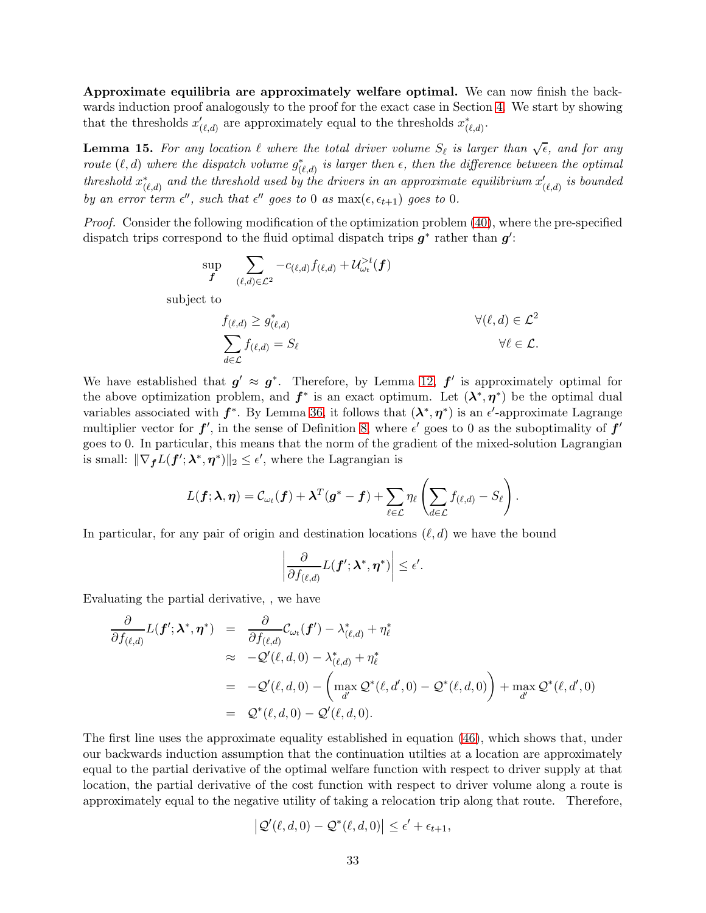**Approximate equilibria are approximately welfare optimal.** We can now finish the backwards induction proof analogously to the proof for the exact case in Section 4. We start by showing that the thresholds $x'_{(\ell,d)}$ are approximately equal to the thresholds $x^*_{(\ell,d)}$.

**Lemma 15.** *For any location $\ell$ where the total driver volume $S_\ell$ is larger than $\sqrt{\epsilon}$, and for any route $(\ell,d)$ where the dispatch volume $g^*_{(\ell,d)}$ is larger then $\epsilon$, then the difference between the optimal threshold $x^*_{(\ell,d)}$ and the threshold used by the drivers in an approximate equilibrium $x'_{(\ell,d)}$ is bounded by an error term $\epsilon''$, such that $\epsilon''$ goes to 0 as $\max(\epsilon, \epsilon_{t+1})$ goes to 0.*

*Proof.* Consider the following modification of the optimization problem (40), where the pre-specified dispatch trips correspond to the fluid optimal dispatch trips $\boldsymbol{g}^*$ rather than $\boldsymbol{g}'$:

$$\sup_{\boldsymbol{f}} \quad \sum_{(\ell,d)\in\mathcal{L}^2} -c_{(\ell,d)} f_{(\ell,d)} + \mathcal{U}^{>t}_{\omega_t}(\boldsymbol{f})$$

subject to

$$f_{(\ell,d)} \geq g^*_{(\ell,d)} \qquad \forall (\ell,d) \in \mathcal{L}^2$$
$$\sum_{d\in\mathcal{L}} f_{(\ell,d)} = S_\ell \qquad \forall \ell \in \mathcal{L}.$$

We have established that $\boldsymbol{g}' \approx \boldsymbol{g}^*$. Therefore, by Lemma 12, $\boldsymbol{f}'$ is approximately optimal for the above optimization problem, and $\boldsymbol{f}^*$ is an exact optimum. Let $(\boldsymbol{\lambda}^*, \boldsymbol{\eta}^*)$ be the optimal dual variables associated with $\boldsymbol{f}^*$. By Lemma 36, it follows that $(\boldsymbol{\lambda}^*, \boldsymbol{\eta}^*)$ is an $\epsilon'$-approximate Lagrange multiplier vector for $\boldsymbol{f}'$, in the sense of Definition 8, where $\epsilon'$ goes to 0 as the suboptimality of $\boldsymbol{f}'$ goes to 0. In particular, this means that the norm of the gradient of the mixed-solution Lagrangian is small: $\|\nabla_{\boldsymbol{f}} L(\boldsymbol{f}'; \boldsymbol{\lambda}^*, \boldsymbol{\eta}^*)\|_2 \leq \epsilon'$, where the Lagrangian is

$$L(\boldsymbol{f}; \boldsymbol{\lambda}, \boldsymbol{\eta}) = \mathcal{C}_{\omega_t}(\boldsymbol{f}) + \boldsymbol{\lambda}^T(\boldsymbol{g}^* - \boldsymbol{f}) + \sum_{\ell\in\mathcal{L}} \eta_\ell \left( \sum_{d\in\mathcal{L}} f_{(\ell,d)} - S_\ell \right).$$

In particular, for any pair of origin and destination locations $(\ell,d)$ we have the bound

$$\left| \frac{\partial}{\partial f_{(\ell,d)}} L(\boldsymbol{f}'; \boldsymbol{\lambda}^*, \boldsymbol{\eta}^*) \right| \leq \epsilon'.$$

Evaluating the partial derivative, , we have

$$\begin{aligned}
\frac{\partial}{\partial f_{(\ell,d)}} L(\boldsymbol{f}'; \boldsymbol{\lambda}^*, \boldsymbol{\eta}^*) &= \frac{\partial}{\partial f_{(\ell,d)}} \mathcal{C}_{\omega_t}(\boldsymbol{f}') - \lambda^*_{(\ell,d)} + \eta^*_\ell \\
&\approx -\mathcal{Q}'(\ell,d,0) - \lambda^*_{(\ell,d)} + \eta^*_\ell \\
&= -\mathcal{Q}'(\ell,d,0) - \left( \max_{d'} \mathcal{Q}^*(\ell,d',0) - \mathcal{Q}^*(\ell,d,0) \right) + \max_{d'} \mathcal{Q}^*(\ell,d',0) \\
&= \mathcal{Q}^*(\ell,d,0) - \mathcal{Q}'(\ell,d,0).
\end{aligned}$$

The first line uses the approximate equality established in equation (46), which shows that, under our backwards induction assumption that the continuation utilties at a location are approximately equal to the partial derivative of the optimal welfare function with respect to driver supply at that location, the partial derivative of the cost function with respect to driver volume along a route is approximately equal to the negative utility of taking a relocation trip along that route. Therefore,

$$\left| \mathcal{Q}'(\ell,d,0) - \mathcal{Q}^*(\ell,d,0) \right| \leq \epsilon' + \epsilon_{t+1},$$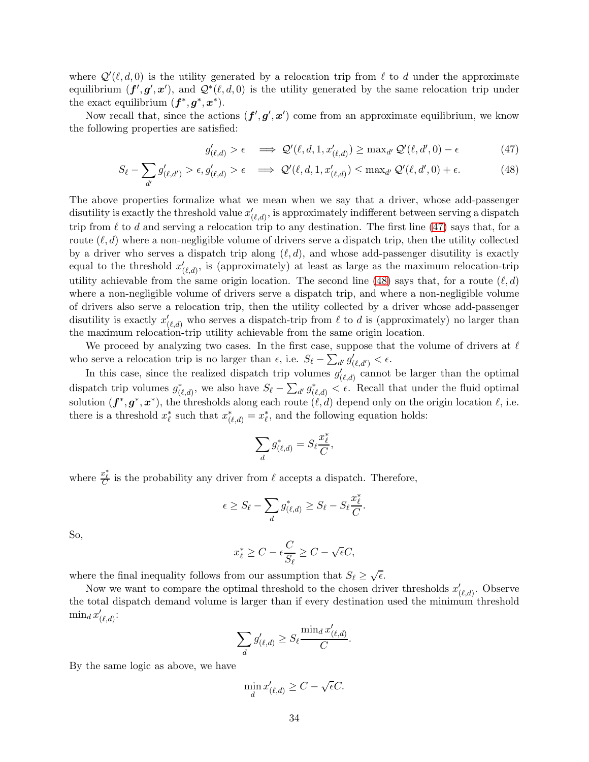where $\mathcal{Q}'(\ell, d, 0)$ is the utility generated by a relocation trip from $\ell$ to $d$ under the approximate equilibrium $(\boldsymbol{f}', \boldsymbol{g}', \boldsymbol{x}')$, and $\mathcal{Q}^*(\ell, d, 0)$ is the utility generated by the same relocation trip under the exact equilibrium $(\boldsymbol{f}^*, \boldsymbol{g}^*, \boldsymbol{x}^*)$.

Now recall that, since the actions $(\boldsymbol{f}', \boldsymbol{g}', \boldsymbol{x}')$ come from an approximate equilibrium, we know the following properties are satisfied:

$$g'_{(\ell,d)} > \epsilon \implies \mathcal{Q}'(\ell, d, 1, x'_{(\ell,d)}) \geq \max_{d'} \mathcal{Q}'(\ell, d', 0) - \epsilon \tag{47}$$

$$S_\ell - \sum_{d'} g'_{(\ell,d')} > \epsilon, g'_{(\ell,d)} > \epsilon \implies \mathcal{Q}'(\ell, d, 1, x'_{(\ell,d)}) \leq \max_{d'} \mathcal{Q}'(\ell, d', 0) + \epsilon. \tag{48}$$

The above properties formalize what we mean when we say that a driver, whose add-passenger disutility is exactly the threshold value $x'_{(\ell,d)}$, is approximately indifferent between serving a dispatch trip from $\ell$ to $d$ and serving a relocation trip to any destination. The first line (47) says that, for a route $(\ell, d)$ where a non-negligible volume of drivers serve a dispatch trip, then the utility collected by a driver who serves a dispatch trip along $(\ell, d)$, and whose add-passenger disutility is exactly equal to the threshold $x'_{(\ell,d)}$, is (approximately) at least as large as the maximum relocation-trip utility achievable from the same origin location. The second line (48) says that, for a route $(\ell, d)$ where a non-negligible volume of drivers serve a dispatch trip, and where a non-negligible volume of drivers also serve a relocation trip, then the utility collected by a driver whose add-passenger disutility is exactly $x'_{(\ell,d)}$ who serves a dispatch-trip from $\ell$ to $d$ is (approximately) no larger than the maximum relocation-trip utility achievable from the same origin location.

We proceed by analyzing two cases. In the first case, suppose that the volume of drivers at $\ell$ who serve a relocation trip is no larger than $\epsilon$, i.e. $S_\ell - \sum_{d'} g'_{(\ell,d')} < \epsilon$.

In this case, since the realized dispatch trip volumes $g'_{(\ell,d)}$ cannot be larger than the optimal dispatch trip volumes $g^*_{(\ell,d)}$, we also have $S_\ell - \sum_{d'} g^*_{(\ell,d)} < \epsilon$. Recall that under the fluid optimal solution $(\boldsymbol{f}^*, \boldsymbol{g}^*, \boldsymbol{x}^*)$, the thresholds along each route $(\ell, d)$ depend only on the origin location $\ell$, i.e. there is a threshold $x^*_\ell$ such that $x^*_{(\ell,d)} = x^*_\ell$, and the following equation holds:

$$\sum_d g^*_{(\ell,d)} = S_\ell \frac{x^*_\ell}{C},$$

where $\frac{x^*_\ell}{C}$ is the probability any driver from $\ell$ accepts a dispatch. Therefore,

$$\epsilon \geq S_\ell - \sum_d g^*_{(\ell,d)} \geq S_\ell - S_\ell \frac{x^*_\ell}{C}.$$

So,

$$x^*_\ell \geq C - \epsilon \frac{C}{S_\ell} \geq C - \sqrt{\epsilon} C,$$

where the final inequality follows from our assumption that $S_\ell \geq \sqrt{\epsilon}$.

Now we want to compare the optimal threshold to the chosen driver thresholds $x'_{(\ell,d)}$. Observe the total dispatch demand volume is larger than if every destination used the minimum threshold $\min_d x'_{(\ell,d)}$:

$$\sum_d g'_{(\ell,d)} \geq S_\ell \frac{\min_d x'_{(\ell,d)}}{C}.$$

By the same logic as above, we have

$$\min_d x'_{(\ell,d)} \geq C - \sqrt{\epsilon} C.$$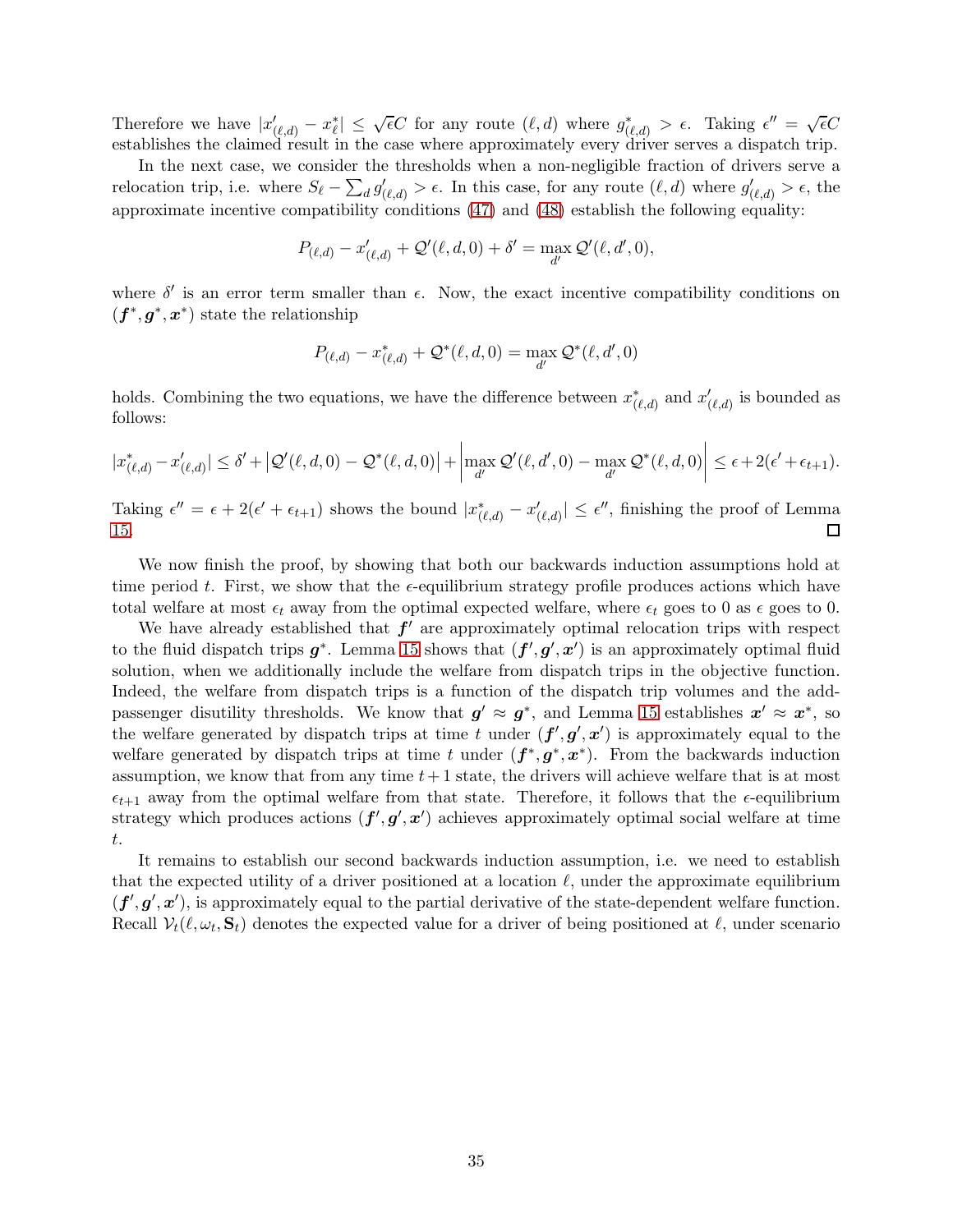Therefore we have $|x'_{(\ell,d)} - x^*_\ell| \le \sqrt{\epsilon}C$ for any route $(\ell, d)$ where $g^*_{(\ell,d)} > \epsilon$. Taking $\epsilon'' = \sqrt{\epsilon}C$ establishes the claimed result in the case where approximately every driver serves a dispatch trip.

In the next case, we consider the thresholds when a non-negligible fraction of drivers serve a relocation trip, i.e. where $S_\ell - \sum_d g'_{(\ell,d)} > \epsilon$. In this case, for any route $(\ell, d)$ where $g'_{(\ell,d)} > \epsilon$, the approximate incentive compatibility conditions (47) and (48) establish the following equality:

$$P_{(\ell,d)} - x'_{(\ell,d)} + \mathcal{Q}'(\ell, d, 0) + \delta' = \max_{d'} \mathcal{Q}'(\ell, d', 0),$$

where $\delta'$ is an error term smaller than $\epsilon$. Now, the exact incentive compatibility conditions on $(\boldsymbol{f}^*, \boldsymbol{g}^*, \boldsymbol{x}^*)$ state the relationship

$$P_{(\ell,d)} - x^*_{(\ell,d)} + \mathcal{Q}^*(\ell, d, 0) = \max_{d'} \mathcal{Q}^*(\ell, d', 0)$$

holds. Combining the two equations, we have the difference between $x^*_{(\ell,d)}$ and $x'_{(\ell,d)}$ is bounded as follows:

$$|x^*_{(\ell,d)} - x'_{(\ell,d)}| \le \delta' + \left|\mathcal{Q}'(\ell, d, 0) - \mathcal{Q}^*(\ell, d, 0)\right| + \left|\max_{d'} \mathcal{Q}'(\ell, d', 0) - \max_{d'} \mathcal{Q}^*(\ell, d, 0)\right| \le \epsilon + 2(\epsilon' + \epsilon_{t+1}).$$

Taking $\epsilon'' = \epsilon + 2(\epsilon' + \epsilon_{t+1})$ shows the bound $|x^*_{(\ell,d)} - x'_{(\ell,d)}| \le \epsilon''$, finishing the proof of Lemma 15. □

We now finish the proof, by showing that both our backwards induction assumptions hold at time period $t$. First, we show that the $\epsilon$-equilibrium strategy profile produces actions which have total welfare at most $\epsilon_t$ away from the optimal expected welfare, where $\epsilon_t$ goes to 0 as $\epsilon$ goes to 0.

We have already established that $\boldsymbol{f}'$ are approximately optimal relocation trips with respect to the fluid dispatch trips $\boldsymbol{g}^*$. Lemma 15 shows that $(\boldsymbol{f}', \boldsymbol{g}', \boldsymbol{x}')$ is an approximately optimal fluid solution, when we additionally include the welfare from dispatch trips in the objective function. Indeed, the welfare from dispatch trips is a function of the dispatch trip volumes and the add-passenger disutility thresholds. We know that $\boldsymbol{g}' \approx \boldsymbol{g}^*$, and Lemma 15 establishes $\boldsymbol{x}' \approx \boldsymbol{x}^*$, so the welfare generated by dispatch trips at time $t$ under $(\boldsymbol{f}', \boldsymbol{g}', \boldsymbol{x}')$ is approximately equal to the welfare generated by dispatch trips at time $t$ under $(\boldsymbol{f}^*, \boldsymbol{g}^*, \boldsymbol{x}^*)$. From the backwards induction assumption, we know that from any time $t+1$ state, the drivers will achieve welfare that is at most $\epsilon_{t+1}$ away from the optimal welfare from that state. Therefore, it follows that the $\epsilon$-equilibrium strategy which produces actions $(\boldsymbol{f}', \boldsymbol{g}', \boldsymbol{x}')$ achieves approximately optimal social welfare at time $t$.

It remains to establish our second backwards induction assumption, i.e. we need to establish that the expected utility of a driver positioned at a location $\ell$, under the approximate equilibrium $(\boldsymbol{f}', \boldsymbol{g}', \boldsymbol{x}')$, is approximately equal to the partial derivative of the state-dependent welfare function. Recall $\mathcal{V}_t(\ell, \omega_t, \mathbf{S}_t)$ denotes the expected value for a driver of being positioned at $\ell$, under scenario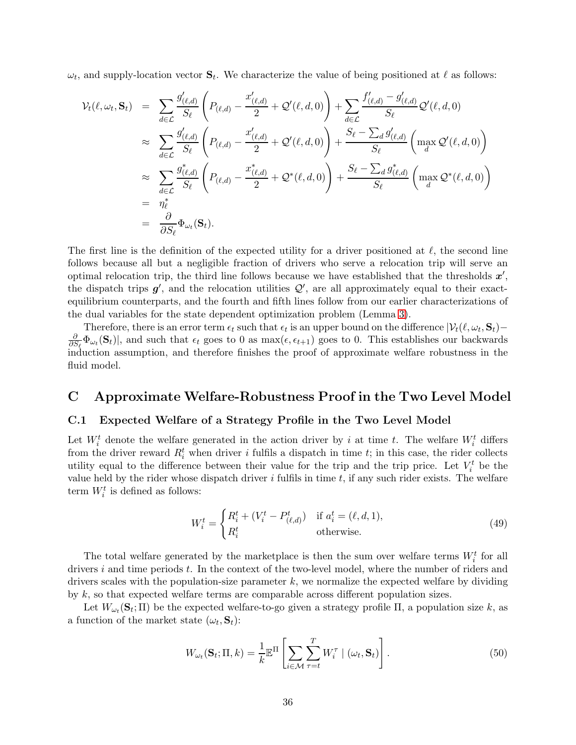$\omega_t$, and supply-location vector $\mathbf{S}_t$. We characterize the value of being positioned at $\ell$ as follows:

$$
\begin{aligned}
\mathcal{V}_t(\ell, \omega_t, \mathbf{S}_t) &= \sum_{d \in \mathcal{L}} \frac{g'_{(\ell,d)}}{S_\ell} \left( P_{(\ell,d)} - \frac{x'_{(\ell,d)}}{2} + \mathcal{Q}'(\ell, d, 0) \right) + \sum_{d \in \mathcal{L}} \frac{f'_{(\ell,d)} - g'_{(\ell,d)}}{S_\ell} \mathcal{Q}'(\ell, d, 0) \\
&\approx \sum_{d \in \mathcal{L}} \frac{g'_{(\ell,d)}}{S_\ell} \left( P_{(\ell,d)} - \frac{x'_{(\ell,d)}}{2} + \mathcal{Q}'(\ell, d, 0) \right) + \frac{S_\ell - \sum_d g'_{(\ell,d)}}{S_\ell} \left( \max_d \mathcal{Q}'(\ell, d, 0) \right) \\
&\approx \sum_{d \in \mathcal{L}} \frac{g^*_{(\ell,d)}}{S_\ell} \left( P_{(\ell,d)} - \frac{x^*_{(\ell,d)}}{2} + \mathcal{Q}^*(\ell, d, 0) \right) + \frac{S_\ell - \sum_d g^*_{(\ell,d)}}{S_\ell} \left( \max_d \mathcal{Q}^*(\ell, d, 0) \right) \\
&= \eta^*_\ell \\
&= \frac{\partial}{\partial S_\ell} \Phi_{\omega_t}(\mathbf{S}_t).
\end{aligned}
$$

The first line is the definition of the expected utility for a driver positioned at $\ell$, the second line follows because all but a negligible fraction of drivers who serve a relocation trip will serve an optimal relocation trip, the third line follows because we have established that the thresholds $\boldsymbol{x}'$, the dispatch trips $\boldsymbol{g}'$, and the relocation utilities $\mathcal{Q}'$, are all approximately equal to their exact-equilibrium counterparts, and the fourth and fifth lines follow from our earlier characterizations of the dual variables for the state dependent optimization problem (Lemma 3).

Therefore, there is an error term $\epsilon_t$ such that $\epsilon_t$ is an upper bound on the difference $|\mathcal{V}_t(\ell, \omega_t, \mathbf{S}_t) - \frac{\partial}{\partial S_\ell} \Phi_{\omega_t}(\mathbf{S}_t)|$, and such that $\epsilon_t$ goes to 0 as $\max(\epsilon, \epsilon_{t+1})$ goes to 0. This establishes our backwards induction assumption, and therefore finishes the proof of approximate welfare robustness in the fluid model.

# C Approximate Welfare-Robustness Proof in the Two Level Model

## C.1 Expected Welfare of a Strategy Profile in the Two Level Model

Let $W_i^t$ denote the welfare generated in the action driver by $i$ at time $t$. The welfare $W_i^t$ differs from the driver reward $R_i^t$ when driver $i$ fulfils a dispatch in time $t$; in this case, the rider collects utility equal to the difference between their value for the trip and the trip price. Let $V_i^t$ be the value held by the rider whose dispatch driver $i$ fulfils in time $t$, if any such rider exists. The welfare term $W_i^t$ is defined as follows:

$$
W_i^t = \begin{cases} R_i^t + (V_i^t - P^t_{(\ell,d)}) & \text{if } a_i^t = (\ell, d, 1), \\ R_i^t & \text{otherwise.} \end{cases} \tag{49}
$$

The total welfare generated by the marketplace is then the sum over welfare terms $W_i^t$ for all drivers $i$ and time periods $t$. In the context of the two-level model, where the number of riders and drivers scales with the population-size parameter $k$, we normalize the expected welfare by dividing by $k$, so that expected welfare terms are comparable across different population sizes.

Let $W_{\omega_t}(\mathbf{S}_t; \Pi)$ be the expected welfare-to-go given a strategy profile $\Pi$, a population size $k$, as a function of the market state $(\omega_t, \mathbf{S}_t)$:

$$
W_{\omega_t}(\mathbf{S}_t; \Pi, k) = \frac{1}{k} \mathbb{E}^\Pi \left[ \sum_{i \in \mathcal{M}} \sum_{\tau = t}^{T} W_i^\tau \mid (\omega_t, \mathbf{S}_t) \right]. \tag{50}
$$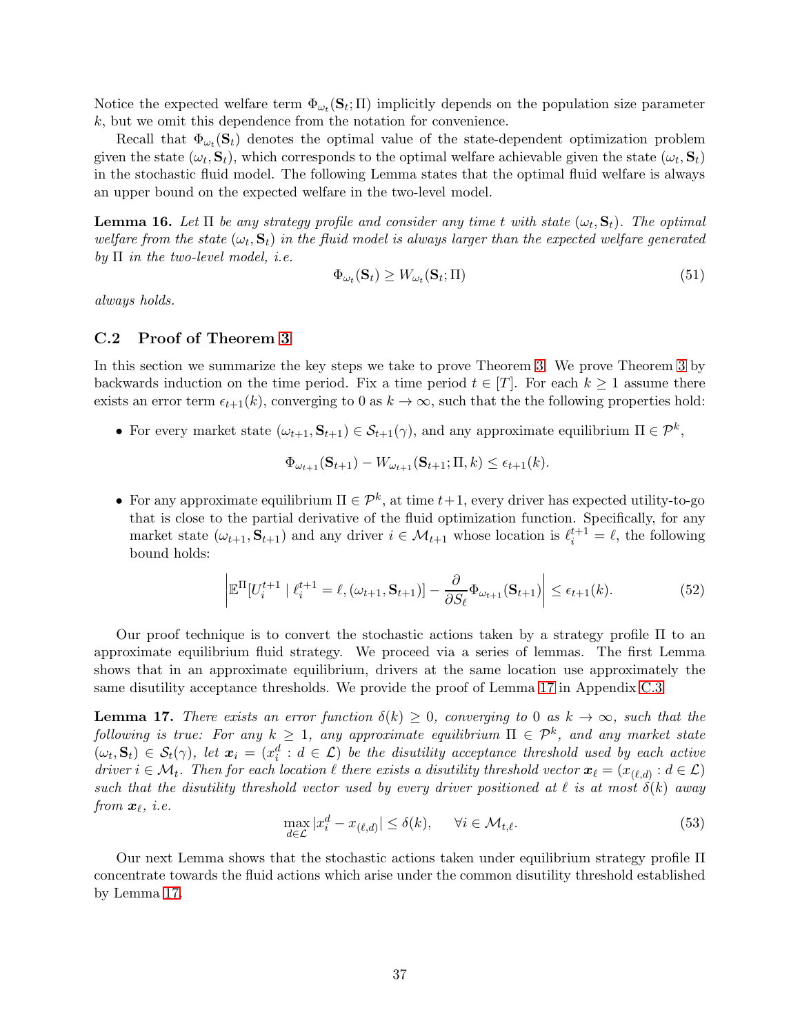Notice the expected welfare term $\Phi_{\omega_t}(\mathbf{S}_t; \Pi)$ implicitly depends on the population size parameter $k$, but we omit this dependence from the notation for convenience.

Recall that $\Phi_{\omega_t}(\mathbf{S}_t)$ denotes the optimal value of the state-dependent optimization problem given the state $(\omega_t, \mathbf{S}_t)$, which corresponds to the optimal welfare achievable given the state $(\omega_t, \mathbf{S}_t)$ in the stochastic fluid model. The following Lemma states that the optimal fluid welfare is always an upper bound on the expected welfare in the two-level model.

**Lemma 16.** *Let $\Pi$ be any strategy profile and consider any time $t$ with state $(\omega_t, \mathbf{S}_t)$. The optimal welfare from the state $(\omega_t, \mathbf{S}_t)$ in the fluid model is always larger than the expected welfare generated by $\Pi$ in the two-level model, i.e.*

$$\Phi_{\omega_t}(\mathbf{S}_t) \geq W_{\omega_t}(\mathbf{S}_t; \Pi) \tag{51}$$

*always holds.*

## C.2 Proof of Theorem 3

In this section we summarize the key steps we take to prove Theorem 3. We prove Theorem 3 by backwards induction on the time period. Fix a time period $t \in [T]$. For each $k \geq 1$ assume there exists an error term $\epsilon_{t+1}(k)$, converging to 0 as $k \to \infty$, such that the the following properties hold:

- For every market state $(\omega_{t+1}, \mathbf{S}_{t+1}) \in \mathcal{S}_{t+1}(\gamma)$, and any approximate equilibrium $\Pi \in \mathcal{P}^k$,

$$\Phi_{\omega_{t+1}}(\mathbf{S}_{t+1}) - W_{\omega_{t+1}}(\mathbf{S}_{t+1}; \Pi, k) \leq \epsilon_{t+1}(k).$$

- For any approximate equilibrium $\Pi \in \mathcal{P}^k$, at time $t+1$, every driver has expected utility-to-go that is close to the partial derivative of the fluid optimization function. Specifically, for any market state $(\omega_{t+1}, \mathbf{S}_{t+1})$ and any driver $i \in \mathcal{M}_{t+1}$ whose location is $\ell_i^{t+1} = \ell$, the following bound holds:

$$\left| \mathbb{E}^{\Pi}[U_i^{t+1} \mid \ell_i^{t+1} = \ell, (\omega_{t+1}, \mathbf{S}_{t+1})] - \frac{\partial}{\partial S_\ell} \Phi_{\omega_{t+1}}(\mathbf{S}_{t+1}) \right| \leq \epsilon_{t+1}(k). \tag{52}$$

Our proof technique is to convert the stochastic actions taken by a strategy profile $\Pi$ to an approximate equilibrium fluid strategy. We proceed via a series of lemmas. The first Lemma shows that in an approximate equilibrium, drivers at the same location use approximately the same disutility acceptance thresholds. We provide the proof of Lemma 17 in Appendix C.3.

**Lemma 17.** *There exists an error function $\delta(k) \geq 0$, converging to 0 as $k \to \infty$, such that the following is true: For any $k \geq 1$, any approximate equilibrium $\Pi \in \mathcal{P}^k$, and any market state $(\omega_t, \mathbf{S}_t) \in \mathcal{S}_t(\gamma)$, let $\boldsymbol{x}_i = (x_i^d : d \in \mathcal{L})$ be the disutility acceptance threshold used by each active driver $i \in \mathcal{M}_t$. Then for each location $\ell$ there exists a disutility threshold vector $\boldsymbol{x}_\ell = (x_{(\ell,d)} : d \in \mathcal{L})$ such that the disutility threshold vector used by every driver positioned at $\ell$ is at most $\delta(k)$ away from $\boldsymbol{x}_\ell$, i.e.*

$$\max_{d \in \mathcal{L}} |x_i^d - x_{(\ell,d)}| \leq \delta(k), \qquad \forall i \in \mathcal{M}_{t,\ell}. \tag{53}$$

Our next Lemma shows that the stochastic actions taken under equilibrium strategy profile $\Pi$ concentrate towards the fluid actions which arise under the common disutility threshold established by Lemma 17.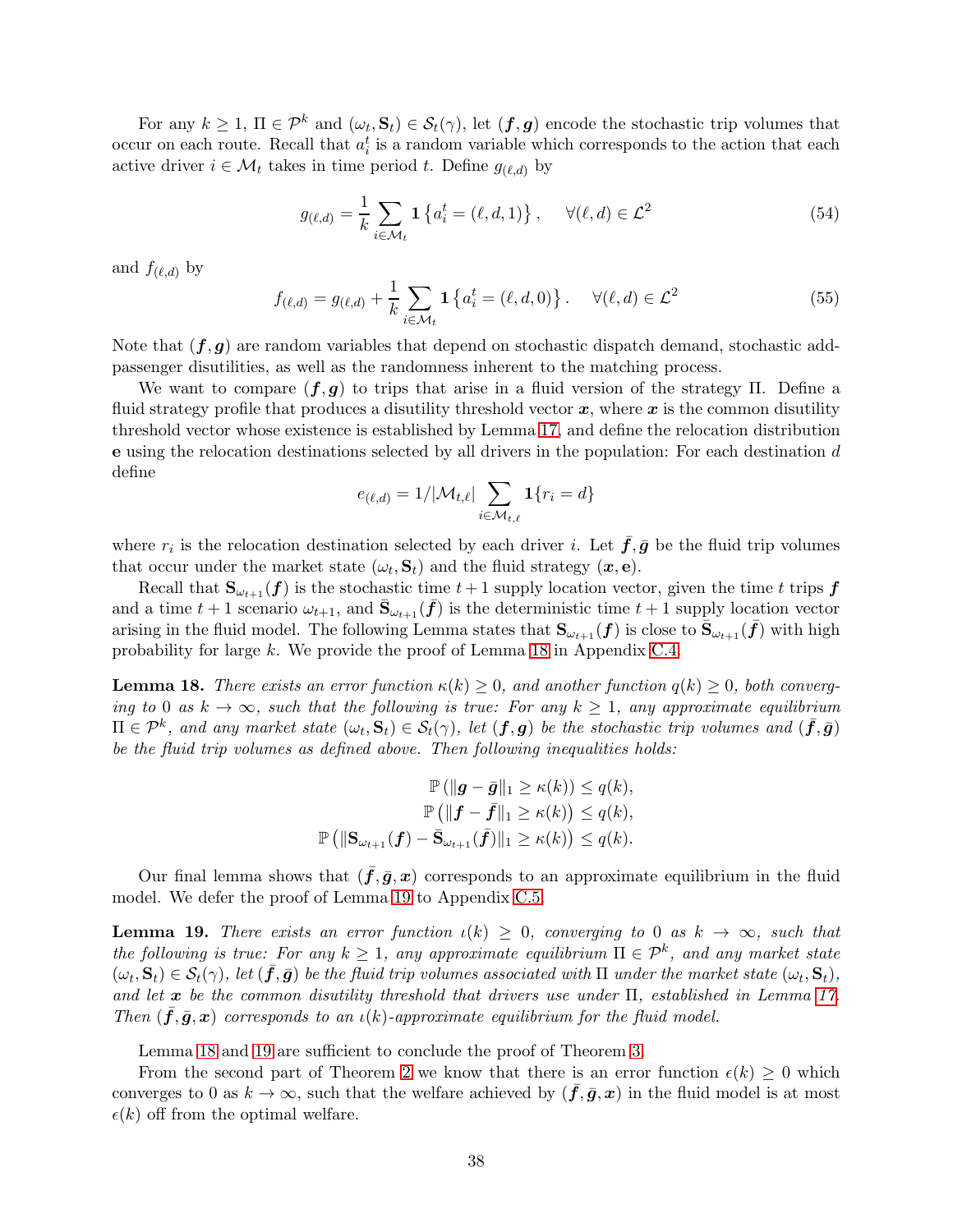For any $k \geq 1$, $\Pi \in \mathcal{P}^k$ and $(\omega_t, \mathbf{S}_t) \in \mathcal{S}_t(\gamma)$, let $(\boldsymbol{f}, \boldsymbol{g})$ encode the stochastic trip volumes that occur on each route. Recall that $a_i^t$ is a random variable which corresponds to the action that each active driver $i \in \mathcal{M}_t$ takes in time period $t$. Define $g_{(\ell,d)}$ by

$$
g_{(\ell,d)} = \frac{1}{k} \sum_{i \in \mathcal{M}_t} \mathbf{1}\left\{a_i^t = (\ell, d, 1)\right\}, \quad \forall (\ell, d) \in \mathcal{L}^2 \tag{54}
$$

and $f_{(\ell,d)}$ by

$$
f_{(\ell,d)} = g_{(\ell,d)} + \frac{1}{k} \sum_{i \in \mathcal{M}_t} \mathbf{1}\left\{a_i^t = (\ell, d, 0)\right\}. \quad \forall (\ell, d) \in \mathcal{L}^2 \tag{55}
$$

Note that $(\boldsymbol{f}, \boldsymbol{g})$ are random variables that depend on stochastic dispatch demand, stochastic add-passenger disutilities, as well as the randomness inherent to the matching process.

We want to compare $(\boldsymbol{f}, \boldsymbol{g})$ to trips that arise in a fluid version of the strategy $\Pi$. Define a fluid strategy profile that produces a disutility threshold vector $\boldsymbol{x}$, where $\boldsymbol{x}$ is the common disutility threshold vector whose existence is established by Lemma 17, and define the relocation distribution $\mathbf{e}$ using the relocation destinations selected by all drivers in the population: For each destination $d$ define

$$
e_{(\ell,d)} = 1/|\mathcal{M}_{t,\ell}| \sum_{i \in \mathcal{M}_{t,\ell}} \mathbf{1}\{r_i = d\}
$$

where $r_i$ is the relocation destination selected by each driver $i$. Let $\bar{\boldsymbol{f}}, \bar{\boldsymbol{g}}$ be the fluid trip volumes that occur under the market state $(\omega_t, \mathbf{S}_t)$ and the fluid strategy $(\boldsymbol{x}, \mathbf{e})$.

Recall that $\mathbf{S}_{\omega_{t+1}}(\boldsymbol{f})$ is the stochastic time $t+1$ supply location vector, given the time $t$ trips $\boldsymbol{f}$ and a time $t+1$ scenario $\omega_{t+1}$, and $\bar{\mathbf{S}}_{\omega_{t+1}}(\bar{\boldsymbol{f}})$ is the deterministic time $t+1$ supply location vector arising in the fluid model. The following Lemma states that $\mathbf{S}_{\omega_{t+1}}(\boldsymbol{f})$ is close to $\bar{\mathbf{S}}_{\omega_{t+1}}(\bar{\boldsymbol{f}})$ with high probability for large $k$. We provide the proof of Lemma 18 in Appendix C.4.

**Lemma 18.** *There exists an error function $\kappa(k) \geq 0$, and another function $q(k) \geq 0$, both converging to 0 as $k \to \infty$, such that the following is true: For any $k \geq 1$, any approximate equilibrium $\Pi \in \mathcal{P}^k$, and any market state $(\omega_t, \mathbf{S}_t) \in \mathcal{S}_t(\gamma)$, let $(\boldsymbol{f}, \boldsymbol{g})$ be the stochastic trip volumes and $(\bar{\boldsymbol{f}}, \bar{\boldsymbol{g}})$ be the fluid trip volumes as defined above. Then following inequalities holds:*

$$
\begin{aligned}
\mathbb{P}\left(\|\boldsymbol{g} - \bar{\boldsymbol{g}}\|_1 \geq \kappa(k)\right) &\leq q(k), \\
\mathbb{P}\left(\|\boldsymbol{f} - \bar{\boldsymbol{f}}\|_1 \geq \kappa(k)\right) &\leq q(k), \\
\mathbb{P}\left(\|\mathbf{S}_{\omega_{t+1}}(\boldsymbol{f}) - \bar{\mathbf{S}}_{\omega_{t+1}}(\bar{\boldsymbol{f}})\|_1 \geq \kappa(k)\right) &\leq q(k).
\end{aligned}
$$

Our final lemma shows that $(\bar{\boldsymbol{f}}, \bar{\boldsymbol{g}}, \boldsymbol{x})$ corresponds to an approximate equilibrium in the fluid model. We defer the proof of Lemma 19 to Appendix C.5.

**Lemma 19.** *There exists an error function $\iota(k) \geq 0$, converging to 0 as $k \to \infty$, such that the following is true: For any $k \geq 1$, any approximate equilibrium $\Pi \in \mathcal{P}^k$, and any market state $(\omega_t, \mathbf{S}_t) \in \mathcal{S}_t(\gamma)$, let $(\bar{\boldsymbol{f}}, \bar{\boldsymbol{g}})$ be the fluid trip volumes associated with $\Pi$ under the market state $(\omega_t, \mathbf{S}_t)$, and let $\boldsymbol{x}$ be the common disutility threshold that drivers use under $\Pi$, established in Lemma 17. Then $(\bar{\boldsymbol{f}}, \bar{\boldsymbol{g}}, \boldsymbol{x})$ corresponds to an $\iota(k)$-approximate equilibrium for the fluid model.*

Lemma 18 and 19 are sufficient to conclude the proof of Theorem 3.

From the second part of Theorem 2 we know that there is an error function $\epsilon(k) \geq 0$ which converges to 0 as $k \to \infty$, such that the welfare achieved by $(\bar{\boldsymbol{f}}, \bar{\boldsymbol{g}}, \boldsymbol{x})$ in the fluid model is at most $\epsilon(k)$ off from the optimal welfare.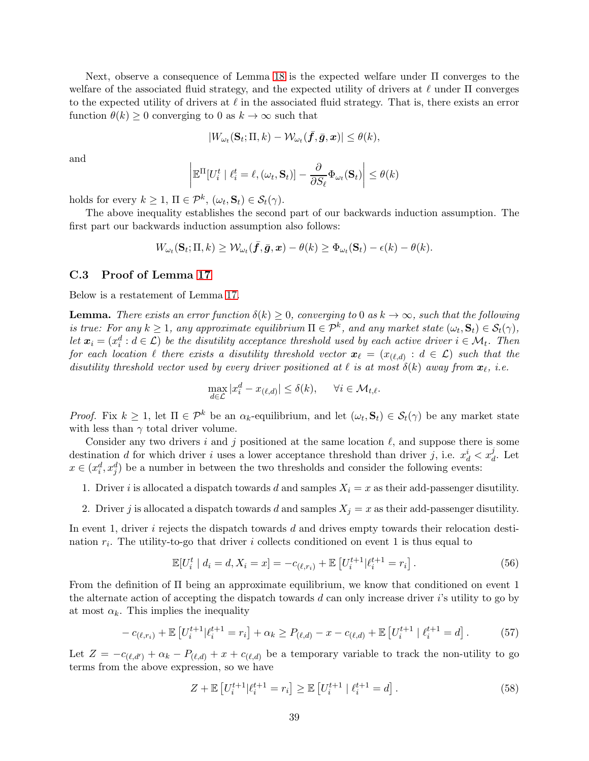Next, observe a consequence of Lemma 18 is the expected welfare under $\Pi$ converges to the welfare of the associated fluid strategy, and the expected utility of drivers at $\ell$ under $\Pi$ converges to the expected utility of drivers at $\ell$ in the associated fluid strategy. That is, there exists an error function $\theta(k) \geq 0$ converging to 0 as $k \to \infty$ such that

$$|W_{\omega_t}(\mathbf{S}_t; \Pi, k) - \mathcal{W}_{\omega_t}(\bar{\boldsymbol{f}}, \bar{\boldsymbol{g}}, \boldsymbol{x})| \leq \theta(k),$$

and

$$\left| \mathbb{E}^{\Pi}[U_i^t \mid \ell_i^t = \ell, (\omega_t, \mathbf{S}_t)] - \frac{\partial}{\partial S_\ell} \Phi_{\omega_t}(\mathbf{S}_t) \right| \leq \theta(k)$$

holds for every $k \geq 1$, $\Pi \in \mathcal{P}^k$, $(\omega_t, \mathbf{S}_t) \in \mathcal{S}_t(\gamma)$.

The above inequality establishes the second part of our backwards induction assumption. The first part our backwards induction assumption also follows:

$$W_{\omega_t}(\mathbf{S}_t; \Pi, k) \geq \mathcal{W}_{\omega_t}(\bar{\boldsymbol{f}}, \bar{\boldsymbol{g}}, \boldsymbol{x}) - \theta(k) \geq \Phi_{\omega_t}(\mathbf{S}_t) - \epsilon(k) - \theta(k).$$

### C.3 Proof of Lemma 17

Below is a restatement of Lemma 17.

**Lemma.** *There exists an error function $\delta(k) \geq 0$, converging to 0 as $k \to \infty$, such that the following is true: For any $k \geq 1$, any approximate equilibrium $\Pi \in \mathcal{P}^k$, and any market state $(\omega_t, \mathbf{S}_t) \in \mathcal{S}_t(\gamma)$, let $\boldsymbol{x}_i = (x_i^d : d \in \mathcal{L})$ be the disutility acceptance threshold used by each active driver $i \in \mathcal{M}_t$. Then for each location $\ell$ there exists a disutility threshold vector $\boldsymbol{x}_\ell = (x_{(\ell,d)} : d \in \mathcal{L})$ such that the disutility threshold vector used by every driver positioned at $\ell$ is at most $\delta(k)$ away from $\boldsymbol{x}_\ell$, i.e.*

$$\max_{d \in \mathcal{L}} |x_i^d - x_{(\ell,d)}| \leq \delta(k), \qquad \forall i \in \mathcal{M}_{t,\ell}.$$

*Proof.* Fix $k \geq 1$, let $\Pi \in \mathcal{P}^k$ be an $\alpha_k$-equilibrium, and let $(\omega_t, \mathbf{S}_t) \in \mathcal{S}_t(\gamma)$ be any market state with less than $\gamma$ total driver volume.

Consider any two drivers $i$ and $j$ positioned at the same location $\ell$, and suppose there is some destination $d$ for which driver $i$ uses a lower acceptance threshold than driver $j$, i.e. $x_d^i < x_d^j$. Let $x \in (x_i^d, x_j^d)$ be a number in between the two thresholds and consider the following events:

1. Driver $i$ is allocated a dispatch towards $d$ and samples $X_i = x$ as their add-passenger disutility.
2. Driver $j$ is allocated a dispatch towards $d$ and samples $X_j = x$ as their add-passenger disutility.

In event 1, driver $i$ rejects the dispatch towards $d$ and drives empty towards their relocation destination $r_i$. The utility-to-go that driver $i$ collects conditioned on event 1 is thus equal to

$$\mathbb{E}[U_i^t \mid d_i = d, X_i = x] = -c_{(\ell, r_i)} + \mathbb{E}\left[U_i^{t+1} | \ell_i^{t+1} = r_i\right]. \tag{56}$$

From the definition of $\Pi$ being an approximate equilibrium, we know that conditioned on event 1 the alternate action of accepting the dispatch towards $d$ can only increase driver $i$'s utility to go by at most $\alpha_k$. This implies the inequality

$$-c_{(\ell, r_i)} + \mathbb{E}\left[U_i^{t+1} | \ell_i^{t+1} = r_i\right] + \alpha_k \geq P_{(\ell,d)} - x - c_{(\ell,d)} + \mathbb{E}\left[U_i^{t+1} \mid \ell_i^{t+1} = d\right]. \tag{57}$$

Let $Z = -c_{(\ell,d')} + \alpha_k - P_{(\ell,d)} + x + c_{(\ell,d)}$ be a temporary variable to track the non-utility to go terms from the above expression, so we have

$$Z + \mathbb{E}\left[U_i^{t+1} | \ell_i^{t+1} = r_i\right] \geq \mathbb{E}\left[U_i^{t+1} \mid \ell_i^{t+1} = d\right]. \tag{58}$$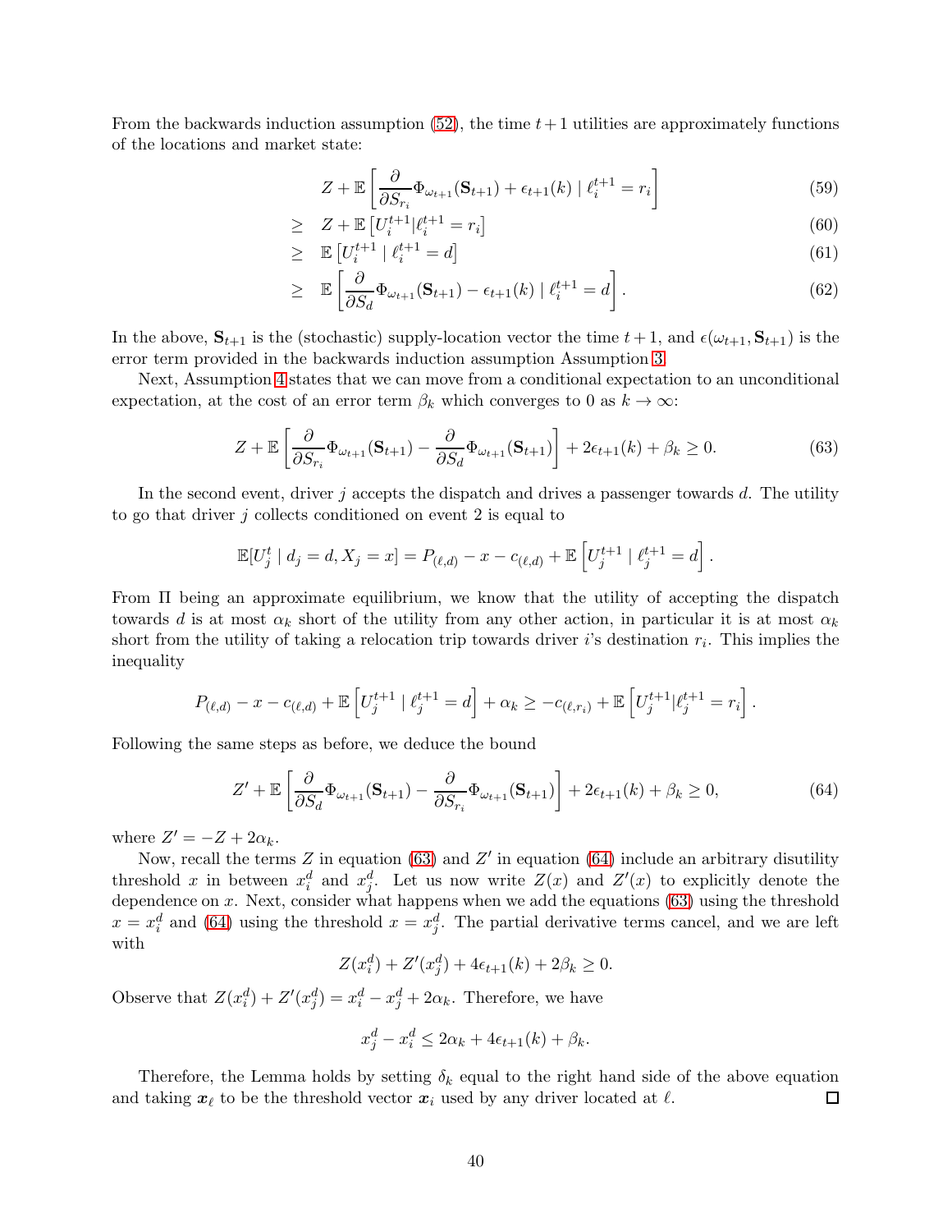From the backwards induction assumption (52), the time $t+1$ utilities are approximately functions of the locations and market state:

$$
\begin{aligned}
& Z + \mathbb{E}\left[\frac{\partial}{\partial S_{r_i}}\Phi_{\omega_{t+1}}(\mathbf{S}_{t+1}) + \epsilon_{t+1}(k) \mid \ell_i^{t+1} = r_i\right] && (59) \\
\geq \quad & Z + \mathbb{E}\left[U_i^{t+1} | \ell_i^{t+1} = r_i\right] && (60) \\
\geq \quad & \mathbb{E}\left[U_i^{t+1} \mid \ell_i^{t+1} = d\right] && (61) \\
\geq \quad & \mathbb{E}\left[\frac{\partial}{\partial S_d}\Phi_{\omega_{t+1}}(\mathbf{S}_{t+1}) - \epsilon_{t+1}(k) \mid \ell_i^{t+1} = d\right]. && (62)
\end{aligned}
$$

In the above, $\mathbf{S}_{t+1}$ is the (stochastic) supply-location vector the time $t+1$, and $\epsilon(\omega_{t+1}, \mathbf{S}_{t+1})$ is the error term provided in the backwards induction assumption Assumption 3.

Next, Assumption 4 states that we can move from a conditional expectation to an unconditional expectation, at the cost of an error term $\beta_k$ which converges to 0 as $k \to \infty$:

$$
Z + \mathbb{E}\left[\frac{\partial}{\partial S_{r_i}}\Phi_{\omega_{t+1}}(\mathbf{S}_{t+1}) - \frac{\partial}{\partial S_d}\Phi_{\omega_{t+1}}(\mathbf{S}_{t+1})\right] + 2\epsilon_{t+1}(k) + \beta_k \geq 0. \tag{63}
$$

In the second event, driver $j$ accepts the dispatch and drives a passenger towards $d$. The utility to go that driver $j$ collects conditioned on event 2 is equal to

$$
\mathbb{E}[U_j^t \mid d_j = d, X_j = x] = P_{(\ell,d)} - x - c_{(\ell,d)} + \mathbb{E}\left[U_j^{t+1} \mid \ell_j^{t+1} = d\right].
$$

From $\Pi$ being an approximate equilibrium, we know that the utility of accepting the dispatch towards $d$ is at most $\alpha_k$ short of the utility from any other action, in particular it is at most $\alpha_k$ short from the utility of taking a relocation trip towards driver $i$'s destination $r_i$. This implies the inequality

$$
P_{(\ell,d)} - x - c_{(\ell,d)} + \mathbb{E}\left[U_j^{t+1} \mid \ell_j^{t+1} = d\right] + \alpha_k \geq -c_{(\ell,r_i)} + \mathbb{E}\left[U_j^{t+1} | \ell_j^{t+1} = r_i\right].
$$

Following the same steps as before, we deduce the bound

$$
Z' + \mathbb{E}\left[\frac{\partial}{\partial S_d}\Phi_{\omega_{t+1}}(\mathbf{S}_{t+1}) - \frac{\partial}{\partial S_{r_i}}\Phi_{\omega_{t+1}}(\mathbf{S}_{t+1})\right] + 2\epsilon_{t+1}(k) + \beta_k \geq 0, \tag{64}
$$

where $Z' = -Z + 2\alpha_k$.

Now, recall the terms $Z$ in equation (63) and $Z'$ in equation (64) include an arbitrary disutility threshold $x$ in between $x_i^d$ and $x_j^d$. Let us now write $Z(x)$ and $Z'(x)$ to explicitly denote the dependence on $x$. Next, consider what happens when we add the equations (63) using the threshold $x = x_i^d$ and (64) using the threshold $x = x_j^d$. The partial derivative terms cancel, and we are left with

$$
Z(x_i^d) + Z'(x_j^d) + 4\epsilon_{t+1}(k) + 2\beta_k \geq 0.
$$

Observe that $Z(x_i^d) + Z'(x_j^d) = x_i^d - x_j^d + 2\alpha_k$. Therefore, we have

$$
x_j^d - x_i^d \leq 2\alpha_k + 4\epsilon_{t+1}(k) + \beta_k.
$$

Therefore, the Lemma holds by setting $\delta_k$ equal to the right hand side of the above equation and taking $\boldsymbol{x}_\ell$ to be the threshold vector $\boldsymbol{x}_i$ used by any driver located at $\ell$. $\square$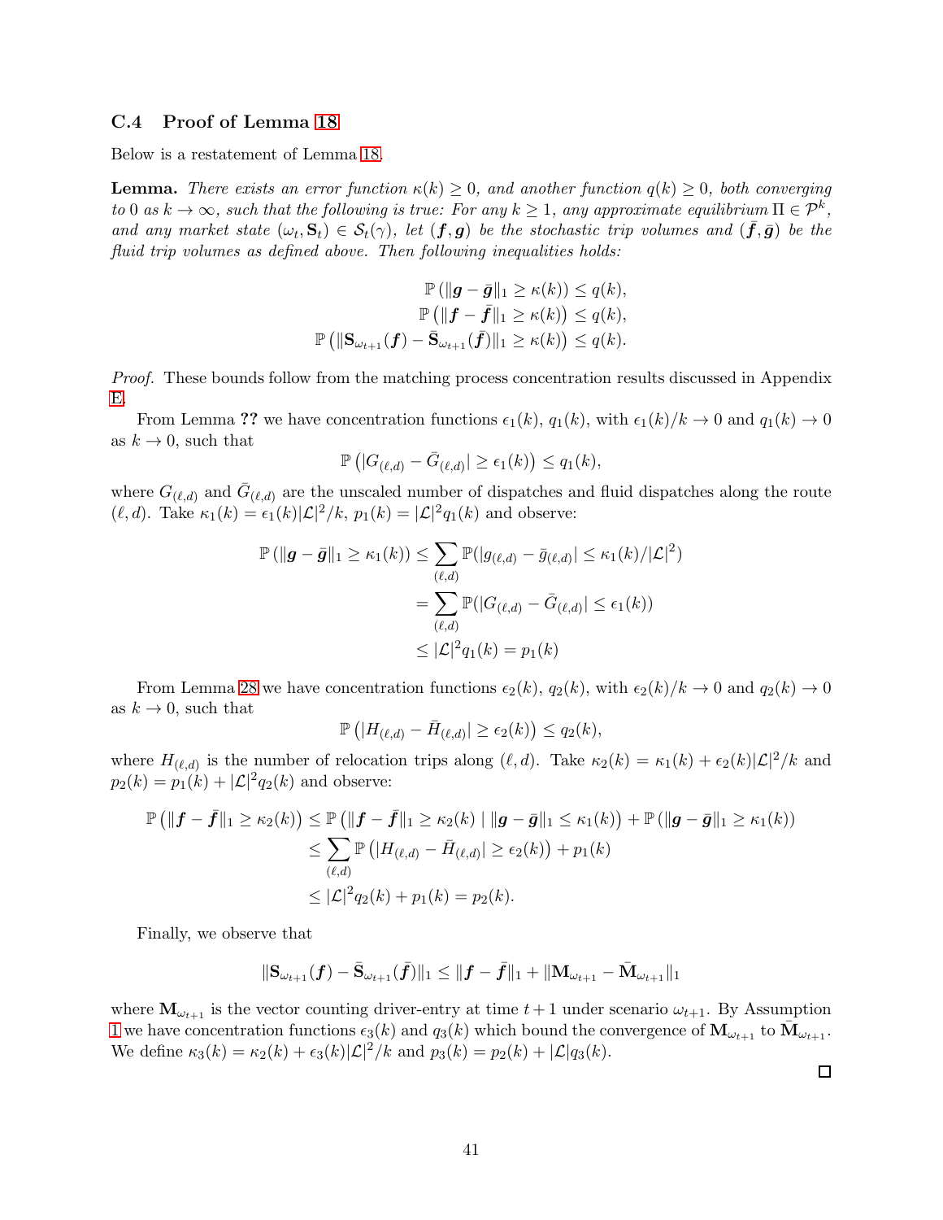### C.4 Proof of Lemma 18

Below is a restatement of Lemma 18.

**Lemma.** *There exists an error function $\kappa(k) \geq 0$, and another function $q(k) \geq 0$, both converging to 0 as $k \to \infty$, such that the following is true: For any $k \geq 1$, any approximate equilibrium $\Pi \in \mathcal{P}^k$, and any market state $(\omega_t, \mathbf{S}_t) \in \mathcal{S}_t(\gamma)$, let $(\boldsymbol{f}, \boldsymbol{g})$ be the stochastic trip volumes and $(\bar{\boldsymbol{f}}, \bar{\boldsymbol{g}})$ be the fluid trip volumes as defined above. Then following inequalities holds:*

$$\mathbb{P}\left(\|\boldsymbol{g} - \bar{\boldsymbol{g}}\|_1 \geq \kappa(k)\right) \leq q(k),$$
$$\mathbb{P}\left(\|\boldsymbol{f} - \bar{\boldsymbol{f}}\|_1 \geq \kappa(k)\right) \leq q(k),$$
$$\mathbb{P}\left(\|\mathbf{S}_{\omega_{t+1}}(\boldsymbol{f}) - \bar{\mathbf{S}}_{\omega_{t+1}}(\bar{\boldsymbol{f}})\|_1 \geq \kappa(k)\right) \leq q(k).$$

*Proof.* These bounds follow from the matching process concentration results discussed in Appendix E.

From Lemma ?? we have concentration functions $\epsilon_1(k)$, $q_1(k)$, with $\epsilon_1(k)/k \to 0$ and $q_1(k) \to 0$ as $k \to 0$, such that

$$\mathbb{P}\left(|G_{(\ell,d)} - \bar{G}_{(\ell,d)}| \geq \epsilon_1(k)\right) \leq q_1(k),$$

where $G_{(\ell,d)}$ and $\bar{G}_{(\ell,d)}$ are the unscaled number of dispatches and fluid dispatches along the route $(\ell, d)$. Take $\kappa_1(k) = \epsilon_1(k)|\mathcal{L}|^2/k$, $p_1(k) = |\mathcal{L}|^2 q_1(k)$ and observe:

$$\begin{aligned}
\mathbb{P}\left(\|\boldsymbol{g} - \bar{\boldsymbol{g}}\|_1 \geq \kappa_1(k)\right) &\leq \sum_{(\ell,d)} \mathbb{P}(|g_{(\ell,d)} - \bar{g}_{(\ell,d)}| \leq \kappa_1(k)/|\mathcal{L}|^2) \\
&= \sum_{(\ell,d)} \mathbb{P}(|G_{(\ell,d)} - \bar{G}_{(\ell,d)}| \leq \epsilon_1(k)) \\
&\leq |\mathcal{L}|^2 q_1(k) = p_1(k)
\end{aligned}$$

From Lemma 28 we have concentration functions $\epsilon_2(k)$, $q_2(k)$, with $\epsilon_2(k)/k \to 0$ and $q_2(k) \to 0$ as $k \to 0$, such that

$$\mathbb{P}\left(|H_{(\ell,d)} - \bar{H}_{(\ell,d)}| \geq \epsilon_2(k)\right) \leq q_2(k),$$

where $H_{(\ell,d)}$ is the number of relocation trips along $(\ell, d)$. Take $\kappa_2(k) = \kappa_1(k) + \epsilon_2(k)|\mathcal{L}|^2/k$ and $p_2(k) = p_1(k) + |\mathcal{L}|^2 q_2(k)$ and observe:

$$\begin{aligned}
\mathbb{P}\left(\|\boldsymbol{f} - \bar{\boldsymbol{f}}\|_1 \geq \kappa_2(k)\right) &\leq \mathbb{P}\left(\|\boldsymbol{f} - \bar{\boldsymbol{f}}\|_1 \geq \kappa_2(k) \mid \|\boldsymbol{g} - \bar{\boldsymbol{g}}\|_1 \leq \kappa_1(k)\right) + \mathbb{P}\left(\|\boldsymbol{g} - \bar{\boldsymbol{g}}\|_1 \geq \kappa_1(k)\right) \\
&\leq \sum_{(\ell,d)} \mathbb{P}\left(|H_{(\ell,d)} - \bar{H}_{(\ell,d)}| \geq \epsilon_2(k)\right) + p_1(k) \\
&\leq |\mathcal{L}|^2 q_2(k) + p_1(k) = p_2(k).
\end{aligned}$$

Finally, we observe that

$$\|\mathbf{S}_{\omega_{t+1}}(\boldsymbol{f}) - \bar{\mathbf{S}}_{\omega_{t+1}}(\bar{\boldsymbol{f}})\|_1 \leq \|\boldsymbol{f} - \bar{\boldsymbol{f}}\|_1 + \|\mathbf{M}_{\omega_{t+1}} - \bar{\mathbf{M}}_{\omega_{t+1}}\|_1$$

where $\mathbf{M}_{\omega_{t+1}}$ is the vector counting driver-entry at time $t+1$ under scenario $\omega_{t+1}$. By Assumption 1 we have concentration functions $\epsilon_3(k)$ and $q_3(k)$ which bound the convergence of $\mathbf{M}_{\omega_{t+1}}$ to $\bar{\mathbf{M}}_{\omega_{t+1}}$. We define $\kappa_3(k) = \kappa_2(k) + \epsilon_3(k)|\mathcal{L}|^2/k$ and $p_3(k) = p_2(k) + |\mathcal{L}|q_3(k)$.

□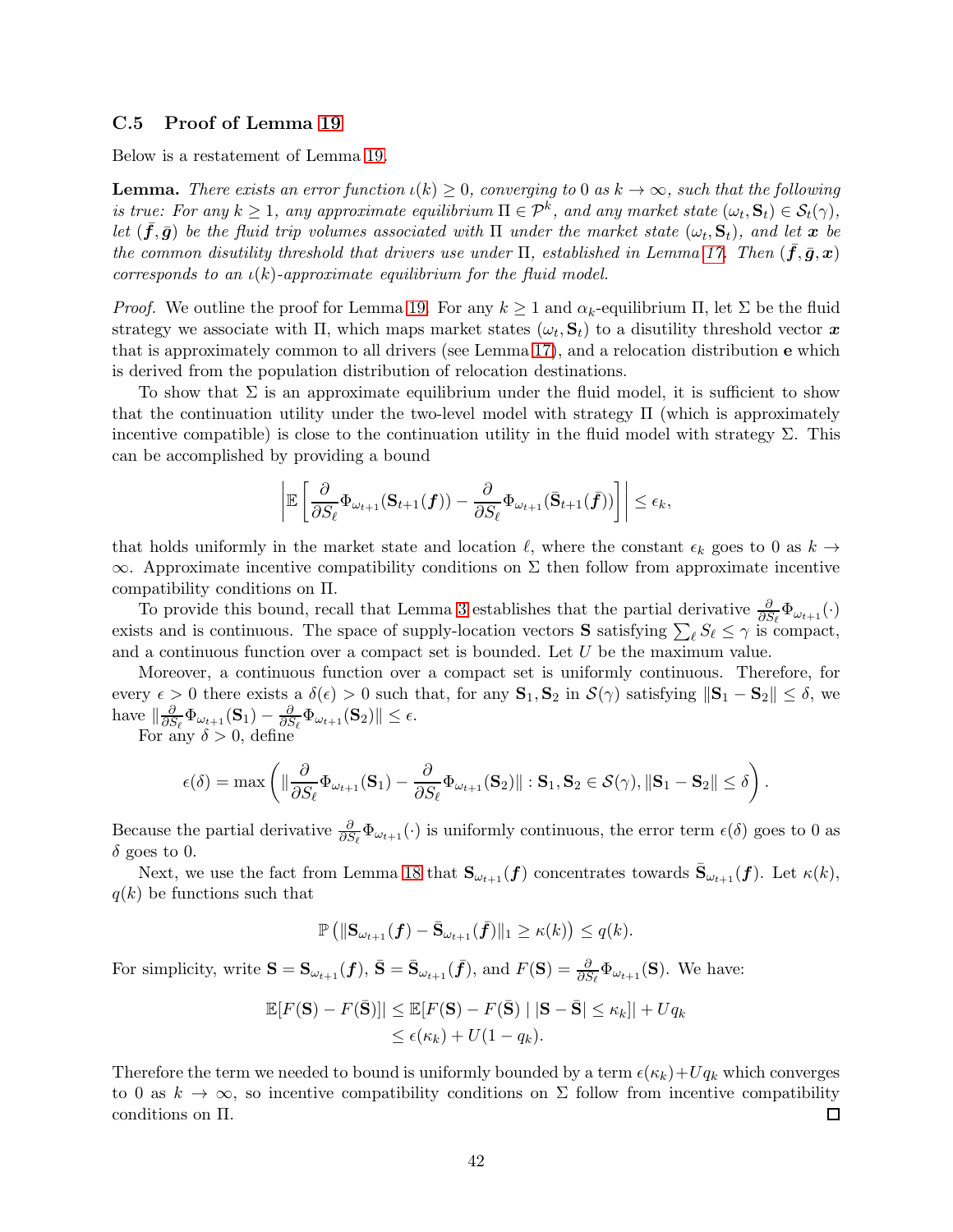### C.5 Proof of Lemma 19

Below is a restatement of Lemma 19.

**Lemma.** *There exists an error function $\iota(k) \geq 0$, converging to 0 as $k \to \infty$, such that the following is true: For any $k \geq 1$, any approximate equilibrium $\Pi \in \mathcal{P}^k$, and any market state $(\omega_t, \mathbf{S}_t) \in \mathcal{S}_t(\gamma)$, let $(\bar{\boldsymbol{f}}, \bar{\boldsymbol{g}})$ be the fluid trip volumes associated with $\Pi$ under the market state $(\omega_t, \mathbf{S}_t)$, and let $\boldsymbol{x}$ be the common disutility threshold that drivers use under $\Pi$, established in Lemma 17. Then $(\bar{\boldsymbol{f}}, \bar{\boldsymbol{g}}, \boldsymbol{x})$ corresponds to an $\iota(k)$-approximate equilibrium for the fluid model.*

*Proof.* We outline the proof for Lemma 19. For any $k \geq 1$ and $\alpha_k$-equilibrium $\Pi$, let $\Sigma$ be the fluid strategy we associate with $\Pi$, which maps market states $(\omega_t, \mathbf{S}_t)$ to a disutility threshold vector $\boldsymbol{x}$ that is approximately common to all drivers (see Lemma 17), and a relocation distribution $\mathbf{e}$ which is derived from the population distribution of relocation destinations.

To show that $\Sigma$ is an approximate equilibrium under the fluid model, it is sufficient to show that the continuation utility under the two-level model with strategy $\Pi$ (which is approximately incentive compatible) is close to the continuation utility in the fluid model with strategy $\Sigma$. This can be accomplished by providing a bound

$$\left| \mathbb{E}\left[ \frac{\partial}{\partial S_\ell} \Phi_{\omega_{t+1}}(\mathbf{S}_{t+1}(\boldsymbol{f})) - \frac{\partial}{\partial S_\ell} \Phi_{\omega_{t+1}}(\bar{\mathbf{S}}_{t+1}(\bar{\boldsymbol{f}})) \right] \right| \leq \epsilon_k,$$

that holds uniformly in the market state and location $\ell$, where the constant $\epsilon_k$ goes to 0 as $k \to \infty$. Approximate incentive compatibility conditions on $\Sigma$ then follow from approximate incentive compatibility conditions on $\Pi$.

To provide this bound, recall that Lemma 3 establishes that the partial derivative $\frac{\partial}{\partial S_\ell} \Phi_{\omega_{t+1}}(\cdot)$ exists and is continuous. The space of supply-location vectors $\mathbf{S}$ satisfying $\sum_\ell S_\ell \leq \gamma$ is compact, and a continuous function over a compact set is bounded. Let $U$ be the maximum value.

Moreover, a continuous function over a compact set is uniformly continuous. Therefore, for every $\epsilon > 0$ there exists a $\delta(\epsilon) > 0$ such that, for any $\mathbf{S}_1, \mathbf{S}_2$ in $\mathcal{S}(\gamma)$ satisfying $\|\mathbf{S}_1 - \mathbf{S}_2\| \leq \delta$, we have $\|\frac{\partial}{\partial S_\ell} \Phi_{\omega_{t+1}}(\mathbf{S}_1) - \frac{\partial}{\partial S_\ell} \Phi_{\omega_{t+1}}(\mathbf{S}_2)\| \leq \epsilon$.

For any $\delta > 0$, define

$$\epsilon(\delta) = \max\left( \|\frac{\partial}{\partial S_\ell} \Phi_{\omega_{t+1}}(\mathbf{S}_1) - \frac{\partial}{\partial S_\ell} \Phi_{\omega_{t+1}}(\mathbf{S}_2)\| : \mathbf{S}_1, \mathbf{S}_2 \in \mathcal{S}(\gamma), \|\mathbf{S}_1 - \mathbf{S}_2\| \leq \delta \right).$$

Because the partial derivative $\frac{\partial}{\partial S_\ell} \Phi_{\omega_{t+1}}(\cdot)$ is uniformly continuous, the error term $\epsilon(\delta)$ goes to 0 as $\delta$ goes to 0.

Next, we use the fact from Lemma 18 that $\mathbf{S}_{\omega_{t+1}}(\boldsymbol{f})$ concentrates towards $\bar{\mathbf{S}}_{\omega_{t+1}}(\boldsymbol{f})$. Let $\kappa(k)$, $q(k)$ be functions such that

$$\mathbb{P}\left( \|\mathbf{S}_{\omega_{t+1}}(\boldsymbol{f}) - \bar{\mathbf{S}}_{\omega_{t+1}}(\bar{\boldsymbol{f}})\|_1 \geq \kappa(k) \right) \leq q(k).$$

For simplicity, write $\mathbf{S} = \mathbf{S}_{\omega_{t+1}}(\boldsymbol{f})$, $\bar{\mathbf{S}} = \bar{\mathbf{S}}_{\omega_{t+1}}(\bar{\boldsymbol{f}})$, and $F(\mathbf{S}) = \frac{\partial}{\partial S_\ell} \Phi_{\omega_{t+1}}(\mathbf{S})$. We have:

$$\begin{aligned}
\mathbb{E}[F(\mathbf{S}) - F(\bar{\mathbf{S}})]| &\leq \mathbb{E}[F(\mathbf{S}) - F(\bar{\mathbf{S}}) \mid |\mathbf{S} - \bar{\mathbf{S}}| \leq \kappa_k]| + Uq_k \\
&\leq \epsilon(\kappa_k) + U(1 - q_k).
\end{aligned}$$

Therefore the term we needed to bound is uniformly bounded by a term $\epsilon(\kappa_k) + Uq_k$ which converges to 0 as $k \to \infty$, so incentive compatibility conditions on $\Sigma$ follow from incentive compatibility conditions on $\Pi$. $\square$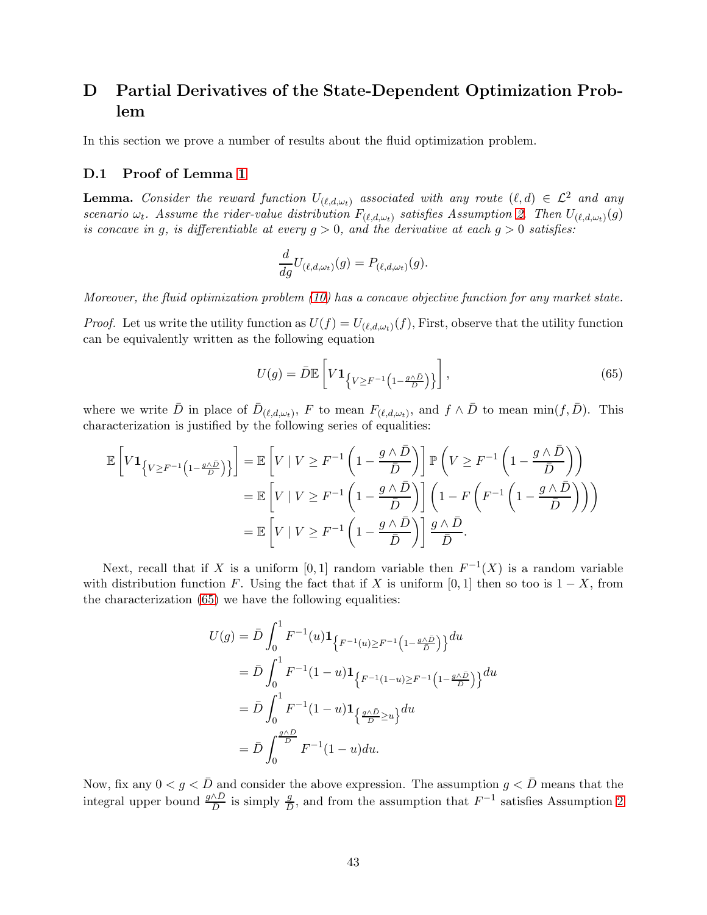# D Partial Derivatives of the State-Dependent Optimization Problem

In this section we prove a number of results about the fluid optimization problem.

## D.1 Proof of Lemma 1

**Lemma.** *Consider the reward function $U_{(\ell,d,\omega_t)}$ associated with any route $(\ell, d) \in \mathcal{L}^2$ and any scenario $\omega_t$. Assume the rider-value distribution $F_{(\ell,d,\omega_t)}$ satisfies Assumption 2. Then $U_{(\ell,d,\omega_t)}(g)$ is concave in $g$, is differentiable at every $g > 0$, and the derivative at each $g > 0$ satisfies:*

$$\frac{d}{dg} U_{(\ell,d,\omega_t)}(g) = P_{(\ell,d,\omega_t)}(g).$$

*Moreover, the fluid optimization problem (10) has a concave objective function for any market state.*

*Proof.* Let us write the utility function as $U(f) = U_{(\ell,d,\omega_t)}(f)$, First, observe that the utility function can be equivalently written as the following equation

$$U(g) = \bar{D}\mathbb{E}\left[V \mathbf{1}_{\left\{V \geq F^{-1}\left(1 - \frac{g \wedge \bar{D}}{\bar{D}}\right)\right\}}\right], \tag{65}$$

where we write $\bar{D}$ in place of $\bar{D}_{(\ell,d,\omega_t)}$, $F$ to mean $F_{(\ell,d,\omega_t)}$, and $f \wedge \bar{D}$ to mean $\min(f, \bar{D})$. This characterization is justified by the following series of equalities:

$$\begin{aligned}
\mathbb{E}\left[V \mathbf{1}_{\left\{V \geq F^{-1}\left(1 - \frac{g \wedge \bar{D}}{\bar{D}}\right)\right\}}\right] &= \mathbb{E}\left[V \mid V \geq F^{-1}\left(1 - \frac{g \wedge \bar{D}}{\bar{D}}\right)\right] \mathbb{P}\left(V \geq F^{-1}\left(1 - \frac{g \wedge \bar{D}}{\bar{D}}\right)\right) \\
&= \mathbb{E}\left[V \mid V \geq F^{-1}\left(1 - \frac{g \wedge \bar{D}}{\bar{D}}\right)\right] \left(1 - F\left(F^{-1}\left(1 - \frac{g \wedge \bar{D}}{\bar{D}}\right)\right)\right) \\
&= \mathbb{E}\left[V \mid V \geq F^{-1}\left(1 - \frac{g \wedge \bar{D}}{\bar{D}}\right)\right] \frac{g \wedge \bar{D}}{\bar{D}}.
\end{aligned}$$

Next, recall that if $X$ is a uniform $[0, 1]$ random variable then $F^{-1}(X)$ is a random variable with distribution function $F$. Using the fact that if $X$ is uniform $[0, 1]$ then so too is $1 - X$, from the characterization (65) we have the following equalities:

$$\begin{aligned}
U(g) &= \bar{D} \int_0^1 F^{-1}(u) \mathbf{1}_{\left\{F^{-1}(u) \geq F^{-1}\left(1 - \frac{g \wedge \bar{D}}{\bar{D}}\right)\right\}} du \\
&= \bar{D} \int_0^1 F^{-1}(1 - u) \mathbf{1}_{\left\{F^{-1}(1-u) \geq F^{-1}\left(1 - \frac{g \wedge \bar{D}}{\bar{D}}\right)\right\}} du \\
&= \bar{D} \int_0^1 F^{-1}(1 - u) \mathbf{1}_{\left\{\frac{g \wedge \bar{D}}{\bar{D}} \geq u\right\}} du \\
&= \bar{D} \int_0^{\frac{g \wedge \bar{D}}{\bar{D}}} F^{-1}(1 - u) du.
\end{aligned}$$

Now, fix any $0 < g < \bar{D}$ and consider the above expression. The assumption $g < \bar{D}$ means that the integral upper bound $\frac{g \wedge \bar{D}}{\bar{D}}$ is simply $\frac{g}{\bar{D}}$, and from the assumption that $F^{-1}$ satisfies Assumption 2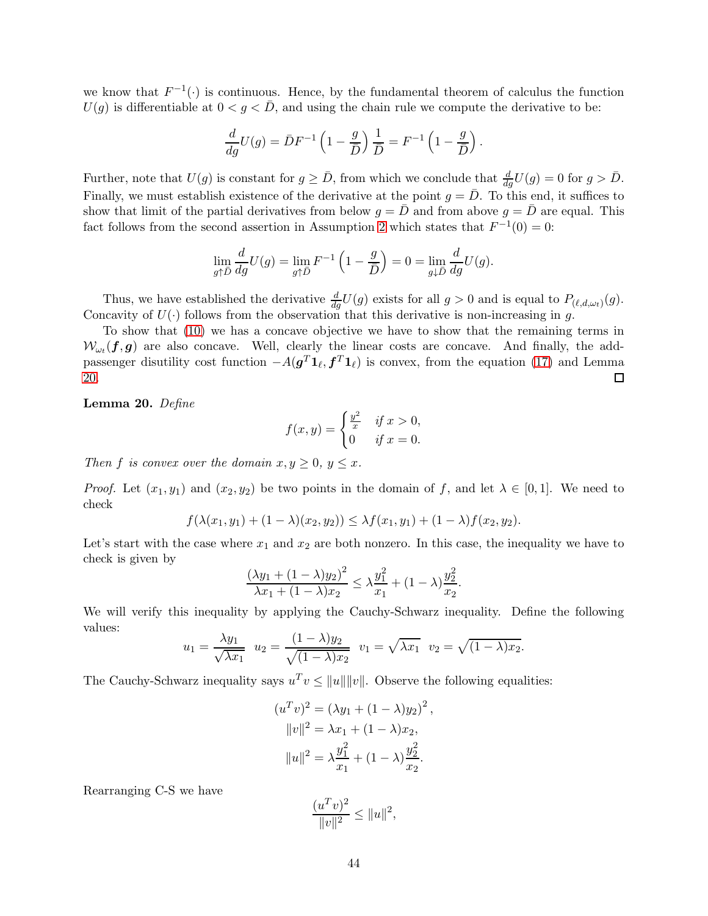we know that $F^{-1}(\cdot)$ is continuous. Hence, by the fundamental theorem of calculus the function $U(g)$ is differentiable at $0 < g < \bar{D}$, and using the chain rule we compute the derivative to be:

$$\frac{d}{dg}U(g) = \bar{D}F^{-1}\left(1 - \frac{g}{\bar{D}}\right)\frac{1}{\bar{D}} = F^{-1}\left(1 - \frac{g}{\bar{D}}\right).$$

Further, note that $U(g)$ is constant for $g \geq \bar{D}$, from which we conclude that $\frac{d}{dg}U(g) = 0$ for $g > \bar{D}$. Finally, we must establish existence of the derivative at the point $g = \bar{D}$. To this end, it suffices to show that limit of the partial derivatives from below $g = \bar{D}$ and from above $g = \bar{D}$ are equal. This fact follows from the second assertion in Assumption 2 which states that $F^{-1}(0) = 0$:

$$\lim_{g \uparrow \bar{D}} \frac{d}{dg}U(g) = \lim_{g \uparrow \bar{D}} F^{-1}\left(1 - \frac{g}{\bar{D}}\right) = 0 = \lim_{g \downarrow \bar{D}} \frac{d}{dg}U(g).$$

Thus, we have established the derivative $\frac{d}{dg}U(g)$ exists for all $g > 0$ and is equal to $P_{(\ell,d,\omega_t)}(g)$. Concavity of $U(\cdot)$ follows from the observation that this derivative is non-increasing in $g$.

To show that (10) we has a concave objective we have to show that the remaining terms in $\mathcal{W}_{\omega_t}(\boldsymbol{f}, \boldsymbol{g})$ are also concave. Well, clearly the linear costs are concave. And finally, the add-passenger disutility cost function $-A(\boldsymbol{g}^T\mathbf{1}_\ell, \boldsymbol{f}^T\mathbf{1}_\ell)$ is convex, from the equation (17) and Lemma 20. $\square$

**Lemma 20.** *Define*

$$f(x,y) = \begin{cases} \frac{y^2}{x} & \text{if } x > 0, \\ 0 & \text{if } x = 0. \end{cases}$$

*Then $f$ is convex over the domain $x, y \geq 0$, $y \leq x$.*

*Proof.* Let $(x_1, y_1)$ and $(x_2, y_2)$ be two points in the domain of $f$, and let $\lambda \in [0,1]$. We need to check

$$f(\lambda(x_1, y_1) + (1-\lambda)(x_2, y_2)) \leq \lambda f(x_1, y_1) + (1-\lambda) f(x_2, y_2).$$

Let's start with the case where $x_1$ and $x_2$ are both nonzero. In this case, the inequality we have to check is given by

$$\frac{(\lambda y_1 + (1-\lambda)y_2)^2}{\lambda x_1 + (1-\lambda)x_2} \leq \lambda \frac{y_1^2}{x_1} + (1-\lambda)\frac{y_2^2}{x_2}.$$

We will verify this inequality by applying the Cauchy-Schwarz inequality. Define the following values:

$$u_1 = \frac{\lambda y_1}{\sqrt{\lambda x_1}} \quad u_2 = \frac{(1-\lambda)y_2}{\sqrt{(1-\lambda)x_2}} \quad v_1 = \sqrt{\lambda x_1} \quad v_2 = \sqrt{(1-\lambda)x_2}.$$

The Cauchy-Schwarz inequality says $u^T v \leq \|u\|\|v\|$. Observe the following equalities:

$$(u^T v)^2 = (\lambda y_1 + (1-\lambda)y_2)^2,$$
$$\|v\|^2 = \lambda x_1 + (1-\lambda)x_2,$$
$$\|u\|^2 = \lambda \frac{y_1^2}{x_1} + (1-\lambda)\frac{y_2^2}{x_2}.$$

Rearranging C-S we have

$$\frac{(u^T v)^2}{\|v\|^2} \leq \|u\|^2,$$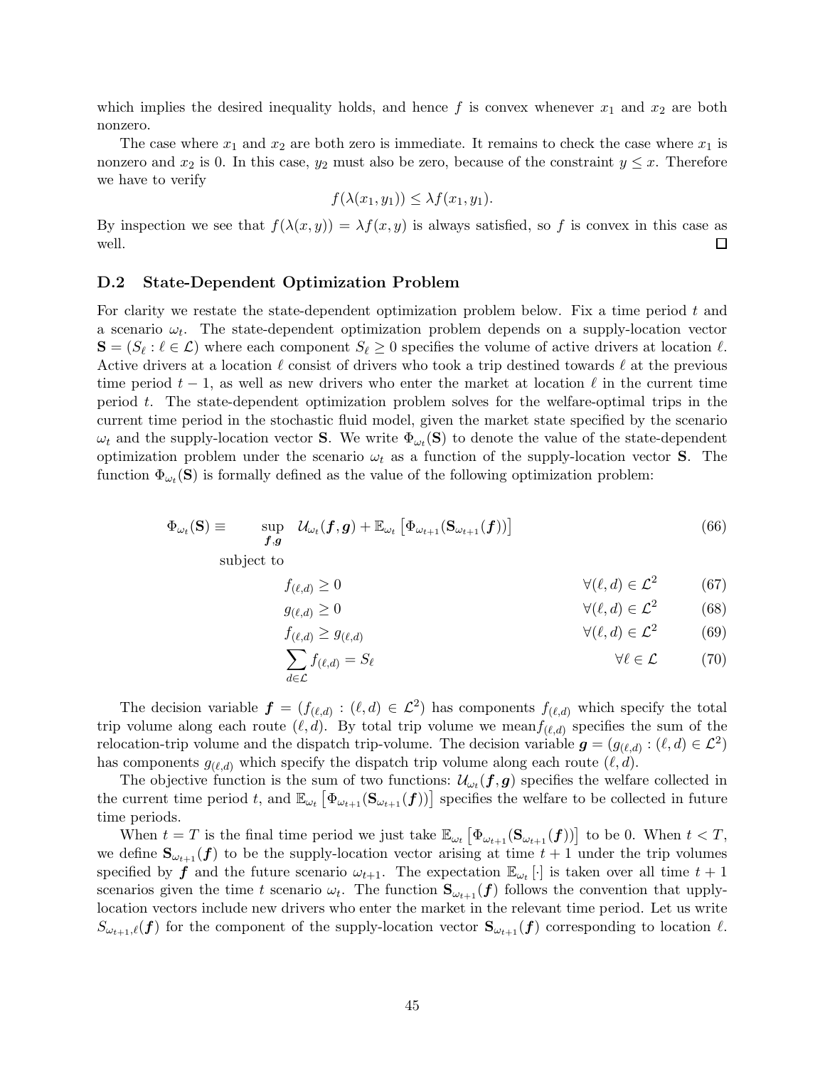which implies the desired inequality holds, and hence $f$ is convex whenever $x_1$ and $x_2$ are both nonzero.

The case where $x_1$ and $x_2$ are both zero is immediate. It remains to check the case where $x_1$ is nonzero and $x_2$ is 0. In this case, $y_2$ must also be zero, because of the constraint $y \leq x$. Therefore we have to verify

$$f(\lambda(x_1, y_1)) \leq \lambda f(x_1, y_1).$$

By inspection we see that $f(\lambda(x, y)) = \lambda f(x, y)$ is always satisfied, so $f$ is convex in this case as well. ☐

### D.2 State-Dependent Optimization Problem

For clarity we restate the state-dependent optimization problem below. Fix a time period $t$ and a scenario $\omega_t$. The state-dependent optimization problem depends on a supply-location vector $\mathbf{S} = (S_\ell : \ell \in \mathcal{L})$ where each component $S_\ell \geq 0$ specifies the volume of active drivers at location $\ell$. Active drivers at a location $\ell$ consist of drivers who took a trip destined towards $\ell$ at the previous time period $t-1$, as well as new drivers who enter the market at location $\ell$ in the current time period $t$. The state-dependent optimization problem solves for the welfare-optimal trips in the current time period in the stochastic fluid model, given the market state specified by the scenario $\omega_t$ and the supply-location vector $\mathbf{S}$. We write $\Phi_{\omega_t}(\mathbf{S})$ to denote the value of the state-dependent optimization problem under the scenario $\omega_t$ as a function of the supply-location vector $\mathbf{S}$. The function $\Phi_{\omega_t}(\mathbf{S})$ is formally defined as the value of the following optimization problem:

$$\Phi_{\omega_t}(\mathbf{S}) \equiv \sup_{\boldsymbol{f}, \boldsymbol{g}} \quad \mathcal{U}_{\omega_t}(\boldsymbol{f}, \boldsymbol{g}) + \mathbb{E}_{\omega_t}\left[\Phi_{\omega_{t+1}}(\mathbf{S}_{\omega_{t+1}}(\boldsymbol{f}))\right] \tag{66}$$

subject to

$$f_{(\ell,d)} \geq 0 \qquad \forall (\ell, d) \in \mathcal{L}^2 \tag{67}$$

$$g_{(\ell,d)} \geq 0 \qquad \forall (\ell, d) \in \mathcal{L}^2 \tag{68}$$

$$f_{(\ell,d)} \geq g_{(\ell,d)} \qquad \forall (\ell, d) \in \mathcal{L}^2 \tag{69}$$

$$\sum_{d \in \mathcal{L}} f_{(\ell,d)} = S_\ell \qquad \forall \ell \in \mathcal{L} \tag{70}$$

The decision variable $\boldsymbol{f} = (f_{(\ell,d)} : (\ell, d) \in \mathcal{L}^2)$ has components $f_{(\ell,d)}$ which specify the total trip volume along each route $(\ell, d)$. By total trip volume we mean $f_{(\ell,d)}$ specifies the sum of the relocation-trip volume and the dispatch trip-volume. The decision variable $\boldsymbol{g} = (g_{(\ell,d)} : (\ell, d) \in \mathcal{L}^2)$ has components $g_{(\ell,d)}$ which specify the dispatch trip volume along each route $(\ell, d)$.

The objective function is the sum of two functions: $\mathcal{U}_{\omega_t}(\boldsymbol{f}, \boldsymbol{g})$ specifies the welfare collected in the current time period $t$, and $\mathbb{E}_{\omega_t}\left[\Phi_{\omega_{t+1}}(\mathbf{S}_{\omega_{t+1}}(\boldsymbol{f}))\right]$ specifies the welfare to be collected in future time periods.

When $t = T$ is the final time period we just take $\mathbb{E}_{\omega_t}\left[\Phi_{\omega_{t+1}}(\mathbf{S}_{\omega_{t+1}}(\boldsymbol{f}))\right]$ to be 0. When $t < T$, we define $\mathbf{S}_{\omega_{t+1}}(\boldsymbol{f})$ to be the supply-location vector arising at time $t+1$ under the trip volumes specified by $\boldsymbol{f}$ and the future scenario $\omega_{t+1}$. The expectation $\mathbb{E}_{\omega_t}[\cdot]$ is taken over all time $t+1$ scenarios given the time $t$ scenario $\omega_t$. The function $\mathbf{S}_{\omega_{t+1}}(\boldsymbol{f})$ follows the convention that upply-location vectors include new drivers who enter the market in the relevant time period. Let us write $S_{\omega_{t+1},\ell}(\boldsymbol{f})$ for the component of the supply-location vector $\mathbf{S}_{\omega_{t+1}}(\boldsymbol{f})$ corresponding to location $\ell$.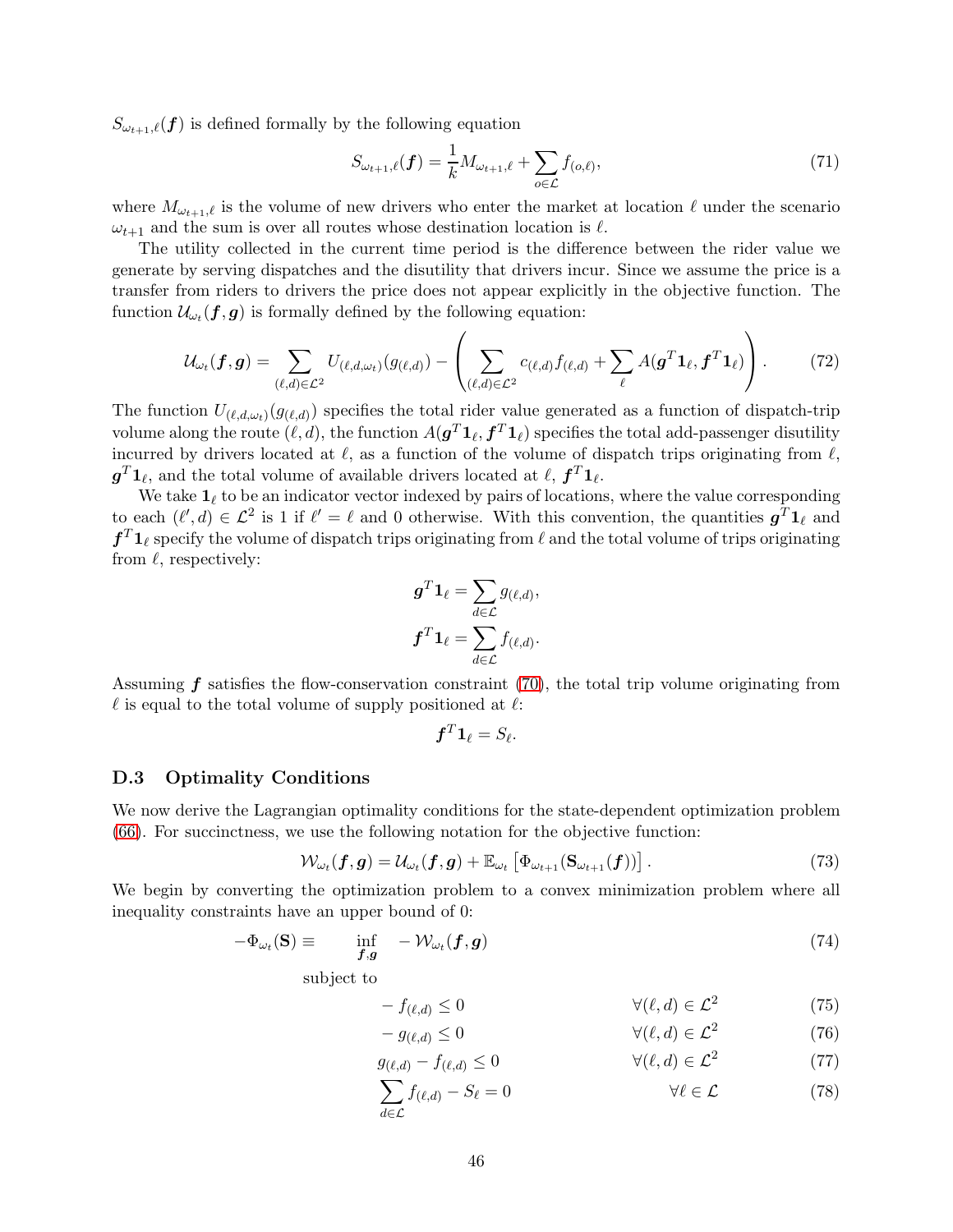$S_{\omega_{t+1},\ell}(\boldsymbol{f})$ is defined formally by the following equation

$$S_{\omega_{t+1},\ell}(\boldsymbol{f}) = \frac{1}{k} M_{\omega_{t+1},\ell} + \sum_{o \in \mathcal{L}} f_{(o,\ell)}, \tag{71}$$

where $M_{\omega_{t+1},\ell}$ is the volume of new drivers who enter the market at location $\ell$ under the scenario $\omega_{t+1}$ and the sum is over all routes whose destination location is $\ell$.

The utility collected in the current time period is the difference between the rider value we generate by serving dispatches and the disutility that drivers incur. Since we assume the price is a transfer from riders to drivers the price does not appear explicitly in the objective function. The function $\mathcal{U}_{\omega_t}(\boldsymbol{f}, \boldsymbol{g})$ is formally defined by the following equation:

$$\mathcal{U}_{\omega_t}(\boldsymbol{f}, \boldsymbol{g}) = \sum_{(\ell,d) \in \mathcal{L}^2} U_{(\ell,d,\omega_t)}(g_{(\ell,d)}) - \left( \sum_{(\ell,d) \in \mathcal{L}^2} c_{(\ell,d)} f_{(\ell,d)} + \sum_{\ell} A(\boldsymbol{g}^T \mathbf{1}_\ell, \boldsymbol{f}^T \mathbf{1}_\ell) \right). \tag{72}$$

The function $U_{(\ell,d,\omega_t)}(g_{(\ell,d)})$ specifies the total rider value generated as a function of dispatch-trip volume along the route $(\ell, d)$, the function $A(\boldsymbol{g}^T \mathbf{1}_\ell, \boldsymbol{f}^T \mathbf{1}_\ell)$ specifies the total add-passenger disutility incurred by drivers located at $\ell$, as a function of the volume of dispatch trips originating from $\ell$, $\boldsymbol{g}^T \mathbf{1}_\ell$, and the total volume of available drivers located at $\ell$, $\boldsymbol{f}^T \mathbf{1}_\ell$.

We take $\mathbf{1}_\ell$ to be an indicator vector indexed by pairs of locations, where the value corresponding to each $(\ell', d) \in \mathcal{L}^2$ is 1 if $\ell' = \ell$ and 0 otherwise. With this convention, the quantities $\boldsymbol{g}^T \mathbf{1}_\ell$ and $\boldsymbol{f}^T \mathbf{1}_\ell$ specify the volume of dispatch trips originating from $\ell$ and the total volume of trips originating from $\ell$, respectively:

$$\boldsymbol{g}^T \mathbf{1}_\ell = \sum_{d \in \mathcal{L}} g_{(\ell,d)},$$
$$\boldsymbol{f}^T \mathbf{1}_\ell = \sum_{d \in \mathcal{L}} f_{(\ell,d)}.$$

Assuming $\boldsymbol{f}$ satisfies the flow-conservation constraint (70), the total trip volume originating from $\ell$ is equal to the total volume of supply positioned at $\ell$:

$$\boldsymbol{f}^T \mathbf{1}_\ell = S_\ell.$$

### D.3 Optimality Conditions

We now derive the Lagrangian optimality conditions for the state-dependent optimization problem (66). For succinctness, we use the following notation for the objective function:

$$\mathcal{W}_{\omega_t}(\boldsymbol{f}, \boldsymbol{g}) = \mathcal{U}_{\omega_t}(\boldsymbol{f}, \boldsymbol{g}) + \mathbb{E}_{\omega_t}\left[ \Phi_{\omega_{t+1}}(\mathbf{S}_{\omega_{t+1}}(\boldsymbol{f})) \right]. \tag{73}$$

We begin by converting the optimization problem to a convex minimization problem where all inequality constraints have an upper bound of 0:

$$-\Phi_{\omega_t}(\mathbf{S}) \equiv \inf_{\boldsymbol{f}, \boldsymbol{g}} \quad -\mathcal{W}_{\omega_t}(\boldsymbol{f}, \boldsymbol{g}) \tag{74}$$

subject to

$$-f_{(\ell,d)} \leq 0 \qquad \forall (\ell, d) \in \mathcal{L}^2 \tag{75}$$

$$-g_{(\ell,d)} \leq 0 \qquad \forall (\ell, d) \in \mathcal{L}^2 \tag{76}$$

$$g_{(\ell,d)} - f_{(\ell,d)} \leq 0 \qquad \forall (\ell, d) \in \mathcal{L}^2 \tag{77}$$

$$\sum_{d \in \mathcal{L}} f_{(\ell,d)} - S_\ell = 0 \qquad \forall \ell \in \mathcal{L} \tag{78}$$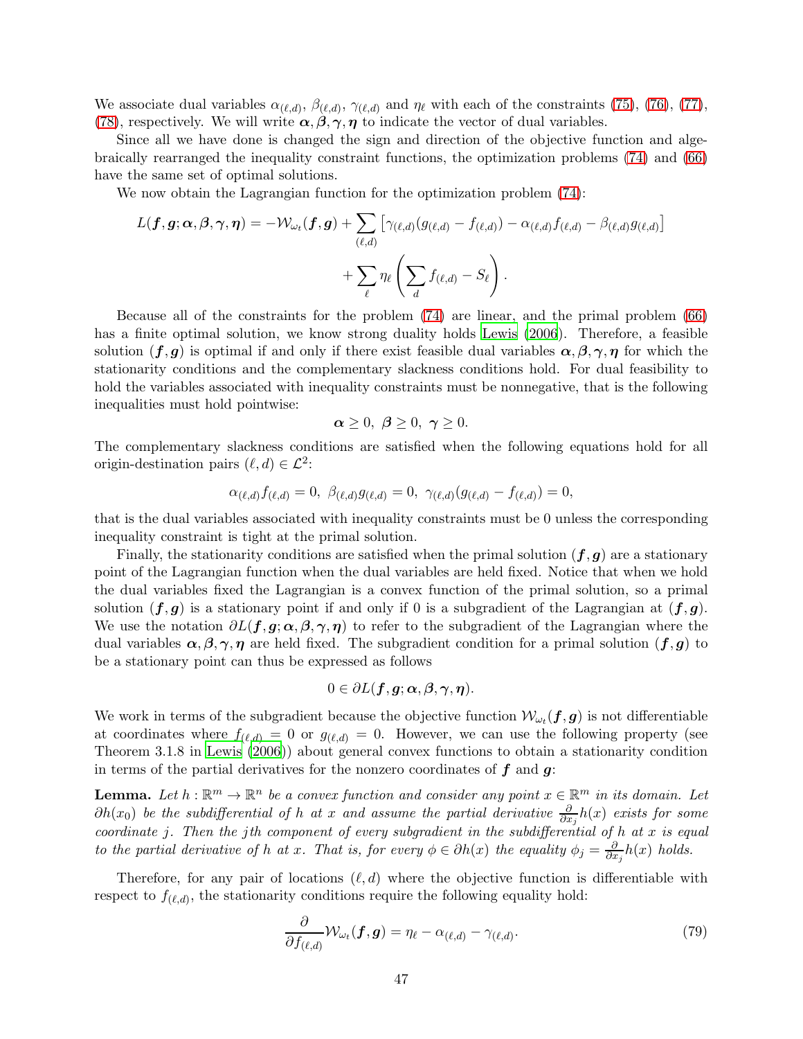We associate dual variables $\alpha_{(\ell,d)}$, $\beta_{(\ell,d)}$, $\gamma_{(\ell,d)}$ and $\eta_\ell$ with each of the constraints (75), (76), (77), (78), respectively. We will write $\boldsymbol{\alpha}, \boldsymbol{\beta}, \boldsymbol{\gamma}, \boldsymbol{\eta}$ to indicate the vector of dual variables.

Since all we have done is changed the sign and direction of the objective function and algebraically rearranged the inequality constraint functions, the optimization problems (74) and (66) have the same set of optimal solutions.

We now obtain the Lagrangian function for the optimization problem (74):

$$
\begin{aligned}
L(\boldsymbol{f}, \boldsymbol{g}; \boldsymbol{\alpha}, \boldsymbol{\beta}, \boldsymbol{\gamma}, \boldsymbol{\eta}) = -\mathcal{W}_{\omega_t}(\boldsymbol{f}, \boldsymbol{g}) &+ \sum_{(\ell,d)} \left[ \gamma_{(\ell,d)}(g_{(\ell,d)} - f_{(\ell,d)}) - \alpha_{(\ell,d)} f_{(\ell,d)} - \beta_{(\ell,d)} g_{(\ell,d)} \right] \\
&+ \sum_\ell \eta_\ell \left( \sum_d f_{(\ell,d)} - S_\ell \right).
\end{aligned}
$$

Because all of the constraints for the problem (74) are linear, and the primal problem (66) has a finite optimal solution, we know strong duality holds Lewis (2006). Therefore, a feasible solution $(\boldsymbol{f}, \boldsymbol{g})$ is optimal if and only if there exist feasible dual variables $\boldsymbol{\alpha}, \boldsymbol{\beta}, \boldsymbol{\gamma}, \boldsymbol{\eta}$ for which the stationarity conditions and the complementary slackness conditions hold. For dual feasibility to hold the variables associated with inequality constraints must be nonnegative, that is the following inequalities must hold pointwise:

$$
\boldsymbol{\alpha} \geq 0, \ \boldsymbol{\beta} \geq 0, \ \boldsymbol{\gamma} \geq 0.
$$

The complementary slackness conditions are satisfied when the following equations hold for all origin-destination pairs $(\ell, d) \in \mathcal{L}^2$:

$$
\alpha_{(\ell,d)} f_{(\ell,d)} = 0, \ \beta_{(\ell,d)} g_{(\ell,d)} = 0, \ \gamma_{(\ell,d)}(g_{(\ell,d)} - f_{(\ell,d)}) = 0,
$$

that is the dual variables associated with inequality constraints must be 0 unless the corresponding inequality constraint is tight at the primal solution.

Finally, the stationarity conditions are satisfied when the primal solution $(\boldsymbol{f}, \boldsymbol{g})$ are a stationary point of the Lagrangian function when the dual variables are held fixed. Notice that when we hold the dual variables fixed the Lagrangian is a convex function of the primal solution, so a primal solution $(\boldsymbol{f}, \boldsymbol{g})$ is a stationary point if and only if 0 is a subgradient of the Lagrangian at $(\boldsymbol{f}, \boldsymbol{g})$. We use the notation $\partial L(\boldsymbol{f}, \boldsymbol{g}; \boldsymbol{\alpha}, \boldsymbol{\beta}, \boldsymbol{\gamma}, \boldsymbol{\eta})$ to refer to the subgradient of the Lagrangian where the dual variables $\boldsymbol{\alpha}, \boldsymbol{\beta}, \boldsymbol{\gamma}, \boldsymbol{\eta}$ are held fixed. The subgradient condition for a primal solution $(\boldsymbol{f}, \boldsymbol{g})$ to be a stationary point can thus be expressed as follows

$$
0 \in \partial L(\boldsymbol{f}, \boldsymbol{g}; \boldsymbol{\alpha}, \boldsymbol{\beta}, \boldsymbol{\gamma}, \boldsymbol{\eta}).
$$

We work in terms of the subgradient because the objective function $\mathcal{W}_{\omega_t}(\boldsymbol{f}, \boldsymbol{g})$ is not differentiable at coordinates where $f_{(\ell,d)} = 0$ or $g_{(\ell,d)} = 0$. However, we can use the following property (see Theorem 3.1.8 in Lewis (2006)) about general convex functions to obtain a stationarity condition in terms of the partial derivatives for the nonzero coordinates of $\boldsymbol{f}$ and $\boldsymbol{g}$:

**Lemma.** *Let $h : \mathbb{R}^m \to \mathbb{R}^n$ be a convex function and consider any point $x \in \mathbb{R}^m$ in its domain. Let $\partial h(x_0)$ be the subdifferential of $h$ at $x$ and assume the partial derivative $\frac{\partial}{\partial x_j} h(x)$ exists for some coordinate $j$. Then the $j$th component of every subgradient in the subdifferential of $h$ at $x$ is equal to the partial derivative of $h$ at $x$. That is, for every $\phi \in \partial h(x)$ the equality $\phi_j = \frac{\partial}{\partial x_j} h(x)$ holds.*

Therefore, for any pair of locations $(\ell, d)$ where the objective function is differentiable with respect to $f_{(\ell,d)}$, the stationarity conditions require the following equality hold:

$$
\frac{\partial}{\partial f_{(\ell,d)}} \mathcal{W}_{\omega_t}(\boldsymbol{f}, \boldsymbol{g}) = \eta_\ell - \alpha_{(\ell,d)} - \gamma_{(\ell,d)}. \tag{79}
$$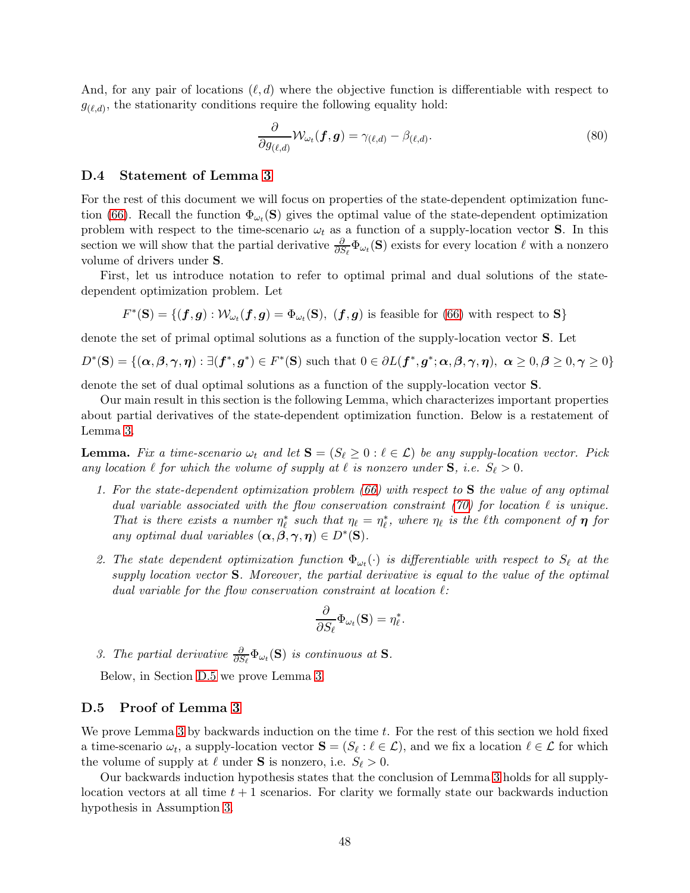And, for any pair of locations $(\ell, d)$ where the objective function is differentiable with respect to $g_{(\ell,d)}$, the stationarity conditions require the following equality hold:

$$\frac{\partial}{\partial g_{(\ell,d)}} \mathcal{W}_{\omega_t}(\boldsymbol{f}, \boldsymbol{g}) = \gamma_{(\ell,d)} - \beta_{(\ell,d)}. \tag{80}$$

### D.4 Statement of Lemma 3

For the rest of this document we will focus on properties of the state-dependent optimization function (66). Recall the function $\Phi_{\omega_t}(\mathbf{S})$ gives the optimal value of the state-dependent optimization problem with respect to the time-scenario $\omega_t$ as a function of a supply-location vector $\mathbf{S}$. In this section we will show that the partial derivative $\frac{\partial}{\partial S_\ell}\Phi_{\omega_t}(\mathbf{S})$ exists for every location $\ell$ with a nonzero volume of drivers under $\mathbf{S}$.

First, let us introduce notation to refer to optimal primal and dual solutions of the state-dependent optimization problem. Let

$$F^*(\mathbf{S}) = \{(\boldsymbol{f}, \boldsymbol{g}) : \mathcal{W}_{\omega_t}(\boldsymbol{f}, \boldsymbol{g}) = \Phi_{\omega_t}(\mathbf{S}),\ (\boldsymbol{f}, \boldsymbol{g}) \text{ is feasible for (66) with respect to } \mathbf{S}\}$$

denote the set of primal optimal solutions as a function of the supply-location vector $\mathbf{S}$. Let

$$D^*(\mathbf{S}) = \{(\boldsymbol{\alpha}, \boldsymbol{\beta}, \boldsymbol{\gamma}, \boldsymbol{\eta}) : \exists (\boldsymbol{f}^*, \boldsymbol{g}^*) \in F^*(\mathbf{S}) \text{ such that } 0 \in \partial L(\boldsymbol{f}^*, \boldsymbol{g}^*; \boldsymbol{\alpha}, \boldsymbol{\beta}, \boldsymbol{\gamma}, \boldsymbol{\eta}),\ \boldsymbol{\alpha} \geq 0, \boldsymbol{\beta} \geq 0, \boldsymbol{\gamma} \geq 0\}$$

denote the set of dual optimal solutions as a function of the supply-location vector $\mathbf{S}$.

Our main result in this section is the following Lemma, which characterizes important properties about partial derivatives of the state-dependent optimization function. Below is a restatement of Lemma 3.

**Lemma.** *Fix a time-scenario $\omega_t$ and let $\mathbf{S} = (S_\ell \geq 0 : \ell \in \mathcal{L})$ be any supply-location vector. Pick any location $\ell$ for which the volume of supply at $\ell$ is nonzero under $\mathbf{S}$, i.e. $S_\ell > 0$.*

1. *For the state-dependent optimization problem (66) with respect to $\mathbf{S}$ the value of any optimal dual variable associated with the flow conservation constraint (70) for location $\ell$ is unique. That is there exists a number $\eta^*_\ell$ such that $\eta_\ell = \eta^*_\ell$, where $\eta_\ell$ is the $\ell$th component of $\boldsymbol{\eta}$ for any optimal dual variables $(\boldsymbol{\alpha}, \boldsymbol{\beta}, \boldsymbol{\gamma}, \boldsymbol{\eta}) \in D^*(\mathbf{S})$.*

2. *The state dependent optimization function $\Phi_{\omega_t}(\cdot)$ is differentiable with respect to $S_\ell$ at the supply location vector $\mathbf{S}$. Moreover, the partial derivative is equal to the value of the optimal dual variable for the flow conservation constraint at location $\ell$:*

$$\frac{\partial}{\partial S_\ell}\Phi_{\omega_t}(\mathbf{S}) = \eta^*_\ell.$$

3. *The partial derivative $\frac{\partial}{\partial S_\ell}\Phi_{\omega_t}(\mathbf{S})$ is continuous at $\mathbf{S}$.*

Below, in Section D.5 we prove Lemma 3.

### D.5 Proof of Lemma 3

We prove Lemma 3 by backwards induction on the time $t$. For the rest of this section we hold fixed a time-scenario $\omega_t$, a supply-location vector $\mathbf{S} = (S_\ell : \ell \in \mathcal{L})$, and we fix a location $\ell \in \mathcal{L}$ for which the volume of supply at $\ell$ under $\mathbf{S}$ is nonzero, i.e. $S_\ell > 0$.

Our backwards induction hypothesis states that the conclusion of Lemma 3 holds for all supply-location vectors at all time $t + 1$ scenarios. For clarity we formally state our backwards induction hypothesis in Assumption 3.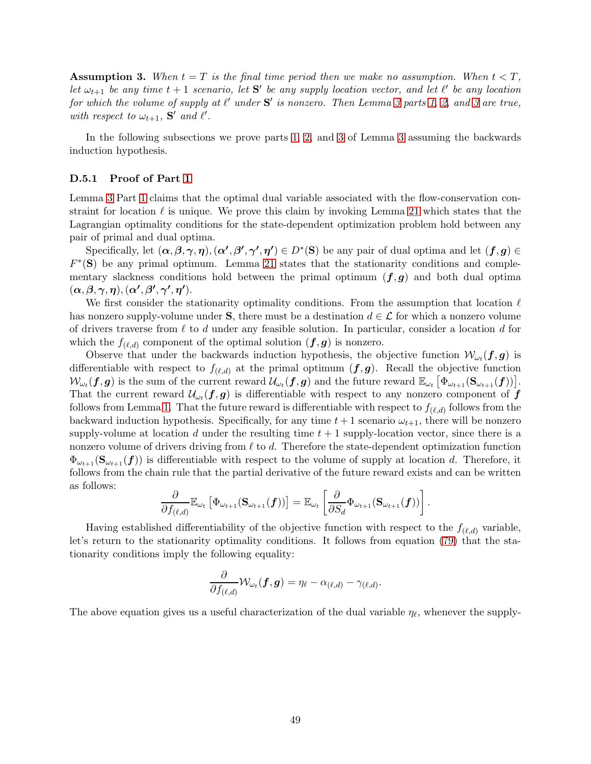**Assumption 3.** *When $t = T$ is the final time period then we make no assumption. When $t < T$, let $\omega_{t+1}$ be any time $t+1$ scenario, let $\mathbf{S}'$ be any supply location vector, and let $\ell'$ be any location for which the volume of supply at $\ell'$ under $\mathbf{S}'$ is nonzero. Then Lemma 3 parts 1, 2, and 3 are true, with respect to $\omega_{t+1}$, $\mathbf{S}'$ and $\ell'$.*

In the following subsections we prove parts 1, 2, and 3 of Lemma 3 assuming the backwards induction hypothesis.

### D.5.1 Proof of Part 1

Lemma 3 Part 1 claims that the optimal dual variable associated with the flow-conservation constraint for location $\ell$ is unique. We prove this claim by invoking Lemma 21 which states that the Lagrangian optimality conditions for the state-dependent optimization problem hold between any pair of primal and dual optima.

Specifically, let $(\boldsymbol{\alpha}, \boldsymbol{\beta}, \boldsymbol{\gamma}, \boldsymbol{\eta}), (\boldsymbol{\alpha'}, \boldsymbol{\beta'}, \boldsymbol{\gamma'}, \boldsymbol{\eta'}) \in D^*(\mathbf{S})$ be any pair of dual optima and let $(\boldsymbol{f}, \boldsymbol{g}) \in F^*(\mathbf{S})$ be any primal optimum. Lemma 21 states that the stationarity conditions and complementary slackness conditions hold between the primal optimum $(\boldsymbol{f}, \boldsymbol{g})$ and both dual optima $(\boldsymbol{\alpha}, \boldsymbol{\beta}, \boldsymbol{\gamma}, \boldsymbol{\eta}), (\boldsymbol{\alpha'}, \boldsymbol{\beta'}, \boldsymbol{\gamma'}, \boldsymbol{\eta'})$.

We first consider the stationarity optimality conditions. From the assumption that location $\ell$ has nonzero supply-volume under $\mathbf{S}$, there must be a destination $d \in \mathcal{L}$ for which a nonzero volume of drivers traverse from $\ell$ to $d$ under any feasible solution. In particular, consider a location $d$ for which the $f_{(\ell,d)}$ component of the optimal solution $(\boldsymbol{f}, \boldsymbol{g})$ is nonzero.

Observe that under the backwards induction hypothesis, the objective function $\mathcal{W}_{\omega_t}(\boldsymbol{f}, \boldsymbol{g})$ is differentiable with respect to $f_{(\ell,d)}$ at the primal optimum $(\boldsymbol{f}, \boldsymbol{g})$. Recall the objective function $\mathcal{W}_{\omega_t}(\boldsymbol{f}, \boldsymbol{g})$ is the sum of the current reward $\mathcal{U}_{\omega_t}(\boldsymbol{f}, \boldsymbol{g})$ and the future reward $\mathbb{E}_{\omega_t}\left[\Phi_{\omega_{t+1}}(\mathbf{S}_{\omega_{t+1}}(\boldsymbol{f}))\right]$. That the current reward $\mathcal{U}_{\omega_t}(\boldsymbol{f}, \boldsymbol{g})$ is differentiable with respect to any nonzero component of $\boldsymbol{f}$ follows from Lemma 1. That the future reward is differentiable with respect to $f_{(\ell,d)}$ follows from the backward induction hypothesis. Specifically, for any time $t+1$ scenario $\omega_{t+1}$, there will be nonzero supply-volume at location $d$ under the resulting time $t+1$ supply-location vector, since there is a nonzero volume of drivers driving from $\ell$ to $d$. Therefore the state-dependent optimization function $\Phi_{\omega_{t+1}}(\mathbf{S}_{\omega_{t+1}}(\boldsymbol{f}))$ is differentiable with respect to the volume of supply at location $d$. Therefore, it follows from the chain rule that the partial derivative of the future reward exists and can be written as follows:

$$\frac{\partial}{\partial f_{(\ell,d)}} \mathbb{E}_{\omega_t}\left[\Phi_{\omega_{t+1}}(\mathbf{S}_{\omega_{t+1}}(\boldsymbol{f}))\right] = \mathbb{E}_{\omega_t}\left[\frac{\partial}{\partial S_d} \Phi_{\omega_{t+1}}(\mathbf{S}_{\omega_{t+1}}(\boldsymbol{f}))\right].$$

Having established differentiability of the objective function with respect to the $f_{(\ell,d)}$ variable, let's return to the stationarity optimality conditions. It follows from equation (79) that the stationarity conditions imply the following equality:

$$\frac{\partial}{\partial f_{(\ell,d)}} \mathcal{W}_{\omega_t}(\boldsymbol{f}, \boldsymbol{g}) = \eta_\ell - \alpha_{(\ell,d)} - \gamma_{(\ell,d)}.$$

The above equation gives us a useful characterization of the dual variable $\eta_\ell$, whenever the supply-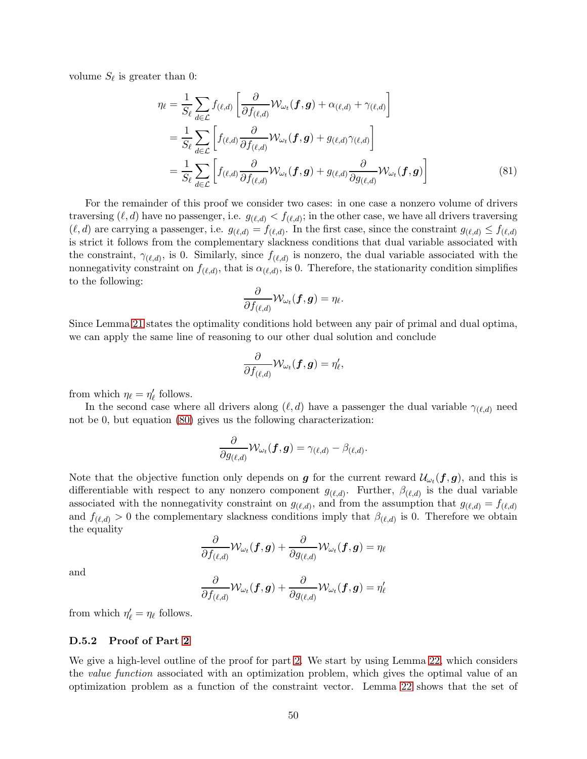volume $S_\ell$ is greater than 0:

$$
\begin{aligned}
\eta_\ell &= \frac{1}{S_\ell} \sum_{d \in \mathcal{L}} f_{(\ell,d)} \left[ \frac{\partial}{\partial f_{(\ell,d)}} \mathcal{W}_{\omega_t}(\boldsymbol{f}, \boldsymbol{g}) + \alpha_{(\ell,d)} + \gamma_{(\ell,d)} \right] \\
&= \frac{1}{S_\ell} \sum_{d \in \mathcal{L}} \left[ f_{(\ell,d)} \frac{\partial}{\partial f_{(\ell,d)}} \mathcal{W}_{\omega_t}(\boldsymbol{f}, \boldsymbol{g}) + g_{(\ell,d)} \gamma_{(\ell,d)} \right] \\
&= \frac{1}{S_\ell} \sum_{d \in \mathcal{L}} \left[ f_{(\ell,d)} \frac{\partial}{\partial f_{(\ell,d)}} \mathcal{W}_{\omega_t}(\boldsymbol{f}, \boldsymbol{g}) + g_{(\ell,d)} \frac{\partial}{\partial g_{(\ell,d)}} \mathcal{W}_{\omega_t}(\boldsymbol{f}, \boldsymbol{g}) \right] \qquad (81)
\end{aligned}
$$

For the remainder of this proof we consider two cases: in one case a nonzero volume of drivers traversing $(\ell, d)$ have no passenger, i.e. $g_{(\ell,d)} < f_{(\ell,d)}$; in the other case, we have all drivers traversing $(\ell, d)$ are carrying a passenger, i.e. $g_{(\ell,d)} = f_{(\ell,d)}$. In the first case, since the constraint $g_{(\ell,d)} \leq f_{(\ell,d)}$ is strict it follows from the complementary slackness conditions that dual variable associated with the constraint, $\gamma_{(\ell,d)}$, is 0. Similarly, since $f_{(\ell,d)}$ is nonzero, the dual variable associated with the nonnegativity constraint on $f_{(\ell,d)}$, that is $\alpha_{(\ell,d)}$, is 0. Therefore, the stationarity condition simplifies to the following:

$$
\frac{\partial}{\partial f_{(\ell,d)}} \mathcal{W}_{\omega_t}(\boldsymbol{f}, \boldsymbol{g}) = \eta_\ell.
$$

Since Lemma 21 states the optimality conditions hold between any pair of primal and dual optima, we can apply the same line of reasoning to our other dual solution and conclude

$$
\frac{\partial}{\partial f_{(\ell,d)}} \mathcal{W}_{\omega_t}(\boldsymbol{f}, \boldsymbol{g}) = \eta'_\ell,
$$

from which $\eta_\ell = \eta'_\ell$ follows.

In the second case where all drivers along $(\ell, d)$ have a passenger the dual variable $\gamma_{(\ell,d)}$ need not be 0, but equation (80) gives us the following characterization:

$$
\frac{\partial}{\partial g_{(\ell,d)}} \mathcal{W}_{\omega_t}(\boldsymbol{f}, \boldsymbol{g}) = \gamma_{(\ell,d)} - \beta_{(\ell,d)}.
$$

Note that the objective function only depends on $\boldsymbol{g}$ for the current reward $\mathcal{U}_{\omega_t}(\boldsymbol{f}, \boldsymbol{g})$, and this is differentiable with respect to any nonzero component $g_{(\ell,d)}$. Further, $\beta_{(\ell,d)}$ is the dual variable associated with the nonnegativity constraint on $g_{(\ell,d)}$, and from the assumption that $g_{(\ell,d)} = f_{(\ell,d)}$ and $f_{(\ell,d)} > 0$ the complementary slackness conditions imply that $\beta_{(\ell,d)}$ is 0. Therefore we obtain the equality

$$
\frac{\partial}{\partial f_{(\ell,d)}} \mathcal{W}_{\omega_t}(\boldsymbol{f}, \boldsymbol{g}) + \frac{\partial}{\partial g_{(\ell,d)}} \mathcal{W}_{\omega_t}(\boldsymbol{f}, \boldsymbol{g}) = \eta_\ell
$$

and

$$
\frac{\partial}{\partial f_{(\ell,d)}} \mathcal{W}_{\omega_t}(\boldsymbol{f}, \boldsymbol{g}) + \frac{\partial}{\partial g_{(\ell,d)}} \mathcal{W}_{\omega_t}(\boldsymbol{f}, \boldsymbol{g}) = \eta'_\ell
$$

from which $\eta'_\ell = \eta_\ell$ follows.

### D.5.2 Proof of Part 2

We give a high-level outline of the proof for part 2. We start by using Lemma 22, which considers the *value function* associated with an optimization problem, which gives the optimal value of an optimization problem as a function of the constraint vector. Lemma 22 shows that the set of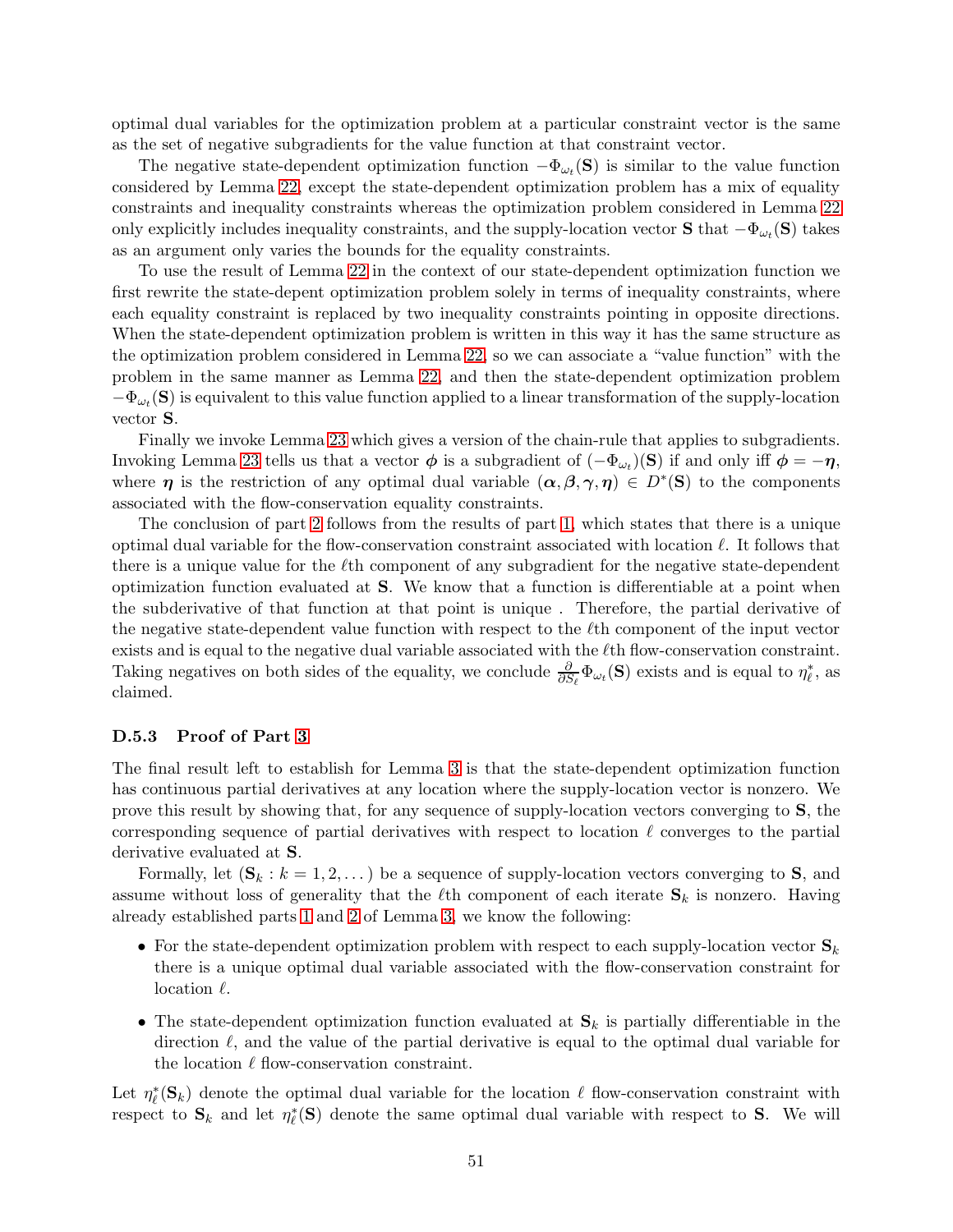optimal dual variables for the optimization problem at a particular constraint vector is the same as the set of negative subgradients for the value function at that constraint vector.

The negative state-dependent optimization function $-\Phi_{\omega_t}(\mathbf{S})$ is similar to the value function considered by Lemma 22, except the state-dependent optimization problem has a mix of equality constraints and inequality constraints whereas the optimization problem considered in Lemma 22 only explicitly includes inequality constraints, and the supply-location vector $\mathbf{S}$ that $-\Phi_{\omega_t}(\mathbf{S})$ takes as an argument only varies the bounds for the equality constraints.

To use the result of Lemma 22 in the context of our state-dependent optimization function we first rewrite the state-depent optimization problem solely in terms of inequality constraints, where each equality constraint is replaced by two inequality constraints pointing in opposite directions. When the state-dependent optimization problem is written in this way it has the same structure as the optimization problem considered in Lemma 22, so we can associate a "value function" with the problem in the same manner as Lemma 22, and then the state-dependent optimization problem $-\Phi_{\omega_t}(\mathbf{S})$ is equivalent to this value function applied to a linear transformation of the supply-location vector $\mathbf{S}$.

Finally we invoke Lemma 23 which gives a version of the chain-rule that applies to subgradients. Invoking Lemma 23 tells us that a vector $\boldsymbol{\phi}$ is a subgradient of $(-\Phi_{\omega_t})(\mathbf{S})$ if and only iff $\boldsymbol{\phi} = -\boldsymbol{\eta}$, where $\boldsymbol{\eta}$ is the restriction of any optimal dual variable $(\boldsymbol{\alpha}, \boldsymbol{\beta}, \boldsymbol{\gamma}, \boldsymbol{\eta}) \in D^*(\mathbf{S})$ to the components associated with the flow-conservation equality constraints.

The conclusion of part 2 follows from the results of part 1, which states that there is a unique optimal dual variable for the flow-conservation constraint associated with location $\ell$. It follows that there is a unique value for the $\ell$th component of any subgradient for the negative state-dependent optimization function evaluated at $\mathbf{S}$. We know that a function is differentiable at a point when the subderivative of that function at that point is unique . Therefore, the partial derivative of the negative state-dependent value function with respect to the $\ell$th component of the input vector exists and is equal to the negative dual variable associated with the $\ell$th flow-conservation constraint. Taking negatives on both sides of the equality, we conclude $\frac{\partial}{\partial S_\ell}\Phi_{\omega_t}(\mathbf{S})$ exists and is equal to $\eta_\ell^*$, as claimed.

### D.5.3 Proof of Part 3

The final result left to establish for Lemma 3 is that the state-dependent optimization function has continuous partial derivatives at any location where the supply-location vector is nonzero. We prove this result by showing that, for any sequence of supply-location vectors converging to $\mathbf{S}$, the corresponding sequence of partial derivatives with respect to location $\ell$ converges to the partial derivative evaluated at $\mathbf{S}$.

Formally, let $(\mathbf{S}_k : k = 1, 2, \dots)$ be a sequence of supply-location vectors converging to $\mathbf{S}$, and assume without loss of generality that the $\ell$th component of each iterate $\mathbf{S}_k$ is nonzero. Having already established parts 1 and 2 of Lemma 3, we know the following:

- For the state-dependent optimization problem with respect to each supply-location vector $\mathbf{S}_k$ there is a unique optimal dual variable associated with the flow-conservation constraint for location $\ell$.
- The state-dependent optimization function evaluated at $\mathbf{S}_k$ is partially differentiable in the direction $\ell$, and the value of the partial derivative is equal to the optimal dual variable for the location $\ell$ flow-conservation constraint.

Let $\eta_\ell^*(\mathbf{S}_k)$ denote the optimal dual variable for the location $\ell$ flow-conservation constraint with respect to $\mathbf{S}_k$ and let $\eta_\ell^*(\mathbf{S})$ denote the same optimal dual variable with respect to $\mathbf{S}$. We will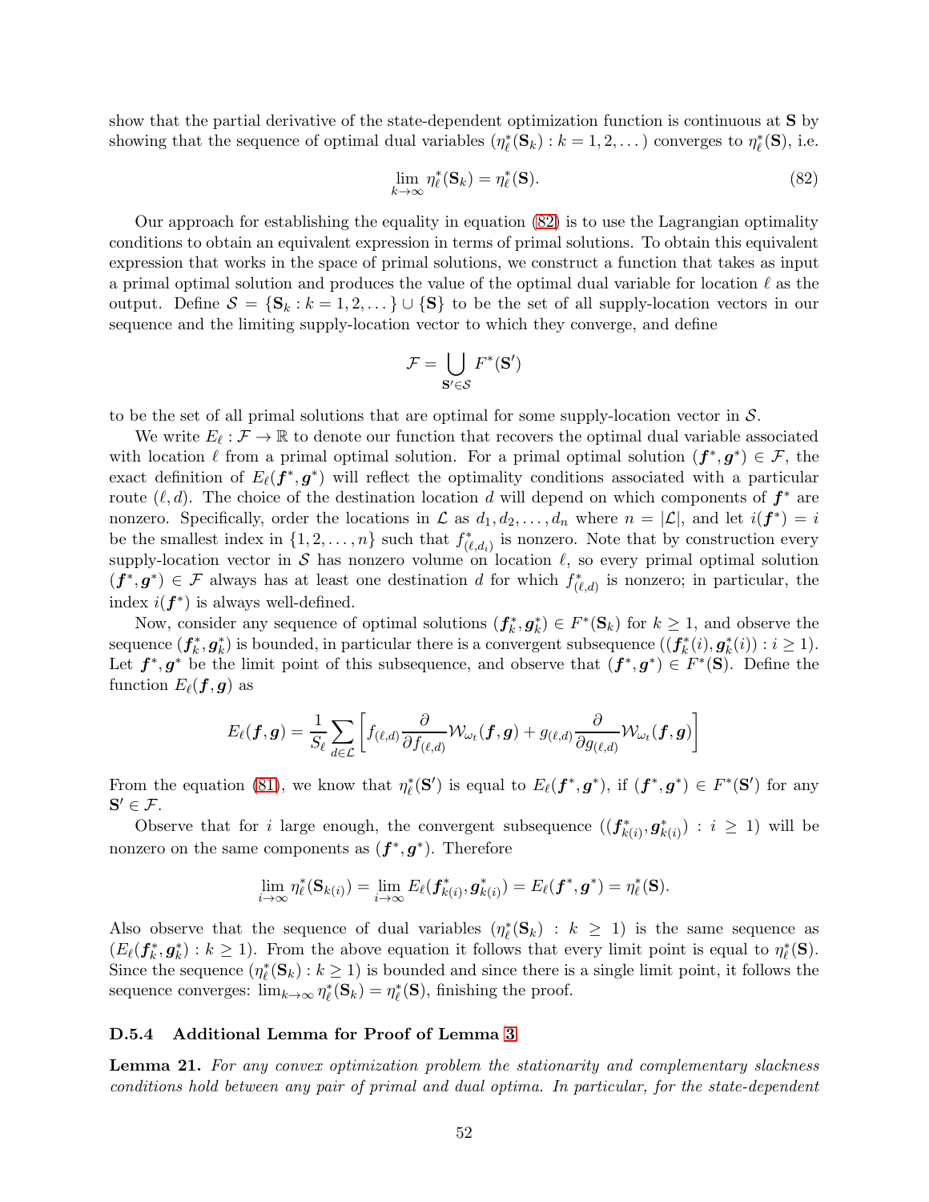show that the partial derivative of the state-dependent optimization function is continuous at $\mathbf{S}$ by showing that the sequence of optimal dual variables $(\eta^*_\ell(\mathbf{S}_k) : k = 1, 2, \dots)$ converges to $\eta^*_\ell(\mathbf{S})$, i.e.

$$\lim_{k\to\infty} \eta^*_\ell(\mathbf{S}_k) = \eta^*_\ell(\mathbf{S}). \tag{82}$$

Our approach for establishing the equality in equation (82) is to use the Lagrangian optimality conditions to obtain an equivalent expression in terms of primal solutions. To obtain this equivalent expression that works in the space of primal solutions, we construct a function that takes as input a primal optimal solution and produces the value of the optimal dual variable for location $\ell$ as the output. Define $\mathcal{S} = \{\mathbf{S}_k : k = 1, 2, \dots\} \cup \{\mathbf{S}\}$ to be the set of all supply-location vectors in our sequence and the limiting supply-location vector to which they converge, and define

$$\mathcal{F} = \bigcup_{\mathbf{S}' \in \mathcal{S}} F^*(\mathbf{S}')$$

to be the set of all primal solutions that are optimal for some supply-location vector in $\mathcal{S}$.

We write $E_\ell : \mathcal{F} \to \mathbb{R}$ to denote our function that recovers the optimal dual variable associated with location $\ell$ from a primal optimal solution. For a primal optimal solution $(\boldsymbol{f}^*, \boldsymbol{g}^*) \in \mathcal{F}$, the exact definition of $E_\ell(\boldsymbol{f}^*, \boldsymbol{g}^*)$ will reflect the optimality conditions associated with a particular route $(\ell, d)$. The choice of the destination location $d$ will depend on which components of $\boldsymbol{f}^*$ are nonzero. Specifically, order the locations in $\mathcal{L}$ as $d_1, d_2, \dots, d_n$ where $n = |\mathcal{L}|$, and let $i(\boldsymbol{f}^*) = i$ be the smallest index in $\{1, 2, \dots, n\}$ such that $f^*_{(\ell,d_i)}$ is nonzero. Note that by construction every supply-location vector in $\mathcal{S}$ has nonzero volume on location $\ell$, so every primal optimal solution $(\boldsymbol{f}^*, \boldsymbol{g}^*) \in \mathcal{F}$ always has at least one destination $d$ for which $f^*_{(\ell,d)}$ is nonzero; in particular, the index $i(\boldsymbol{f}^*)$ is always well-defined.

Now, consider any sequence of optimal solutions $(\boldsymbol{f}^*_k, \boldsymbol{g}^*_k) \in F^*(\mathbf{S}_k)$ for $k \geq 1$, and observe the sequence $(\boldsymbol{f}^*_k, \boldsymbol{g}^*_k)$ is bounded, in particular there is a convergent subsequence $((\boldsymbol{f}^*_k(i), \boldsymbol{g}^*_k(i)) : i \geq 1)$. Let $\boldsymbol{f}^*, \boldsymbol{g}^*$ be the limit point of this subsequence, and observe that $(\boldsymbol{f}^*, \boldsymbol{g}^*) \in F^*(\mathbf{S})$. Define the function $E_\ell(\boldsymbol{f}, \boldsymbol{g})$ as

$$E_\ell(\boldsymbol{f}, \boldsymbol{g}) = \frac{1}{S_\ell} \sum_{d \in \mathcal{L}} \left[ f_{(\ell,d)} \frac{\partial}{\partial f_{(\ell,d)}} \mathcal{W}_{\omega_t}(\boldsymbol{f}, \boldsymbol{g}) + g_{(\ell,d)} \frac{\partial}{\partial g_{(\ell,d)}} \mathcal{W}_{\omega_t}(\boldsymbol{f}, \boldsymbol{g}) \right]$$

From the equation (81), we know that $\eta^*_\ell(\mathbf{S}')$ is equal to $E_\ell(\boldsymbol{f}^*, \boldsymbol{g}^*)$, if $(\boldsymbol{f}^*, \boldsymbol{g}^*) \in F^*(\mathbf{S}')$ for any $\mathbf{S}' \in \mathcal{F}$.

Observe that for $i$ large enough, the convergent subsequence $((\boldsymbol{f}^*_{k(i)}, \boldsymbol{g}^*_{k(i)}) : i \geq 1)$ will be nonzero on the same components as $(\boldsymbol{f}^*, \boldsymbol{g}^*)$. Therefore

$$\lim_{i\to\infty} \eta^*_\ell(\mathbf{S}_{k(i)}) = \lim_{i\to\infty} E_\ell(\boldsymbol{f}^*_{k(i)}, \boldsymbol{g}^*_{k(i)}) = E_\ell(\boldsymbol{f}^*, \boldsymbol{g}^*) = \eta^*_\ell(\mathbf{S}).$$

Also observe that the sequence of dual variables $(\eta^*_\ell(\mathbf{S}_k) : k \geq 1)$ is the same sequence as $(E_\ell(\boldsymbol{f}^*_k, \boldsymbol{g}^*_k) : k \geq 1)$. From the above equation it follows that every limit point is equal to $\eta^*_\ell(\mathbf{S})$. Since the sequence $(\eta^*_\ell(\mathbf{S}_k) : k \geq 1)$ is bounded and since there is a single limit point, it follows the sequence converges: $\lim_{k\to\infty} \eta^*_\ell(\mathbf{S}_k) = \eta^*_\ell(\mathbf{S})$, finishing the proof.

### D.5.4 Additional Lemma for Proof of Lemma 3

**Lemma 21.** *For any convex optimization problem the stationarity and complementary slackness conditions hold between any pair of primal and dual optima. In particular, for the state-dependent*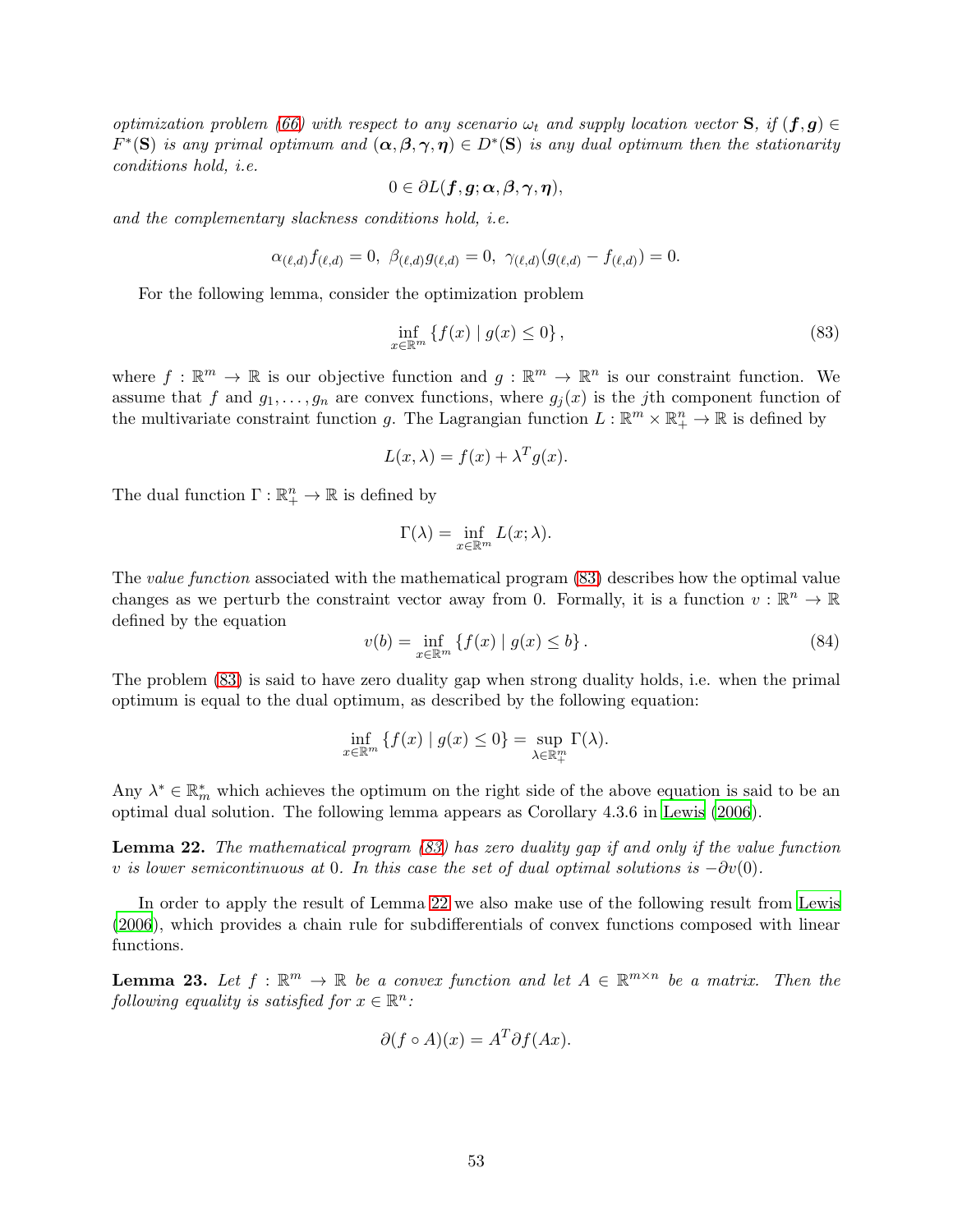*optimization problem (66) with respect to any scenario $\omega_t$ and supply location vector $\mathbf{S}$, if $(\boldsymbol{f}, \boldsymbol{g}) \in F^*(\mathbf{S})$ is any primal optimum and $(\boldsymbol{\alpha}, \boldsymbol{\beta}, \boldsymbol{\gamma}, \boldsymbol{\eta}) \in D^*(\mathbf{S})$ is any dual optimum then the stationarity conditions hold, i.e.*

$$0 \in \partial L(\boldsymbol{f}, \boldsymbol{g}; \boldsymbol{\alpha}, \boldsymbol{\beta}, \boldsymbol{\gamma}, \boldsymbol{\eta}),$$

*and the complementary slackness conditions hold, i.e.*

$$\alpha_{(\ell,d)} f_{(\ell,d)} = 0, \;\; \beta_{(\ell,d)} g_{(\ell,d)} = 0, \;\; \gamma_{(\ell,d)}(g_{(\ell,d)} - f_{(\ell,d)}) = 0.$$

For the following lemma, consider the optimization problem

$$\inf_{x \in \mathbb{R}^m} \{f(x) \mid g(x) \leq 0\}, \tag{83}$$

where $f : \mathbb{R}^m \to \mathbb{R}$ is our objective function and $g : \mathbb{R}^m \to \mathbb{R}^n$ is our constraint function. We assume that $f$ and $g_1, \ldots, g_n$ are convex functions, where $g_j(x)$ is the $j$th component function of the multivariate constraint function $g$. The Lagrangian function $L : \mathbb{R}^m \times \mathbb{R}^n_+ \to \mathbb{R}$ is defined by

$$L(x, \lambda) = f(x) + \lambda^T g(x).$$

The dual function $\Gamma : \mathbb{R}^n_+ \to \mathbb{R}$ is defined by

$$\Gamma(\lambda) = \inf_{x \in \mathbb{R}^m} L(x; \lambda).$$

The *value function* associated with the mathematical program (83) describes how the optimal value changes as we perturb the constraint vector away from 0. Formally, it is a function $v : \mathbb{R}^n \to \mathbb{R}$ defined by the equation

$$v(b) = \inf_{x \in \mathbb{R}^m} \{f(x) \mid g(x) \leq b\}. \tag{84}$$

The problem (83) is said to have zero duality gap when strong duality holds, i.e. when the primal optimum is equal to the dual optimum, as described by the following equation:

$$\inf_{x \in \mathbb{R}^m} \{f(x) \mid g(x) \leq 0\} = \sup_{\lambda \in \mathbb{R}^m_+} \Gamma(\lambda).$$

Any $\lambda^* \in \mathbb{R}^*_m$ which achieves the optimum on the right side of the above equation is said to be an optimal dual solution. The following lemma appears as Corollary 4.3.6 in Lewis (2006).

**Lemma 22.** *The mathematical program (83) has zero duality gap if and only if the value function $v$ is lower semicontinuous at 0. In this case the set of dual optimal solutions is $-\partial v(0)$.*

In order to apply the result of Lemma 22 we also make use of the following result from Lewis (2006), which provides a chain rule for subdifferentials of convex functions composed with linear functions.

**Lemma 23.** *Let $f : \mathbb{R}^m \to \mathbb{R}$ be a convex function and let $A \in \mathbb{R}^{m \times n}$ be a matrix. Then the following equality is satisfied for $x \in \mathbb{R}^n$:*

$$\partial(f \circ A)(x) = A^T \partial f(Ax).$$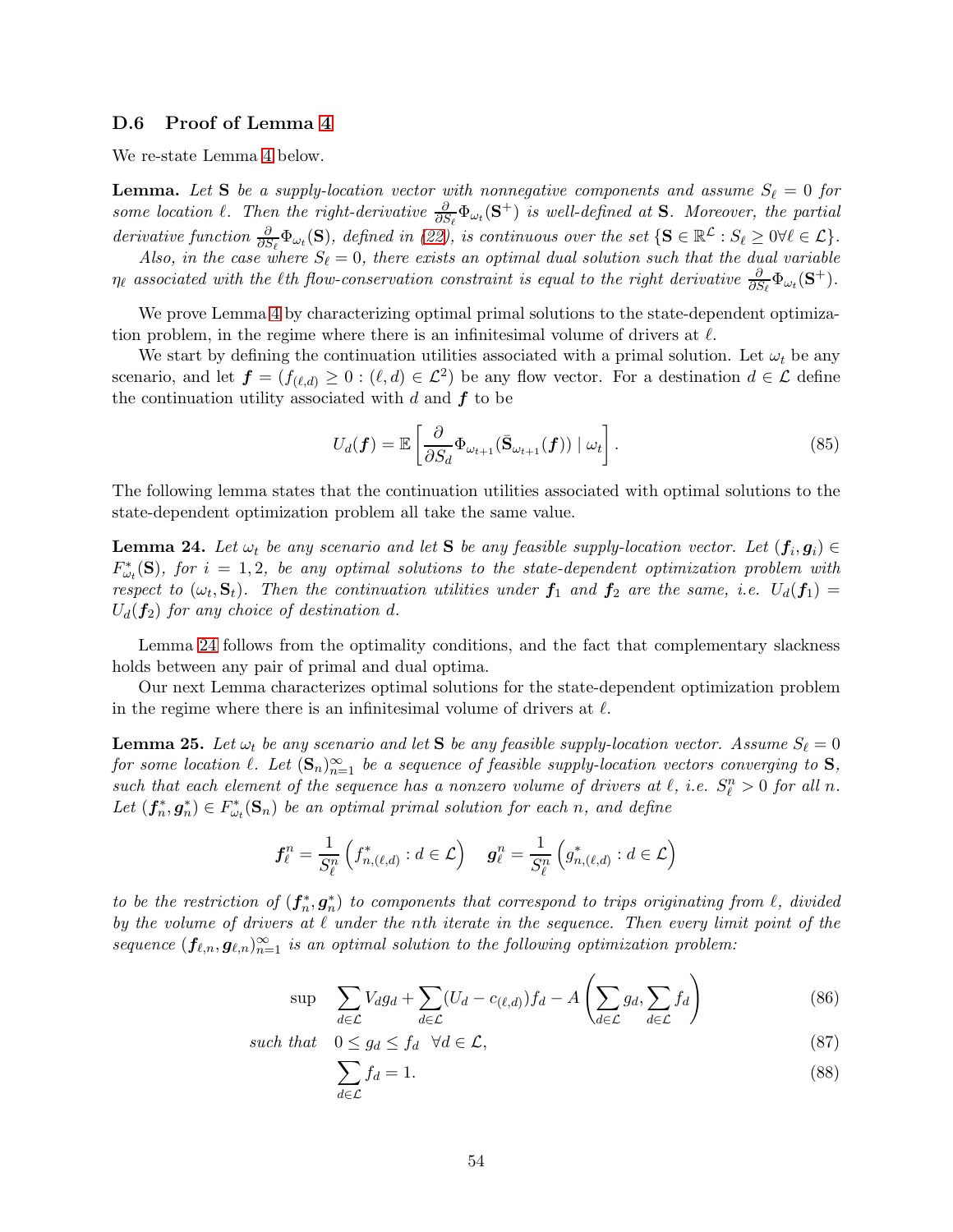### D.6 Proof of Lemma 4

We re-state Lemma 4 below.

**Lemma.** *Let $\mathbf{S}$ be a supply-location vector with nonnegative components and assume $S_\ell = 0$ for some location $\ell$. Then the right-derivative $\frac{\partial}{\partial S_\ell}\Phi_{\omega_t}(\mathbf{S}^+)$ is well-defined at $\mathbf{S}$. Moreover, the partial derivative function $\frac{\partial}{\partial S_\ell}\Phi_{\omega_t}(\mathbf{S})$, defined in (22), is continuous over the set $\{\mathbf{S} \in \mathbb{R}^{\mathcal{L}} : S_\ell \geq 0 \forall \ell \in \mathcal{L}\}$.*

*Also, in the case where $S_\ell = 0$, there exists an optimal dual solution such that the dual variable $\eta_\ell$ associated with the $\ell$th flow-conservation constraint is equal to the right derivative $\frac{\partial}{\partial S_\ell}\Phi_{\omega_t}(\mathbf{S}^+)$.*

We prove Lemma 4 by characterizing optimal primal solutions to the state-dependent optimization problem, in the regime where there is an infinitesimal volume of drivers at $\ell$.

We start by defining the continuation utilities associated with a primal solution. Let $\omega_t$ be any scenario, and let $\boldsymbol{f} = (f_{(\ell,d)} \geq 0 : (\ell, d) \in \mathcal{L}^2)$ be any flow vector. For a destination $d \in \mathcal{L}$ define the continuation utility associated with $d$ and $\boldsymbol{f}$ to be

$$U_d(\boldsymbol{f}) = \mathbb{E}\left[\frac{\partial}{\partial S_d}\Phi_{\omega_{t+1}}(\bar{\mathbf{S}}_{\omega_{t+1}}(\boldsymbol{f})) \mid \omega_t\right]. \tag{85}$$

The following lemma states that the continuation utilities associated with optimal solutions to the state-dependent optimization problem all take the same value.

**Lemma 24.** *Let $\omega_t$ be any scenario and let $\mathbf{S}$ be any feasible supply-location vector. Let $(\boldsymbol{f}_i, \boldsymbol{g}_i) \in F^*_{\omega_t}(\mathbf{S})$, for $i = 1, 2$, be any optimal solutions to the state-dependent optimization problem with respect to $(\omega_t, \mathbf{S}_t)$. Then the continuation utilities under $\boldsymbol{f}_1$ and $\boldsymbol{f}_2$ are the same, i.e. $U_d(\boldsymbol{f}_1) = U_d(\boldsymbol{f}_2)$ for any choice of destination $d$.*

Lemma 24 follows from the optimality conditions, and the fact that complementary slackness holds between any pair of primal and dual optima.

Our next Lemma characterizes optimal solutions for the state-dependent optimization problem in the regime where there is an infinitesimal volume of drivers at $\ell$.

**Lemma 25.** *Let $\omega_t$ be any scenario and let $\mathbf{S}$ be any feasible supply-location vector. Assume $S_\ell = 0$ for some location $\ell$. Let $(\mathbf{S}_n)_{n=1}^\infty$ be a sequence of feasible supply-location vectors converging to $\mathbf{S}$, such that each element of the sequence has a nonzero volume of drivers at $\ell$, i.e. $S^n_\ell > 0$ for all $n$. Let $(\boldsymbol{f}^*_n, \boldsymbol{g}^*_n) \in F^*_{\omega_t}(\mathbf{S}_n)$ be an optimal primal solution for each $n$, and define*

$$\boldsymbol{f}^n_\ell = \frac{1}{S^n_\ell}\left(f^*_{n,(\ell,d)} : d \in \mathcal{L}\right) \quad \boldsymbol{g}^n_\ell = \frac{1}{S^n_\ell}\left(g^*_{n,(\ell,d)} : d \in \mathcal{L}\right)$$

*to be the restriction of $(\boldsymbol{f}^*_n, \boldsymbol{g}^*_n)$ to components that correspond to trips originating from $\ell$, divided by the volume of drivers at $\ell$ under the $n$th iterate in the sequence. Then every limit point of the sequence $(\boldsymbol{f}_{\ell,n}, \boldsymbol{g}_{\ell,n})_{n=1}^\infty$ is an optimal solution to the following optimization problem:*

$$\sup \quad \sum_{d\in\mathcal{L}} V_d g_d + \sum_{d\in\mathcal{L}} (U_d - c_{(\ell,d)}) f_d - A\left(\sum_{d\in\mathcal{L}} g_d, \sum_{d\in\mathcal{L}} f_d\right) \tag{86}$$

$$\text{such that} \quad 0 \leq g_d \leq f_d \quad \forall d \in \mathcal{L}, \tag{87}$$

$$\sum_{d\in\mathcal{L}} f_d = 1. \tag{88}$$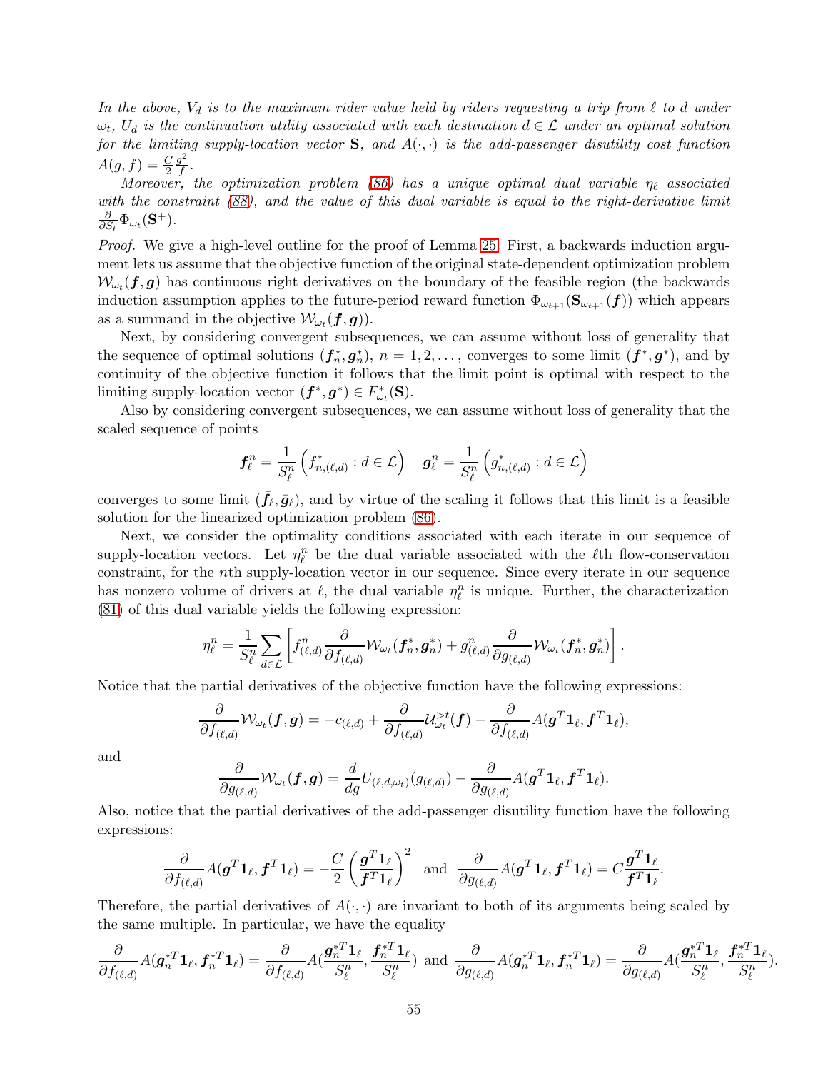*In the above, $V_d$ is to the maximum rider value held by riders requesting a trip from $\ell$ to $d$ under $\omega_t$, $U_d$ is the continuation utility associated with each destination $d \in \mathcal{L}$ under an optimal solution for the limiting supply-location vector $\mathbf{S}$, and $A(\cdot,\cdot)$ is the add-passenger disutility cost function $A(g,f) = \frac{C}{2}\frac{g^2}{f}$.*

*Moreover, the optimization problem (86) has a unique optimal dual variable $\eta_\ell$ associated with the constraint (88), and the value of this dual variable is equal to the right-derivative limit $\frac{\partial}{\partial S_\ell}\Phi_{\omega_t}(\mathbf{S}^+)$.*

*Proof.* We give a high-level outline for the proof of Lemma 25. First, a backwards induction argument lets us assume that the objective function of the original state-dependent optimization problem $\mathcal{W}_{\omega_t}(\boldsymbol{f},\boldsymbol{g})$ has continuous right derivatives on the boundary of the feasible region (the backwards induction assumption applies to the future-period reward function $\Phi_{\omega_{t+1}}(\mathbf{S}_{\omega_{t+1}}(\boldsymbol{f}))$ which appears as a summand in the objective $\mathcal{W}_{\omega_t}(\boldsymbol{f},\boldsymbol{g})$).

Next, by considering convergent subsequences, we can assume without loss of generality that the sequence of optimal solutions $(\boldsymbol{f}_n^*,\boldsymbol{g}_n^*)$, $n = 1,2,\ldots$, converges to some limit $(\boldsymbol{f}^*,\boldsymbol{g}^*)$, and by continuity of the objective function it follows that the limit point is optimal with respect to the limiting supply-location vector $(\boldsymbol{f}^*,\boldsymbol{g}^*) \in F^*_{\omega_t}(\mathbf{S})$.

Also by considering convergent subsequences, we can assume without loss of generality that the scaled sequence of points

$$\boldsymbol{f}_\ell^n = \frac{1}{S_\ell^n}\left(f^*_{n,(\ell,d)} : d \in \mathcal{L}\right) \quad \boldsymbol{g}_\ell^n = \frac{1}{S_\ell^n}\left(g^*_{n,(\ell,d)} : d \in \mathcal{L}\right)$$

converges to some limit $(\bar{\boldsymbol{f}}_\ell,\bar{\boldsymbol{g}}_\ell)$, and by virtue of the scaling it follows that this limit is a feasible solution for the linearized optimization problem (86).

Next, we consider the optimality conditions associated with each iterate in our sequence of supply-location vectors. Let $\eta_\ell^n$ be the dual variable associated with the $\ell$th flow-conservation constraint, for the $n$th supply-location vector in our sequence. Since every iterate in our sequence has nonzero volume of drivers at $\ell$, the dual variable $\eta_\ell^n$ is unique. Further, the characterization (81) of this dual variable yields the following expression:

$$\eta_\ell^n = \frac{1}{S_\ell^n}\sum_{d\in\mathcal{L}}\left[f^n_{(\ell,d)}\frac{\partial}{\partial f_{(\ell,d)}}\mathcal{W}_{\omega_t}(\boldsymbol{f}_n^*,\boldsymbol{g}_n^*) + g^n_{(\ell,d)}\frac{\partial}{\partial g_{(\ell,d)}}\mathcal{W}_{\omega_t}(\boldsymbol{f}_n^*,\boldsymbol{g}_n^*)\right].$$

Notice that the partial derivatives of the objective function have the following expressions:

$$\frac{\partial}{\partial f_{(\ell,d)}}\mathcal{W}_{\omega_t}(\boldsymbol{f},\boldsymbol{g}) = -c_{(\ell,d)} + \frac{\partial}{\partial f_{(\ell,d)}}\mathcal{U}^{>t}_{\omega_t}(\boldsymbol{f}) - \frac{\partial}{\partial f_{(\ell,d)}}A(\boldsymbol{g}^T\mathbf{1}_\ell,\boldsymbol{f}^T\mathbf{1}_\ell),$$

and

$$\frac{\partial}{\partial g_{(\ell,d)}}\mathcal{W}_{\omega_t}(\boldsymbol{f},\boldsymbol{g}) = \frac{d}{dg}U_{(\ell,d,\omega_t)}(g_{(\ell,d)}) - \frac{\partial}{\partial g_{(\ell,d)}}A(\boldsymbol{g}^T\mathbf{1}_\ell,\boldsymbol{f}^T\mathbf{1}_\ell).$$

Also, notice that the partial derivatives of the add-passenger disutility function have the following expressions:

$$\frac{\partial}{\partial f_{(\ell,d)}}A(\boldsymbol{g}^T\mathbf{1}_\ell,\boldsymbol{f}^T\mathbf{1}_\ell) = -\frac{C}{2}\left(\frac{\boldsymbol{g}^T\mathbf{1}_\ell}{\boldsymbol{f}^T\mathbf{1}_\ell}\right)^2 \text{ and } \frac{\partial}{\partial g_{(\ell,d)}}A(\boldsymbol{g}^T\mathbf{1}_\ell,\boldsymbol{f}^T\mathbf{1}_\ell) = C\frac{\boldsymbol{g}^T\mathbf{1}_\ell}{\boldsymbol{f}^T\mathbf{1}_\ell}.$$

Therefore, the partial derivatives of $A(\cdot,\cdot)$ are invariant to both of its arguments being scaled by the same multiple. In particular, we have the equality

$$\frac{\partial}{\partial f_{(\ell,d)}}A(\boldsymbol{g}_n^{*T}\mathbf{1}_\ell,\boldsymbol{f}_n^{*T}\mathbf{1}_\ell) = \frac{\partial}{\partial f_{(\ell,d)}}A(\frac{\boldsymbol{g}_n^{*T}\mathbf{1}_\ell}{S_\ell^n},\frac{\boldsymbol{f}_n^{*T}\mathbf{1}_\ell}{S_\ell^n}) \text{ and } \frac{\partial}{\partial g_{(\ell,d)}}A(\boldsymbol{g}_n^{*T}\mathbf{1}_\ell,\boldsymbol{f}_n^{*T}\mathbf{1}_\ell) = \frac{\partial}{\partial g_{(\ell,d)}}A(\frac{\boldsymbol{g}_n^{*T}\mathbf{1}_\ell}{S_\ell^n},\frac{\boldsymbol{f}_n^{*T}\mathbf{1}_\ell}{S_\ell^n}).$$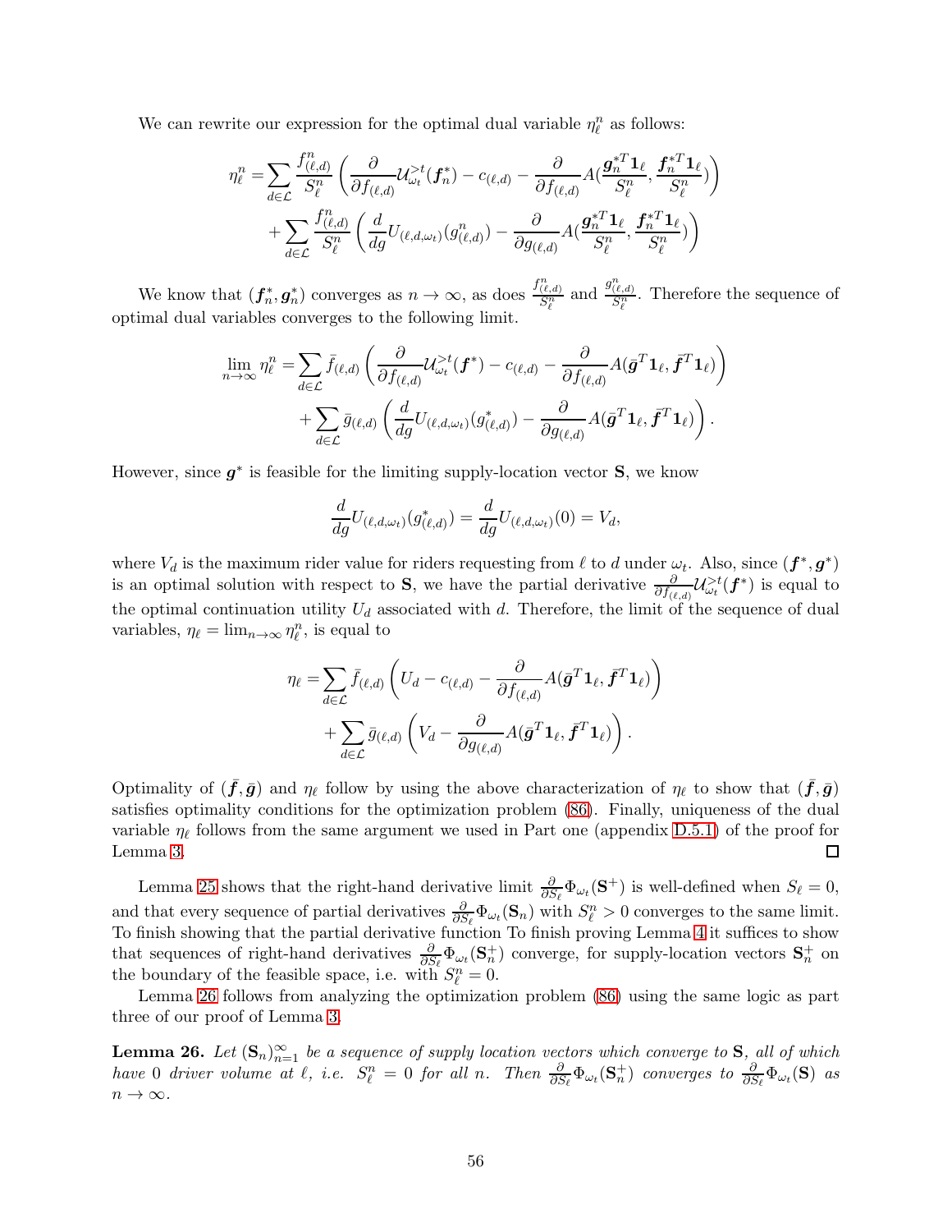We can rewrite our expression for the optimal dual variable $\eta_\ell^n$ as follows:

$$
\begin{aligned}
\eta_\ell^n = &\sum_{d\in\mathcal{L}} \frac{f^n_{(\ell,d)}}{S^n_\ell}\left(\frac{\partial}{\partial f_{(\ell,d)}}\mathcal{U}^{>t}_{\omega_t}(\boldsymbol{f}^*_n) - c_{(\ell,d)} - \frac{\partial}{\partial f_{(\ell,d)}} A(\frac{\boldsymbol{g}_n^{*T}\mathbf{1}_\ell}{S^n_\ell}, \frac{\boldsymbol{f}_n^{*T}\mathbf{1}_\ell}{S^n_\ell})\right) \\
&+ \sum_{d\in\mathcal{L}} \frac{f^n_{(\ell,d)}}{S^n_\ell}\left(\frac{d}{dg}U_{(\ell,d,\omega_t)}(g^n_{(\ell,d)}) - \frac{\partial}{\partial g_{(\ell,d)}} A(\frac{\boldsymbol{g}_n^{*T}\mathbf{1}_\ell}{S^n_\ell}, \frac{\boldsymbol{f}_n^{*T}\mathbf{1}_\ell}{S^n_\ell})\right)
\end{aligned}
$$

We know that $(\boldsymbol{f}^*_n, \boldsymbol{g}^*_n)$ converges as $n\to\infty$, as does $\frac{f^n_{(\ell,d)}}{S^n_\ell}$ and $\frac{g^n_{(\ell,d)}}{S^n_\ell}$. Therefore the sequence of optimal dual variables converges to the following limit.

$$
\begin{aligned}
\lim_{n\to\infty}\eta_\ell^n = &\sum_{d\in\mathcal{L}} \bar{f}_{(\ell,d)}\left(\frac{\partial}{\partial f_{(\ell,d)}}\mathcal{U}^{>t}_{\omega_t}(\boldsymbol{f}^*) - c_{(\ell,d)} - \frac{\partial}{\partial f_{(\ell,d)}} A(\bar{\boldsymbol{g}}^T\mathbf{1}_\ell, \bar{\boldsymbol{f}}^T\mathbf{1}_\ell)\right) \\
&+ \sum_{d\in\mathcal{L}} \bar{g}_{(\ell,d)}\left(\frac{d}{dg}U_{(\ell,d,\omega_t)}(g^*_{(\ell,d)}) - \frac{\partial}{\partial g_{(\ell,d)}} A(\bar{\boldsymbol{g}}^T\mathbf{1}_\ell, \bar{\boldsymbol{f}}^T\mathbf{1}_\ell)\right).
\end{aligned}
$$

However, since $\boldsymbol{g}^*$ is feasible for the limiting supply-location vector $\mathbf{S}$, we know

$$
\frac{d}{dg}U_{(\ell,d,\omega_t)}(g^*_{(\ell,d)}) = \frac{d}{dg}U_{(\ell,d,\omega_t)}(0) = V_d,
$$

where $V_d$ is the maximum rider value for riders requesting from $\ell$ to $d$ under $\omega_t$. Also, since $(\boldsymbol{f}^*, \boldsymbol{g}^*)$ is an optimal solution with respect to $\mathbf{S}$, we have the partial derivative $\frac{\partial}{\partial f_{(\ell,d)}}\mathcal{U}^{>t}_{\omega_t}(\boldsymbol{f}^*)$ is equal to the optimal continuation utility $U_d$ associated with $d$. Therefore, the limit of the sequence of dual variables, $\eta_\ell = \lim_{n\to\infty}\eta^n_\ell$, is equal to

$$
\begin{aligned}
\eta_\ell = &\sum_{d\in\mathcal{L}} \bar{f}_{(\ell,d)}\left(U_d - c_{(\ell,d)} - \frac{\partial}{\partial f_{(\ell,d)}} A(\bar{\boldsymbol{g}}^T\mathbf{1}_\ell, \bar{\boldsymbol{f}}^T\mathbf{1}_\ell)\right) \\
&+ \sum_{d\in\mathcal{L}} \bar{g}_{(\ell,d)}\left(V_d - \frac{\partial}{\partial g_{(\ell,d)}} A(\bar{\boldsymbol{g}}^T\mathbf{1}_\ell, \bar{\boldsymbol{f}}^T\mathbf{1}_\ell)\right).
\end{aligned}
$$

Optimality of $(\bar{\boldsymbol{f}}, \bar{\boldsymbol{g}})$ and $\eta_\ell$ follow by using the above characterization of $\eta_\ell$ to show that $(\bar{\boldsymbol{f}}, \bar{\boldsymbol{g}})$ satisfies optimality conditions for the optimization problem (86). Finally, uniqueness of the dual variable $\eta_\ell$ follows from the same argument we used in Part one (appendix D.5.1) of the proof for Lemma 3. ◻

Lemma 25 shows that the right-hand derivative limit $\frac{\partial}{\partial S_\ell}\Phi_{\omega_t}(\mathbf{S}^+)$ is well-defined when $S_\ell = 0$, and that every sequence of partial derivatives $\frac{\partial}{\partial S_\ell}\Phi_{\omega_t}(\mathbf{S}_n)$ with $S^n_\ell > 0$ converges to the same limit. To finish showing that the partial derivative function To finish proving Lemma 4 it suffices to show that sequences of right-hand derivatives $\frac{\partial}{\partial S_\ell}\Phi_{\omega_t}(\mathbf{S}^+_n)$ converge, for supply-location vectors $\mathbf{S}^+_n$ on the boundary of the feasible space, i.e. with $S^n_\ell = 0$.

Lemma 26 follows from analyzing the optimization problem (86) using the same logic as part three of our proof of Lemma 3.

**Lemma 26.** *Let $(\mathbf{S}_n)_{n=1}^\infty$ be a sequence of supply location vectors which converge to $\mathbf{S}$, all of which have 0 driver volume at $\ell$, i.e. $S^n_\ell = 0$ for all $n$. Then $\frac{\partial}{\partial S_\ell}\Phi_{\omega_t}(\mathbf{S}^+_n)$ converges to $\frac{\partial}{\partial S_\ell}\Phi_{\omega_t}(\mathbf{S})$ as $n\to\infty$.*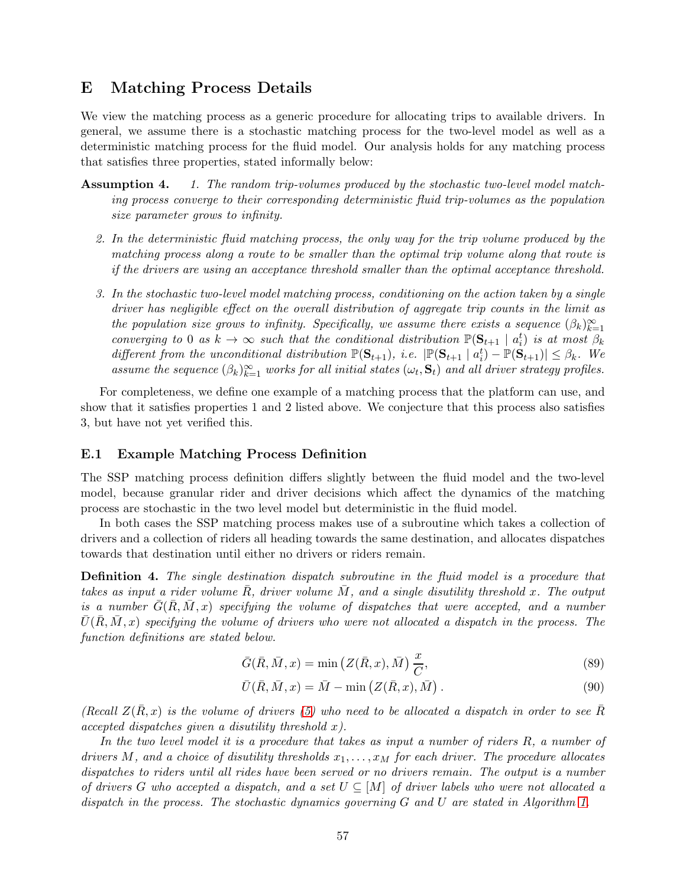## E Matching Process Details

We view the matching process as a generic procedure for allocating trips to available drivers. In general, we assume there is a stochastic matching process for the two-level model as well as a deterministic matching process for the fluid model. Our analysis holds for any matching process that satisfies three properties, stated informally below:

**Assumption 4.** *1. The random trip-volumes produced by the stochastic two-level model matching process converge to their corresponding deterministic fluid trip-volumes as the population size parameter grows to infinity.*

*2. In the deterministic fluid matching process, the only way for the trip volume produced by the matching process along a route to be smaller than the optimal trip volume along that route is if the drivers are using an acceptance threshold smaller than the optimal acceptance threshold.*

*3. In the stochastic two-level model matching process, conditioning on the action taken by a single driver has negligible effect on the overall distribution of aggregate trip counts in the limit as the population size grows to infinity. Specifically, we assume there exists a sequence $(\beta_k)_{k=1}^{\infty}$ converging to 0 as $k \to \infty$ such that the conditional distribution $\mathbb{P}(\mathbf{S}_{t+1} \mid a_i^t)$ is at most $\beta_k$ different from the unconditional distribution $\mathbb{P}(\mathbf{S}_{t+1})$, i.e. $|\mathbb{P}(\mathbf{S}_{t+1} \mid a_i^t) - \mathbb{P}(\mathbf{S}_{t+1})| \leq \beta_k$. We assume the sequence $(\beta_k)_{k=1}^{\infty}$ works for all initial states $(\omega_t, \mathbf{S}_t)$ and all driver strategy profiles.*

For completeness, we define one example of a matching process that the platform can use, and show that it satisfies properties 1 and 2 listed above. We conjecture that this process also satisfies 3, but have not yet verified this.

### E.1 Example Matching Process Definition

The SSP matching process definition differs slightly between the fluid model and the two-level model, because granular rider and driver decisions which affect the dynamics of the matching process are stochastic in the two level model but deterministic in the fluid model.

In both cases the SSP matching process makes use of a subroutine which takes a collection of drivers and a collection of riders all heading towards the same destination, and allocates dispatches towards that destination until either no drivers or riders remain.

**Definition 4.** *The single destination dispatch subroutine in the fluid model is a procedure that takes as input a rider volume $\bar{R}$, driver volume $\bar{M}$, and a single disutility threshold $x$. The output is a number $\bar{G}(\bar{R}, \bar{M}, x)$ specifying the volume of dispatches that were accepted, and a number $\bar{U}(\bar{R}, \bar{M}, x)$ specifying the volume of drivers who were not allocated a dispatch in the process. The function definitions are stated below.*

$$\bar{G}(\bar{R}, \bar{M}, x) = \min\left(Z(\bar{R}, x), \bar{M}\right) \frac{x}{C}, \tag{89}$$

$$\bar{U}(\bar{R}, \bar{M}, x) = \bar{M} - \min\left(Z(\bar{R}, x), \bar{M}\right). \tag{90}$$

*(Recall $Z(\bar{R}, x)$ is the volume of drivers (5) who need to be allocated a dispatch in order to see $\bar{R}$ accepted dispatches given a disutility threshold $x$).*

*In the two level model it is a procedure that takes as input a number of riders $R$, a number of drivers $M$, and a choice of disutility thresholds $x_1, \ldots, x_M$ for each driver. The procedure allocates dispatches to riders until all rides have been served or no drivers remain. The output is a number of drivers $G$ who accepted a dispatch, and a set $U \subseteq [M]$ of driver labels who were not allocated a dispatch in the process. The stochastic dynamics governing $G$ and $U$ are stated in Algorithm 1.*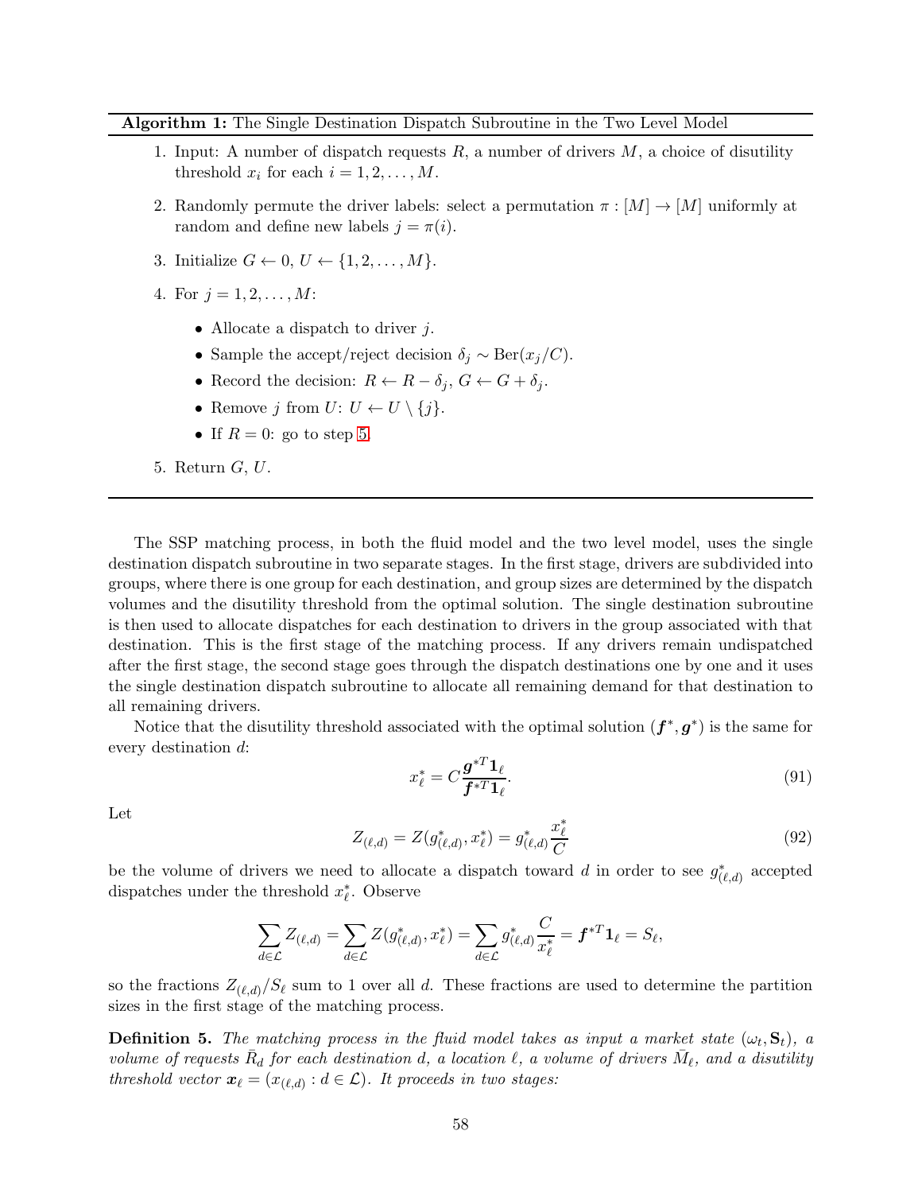**Algorithm 1:** The Single Destination Dispatch Subroutine in the Two Level Model

1. Input: A number of dispatch requests $R$, a number of drivers $M$, a choice of disutility threshold $x_i$ for each $i = 1, 2, \ldots, M$.
2. Randomly permute the driver labels: select a permutation $\pi : [M] \to [M]$ uniformly at random and define new labels $j = \pi(i)$.
3. Initialize $G \leftarrow 0$, $U \leftarrow \{1, 2, \ldots, M\}$.
4. For $j = 1, 2, \ldots, M$:
   - Allocate a dispatch to driver $j$.
   - Sample the accept/reject decision $\delta_j \sim \text{Ber}(x_j/C)$.
   - Record the decision: $R \leftarrow R - \delta_j$, $G \leftarrow G + \delta_j$.
   - Remove $j$ from $U$: $U \leftarrow U \setminus \{j\}$.
   - If $R = 0$: go to step 5.
5. Return $G$, $U$.

---

The SSP matching process, in both the fluid model and the two level model, uses the single destination dispatch subroutine in two separate stages. In the first stage, drivers are subdivided into groups, where there is one group for each destination, and group sizes are determined by the dispatch volumes and the disutility threshold from the optimal solution. The single destination subroutine is then used to allocate dispatches for each destination to drivers in the group associated with that destination. This is the first stage of the matching process. If any drivers remain undispatched after the first stage, the second stage goes through the dispatch destinations one by one and it uses the single destination dispatch subroutine to allocate all remaining demand for that destination to all remaining drivers.

Notice that the disutility threshold associated with the optimal solution $(\boldsymbol{f}^*, \boldsymbol{g}^*)$ is the same for every destination $d$:

$$x_\ell^* = C \frac{\boldsymbol{g}^{*T} \mathbf{1}_\ell}{\boldsymbol{f}^{*T} \mathbf{1}_\ell}. \tag{91}$$

Let

$$Z_{(\ell,d)} = Z(g^*_{(\ell,d)}, x^*_\ell) = g^*_{(\ell,d)} \frac{x^*_\ell}{C} \tag{92}$$

be the volume of drivers we need to allocate a dispatch toward $d$ in order to see $g^*_{(\ell,d)}$ accepted dispatches under the threshold $x^*_\ell$. Observe

$$\sum_{d \in \mathcal{L}} Z_{(\ell,d)} = \sum_{d \in \mathcal{L}} Z(g^*_{(\ell,d)}, x^*_\ell) = \sum_{d \in \mathcal{L}} g^*_{(\ell,d)} \frac{C}{x^*_\ell} = \boldsymbol{f}^{*T} \mathbf{1}_\ell = S_\ell,$$

so the fractions $Z_{(\ell,d)}/S_\ell$ sum to 1 over all $d$. These fractions are used to determine the partition sizes in the first stage of the matching process.

**Definition 5.** *The matching process in the fluid model takes as input a market state $(\omega_t, \mathbf{S}_t)$, a volume of requests $\bar{R}_d$ for each destination $d$, a location $\ell$, a volume of drivers $\bar{M}_\ell$, and a disutility threshold vector $\boldsymbol{x}_\ell = (x_{(\ell,d)} : d \in \mathcal{L})$. It proceeds in two stages:*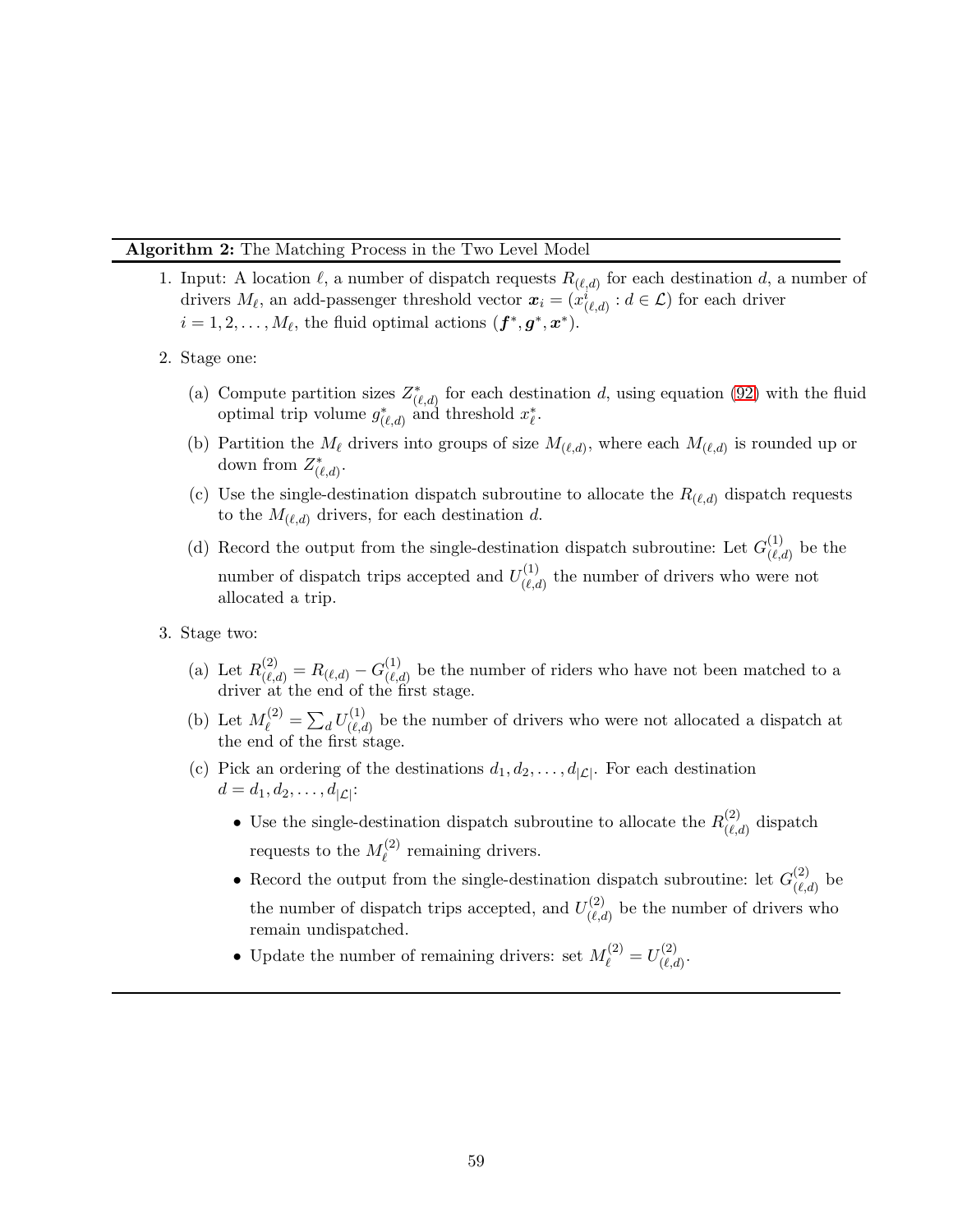**Algorithm 2:** The Matching Process in the Two Level Model

1. Input: A location $\ell$, a number of dispatch requests $R_{(\ell,d)}$ for each destination $d$, a number of drivers $M_\ell$, an add-passenger threshold vector $\boldsymbol{x}_i = (x^i_{(\ell,d)} : d \in \mathcal{L})$ for each driver $i = 1, 2, \ldots, M_\ell$, the fluid optimal actions $(\boldsymbol{f}^*, \boldsymbol{g}^*, \boldsymbol{x}^*)$.

2. Stage one:

   (a) Compute partition sizes $Z^*_{(\ell,d)}$ for each destination $d$, using equation (92) with the fluid optimal trip volume $g^*_{(\ell,d)}$ and threshold $x^*_\ell$.

   (b) Partition the $M_\ell$ drivers into groups of size $M_{(\ell,d)}$, where each $M_{(\ell,d)}$ is rounded up or down from $Z^*_{(\ell,d)}$.

   (c) Use the single-destination dispatch subroutine to allocate the $R_{(\ell,d)}$ dispatch requests to the $M_{(\ell,d)}$ drivers, for each destination $d$.

   (d) Record the output from the single-destination dispatch subroutine: Let $G^{(1)}_{(\ell,d)}$ be the number of dispatch trips accepted and $U^{(1)}_{(\ell,d)}$ the number of drivers who were not allocated a trip.

3. Stage two:

   (a) Let $R^{(2)}_{(\ell,d)} = R_{(\ell,d)} - G^{(1)}_{(\ell,d)}$ be the number of riders who have not been matched to a driver at the end of the first stage.

   (b) Let $M^{(2)}_\ell = \sum_d U^{(1)}_{(\ell,d)}$ be the number of drivers who were not allocated a dispatch at the end of the first stage.

   (c) Pick an ordering of the destinations $d_1, d_2, \ldots, d_{|\mathcal{L}|}$. For each destination $d = d_1, d_2, \ldots, d_{|\mathcal{L}|}$:

      - Use the single-destination dispatch subroutine to allocate the $R^{(2)}_{(\ell,d)}$ dispatch requests to the $M^{(2)}_\ell$ remaining drivers.
      - Record the output from the single-destination dispatch subroutine: let $G^{(2)}_{(\ell,d)}$ be the number of dispatch trips accepted, and $U^{(2)}_{(\ell,d)}$ be the number of drivers who remain undispatched.
      - Update the number of remaining drivers: set $M^{(2)}_\ell = U^{(2)}_{(\ell,d)}$.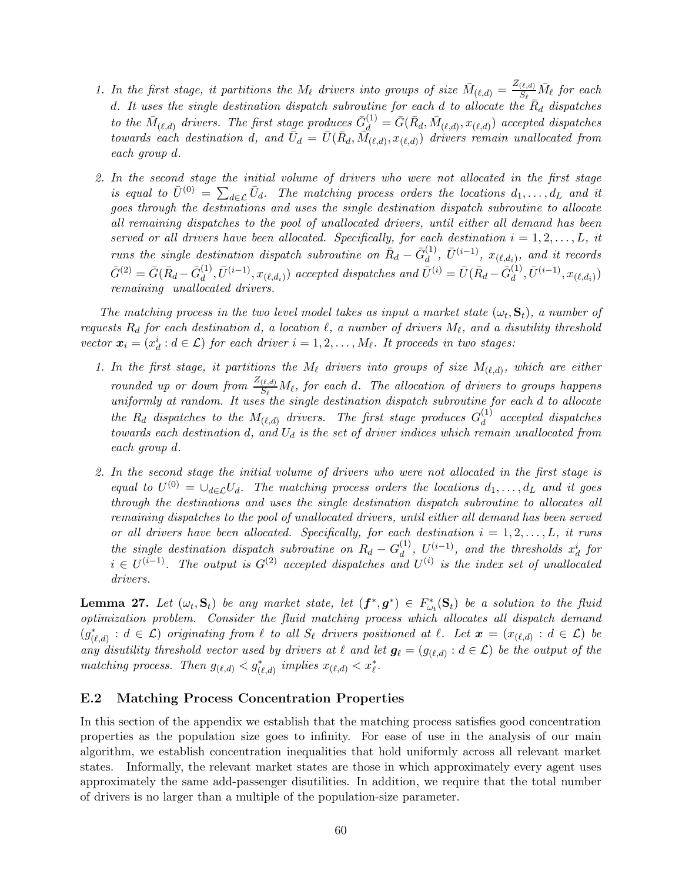1. *In the first stage, it partitions the $M_\ell$ drivers into groups of size $\bar{M}_{(\ell,d)} = \frac{Z_{(\ell,d)}}{S_\ell}\bar{M}_\ell$ for each $d$. It uses the single destination dispatch subroutine for each $d$ to allocate the $\bar{R}_d$ dispatches to the $\bar{M}_{(\ell,d)}$ drivers. The first stage produces $\bar{G}^{(1)}_d = \bar{G}(\bar{R}_d, \bar{M}_{(\ell,d)}, x_{(\ell,d)})$ accepted dispatches towards each destination $d$, and $\bar{U}_d = \bar{U}(\bar{R}_d, \bar{M}_{(\ell,d)}, x_{(\ell,d)})$ drivers remain unallocated from each group $d$.*

2. *In the second stage the initial volume of drivers who were not allocated in the first stage is equal to $\bar{U}^{(0)} = \sum_{d\in\mathcal{L}} \bar{U}_d$. The matching process orders the locations $d_1, \ldots, d_L$ and it goes through the destinations and uses the single destination dispatch subroutine to allocate all remaining dispatches to the pool of unallocated drivers, until either all demand has been served or all drivers have been allocated. Specifically, for each destination $i = 1, 2, \ldots, L$, it runs the single destination dispatch subroutine on $\bar{R}_d - \bar{G}^{(1)}_d$, $\bar{U}^{(i-1)}$, $x_{(\ell,d_i)}$, and it records $\bar{G}^{(2)} = \bar{G}(\bar{R}_d - \bar{G}^{(1)}_d, \bar{U}^{(i-1)}, x_{(\ell,d_i)})$ accepted dispatches and $\bar{U}^{(i)} = \bar{U}(\bar{R}_d - \bar{G}^{(1)}_d, \bar{U}^{(i-1)}, x_{(\ell,d_i)})$ remaining unallocated drivers.*

*The matching process in the two level model takes as input a market state $(\omega_t, \mathbf{S}_t)$, a number of requests $R_d$ for each destination $d$, a location $\ell$, a number of drivers $M_\ell$, and a disutility threshold vector $\boldsymbol{x}_i = (x^i_d : d \in \mathcal{L})$ for each driver $i = 1, 2, \ldots, M_\ell$. It proceeds in two stages:*

1. *In the first stage, it partitions the $M_\ell$ drivers into groups of size $M_{(\ell,d)}$, which are either rounded up or down from $\frac{Z_{(\ell,d)}}{S_\ell}M_\ell$, for each $d$. The allocation of drivers to groups happens uniformly at random. It uses the single destination dispatch subroutine for each $d$ to allocate the $R_d$ dispatches to the $M_{(\ell,d)}$ drivers. The first stage produces $G^{(1)}_d$ accepted dispatches towards each destination $d$, and $U_d$ is the set of driver indices which remain unallocated from each group $d$.*

2. *In the second stage the initial volume of drivers who were not allocated in the first stage is equal to $U^{(0)} = \cup_{d\in\mathcal{L}} U_d$. The matching process orders the locations $d_1, \ldots, d_L$ and it goes through the destinations and uses the single destination dispatch subroutine to allocates all remaining dispatches to the pool of unallocated drivers, until either all demand has been served or all drivers have been allocated. Specifically, for each destination $i = 1, 2, \ldots, L$, it runs the single destination dispatch subroutine on $R_d - G^{(1)}_d$, $U^{(i-1)}$, and the thresholds $x^i_d$ for $i \in U^{(i-1)}$. The output is $G^{(2)}$ accepted dispatches and $U^{(i)}$ is the index set of unallocated drivers.*

**Lemma 27.** *Let $(\omega_t, \mathbf{S}_t)$ be any market state, let $(\boldsymbol{f}^*, \boldsymbol{g}^*) \in F^*_{\omega_t}(\mathbf{S}_t)$ be a solution to the fluid optimization problem. Consider the fluid matching process which allocates all dispatch demand $(g^*_{(\ell,d)} : d \in \mathcal{L})$ originating from $\ell$ to all $S_\ell$ drivers positioned at $\ell$. Let $\boldsymbol{x} = (x_{(\ell,d)} : d \in \mathcal{L})$ be any disutility threshold vector used by drivers at $\ell$ and let $\boldsymbol{g}_\ell = (g_{(\ell,d)} : d \in \mathcal{L})$ be the output of the matching process. Then $g_{(\ell,d)} < g^*_{(\ell,d)}$ implies $x_{(\ell,d)} < x^*_\ell$.*

## E.2 Matching Process Concentration Properties

In this section of the appendix we establish that the matching process satisfies good concentration properties as the population size goes to infinity. For ease of use in the analysis of our main algorithm, we establish concentration inequalities that hold uniformly across all relevant market states. Informally, the relevant market states are those in which approximately every agent uses approximately the same add-passenger disutilities. In addition, we require that the total number of drivers is no larger than a multiple of the population-size parameter.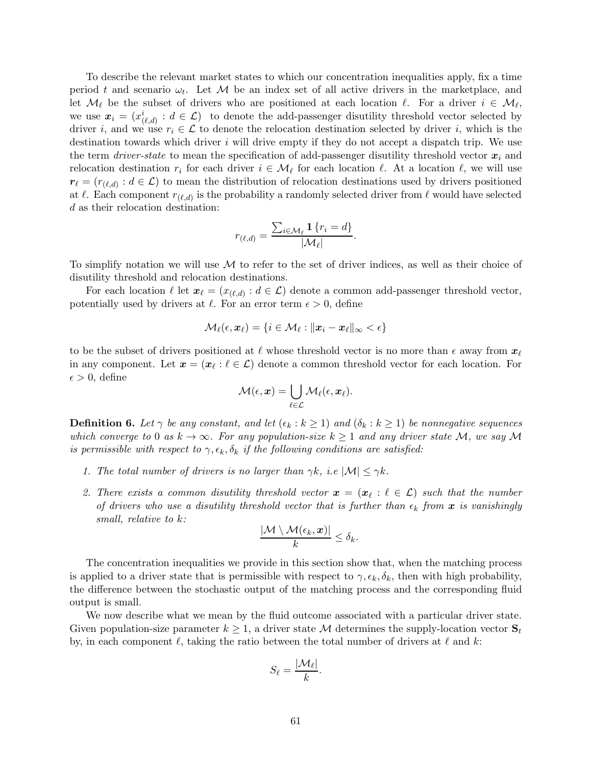To describe the relevant market states to which our concentration inequalities apply, fix a time period $t$ and scenario $\omega_t$. Let $\mathcal{M}$ be an index set of all active drivers in the marketplace, and let $\mathcal{M}_\ell$ be the subset of drivers who are positioned at each location $\ell$. For a driver $i \in \mathcal{M}_\ell$, we use $\boldsymbol{x}_i = (x^i_{(\ell,d)} : d \in \mathcal{L})$ to denote the add-passenger disutility threshold vector selected by driver $i$, and we use $r_i \in \mathcal{L}$ to denote the relocation destination selected by driver $i$, which is the destination towards which driver $i$ will drive empty if they do not accept a dispatch trip. We use the term *driver-state* to mean the specification of add-passenger disutility threshold vector $\boldsymbol{x}_i$ and relocation destination $r_i$ for each driver $i \in \mathcal{M}_\ell$ for each location $\ell$. At a location $\ell$, we will use $\boldsymbol{r}_\ell = (r_{(\ell,d)} : d \in \mathcal{L})$ to mean the distribution of relocation destinations used by drivers positioned at $\ell$. Each component $r_{(\ell,d)}$ is the probability a randomly selected driver from $\ell$ would have selected $d$ as their relocation destination:

$$r_{(\ell,d)} = \frac{\sum_{i \in \mathcal{M}_\ell} \mathbf{1}\{r_i = d\}}{|\mathcal{M}_\ell|}.$$

To simplify notation we will use $\mathcal{M}$ to refer to the set of driver indices, as well as their choice of disutility threshold and relocation destinations.

For each location $\ell$ let $\boldsymbol{x}_\ell = (x_{(\ell,d)} : d \in \mathcal{L})$ denote a common add-passenger threshold vector, potentially used by drivers at $\ell$. For an error term $\epsilon > 0$, define

$$\mathcal{M}_\ell(\epsilon, \boldsymbol{x}_\ell) = \{i \in \mathcal{M}_\ell : \|\boldsymbol{x}_i - \boldsymbol{x}_\ell\|_\infty < \epsilon\}$$

to be the subset of drivers positioned at $\ell$ whose threshold vector is no more than $\epsilon$ away from $\boldsymbol{x}_\ell$ in any component. Let $\boldsymbol{x} = (\boldsymbol{x}_\ell : \ell \in \mathcal{L})$ denote a common threshold vector for each location. For $\epsilon > 0$, define

$$\mathcal{M}(\epsilon, \boldsymbol{x}) = \bigcup_{\ell \in \mathcal{L}} \mathcal{M}_\ell(\epsilon, \boldsymbol{x}_\ell).$$

**Definition 6.** *Let $\gamma$ be any constant, and let $(\epsilon_k : k \geq 1)$ and $(\delta_k : k \geq 1)$ be nonnegative sequences which converge to 0 as $k \to \infty$. For any population-size $k \geq 1$ and any driver state $\mathcal{M}$, we say $\mathcal{M}$ is permissible with respect to $\gamma, \epsilon_k, \delta_k$ if the following conditions are satisfied:*

1. *The total number of drivers is no larger than $\gamma k$, i.e $|\mathcal{M}| \leq \gamma k$.*
2. *There exists a common disutility threshold vector $\boldsymbol{x} = (\boldsymbol{x}_\ell : \ell \in \mathcal{L})$ such that the number of drivers who use a disutility threshold vector that is further than $\epsilon_k$ from $\boldsymbol{x}$ is vanishingly small, relative to $k$:*

$$\frac{|\mathcal{M} \setminus \mathcal{M}(\epsilon_k, \boldsymbol{x})|}{k} \leq \delta_k.$$

The concentration inequalities we provide in this section show that, when the matching process is applied to a driver state that is permissible with respect to $\gamma, \epsilon_k, \delta_k$, then with high probability, the difference between the stochastic output of the matching process and the corresponding fluid output is small.

We now describe what we mean by the fluid outcome associated with a particular driver state. Given population-size parameter $k \geq 1$, a driver state $\mathcal{M}$ determines the supply-location vector $\mathbf{S}_t$ by, in each component $\ell$, taking the ratio between the total number of drivers at $\ell$ and $k$:

$$S_\ell = \frac{|\mathcal{M}_\ell|}{k}.$$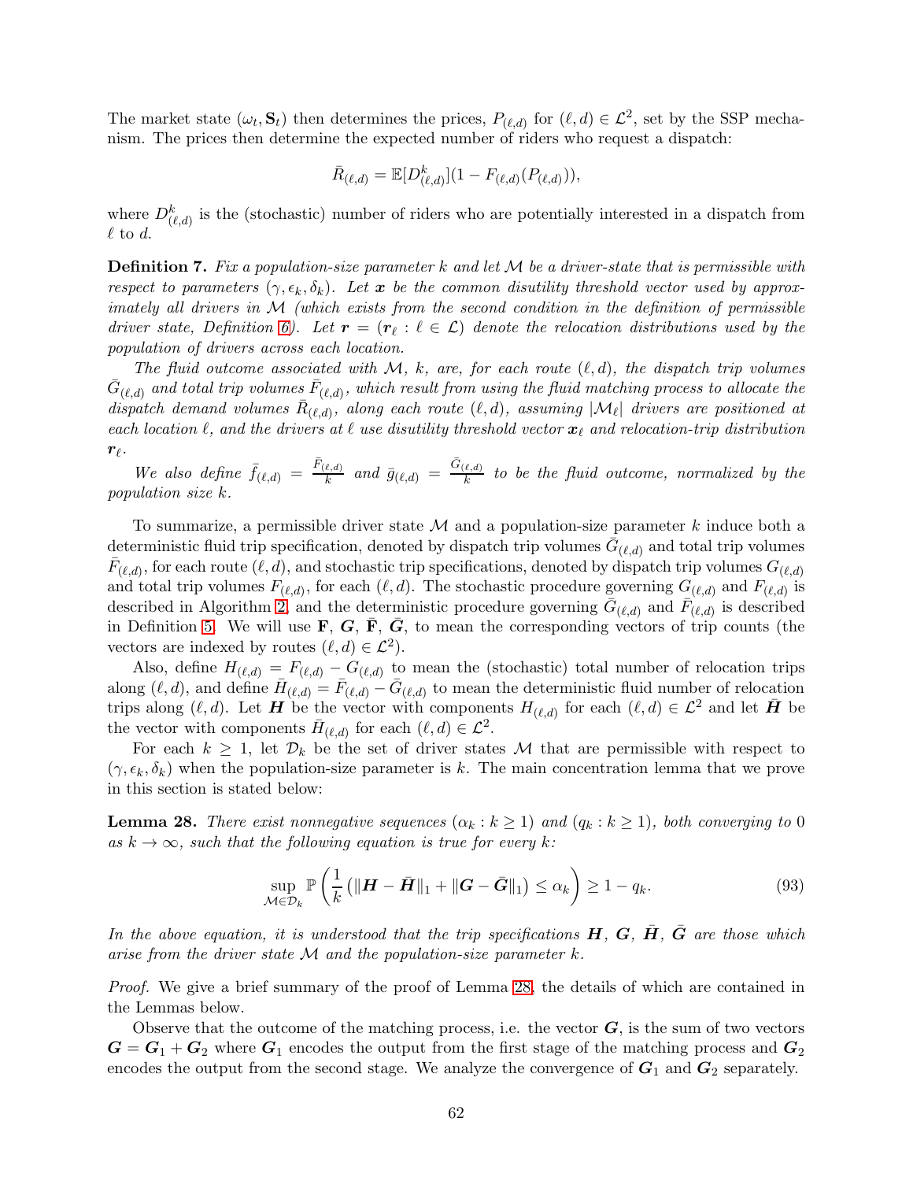The market state $(\omega_t, \mathbf{S}_t)$ then determines the prices, $P_{(\ell,d)}$ for $(\ell, d) \in \mathcal{L}^2$, set by the SSP mechanism. The prices then determine the expected number of riders who request a dispatch:

$$\bar{R}_{(\ell,d)} = \mathbb{E}[D^k_{(\ell,d)}](1 - F_{(\ell,d)}(P_{(\ell,d)})),$$

where $D^k_{(\ell,d)}$ is the (stochastic) number of riders who are potentially interested in a dispatch from $\ell$ to $d$.

**Definition 7.** *Fix a population-size parameter $k$ and let $\mathcal{M}$ be a driver-state that is permissible with respect to parameters $(\gamma, \epsilon_k, \delta_k)$. Let $\boldsymbol{x}$ be the common disutility threshold vector used by approximately all drivers in $\mathcal{M}$ (which exists from the second condition in the definition of permissible driver state, Definition 6). Let $\boldsymbol{r} = (\boldsymbol{r}_\ell : \ell \in \mathcal{L})$ denote the relocation distributions used by the population of drivers across each location.*

*The fluid outcome associated with $\mathcal{M}$, $k$, are, for each route $(\ell, d)$, the dispatch trip volumes $\bar{G}_{(\ell,d)}$ and total trip volumes $\bar{F}_{(\ell,d)}$, which result from using the fluid matching process to allocate the dispatch demand volumes $\bar{R}_{(\ell,d)}$, along each route $(\ell, d)$, assuming $|\mathcal{M}_\ell|$ drivers are positioned at each location $\ell$, and the drivers at $\ell$ use disutility threshold vector $\boldsymbol{x}_\ell$ and relocation-trip distribution $\boldsymbol{r}_\ell$.*

*We also define $\bar{f}_{(\ell,d)} = \frac{\bar{F}_{(\ell,d)}}{k}$ and $\bar{g}_{(\ell,d)} = \frac{\bar{G}_{(\ell,d)}}{k}$ to be the fluid outcome, normalized by the population size $k$.*

To summarize, a permissible driver state $\mathcal{M}$ and a population-size parameter $k$ induce both a deterministic fluid trip specification, denoted by dispatch trip volumes $\bar{G}_{(\ell,d)}$ and total trip volumes $\bar{F}_{(\ell,d)}$, for each route $(\ell, d)$, and stochastic trip specifications, denoted by dispatch trip volumes $G_{(\ell,d)}$ and total trip volumes $F_{(\ell,d)}$, for each $(\ell, d)$. The stochastic procedure governing $G_{(\ell,d)}$ and $F_{(\ell,d)}$ is described in Algorithm 2, and the deterministic procedure governing $\bar{G}_{(\ell,d)}$ and $\bar{F}_{(\ell,d)}$ is described in Definition 5. We will use $\mathbf{F}$, $\boldsymbol{G}$, $\bar{\mathbf{F}}$, $\bar{\boldsymbol{G}}$, to mean the corresponding vectors of trip counts (the vectors are indexed by routes $(\ell, d) \in \mathcal{L}^2$).

Also, define $H_{(\ell,d)} = F_{(\ell,d)} - G_{(\ell,d)}$ to mean the (stochastic) total number of relocation trips along $(\ell, d)$, and define $\bar{H}_{(\ell,d)} = \bar{F}_{(\ell,d)} - \bar{G}_{(\ell,d)}$ to mean the deterministic fluid number of relocation trips along $(\ell, d)$. Let $\boldsymbol{H}$ be the vector with components $H_{(\ell,d)}$ for each $(\ell, d) \in \mathcal{L}^2$ and let $\bar{\boldsymbol{H}}$ be the vector with components $\bar{H}_{(\ell,d)}$ for each $(\ell, d) \in \mathcal{L}^2$.

For each $k \geq 1$, let $\mathcal{D}_k$ be the set of driver states $\mathcal{M}$ that are permissible with respect to $(\gamma, \epsilon_k, \delta_k)$ when the population-size parameter is $k$. The main concentration lemma that we prove in this section is stated below:

**Lemma 28.** *There exist nonnegative sequences $(\alpha_k : k \geq 1)$ and $(q_k : k \geq 1)$, both converging to 0 as $k \to \infty$, such that the following equation is true for every $k$:*

$$\sup_{\mathcal{M} \in \mathcal{D}_k} \mathbb{P}\left(\frac{1}{k}\left(\|\boldsymbol{H} - \bar{\boldsymbol{H}}\|_1 + \|\boldsymbol{G} - \bar{\boldsymbol{G}}\|_1\right) \leq \alpha_k\right) \geq 1 - q_k. \tag{93}$$

*In the above equation, it is understood that the trip specifications $\boldsymbol{H}$, $\boldsymbol{G}$, $\bar{\boldsymbol{H}}$, $\bar{\boldsymbol{G}}$ are those which arise from the driver state $\mathcal{M}$ and the population-size parameter $k$.*

*Proof.* We give a brief summary of the proof of Lemma 28, the details of which are contained in the Lemmas below.

Observe that the outcome of the matching process, i.e. the vector $\boldsymbol{G}$, is the sum of two vectors $\boldsymbol{G} = \boldsymbol{G}_1 + \boldsymbol{G}_2$ where $\boldsymbol{G}_1$ encodes the output from the first stage of the matching process and $\boldsymbol{G}_2$ encodes the output from the second stage. We analyze the convergence of $\boldsymbol{G}_1$ and $\boldsymbol{G}_2$ separately.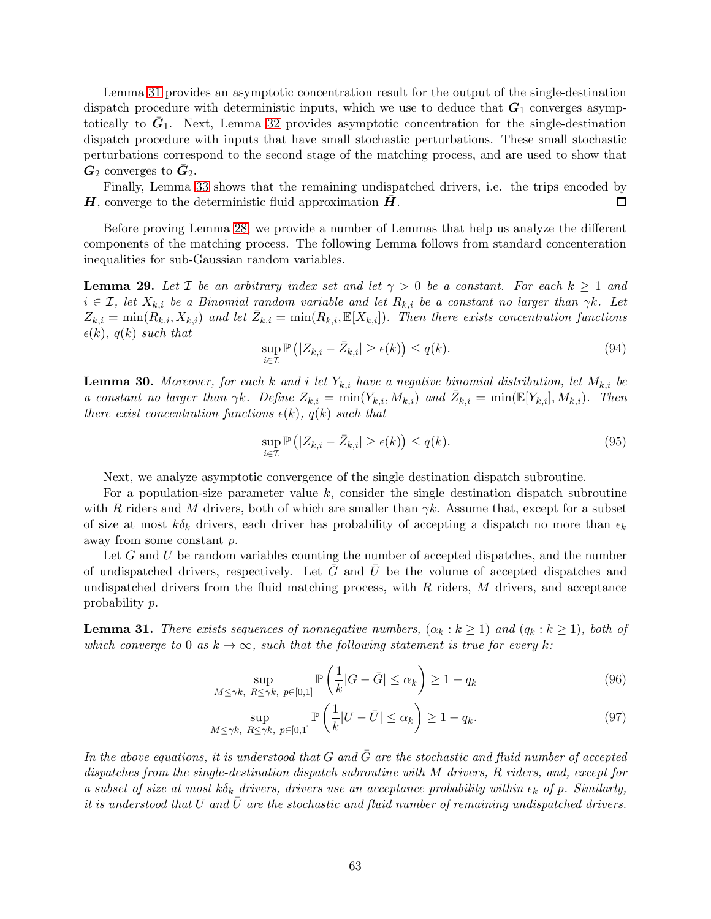Lemma 31 provides an asymptotic concentration result for the output of the single-destination dispatch procedure with deterministic inputs, which we use to deduce that $\boldsymbol{G}_1$ converges asymptotically to $\bar{\boldsymbol{G}}_1$. Next, Lemma 32 provides asymptotic concentration for the single-destination dispatch procedure with inputs that have small stochastic perturbations. These stochastic perturbations correspond to the second stage of the matching process, and are used to show that $\boldsymbol{G}_2$ converges to $\bar{\boldsymbol{G}}_2$.

Finally, Lemma 33 shows that the remaining undispatched drivers, i.e. the trips encoded by $\boldsymbol{H}$, converge to the deterministic fluid approximation $\bar{\boldsymbol{H}}$. $\square$

Before proving Lemma 28, we provide a number of Lemmas that help us analyze the different components of the matching process. The following Lemma follows from standard concenteration inequalities for sub-Gaussian random variables.

**Lemma 29.** *Let $\mathcal{I}$ be an arbitrary index set and let $\gamma > 0$ be a constant. For each $k \geq 1$ and $i \in \mathcal{I}$, let $X_{k,i}$ be a Binomial random variable and let $R_{k,i}$ be a constant no larger than $\gamma k$. Let $Z_{k,i} = \min(R_{k,i}, X_{k,i})$ and let $\bar{Z}_{k,i} = \min(R_{k,i}, \mathbb{E}[X_{k,i}])$. Then there exists concentration functions $\epsilon(k)$, $q(k)$ such that*

$$\sup_{i \in \mathcal{I}} \mathbb{P}\left(|Z_{k,i} - \bar{Z}_{k,i}| \geq \epsilon(k)\right) \leq q(k). \tag{94}$$

**Lemma 30.** *Moreover, for each $k$ and $i$ let $Y_{k,i}$ have a negative binomial distribution, let $M_{k,i}$ be a constant no larger than $\gamma k$. Define $Z_{k,i} = \min(Y_{k,i}, M_{k,i})$ and $\bar{Z}_{k,i} = \min(\mathbb{E}[Y_{k,i}], M_{k,i})$. Then there exist concentration functions $\epsilon(k)$, $q(k)$ such that*

$$\sup_{i \in \mathcal{I}} \mathbb{P}\left(|Z_{k,i} - \bar{Z}_{k,i}| \geq \epsilon(k)\right) \leq q(k). \tag{95}$$

Next, we analyze asymptotic convergence of the single destination dispatch subroutine.

For a population-size parameter value $k$, consider the single destination dispatch subroutine with $R$ riders and $M$ drivers, both of which are smaller than $\gamma k$. Assume that, except for a subset of size at most $k\delta_k$ drivers, each driver has probability of accepting a dispatch no more than $\epsilon_k$ away from some constant $p$.

Let $G$ and $U$ be random variables counting the number of accepted dispatches, and the number of undispatched drivers, respectively. Let $\bar{G}$ and $\bar{U}$ be the volume of accepted dispatches and undispatched drivers from the fluid matching process, with $R$ riders, $M$ drivers, and acceptance probability $p$.

**Lemma 31.** *There exists sequences of nonnegative numbers, $(\alpha_k : k \geq 1)$ and $(q_k : k \geq 1)$, both of which converge to $0$ as $k \to \infty$, such that the following statement is true for every $k$:*

$$\sup_{M \leq \gamma k,\ R \leq \gamma k,\ p \in [0,1]} \mathbb{P}\left(\frac{1}{k}|G - \bar{G}| \leq \alpha_k\right) \geq 1 - q_k \tag{96}$$

$$\sup_{M \leq \gamma k,\ R \leq \gamma k,\ p \in [0,1]} \mathbb{P}\left(\frac{1}{k}|U - \bar{U}| \leq \alpha_k\right) \geq 1 - q_k. \tag{97}$$

*In the above equations, it is understood that $G$ and $\bar{G}$ are the stochastic and fluid number of accepted dispatches from the single-destination dispatch subroutine with $M$ drivers, $R$ riders, and, except for a subset of size at most $k\delta_k$ drivers, drivers use an acceptance probability within $\epsilon_k$ of $p$. Similarly, it is understood that $U$ and $\bar{U}$ are the stochastic and fluid number of remaining undispatched drivers.*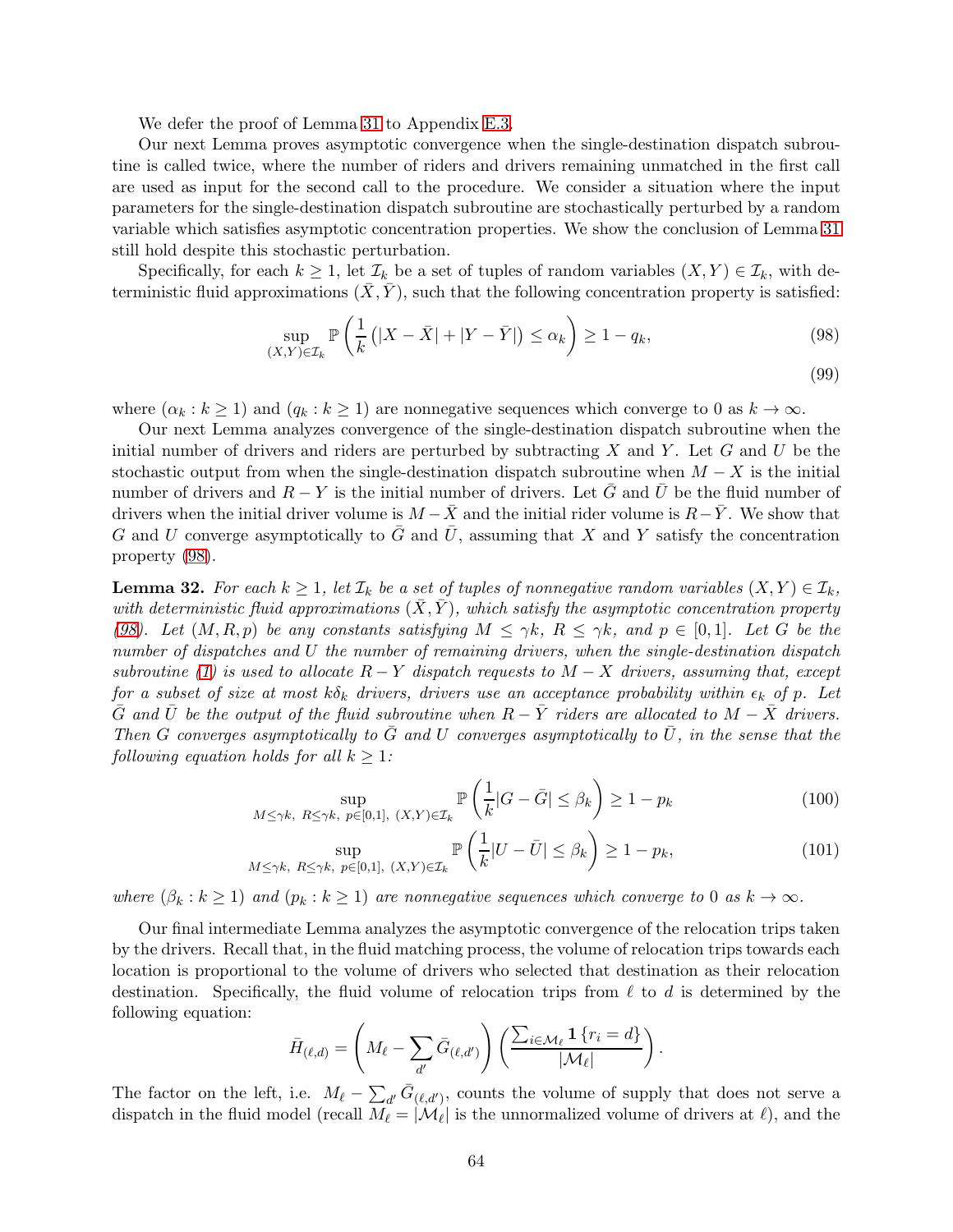We defer the proof of Lemma 31 to Appendix E.3.

Our next Lemma proves asymptotic convergence when the single-destination dispatch subroutine is called twice, where the number of riders and drivers remaining unmatched in the first call are used as input for the second call to the procedure. We consider a situation where the input parameters for the single-destination dispatch subroutine are stochastically perturbed by a random variable which satisfies asymptotic concentration properties. We show the conclusion of Lemma 31 still hold despite this stochastic perturbation.

Specifically, for each $k \geq 1$, let $\mathcal{I}_k$ be a set of tuples of random variables $(X, Y) \in \mathcal{I}_k$, with deterministic fluid approximations $(\bar{X}, \bar{Y})$, such that the following concentration property is satisfied:

$$\sup_{(X,Y)\in\mathcal{I}_k} \mathbb{P}\left(\frac{1}{k}\left(|X - \bar{X}| + |Y - \bar{Y}|\right) \leq \alpha_k\right) \geq 1 - q_k, \tag{98}$$

$$\tag{99}$$

where $(\alpha_k : k \geq 1)$ and $(q_k : k \geq 1)$ are nonnegative sequences which converge to 0 as $k \to \infty$.

Our next Lemma analyzes convergence of the single-destination dispatch subroutine when the initial number of drivers and riders are perturbed by subtracting $X$ and $Y$. Let $G$ and $U$ be the stochastic output from when the single-destination dispatch subroutine when $M - X$ is the initial number of drivers and $R - Y$ is the initial number of drivers. Let $\bar{G}$ and $\bar{U}$ be the fluid number of drivers when the initial driver volume is $M - \bar{X}$ and the initial rider volume is $R - \bar{Y}$. We show that $G$ and $U$ converge asymptotically to $\bar{G}$ and $\bar{U}$, assuming that $X$ and $Y$ satisfy the concentration property (98).

**Lemma 32.** *For each $k \geq 1$, let $\mathcal{I}_k$ be a set of tuples of nonnegative random variables $(X, Y) \in \mathcal{I}_k$, with deterministic fluid approximations $(\bar{X}, \bar{Y})$, which satisfy the asymptotic concentration property (98). Let $(M, R, p)$ be any constants satisfying $M \leq \gamma k$, $R \leq \gamma k$, and $p \in [0, 1]$. Let $G$ be the number of dispatches and $U$ the number of remaining drivers, when the single-destination dispatch subroutine (1) is used to allocate $R - Y$ dispatch requests to $M - X$ drivers, assuming that, except for a subset of size at most $k\delta_k$ drivers, drivers use an acceptance probability within $\epsilon_k$ of $p$. Let $\bar{G}$ and $\bar{U}$ be the output of the fluid subroutine when $R - \bar{Y}$ riders are allocated to $M - \bar{X}$ drivers. Then $G$ converges asymptotically to $\bar{G}$ and $U$ converges asymptotically to $\bar{U}$, in the sense that the following equation holds for all $k \geq 1$:*

$$\sup_{M\leq\gamma k,\ R\leq\gamma k,\ p\in[0,1],\ (X,Y)\in\mathcal{I}_k} \mathbb{P}\left(\frac{1}{k}|G - \bar{G}| \leq \beta_k\right) \geq 1 - p_k \tag{100}$$

$$\sup_{M\leq\gamma k,\ R\leq\gamma k,\ p\in[0,1],\ (X,Y)\in\mathcal{I}_k} \mathbb{P}\left(\frac{1}{k}|U - \bar{U}| \leq \beta_k\right) \geq 1 - p_k, \tag{101}$$

*where $(\beta_k : k \geq 1)$ and $(p_k : k \geq 1)$ are nonnegative sequences which converge to 0 as $k \to \infty$.*

Our final intermediate Lemma analyzes the asymptotic convergence of the relocation trips taken by the drivers. Recall that, in the fluid matching process, the volume of relocation trips towards each location is proportional to the volume of drivers who selected that destination as their relocation destination. Specifically, the fluid volume of relocation trips from $\ell$ to $d$ is determined by the following equation:

$$\bar{H}_{(\ell,d)} = \left(M_\ell - \sum_{d'} \bar{G}_{(\ell,d')}\right)\left(\frac{\sum_{i\in\mathcal{M}_\ell} \mathbf{1}\{r_i = d\}}{|\mathcal{M}_\ell|}\right).$$

The factor on the left, i.e. $M_\ell - \sum_{d'} \bar{G}_{(\ell,d')}$, counts the volume of supply that does not serve a dispatch in the fluid model (recall $M_\ell = |\mathcal{M}_\ell|$ is the unnormalized volume of drivers at $\ell$), and the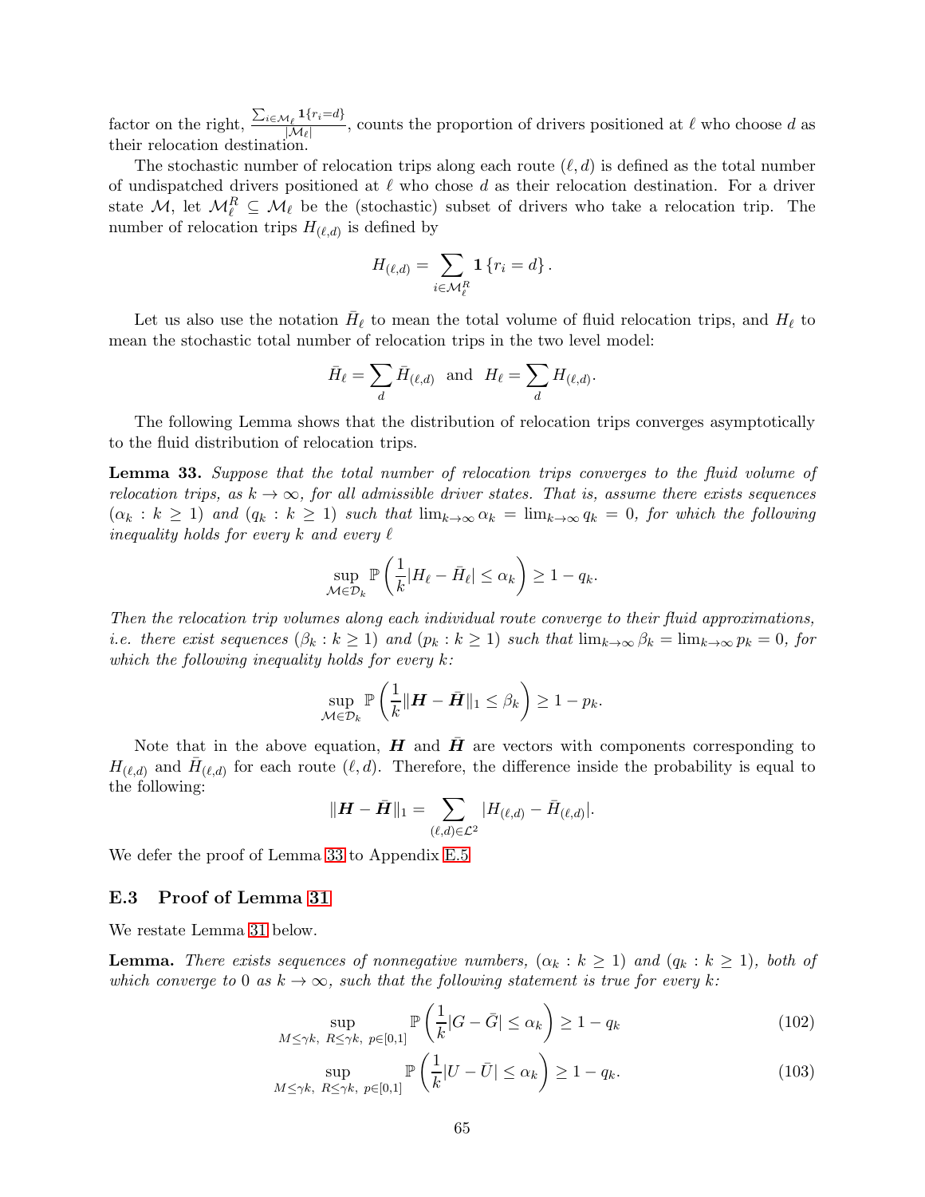factor on the right, $\frac{\sum_{i \in \mathcal{M}_\ell} \mathbf{1}\{r_i = d\}}{|\mathcal{M}_\ell|}$, counts the proportion of drivers positioned at $\ell$ who choose $d$ as their relocation destination.

The stochastic number of relocation trips along each route $(\ell, d)$ is defined as the total number of undispatched drivers positioned at $\ell$ who chose $d$ as their relocation destination. For a driver state $\mathcal{M}$, let $\mathcal{M}_\ell^R \subseteq \mathcal{M}_\ell$ be the (stochastic) subset of drivers who take a relocation trip. The number of relocation trips $H_{(\ell,d)}$ is defined by

$$H_{(\ell,d)} = \sum_{i \in \mathcal{M}_\ell^R} \mathbf{1}\{r_i = d\}.$$

Let us also use the notation $\bar{H}_\ell$ to mean the total volume of fluid relocation trips, and $H_\ell$ to mean the stochastic total number of relocation trips in the two level model:

$$\bar{H}_\ell = \sum_d \bar{H}_{(\ell,d)} \quad \text{and} \quad H_\ell = \sum_d H_{(\ell,d)}.$$

The following Lemma shows that the distribution of relocation trips converges asymptotically to the fluid distribution of relocation trips.

**Lemma 33.** *Suppose that the total number of relocation trips converges to the fluid volume of relocation trips, as $k \to \infty$, for all admissible driver states. That is, assume there exists sequences $(\alpha_k : k \geq 1)$ and $(q_k : k \geq 1)$ such that $\lim_{k\to\infty} \alpha_k = \lim_{k\to\infty} q_k = 0$, for which the following inequality holds for every $k$ and every $\ell$*

$$\sup_{\mathcal{M} \in \mathcal{D}_k} \mathbb{P}\left(\frac{1}{k}|H_\ell - \bar{H}_\ell| \leq \alpha_k\right) \geq 1 - q_k.$$

*Then the relocation trip volumes along each individual route converge to their fluid approximations, i.e. there exist sequences $(\beta_k : k \geq 1)$ and $(p_k : k \geq 1)$ such that $\lim_{k\to\infty} \beta_k = \lim_{k\to\infty} p_k = 0$, for which the following inequality holds for every $k$:*

$$\sup_{\mathcal{M} \in \mathcal{D}_k} \mathbb{P}\left(\frac{1}{k}\|\boldsymbol{H} - \bar{\boldsymbol{H}}\|_1 \leq \beta_k\right) \geq 1 - p_k.$$

Note that in the above equation, $\boldsymbol{H}$ and $\bar{\boldsymbol{H}}$ are vectors with components corresponding to $H_{(\ell,d)}$ and $\bar{H}_{(\ell,d)}$ for each route $(\ell, d)$. Therefore, the difference inside the probability is equal to the following:

$$\|\boldsymbol{H} - \bar{\boldsymbol{H}}\|_1 = \sum_{(\ell,d) \in \mathcal{L}^2} |H_{(\ell,d)} - \bar{H}_{(\ell,d)}|.$$

We defer the proof of Lemma 33 to Appendix E.5

### E.3 Proof of Lemma 31

We restate Lemma 31 below.

**Lemma.** *There exists sequences of nonnegative numbers, $(\alpha_k : k \geq 1)$ and $(q_k : k \geq 1)$, both of which converge to $0$ as $k \to \infty$, such that the following statement is true for every $k$:*

$$\sup_{M \leq \gamma k,\ R \leq \gamma k,\ p \in [0,1]} \mathbb{P}\left(\frac{1}{k}|G - \bar{G}| \leq \alpha_k\right) \geq 1 - q_k \tag{102}$$

$$\sup_{M \leq \gamma k,\ R \leq \gamma k,\ p \in [0,1]} \mathbb{P}\left(\frac{1}{k}|U - \bar{U}| \leq \alpha_k\right) \geq 1 - q_k. \tag{103}$$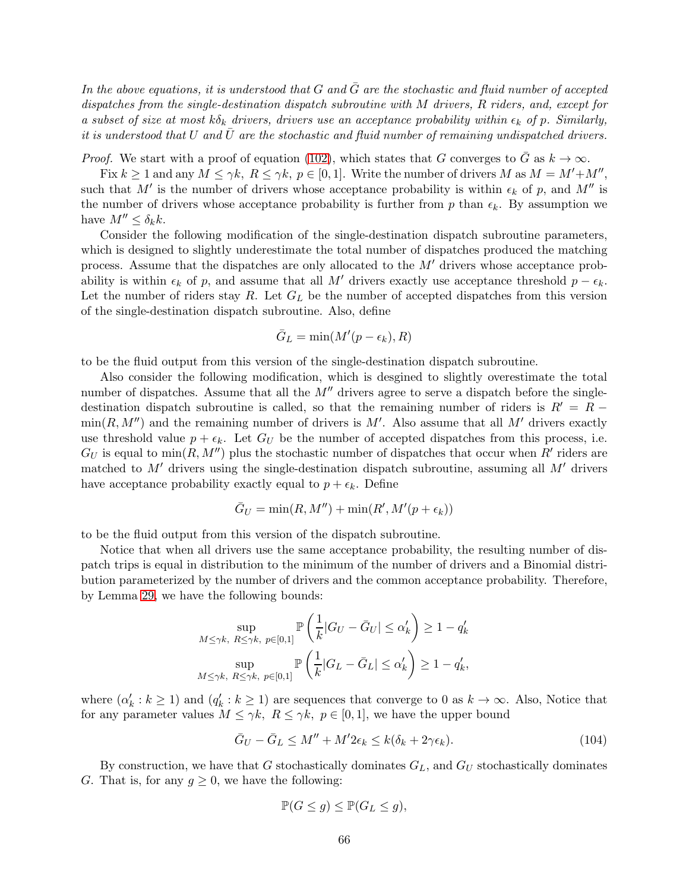*In the above equations, it is understood that $G$ and $\bar{G}$ are the stochastic and fluid number of accepted dispatches from the single-destination dispatch subroutine with $M$ drivers, $R$ riders, and, except for a subset of size at most $k\delta_k$ drivers, drivers use an acceptance probability within $\epsilon_k$ of $p$. Similarly, it is understood that $U$ and $\bar{U}$ are the stochastic and fluid number of remaining undispatched drivers.*

*Proof.* We start with a proof of equation (102), which states that $G$ converges to $\bar{G}$ as $k \to \infty$.

Fix $k \geq 1$ and any $M \leq \gamma k,\ R \leq \gamma k,\ p \in [0, 1]$. Write the number of drivers $M$ as $M = M' + M''$, such that $M'$ is the number of drivers whose acceptance probability is within $\epsilon_k$ of $p$, and $M''$ is the number of drivers whose acceptance probability is further from $p$ than $\epsilon_k$. By assumption we have $M'' \leq \delta_k k$.

Consider the following modification of the single-destination dispatch subroutine parameters, which is designed to slightly underestimate the total number of dispatches produced the matching process. Assume that the dispatches are only allocated to the $M'$ drivers whose acceptance probability is within $\epsilon_k$ of $p$, and assume that all $M'$ drivers exactly use acceptance threshold $p - \epsilon_k$. Let the number of riders stay $R$. Let $G_L$ be the number of accepted dispatches from this version of the single-destination dispatch subroutine. Also, define

$$\bar{G}_L = \min(M'(p - \epsilon_k), R)$$

to be the fluid output from this version of the single-destination dispatch subroutine.

Also consider the following modification, which is desgined to slightly overestimate the total number of dispatches. Assume that all the $M''$ drivers agree to serve a dispatch before the single-destination dispatch subroutine is called, so that the remaining number of riders is $R' = R - \min(R, M'')$ and the remaining number of drivers is $M'$. Also assume that all $M'$ drivers exactly use threshold value $p + \epsilon_k$. Let $G_U$ be the number of accepted dispatches from this process, i.e. $G_U$ is equal to $\min(R, M'')$ plus the stochastic number of dispatches that occur when $R'$ riders are matched to $M'$ drivers using the single-destination dispatch subroutine, assuming all $M'$ drivers have acceptance probability exactly equal to $p + \epsilon_k$. Define

$$\bar{G}_U = \min(R, M'') + \min(R', M'(p + \epsilon_k))$$

to be the fluid output from this version of the dispatch subroutine.

Notice that when all drivers use the same acceptance probability, the resulting number of dispatch trips is equal in distribution to the minimum of the number of drivers and a Binomial distribution parameterized by the number of drivers and the common acceptance probability. Therefore, by Lemma 29, we have the following bounds:

$$\sup_{M \leq \gamma k,\ R \leq \gamma k,\ p \in [0,1]} \mathbb{P}\left(\frac{1}{k}|G_U - \bar{G}_U| \leq \alpha'_k\right) \geq 1 - q'_k$$
$$\sup_{M \leq \gamma k,\ R \leq \gamma k,\ p \in [0,1]} \mathbb{P}\left(\frac{1}{k}|G_L - \bar{G}_L| \leq \alpha'_k\right) \geq 1 - q'_k,$$

where $(\alpha'_k : k \geq 1)$ and $(q'_k : k \geq 1)$ are sequences that converge to 0 as $k \to \infty$. Also, Notice that for any parameter values $M \leq \gamma k,\ R \leq \gamma k,\ p \in [0, 1]$, we have the upper bound

$$\bar{G}_U - \bar{G}_L \leq M'' + M' 2\epsilon_k \leq k(\delta_k + 2\gamma\epsilon_k). \tag{104}$$

By construction, we have that $G$ stochastically dominates $G_L$, and $G_U$ stochastically dominates $G$. That is, for any $g \geq 0$, we have the following:

$$\mathbb{P}(G \leq g) \leq \mathbb{P}(G_L \leq g),$$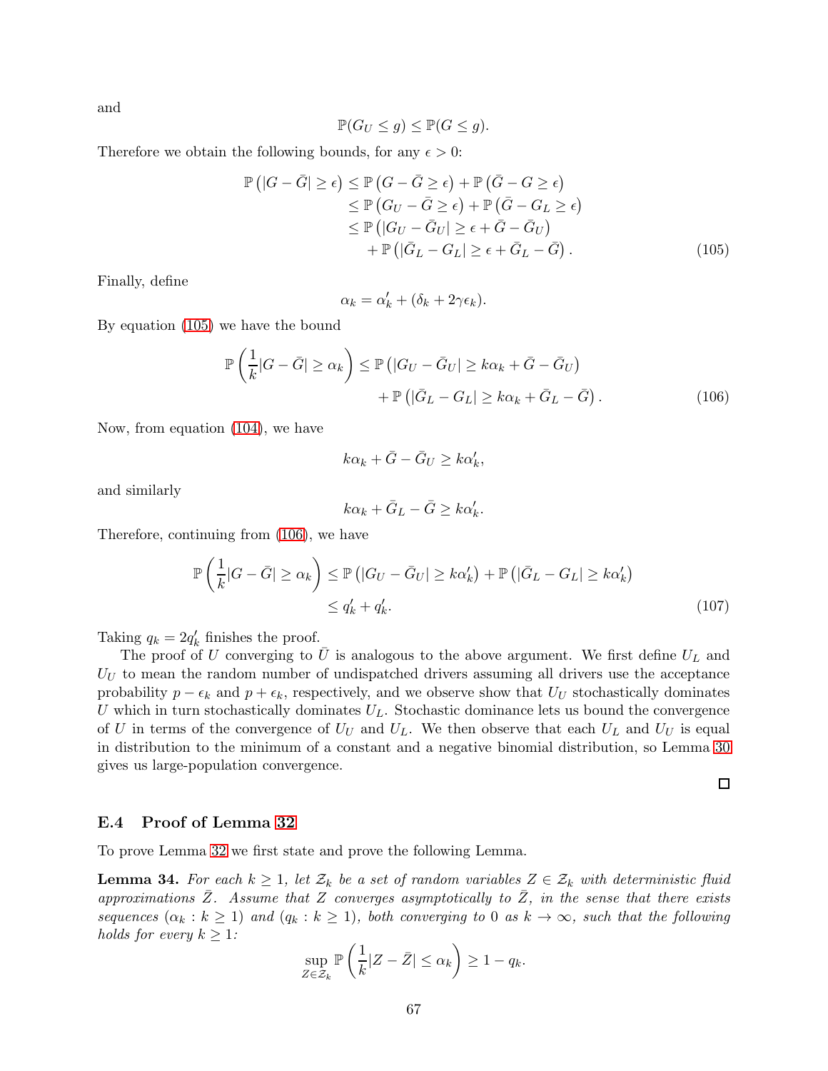and

$$\mathbb{P}(G_U \leq g) \leq \mathbb{P}(G \leq g).$$

Therefore we obtain the following bounds, for any $\epsilon > 0$:

$$\begin{aligned}
\mathbb{P}\left(|G - \bar{G}| \geq \epsilon\right) &\leq \mathbb{P}\left(G - \bar{G} \geq \epsilon\right) + \mathbb{P}\left(\bar{G} - G \geq \epsilon\right) \\
&\leq \mathbb{P}\left(G_U - \bar{G} \geq \epsilon\right) + \mathbb{P}\left(\bar{G} - G_L \geq \epsilon\right) \\
&\leq \mathbb{P}\left(|G_U - \bar{G}_U| \geq \epsilon + \bar{G} - \bar{G}_U\right) \\
&\quad + \mathbb{P}\left(|\bar{G}_L - G_L| \geq \epsilon + \bar{G}_L - \bar{G}\right).
\end{aligned} \tag{105}$$

Finally, define

$$\alpha_k = \alpha'_k + (\delta_k + 2\gamma\epsilon_k).$$

By equation (105) we have the bound

$$\begin{aligned}
\mathbb{P}\left(\frac{1}{k}|G - \bar{G}| \geq \alpha_k\right) &\leq \mathbb{P}\left(|G_U - \bar{G}_U| \geq k\alpha_k + \bar{G} - \bar{G}_U\right) \\
&\quad + \mathbb{P}\left(|\bar{G}_L - G_L| \geq k\alpha_k + \bar{G}_L - \bar{G}\right).
\end{aligned} \tag{106}$$

Now, from equation (104), we have

$$k\alpha_k + \bar{G} - \bar{G}_U \geq k\alpha'_k,$$

and similarly

$$k\alpha_k + \bar{G}_L - \bar{G} \geq k\alpha'_k.$$

Therefore, continuing from (106), we have

$$\begin{aligned}
\mathbb{P}\left(\frac{1}{k}|G - \bar{G}| \geq \alpha_k\right) &\leq \mathbb{P}\left(|G_U - \bar{G}_U| \geq k\alpha'_k\right) + \mathbb{P}\left(|\bar{G}_L - G_L| \geq k\alpha'_k\right) \\
&\leq q'_k + q'_k.
\end{aligned} \tag{107}$$

Taking $q_k = 2q'_k$ finishes the proof.

The proof of $U$ converging to $\bar{U}$ is analogous to the above argument. We first define $U_L$ and $U_U$ to mean the random number of undispatched drivers assuming all drivers use the acceptance probability $p - \epsilon_k$ and $p + \epsilon_k$, respectively, and we observe show that $U_U$ stochastically dominates $U$ which in turn stochastically dominates $U_L$. Stochastic dominance lets us bound the convergence of $U$ in terms of the convergence of $U_U$ and $U_L$. We then observe that each $U_L$ and $U_U$ is equal in distribution to the minimum of a constant and a negative binomial distribution, so Lemma 30 gives us large-population convergence.

□

### E.4 Proof of Lemma 32

To prove Lemma 32 we first state and prove the following Lemma.

**Lemma 34.** *For each $k \geq 1$, let $\mathcal{Z}_k$ be a set of random variables $Z \in \mathcal{Z}_k$ with deterministic fluid approximations $\bar{Z}$. Assume that $Z$ converges asymptotically to $\bar{Z}$, in the sense that there exists sequences $(\alpha_k : k \geq 1)$ and $(q_k : k \geq 1)$, both converging to 0 as $k \to \infty$, such that the following holds for every $k \geq 1$:*

$$\sup_{Z \in \mathcal{Z}_k} \mathbb{P}\left(\frac{1}{k}|Z - \bar{Z}| \leq \alpha_k\right) \geq 1 - q_k.$$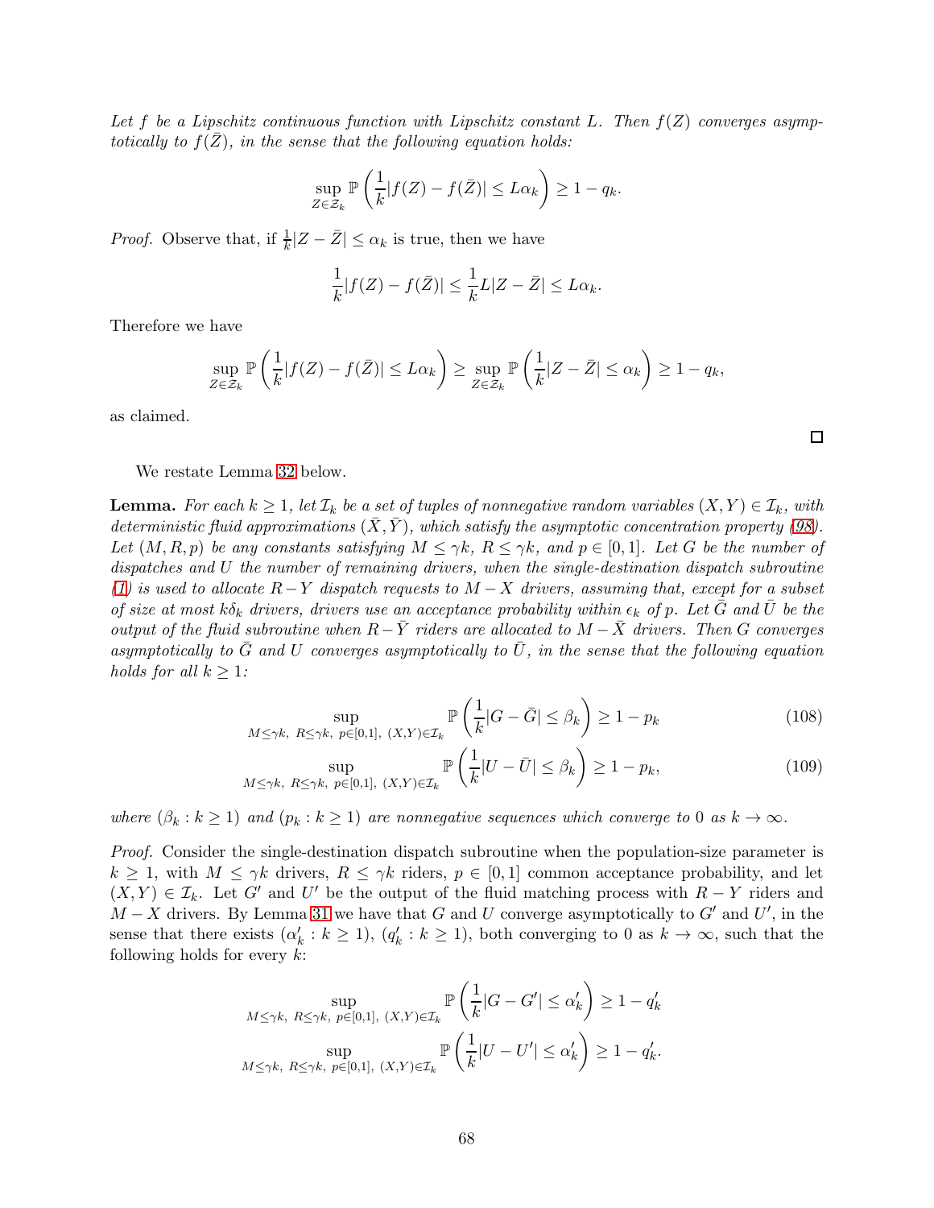*Let $f$ be a Lipschitz continuous function with Lipschitz constant $L$. Then $f(Z)$ converges asymptotically to $f(\bar{Z})$, in the sense that the following equation holds:*

$$\sup_{Z\in\mathcal{Z}_k} \mathbb{P}\left(\frac{1}{k}|f(Z) - f(\bar{Z})| \leq L\alpha_k\right) \geq 1 - q_k.$$

*Proof.* Observe that, if $\frac{1}{k}|Z - \bar{Z}| \leq \alpha_k$ is true, then we have

$$\frac{1}{k}|f(Z) - f(\bar{Z})| \leq \frac{1}{k}L|Z - \bar{Z}| \leq L\alpha_k.$$

Therefore we have

$$\sup_{Z\in\mathcal{Z}_k} \mathbb{P}\left(\frac{1}{k}|f(Z) - f(\bar{Z})| \leq L\alpha_k\right) \geq \sup_{Z\in\mathcal{Z}_k} \mathbb{P}\left(\frac{1}{k}|Z - \bar{Z}| \leq \alpha_k\right) \geq 1 - q_k,$$

as claimed. □

We restate Lemma 32 below.

**Lemma.** *For each $k \geq 1$, let $\mathcal{I}_k$ be a set of tuples of nonnegative random variables $(X, Y) \in \mathcal{I}_k$, with deterministic fluid approximations $(\bar{X}, \bar{Y})$, which satisfy the asymptotic concentration property (98). Let $(M, R, p)$ be any constants satisfying $M \leq \gamma k$, $R \leq \gamma k$, and $p \in [0, 1]$. Let $G$ be the number of dispatches and $U$ the number of remaining drivers, when the single-destination dispatch subroutine (1) is used to allocate $R - Y$ dispatch requests to $M - X$ drivers, assuming that, except for a subset of size at most $k\delta_k$ drivers, drivers use an acceptance probability within $\epsilon_k$ of $p$. Let $\bar{G}$ and $\bar{U}$ be the output of the fluid subroutine when $R - \bar{Y}$ riders are allocated to $M - \bar{X}$ drivers. Then $G$ converges asymptotically to $\bar{G}$ and $U$ converges asymptotically to $\bar{U}$, in the sense that the following equation holds for all $k \geq 1$:*

$$\sup_{M\leq\gamma k,\ R\leq\gamma k,\ p\in[0,1],\ (X,Y)\in\mathcal{I}_k} \mathbb{P}\left(\frac{1}{k}|G - \bar{G}| \leq \beta_k\right) \geq 1 - p_k \tag{108}$$

$$\sup_{M\leq\gamma k,\ R\leq\gamma k,\ p\in[0,1],\ (X,Y)\in\mathcal{I}_k} \mathbb{P}\left(\frac{1}{k}|U - \bar{U}| \leq \beta_k\right) \geq 1 - p_k, \tag{109}$$

*where $(\beta_k : k \geq 1)$ and $(p_k : k \geq 1)$ are nonnegative sequences which converge to $0$ as $k \to \infty$.*

*Proof.* Consider the single-destination dispatch subroutine when the population-size parameter is $k \geq 1$, with $M \leq \gamma k$ drivers, $R \leq \gamma k$ riders, $p \in [0, 1]$ common acceptance probability, and let $(X, Y) \in \mathcal{I}_k$. Let $G'$ and $U'$ be the output of the fluid matching process with $R - Y$ riders and $M - X$ drivers. By Lemma 31 we have that $G$ and $U$ converge asymptotically to $G'$ and $U'$, in the sense that there exists $(\alpha'_k : k \geq 1)$, $(q'_k : k \geq 1)$, both converging to $0$ as $k \to \infty$, such that the following holds for every $k$:

$$\sup_{M\leq\gamma k,\ R\leq\gamma k,\ p\in[0,1],\ (X,Y)\in\mathcal{I}_k} \mathbb{P}\left(\frac{1}{k}|G - G'| \leq \alpha'_k\right) \geq 1 - q'_k$$

$$\sup_{M\leq\gamma k,\ R\leq\gamma k,\ p\in[0,1],\ (X,Y)\in\mathcal{I}_k} \mathbb{P}\left(\frac{1}{k}|U - U'| \leq \alpha'_k\right) \geq 1 - q'_k.$$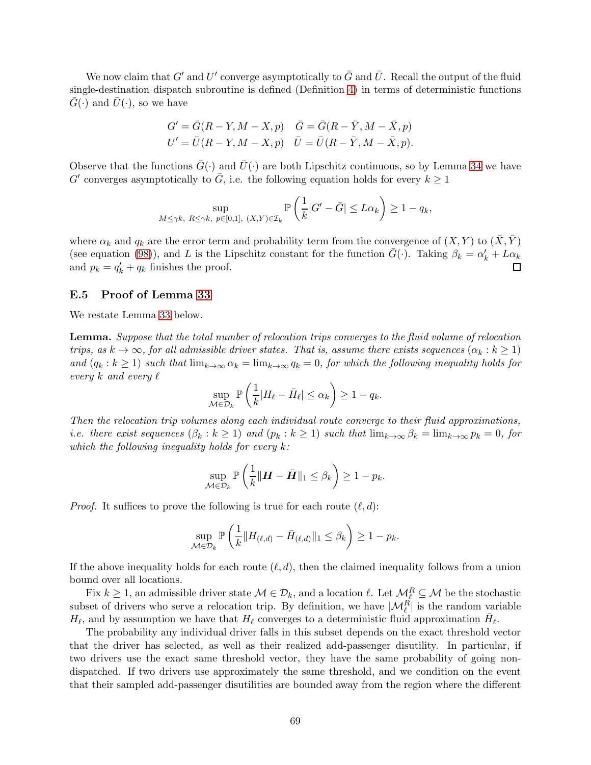We now claim that $G'$ and $U'$ converge asymptotically to $\bar{G}$ and $\bar{U}$. Recall the output of the fluid single-destination dispatch subroutine is defined (Definition 4) in terms of deterministic functions $\bar{G}(\cdot)$ and $\bar{U}(\cdot)$, so we have

$$G' = \bar{G}(R - Y, M - X, p) \quad \bar{G} = \bar{G}(R - \bar{Y}, M - \bar{X}, p)$$
$$U' = \bar{U}(R - Y, M - X, p) \quad \bar{U} = \bar{U}(R - \bar{Y}, M - \bar{X}, p).$$

Observe that the functions $\bar{G}(\cdot)$ and $\bar{U}(\cdot)$ are both Lipschitz continuous, so by Lemma 34 we have $G'$ converges asymptotically to $\bar{G}$, i.e. the following equation holds for every $k \geq 1$

$$\sup_{M \leq \gamma k,\ R \leq \gamma k,\ p \in [0,1],\ (X,Y) \in \mathcal{I}_k} \mathbb{P}\left(\frac{1}{k}|G' - \bar{G}| \leq L\alpha_k\right) \geq 1 - q_k,$$

where $\alpha_k$ and $q_k$ are the error term and probability term from the convergence of $(X, Y)$ to $(\bar{X}, \bar{Y})$ (see equation (98)), and $L$ is the Lipschitz constant for the function $\bar{G}(\cdot)$. Taking $\beta_k = \alpha'_k + L\alpha_k$ and $p_k = q'_k + q_k$ finishes the proof. $\square$

### E.5 Proof of Lemma 33

We restate Lemma 33 below.

**Lemma.** *Suppose that the total number of relocation trips converges to the fluid volume of relocation trips, as $k \to \infty$, for all admissible driver states. That is, assume there exists sequences $(\alpha_k : k \geq 1)$ and $(q_k : k \geq 1)$ such that $\lim_{k\to\infty} \alpha_k = \lim_{k\to\infty} q_k = 0$, for which the following inequality holds for every $k$ and every $\ell$*

$$\sup_{\mathcal{M} \in \mathcal{D}_k} \mathbb{P}\left(\frac{1}{k}|H_\ell - \bar{H}_\ell| \leq \alpha_k\right) \geq 1 - q_k.$$

*Then the relocation trip volumes along each individual route converge to their fluid approximations, i.e. there exist sequences $(\beta_k : k \geq 1)$ and $(p_k : k \geq 1)$ such that $\lim_{k\to\infty} \beta_k = \lim_{k\to\infty} p_k = 0$, for which the following inequality holds for every $k$:*

$$\sup_{\mathcal{M} \in \mathcal{D}_k} \mathbb{P}\left(\frac{1}{k}\|\boldsymbol{H} - \bar{\boldsymbol{H}}\|_1 \leq \beta_k\right) \geq 1 - p_k.$$

*Proof.* It suffices to prove the following is true for each route $(\ell, d)$:

$$\sup_{\mathcal{M} \in \mathcal{D}_k} \mathbb{P}\left(\frac{1}{k}\|H_{(\ell,d)} - \bar{H}_{(\ell,d)}\|_1 \leq \beta_k\right) \geq 1 - p_k.$$

If the above inequality holds for each route $(\ell, d)$, then the claimed inequality follows from a union bound over all locations.

Fix $k \geq 1$, an admissible driver state $\mathcal{M} \in \mathcal{D}_k$, and a location $\ell$. Let $\mathcal{M}_\ell^R \subseteq \mathcal{M}$ be the stochastic subset of drivers who serve a relocation trip. By definition, we have $|\mathcal{M}_\ell^R|$ is the random variable $H_\ell$, and by assumption we have that $H_\ell$ converges to a deterministic fluid approximation $\bar{H}_\ell$.

The probability any individual driver falls in this subset depends on the exact threshold vector that the driver has selected, as well as their realized add-passenger disutility. In particular, if two drivers use the exact same threshold vector, they have the same probability of going non-dispatched. If two drivers use approximately the same threshold, and we condition on the event that their sampled add-passenger disutilities are bounded away from the region where the different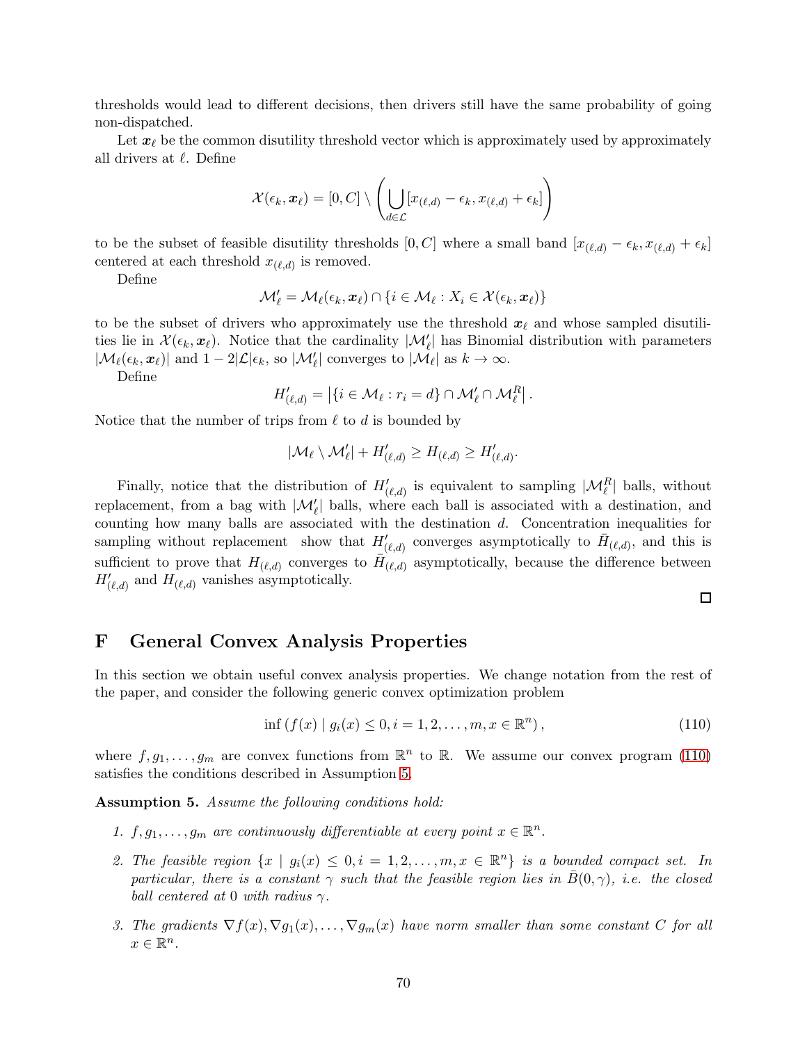thresholds would lead to different decisions, then drivers still have the same probability of going non-dispatched.

Let $\boldsymbol{x}_\ell$ be the common disutility threshold vector which is approximately used by approximately all drivers at $\ell$. Define

$$\mathcal{X}(\epsilon_k, \boldsymbol{x}_\ell) = [0, C] \setminus \left( \bigcup_{d \in \mathcal{L}} [x_{(\ell,d)} - \epsilon_k, x_{(\ell,d)} + \epsilon_k] \right)$$

to be the subset of feasible disutility thresholds $[0, C]$ where a small band $[x_{(\ell,d)} - \epsilon_k, x_{(\ell,d)} + \epsilon_k]$ centered at each threshold $x_{(\ell,d)}$ is removed.

Define

$$\mathcal{M}'_\ell = \mathcal{M}_\ell(\epsilon_k, \boldsymbol{x}_\ell) \cap \{i \in \mathcal{M}_\ell : X_i \in \mathcal{X}(\epsilon_k, \boldsymbol{x}_\ell)\}$$

to be the subset of drivers who approximately use the threshold $\boldsymbol{x}_\ell$ and whose sampled disutilities lie in $\mathcal{X}(\epsilon_k, \boldsymbol{x}_\ell)$. Notice that the cardinality $|\mathcal{M}'_\ell|$ has Binomial distribution with parameters $|\mathcal{M}_\ell(\epsilon_k, \boldsymbol{x}_\ell)|$ and $1 - 2|\mathcal{L}|\epsilon_k$, so $|\mathcal{M}'_\ell|$ converges to $|\mathcal{M}_\ell|$ as $k \to \infty$.

Define

$$H'_{(\ell,d)} = \left| \{i \in \mathcal{M}_\ell : r_i = d\} \cap \mathcal{M}'_\ell \cap \mathcal{M}^R_\ell \right|.$$

Notice that the number of trips from $\ell$ to $d$ is bounded by

$$|\mathcal{M}_\ell \setminus \mathcal{M}'_\ell| + H'_{(\ell,d)} \geq H_{(\ell,d)} \geq H'_{(\ell,d)}.$$

Finally, notice that the distribution of $H'_{(\ell,d)}$ is equivalent to sampling $|\mathcal{M}^R_\ell|$ balls, without replacement, from a bag with $|\mathcal{M}'_\ell|$ balls, where each ball is associated with a destination, and counting how many balls are associated with the destination $d$. Concentration inequalities for sampling without replacement show that $H'_{(\ell,d)}$ converges asymptotically to $\bar{H}_{(\ell,d)}$, and this is sufficient to prove that $H_{(\ell,d)}$ converges to $\bar{H}_{(\ell,d)}$ asymptotically, because the difference between $H'_{(\ell,d)}$ and $H_{(\ell,d)}$ vanishes asymptotically.

□

# F General Convex Analysis Properties

In this section we obtain useful convex analysis properties. We change notation from the rest of the paper, and consider the following generic convex optimization problem

$$\inf \left( f(x) \mid g_i(x) \leq 0, i = 1, 2, \ldots, m, x \in \mathbb{R}^n \right), \tag{110}$$

where $f, g_1, \ldots, g_m$ are convex functions from $\mathbb{R}^n$ to $\mathbb{R}$. We assume our convex program (110) satisfies the conditions described in Assumption 5.

**Assumption 5.** *Assume the following conditions hold:*

1. *$f, g_1, \ldots, g_m$ are continuously differentiable at every point $x \in \mathbb{R}^n$.*
2. *The feasible region $\{x \mid g_i(x) \leq 0, i = 1, 2, \ldots, m, x \in \mathbb{R}^n\}$ is a bounded compact set. In particular, there is a constant $\gamma$ such that the feasible region lies in $\bar{B}(0, \gamma)$, i.e. the closed ball centered at 0 with radius $\gamma$.*
3. *The gradients $\nabla f(x), \nabla g_1(x), \ldots, \nabla g_m(x)$ have norm smaller than some constant $C$ for all $x \in \mathbb{R}^n$.*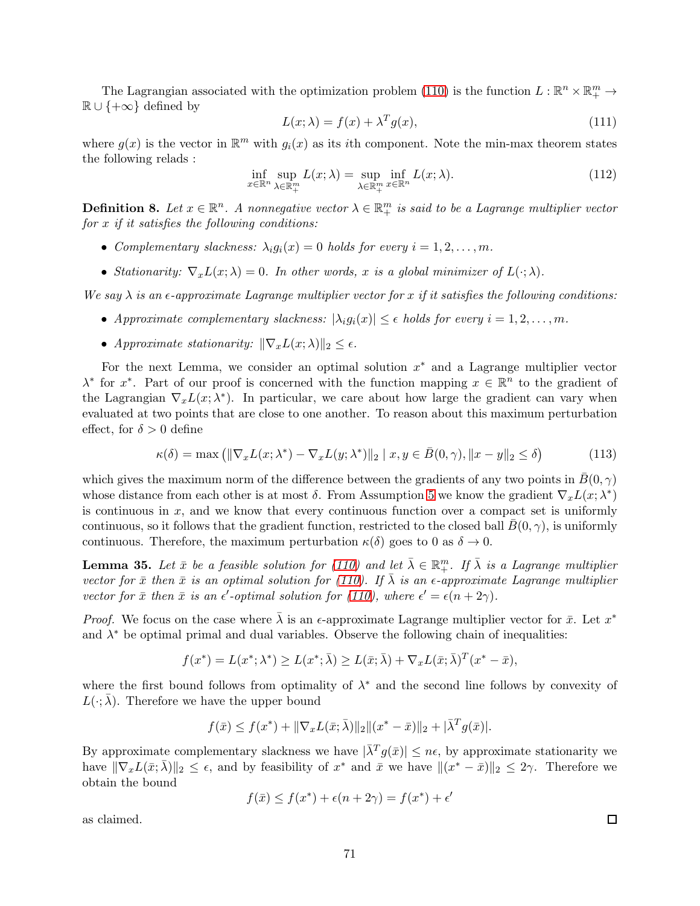The Lagrangian associated with the optimization problem (110) is the function $L : \mathbb{R}^n \times \mathbb{R}^m_+ \to \mathbb{R} \cup \{+\infty\}$ defined by

$$L(x; \lambda) = f(x) + \lambda^T g(x), \tag{111}$$

where $g(x)$ is the vector in $\mathbb{R}^m$ with $g_i(x)$ as its $i$th component. Note the min-max theorem states the following relads :

$$\inf_{x \in \mathbb{R}^n} \sup_{\lambda \in \mathbb{R}^m_+} L(x; \lambda) = \sup_{\lambda \in \mathbb{R}^m_+} \inf_{x \in \mathbb{R}^n} L(x; \lambda). \tag{112}$$

**Definition 8.** *Let $x \in \mathbb{R}^n$. A nonnegative vector $\lambda \in \mathbb{R}^m_+$ is said to be a Lagrange multiplier vector for $x$ if it satisfies the following conditions:*

- *Complementary slackness: $\lambda_i g_i(x) = 0$ holds for every $i = 1, 2, \ldots, m$.*
- *Stationarity: $\nabla_x L(x; \lambda) = 0$. In other words, $x$ is a global minimizer of $L(\cdot; \lambda)$.*

*We say $\lambda$ is an $\epsilon$-approximate Lagrange multiplier vector for $x$ if it satisfies the following conditions:*

- *Approximate complementary slackness: $|\lambda_i g_i(x)| \leq \epsilon$ holds for every $i = 1, 2, \ldots, m$.*
- *Approximate stationarity: $\|\nabla_x L(x; \lambda)\|_2 \leq \epsilon$.*

For the next Lemma, we consider an optimal solution $x^*$ and a Lagrange multiplier vector $\lambda^*$ for $x^*$. Part of our proof is concerned with the function mapping $x \in \mathbb{R}^n$ to the gradient of the Lagrangian $\nabla_x L(x; \lambda^*)$. In particular, we care about how large the gradient can vary when evaluated at two points that are close to one another. To reason about this maximum perturbation effect, for $\delta > 0$ define

$$\kappa(\delta) = \max \left( \|\nabla_x L(x; \lambda^*) - \nabla_x L(y; \lambda^*)\|_2 \mid x, y \in \bar{B}(0, \gamma), \|x - y\|_2 \leq \delta \right) \tag{113}$$

which gives the maximum norm of the difference between the gradients of any two points in $\bar{B}(0, \gamma)$ whose distance from each other is at most $\delta$. From Assumption 5 we know the gradient $\nabla_x L(x; \lambda^*)$ is continuous in $x$, and we know that every continuous function over a compact set is uniformly continuous, so it follows that the gradient function, restricted to the closed ball $\bar{B}(0, \gamma)$, is uniformly continuous. Therefore, the maximum perturbation $\kappa(\delta)$ goes to 0 as $\delta \to 0$.

**Lemma 35.** *Let $\bar{x}$ be a feasible solution for (110) and let $\bar{\lambda} \in \mathbb{R}^m_+$. If $\bar{\lambda}$ is a Lagrange multiplier vector for $\bar{x}$ then $\bar{x}$ is an optimal solution for (110). If $\bar{\lambda}$ is an $\epsilon$-approximate Lagrange multiplier vector for $\bar{x}$ then $\bar{x}$ is an $\epsilon'$-optimal solution for (110), where $\epsilon' = \epsilon(n + 2\gamma)$.*

*Proof.* We focus on the case where $\bar{\lambda}$ is an $\epsilon$-approximate Lagrange multiplier vector for $\bar{x}$. Let $x^*$ and $\lambda^*$ be optimal primal and dual variables. Observe the following chain of inequalities:

$$f(x^*) = L(x^*; \lambda^*) \geq L(x^*; \bar{\lambda}) \geq L(\bar{x}; \bar{\lambda}) + \nabla_x L(\bar{x}; \bar{\lambda})^T (x^* - \bar{x}),$$

where the first bound follows from optimality of $\lambda^*$ and the second line follows by convexity of $L(\cdot; \bar{\lambda})$. Therefore we have the upper bound

$$f(\bar{x}) \leq f(x^*) + \|\nabla_x L(\bar{x}; \bar{\lambda})\|_2 \|(x^* - \bar{x})\|_2 + |\bar{\lambda}^T g(\bar{x})|.$$

By approximate complementary slackness we have $|\bar{\lambda}^T g(\bar{x})| \leq n\epsilon$, by approximate stationarity we have $\|\nabla_x L(\bar{x}; \bar{\lambda})\|_2 \leq \epsilon$, and by feasibility of $x^*$ and $\bar{x}$ we have $\|(x^* - \bar{x})\|_2 \leq 2\gamma$. Therefore we obtain the bound

$$f(\bar{x}) \leq f(x^*) + \epsilon(n + 2\gamma) = f(x^*) + \epsilon'$$

as claimed. $\square$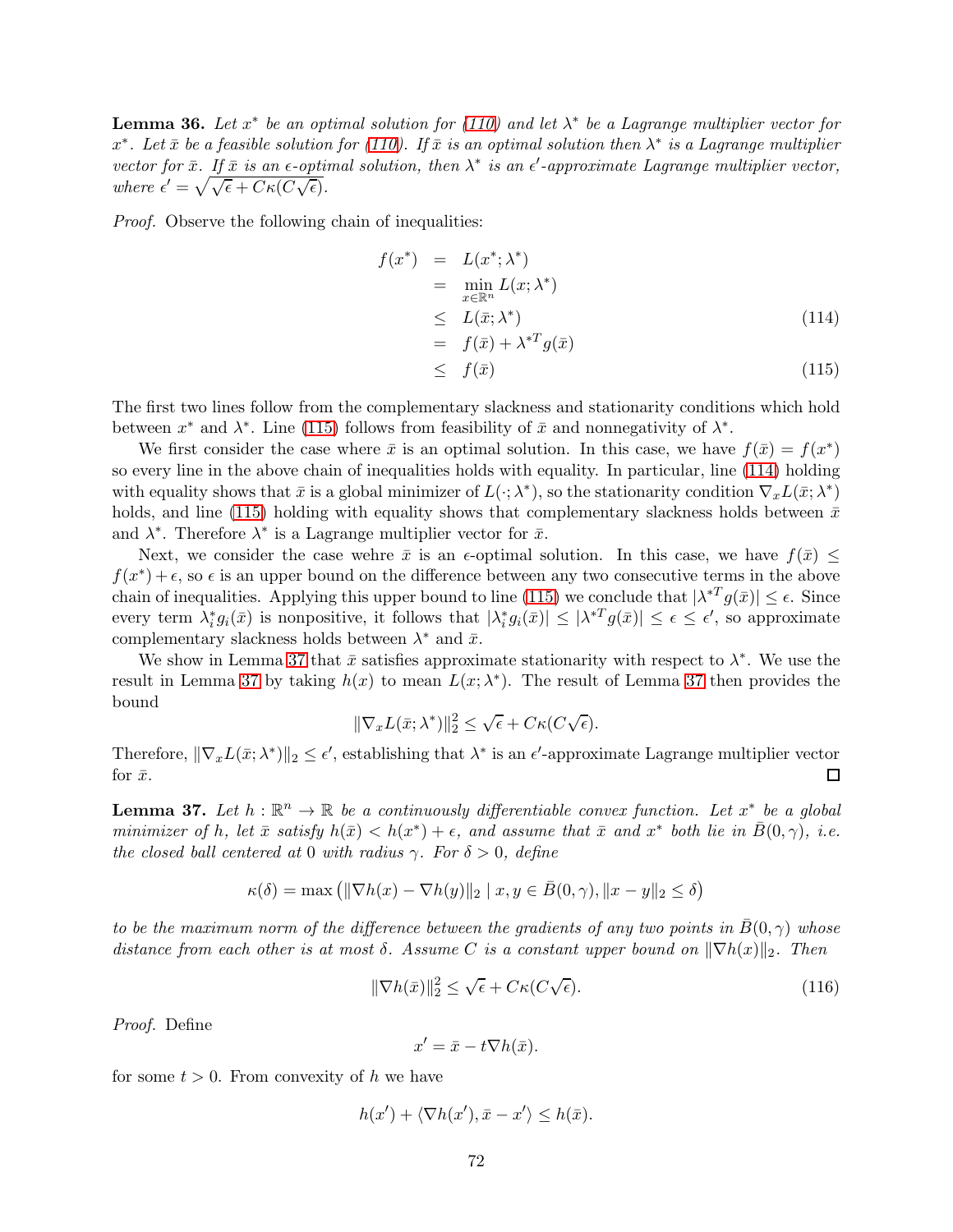**Lemma 36.** *Let $x^*$ be an optimal solution for (110) and let $\lambda^*$ be a Lagrange multiplier vector for $x^*$. Let $\bar{x}$ be a feasible solution for (110). If $\bar{x}$ is an optimal solution then $\lambda^*$ is a Lagrange multiplier vector for $\bar{x}$. If $\bar{x}$ is an $\epsilon$-optimal solution, then $\lambda^*$ is an $\epsilon'$-approximate Lagrange multiplier vector, where $\epsilon' = \sqrt{\sqrt{\epsilon} + C\kappa(C\sqrt{\epsilon})}$.*

*Proof.* Observe the following chain of inequalities:

$$
\begin{aligned}
f(x^*) &= L(x^*;\lambda^*) \\
&= \min_{x \in \mathbb{R}^n} L(x;\lambda^*) \\
&\leq L(\bar{x};\lambda^*) && (114) \\
&= f(\bar{x}) + {\lambda^*}^T g(\bar{x}) \\
&\leq f(\bar{x}) && (115)
\end{aligned}
$$

The first two lines follow from the complementary slackness and stationarity conditions which hold between $x^*$ and $\lambda^*$. Line (115) follows from feasibility of $\bar{x}$ and nonnegativity of $\lambda^*$.

We first consider the case where $\bar{x}$ is an optimal solution. In this case, we have $f(\bar{x}) = f(x^*)$ so every line in the above chain of inequalities holds with equality. In particular, line (114) holding with equality shows that $\bar{x}$ is a global minimizer of $L(\cdot;\lambda^*)$, so the stationarity condition $\nabla_x L(\bar{x};\lambda^*)$ holds, and line (115) holding with equality shows that complementary slackness holds between $\bar{x}$ and $\lambda^*$. Therefore $\lambda^*$ is a Lagrange multiplier vector for $\bar{x}$.

Next, we consider the case wehre $\bar{x}$ is an $\epsilon$-optimal solution. In this case, we have $f(\bar{x}) \leq f(x^*) + \epsilon$, so $\epsilon$ is an upper bound on the difference between any two consecutive terms in the above chain of inequalities. Applying this upper bound to line (115) we conclude that $|{\lambda^*}^T g(\bar{x})| \leq \epsilon$. Since every term $\lambda_i^* g_i(\bar{x})$ is nonpositive, it follows that $|\lambda_i^* g_i(\bar{x})| \leq |{\lambda^*}^T g(\bar{x})| \leq \epsilon \leq \epsilon'$, so approximate complementary slackness holds between $\lambda^*$ and $\bar{x}$.

We show in Lemma 37 that $\bar{x}$ satisfies approximate stationarity with respect to $\lambda^*$. We use the result in Lemma 37 by taking $h(x)$ to mean $L(x;\lambda^*)$. The result of Lemma 37 then provides the bound

$$\|\nabla_x L(\bar{x};\lambda^*)\|_2^2 \leq \sqrt{\epsilon} + C\kappa(C\sqrt{\epsilon}).$$

Therefore, $\|\nabla_x L(\bar{x};\lambda^*)\|_2 \leq \epsilon'$, establishing that $\lambda^*$ is an $\epsilon'$-approximate Lagrange multiplier vector for $\bar{x}$. ☐

**Lemma 37.** *Let $h : \mathbb{R}^n \to \mathbb{R}$ be a continuously differentiable convex function. Let $x^*$ be a global minimizer of $h$, let $\bar{x}$ satisfy $h(\bar{x}) < h(x^*) + \epsilon$, and assume that $\bar{x}$ and $x^*$ both lie in $\bar{B}(0,\gamma)$, i.e. the closed ball centered at 0 with radius $\gamma$. For $\delta > 0$, define*

$$\kappa(\delta) = \max\left(\|\nabla h(x) - \nabla h(y)\|_2 \mid x, y \in \bar{B}(0,\gamma), \|x - y\|_2 \leq \delta\right)$$

*to be the maximum norm of the difference between the gradients of any two points in $\bar{B}(0,\gamma)$ whose distance from each other is at most $\delta$. Assume $C$ is a constant upper bound on $\|\nabla h(x)\|_2$. Then*

$$\|\nabla h(\bar{x})\|_2^2 \leq \sqrt{\epsilon} + C\kappa(C\sqrt{\epsilon}). \tag{116}$$

*Proof.* Define

$$x' = \bar{x} - t\nabla h(\bar{x}).$$

for some $t > 0$. From convexity of $h$ we have

$$h(x') + \langle \nabla h(x'), \bar{x} - x' \rangle \leq h(\bar{x}).$$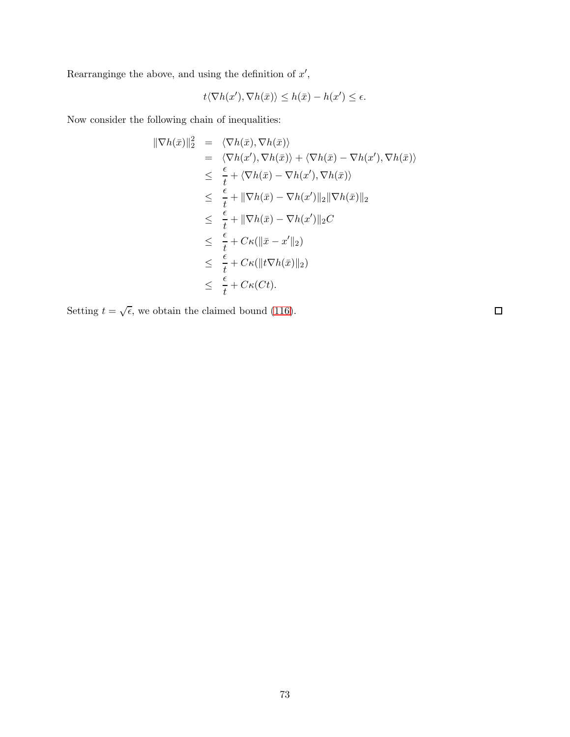Rearranginge the above, and using the definition of $x'$,

$$t\langle \nabla h(x'), \nabla h(\bar{x})\rangle \leq h(\bar{x}) - h(x') \leq \epsilon.$$

Now consider the following chain of inequalities:

$$\begin{aligned}
\|\nabla h(\bar{x})\|_2^2 &= \langle \nabla h(\bar{x}), \nabla h(\bar{x})\rangle \\
&= \langle \nabla h(x'), \nabla h(\bar{x})\rangle + \langle \nabla h(\bar{x}) - \nabla h(x'), \nabla h(\bar{x})\rangle \\
&\leq \frac{\epsilon}{t} + \langle \nabla h(\bar{x}) - \nabla h(x'), \nabla h(\bar{x})\rangle \\
&\leq \frac{\epsilon}{t} + \|\nabla h(\bar{x}) - \nabla h(x')\|_2 \|\nabla h(\bar{x})\|_2 \\
&\leq \frac{\epsilon}{t} + \|\nabla h(\bar{x}) - \nabla h(x')\|_2 C \\
&\leq \frac{\epsilon}{t} + C\kappa(\|\bar{x} - x'\|_2) \\
&\leq \frac{\epsilon}{t} + C\kappa(\|t\nabla h(\bar{x})\|_2) \\
&\leq \frac{\epsilon}{t} + C\kappa(Ct).
\end{aligned}$$

Setting $t = \sqrt{\epsilon}$, we obtain the claimed bound (116). ☐